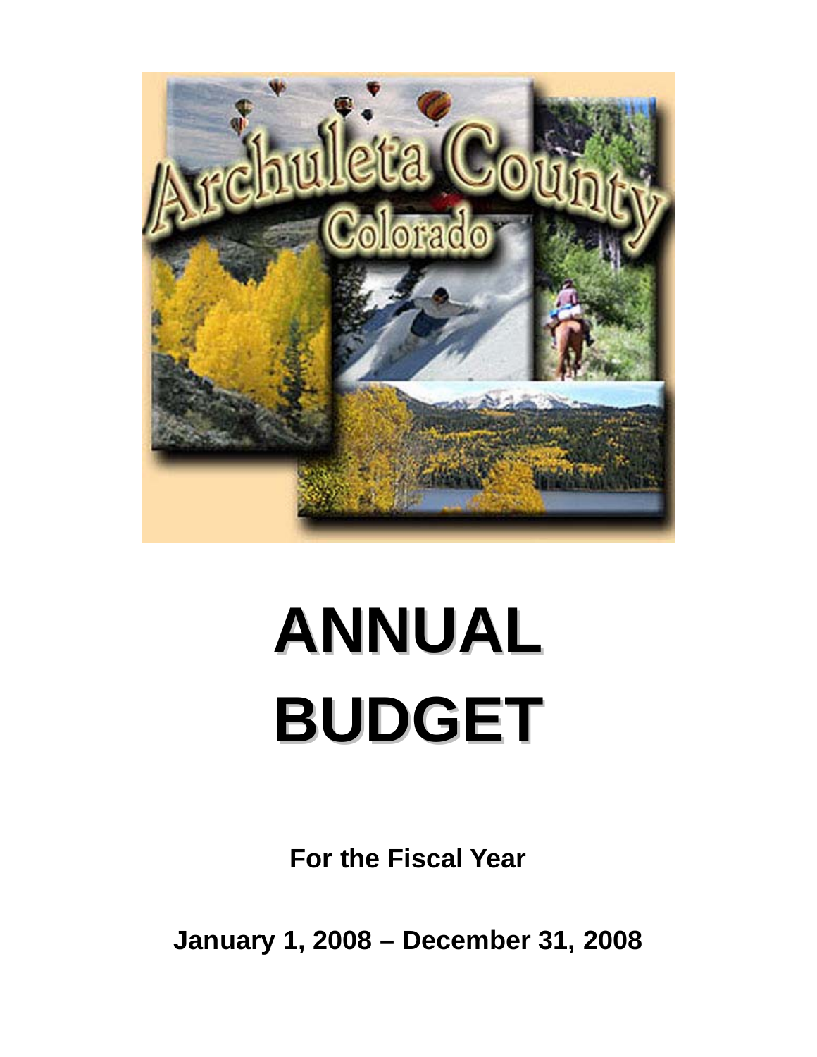# ANNUAL BUDGET

**For the Fiscal Year**

**January 1, 2008 – December 31, 2008**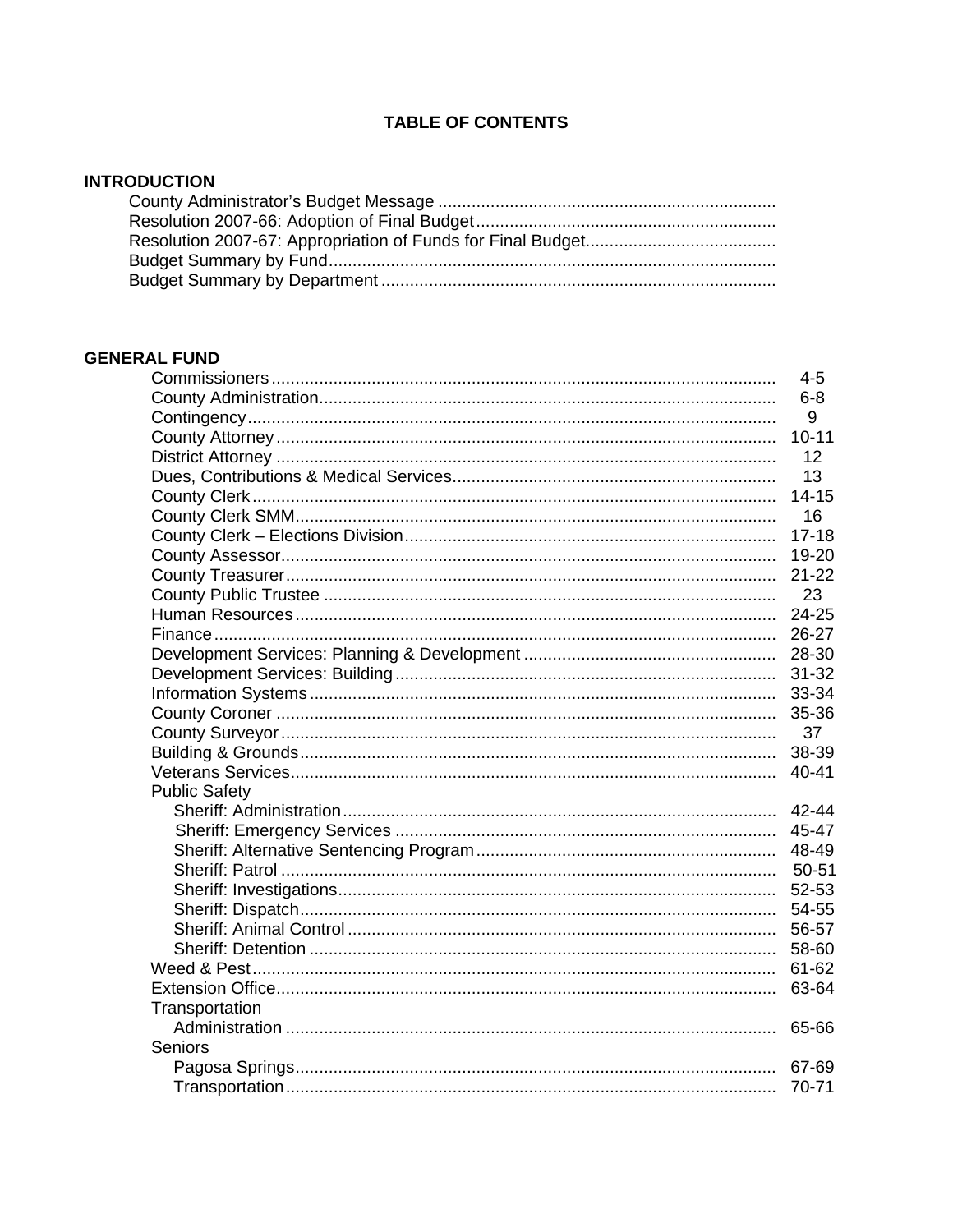# TABLE OF CONTENTS

## INTRODUCTION

| Section | Page |
|---|---|
| County Administrator's Budget Message | |
| Resolution 2007-66: Adoption of Final Budget | |
| Resolution 2007-67: Appropriation of Funds for Final Budget | |
| Budget Summary by Fund | |
| Budget Summary by Department | |

## GENERAL FUND

| Section | Page |
|---|---|
| Commissioners | 4-5 |
| County Administration | 6-8 |
| Contingency | 9 |
| County Attorney | 10-11 |
| District Attorney | 12 |
| Dues, Contributions & Medical Services | 13 |
| County Clerk | 14-15 |
| County Clerk SMM | 16 |
| County Clerk – Elections Division | 17-18 |
| County Assessor | 19-20 |
| County Treasurer | 21-22 |
| County Public Trustee | 23 |
| Human Resources | 24-25 |
| Finance | 26-27 |
| Development Services: Planning & Development | 28-30 |
| Development Services: Building | 31-32 |
| Information Systems | 33-34 |
| County Coroner | 35-36 |
| County Surveyor | 37 |
| Building & Grounds | 38-39 |
| Veterans Services | 40-41 |
| **Public Safety** | |
| Sheriff: Administration | 42-44 |
| Sheriff: Emergency Services | 45-47 |
| Sheriff: Alternative Sentencing Program | 48-49 |
| Sheriff: Patrol | 50-51 |
| Sheriff: Investigations | 52-53 |
| Sheriff: Dispatch | 54-55 |
| Sheriff: Animal Control | 56-57 |
| Sheriff: Detention | 58-60 |
| Weed & Pest | 61-62 |
| Extension Office | 63-64 |
| **Transportation** | |
| Administration | 65-66 |
| **Seniors** | |
| Pagosa Springs | 67-69 |
| Transportation | 70-71 |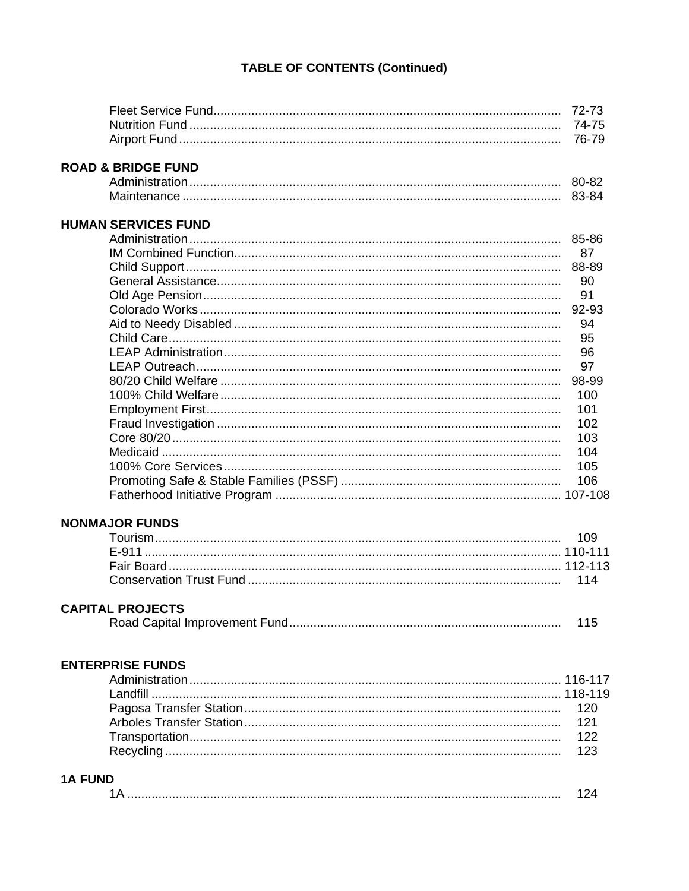## TABLE OF CONTENTS (Continued)

| | |
|---|---|
| Fleet Service Fund | 72-73 |
| Nutrition Fund | 74-75 |
| Airport Fund | 76-79 |

**ROAD & BRIDGE FUND**

| | |
|---|---|
| Administration | 80-82 |
| Maintenance | 83-84 |

**HUMAN SERVICES FUND**

| | |
|---|---|
| Administration | 85-86 |
| IM Combined Function | 87 |
| Child Support | 88-89 |
| General Assistance | 90 |
| Old Age Pension | 91 |
| Colorado Works | 92-93 |
| Aid to Needy Disabled | 94 |
| Child Care | 95 |
| LEAP Administration | 96 |
| LEAP Outreach | 97 |
| 80/20 Child Welfare | 98-99 |
| 100% Child Welfare | 100 |
| Employment First | 101 |
| Fraud Investigation | 102 |
| Core 80/20 | 103 |
| Medicaid | 104 |
| 100% Core Services | 105 |
| Promoting Safe & Stable Families (PSSF) | 106 |
| Fatherhood Initiative Program | 107-108 |

**NONMAJOR FUNDS**

| | |
|---|---|
| Tourism | 109 |
| E-911 | 110-111 |
| Fair Board | 112-113 |
| Conservation Trust Fund | 114 |

**CAPITAL PROJECTS**

| | |
|---|---|
| Road Capital Improvement Fund | 115 |

**ENTERPRISE FUNDS**

| | |
|---|---|
| Administration | 116-117 |
| Landfill | 118-119 |
| Pagosa Transfer Station | 120 |
| Arboles Transfer Station | 121 |
| Transportation | 122 |
| Recycling | 123 |

**1A FUND**

| | |
|---|---|
| 1A | 124 |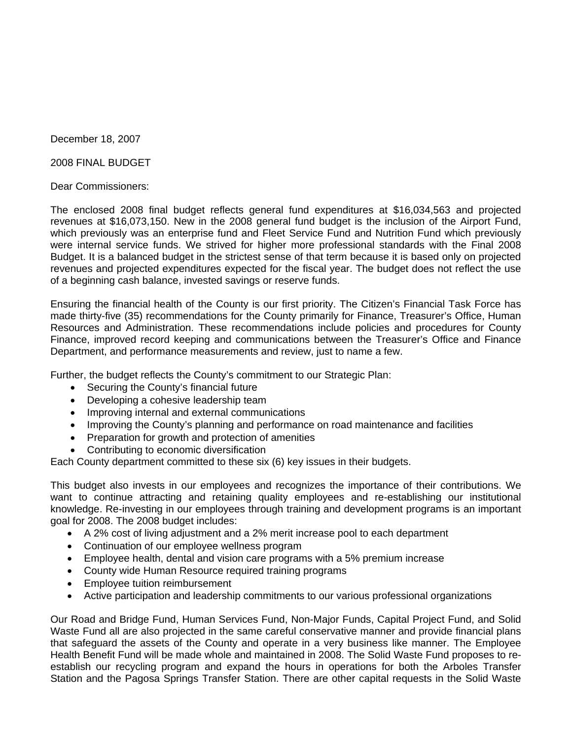December 18, 2007

2008 FINAL BUDGET

Dear Commissioners:

The enclosed 2008 final budget reflects general fund expenditures at $16,034,563 and projected revenues at $16,073,150. New in the 2008 general fund budget is the inclusion of the Airport Fund, which previously was an enterprise fund and Fleet Service Fund and Nutrition Fund which previously were internal service funds. We strived for higher more professional standards with the Final 2008 Budget. It is a balanced budget in the strictest sense of that term because it is based only on projected revenues and projected expenditures expected for the fiscal year. The budget does not reflect the use of a beginning cash balance, invested savings or reserve funds.

Ensuring the financial health of the County is our first priority. The Citizen's Financial Task Force has made thirty-five (35) recommendations for the County primarily for Finance, Treasurer's Office, Human Resources and Administration. These recommendations include policies and procedures for County Finance, improved record keeping and communications between the Treasurer's Office and Finance Department, and performance measurements and review, just to name a few.

Further, the budget reflects the County's commitment to our Strategic Plan:

- Securing the County's financial future
- Developing a cohesive leadership team
- Improving internal and external communications
- Improving the County's planning and performance on road maintenance and facilities
- Preparation for growth and protection of amenities
- Contributing to economic diversification

Each County department committed to these six (6) key issues in their budgets.

This budget also invests in our employees and recognizes the importance of their contributions. We want to continue attracting and retaining quality employees and re-establishing our institutional knowledge. Re-investing in our employees through training and development programs is an important goal for 2008. The 2008 budget includes:

- A 2% cost of living adjustment and a 2% merit increase pool to each department
- Continuation of our employee wellness program
- Employee health, dental and vision care programs with a 5% premium increase
- County wide Human Resource required training programs
- Employee tuition reimbursement
- Active participation and leadership commitments to our various professional organizations

Our Road and Bridge Fund, Human Services Fund, Non-Major Funds, Capital Project Fund, and Solid Waste Fund all are also projected in the same careful conservative manner and provide financial plans that safeguard the assets of the County and operate in a very business like manner. The Employee Health Benefit Fund will be made whole and maintained in 2008. The Solid Waste Fund proposes to re-establish our recycling program and expand the hours in operations for both the Arboles Transfer Station and the Pagosa Springs Transfer Station. There are other capital requests in the Solid Waste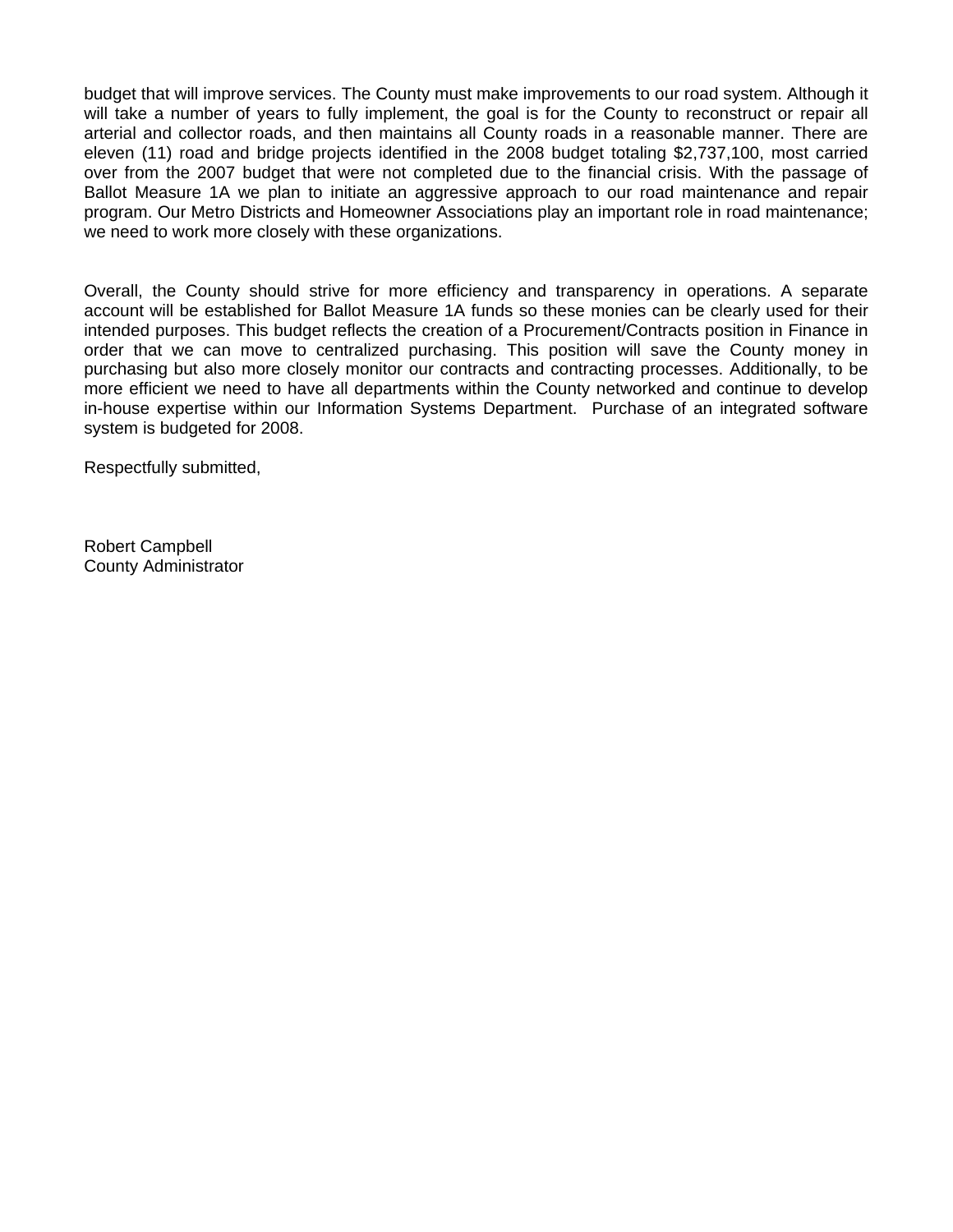budget that will improve services. The County must make improvements to our road system. Although it will take a number of years to fully implement, the goal is for the County to reconstruct or repair all arterial and collector roads, and then maintains all County roads in a reasonable manner. There are eleven (11) road and bridge projects identified in the 2008 budget totaling $2,737,100, most carried over from the 2007 budget that were not completed due to the financial crisis. With the passage of Ballot Measure 1A we plan to initiate an aggressive approach to our road maintenance and repair program. Our Metro Districts and Homeowner Associations play an important role in road maintenance; we need to work more closely with these organizations.

Overall, the County should strive for more efficiency and transparency in operations. A separate account will be established for Ballot Measure 1A funds so these monies can be clearly used for their intended purposes. This budget reflects the creation of a Procurement/Contracts position in Finance in order that we can move to centralized purchasing. This position will save the County money in purchasing but also more closely monitor our contracts and contracting processes. Additionally, to be more efficient we need to have all departments within the County networked and continue to develop in-house expertise within our Information Systems Department. Purchase of an integrated software system is budgeted for 2008.

Respectfully submitted,

Robert Campbell
County Administrator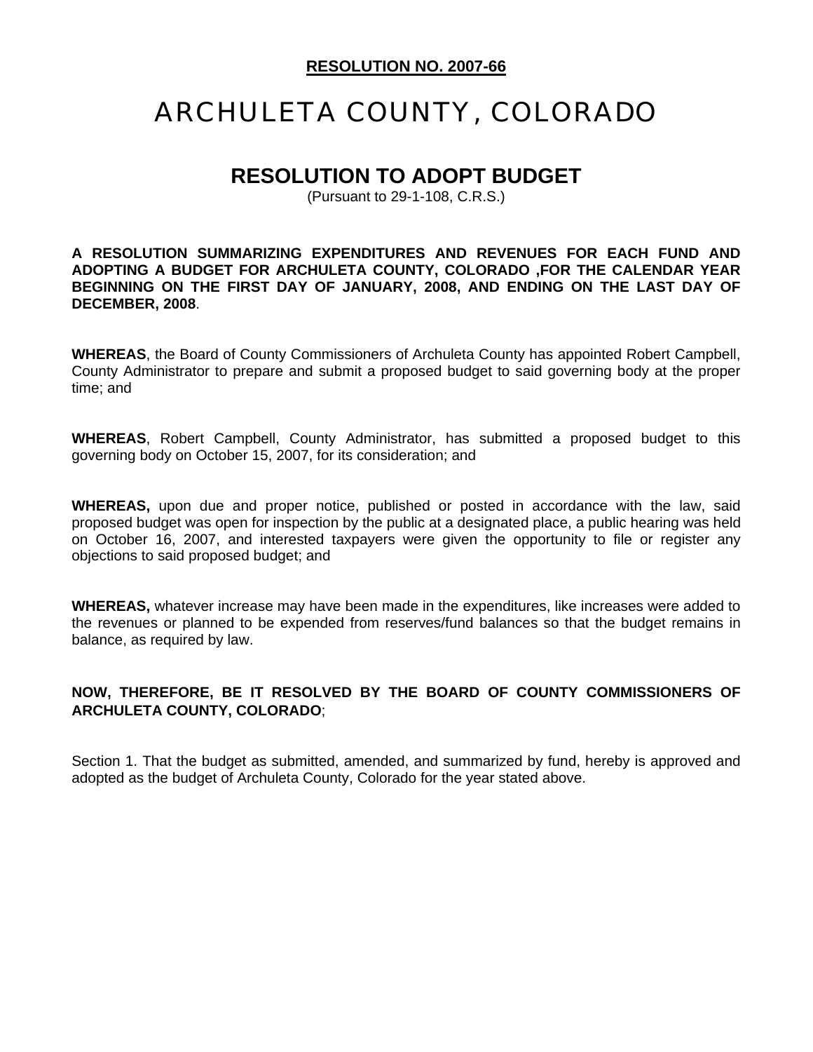**RESOLUTION NO. 2007-66**

# ARCHULETA COUNTY, COLORADO

## RESOLUTION TO ADOPT BUDGET

(Pursuant to 29-1-108, C.R.S.)

**A RESOLUTION SUMMARIZING EXPENDITURES AND REVENUES FOR EACH FUND AND ADOPTING A BUDGET FOR ARCHULETA COUNTY, COLORADO ,FOR THE CALENDAR YEAR BEGINNING ON THE FIRST DAY OF JANUARY, 2008, AND ENDING ON THE LAST DAY OF DECEMBER, 2008**.

**WHEREAS**, the Board of County Commissioners of Archuleta County has appointed Robert Campbell, County Administrator to prepare and submit a proposed budget to said governing body at the proper time; and

**WHEREAS**, Robert Campbell, County Administrator, has submitted a proposed budget to this governing body on October 15, 2007, for its consideration; and

**WHEREAS,** upon due and proper notice, published or posted in accordance with the law, said proposed budget was open for inspection by the public at a designated place, a public hearing was held on October 16, 2007, and interested taxpayers were given the opportunity to file or register any objections to said proposed budget; and

**WHEREAS,** whatever increase may have been made in the expenditures, like increases were added to the revenues or planned to be expended from reserves/fund balances so that the budget remains in balance, as required by law.

**NOW, THEREFORE, BE IT RESOLVED BY THE BOARD OF COUNTY COMMISSIONERS OF ARCHULETA COUNTY, COLORADO**;

Section 1. That the budget as submitted, amended, and summarized by fund, hereby is approved and adopted as the budget of Archuleta County, Colorado for the year stated above.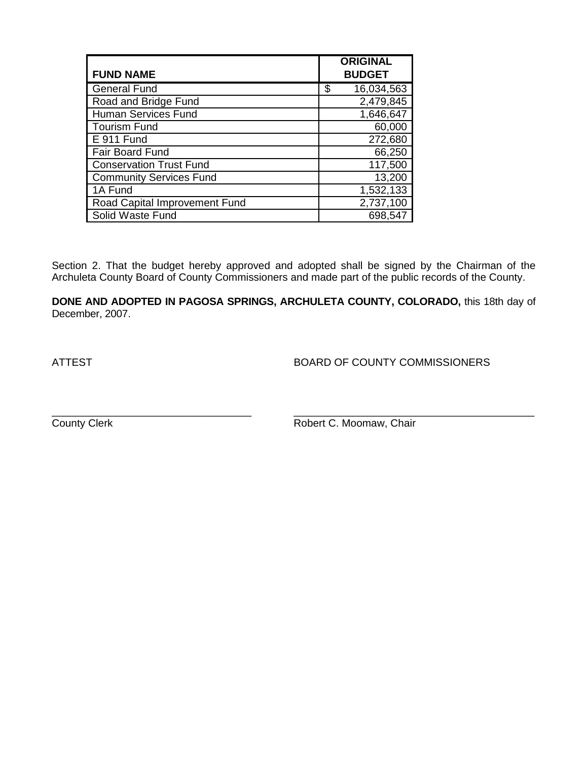| FUND NAME | ORIGINAL BUDGET |
|---|---|
| General Fund | $ 16,034,563 |
| Road and Bridge Fund | 2,479,845 |
| Human Services Fund | 1,646,647 |
| Tourism Fund | 60,000 |
| E 911 Fund | 272,680 |
| Fair Board Fund | 66,250 |
| Conservation Trust Fund | 117,500 |
| Community Services Fund | 13,200 |
| 1A Fund | 1,532,133 |
| Road Capital Improvement Fund | 2,737,100 |
| Solid Waste Fund | 698,547 |

Section 2. That the budget hereby approved and adopted shall be signed by the Chairman of the Archuleta County Board of County Commissioners and made part of the public records of the County.

**DONE AND ADOPTED IN PAGOSA SPRINGS, ARCHULETA COUNTY, COLORADO,** this 18th day of December, 2007.

ATTEST

BOARD OF COUNTY COMMISSIONERS

_________________________________
County Clerk

_________________________________
Robert C. Moomaw, Chair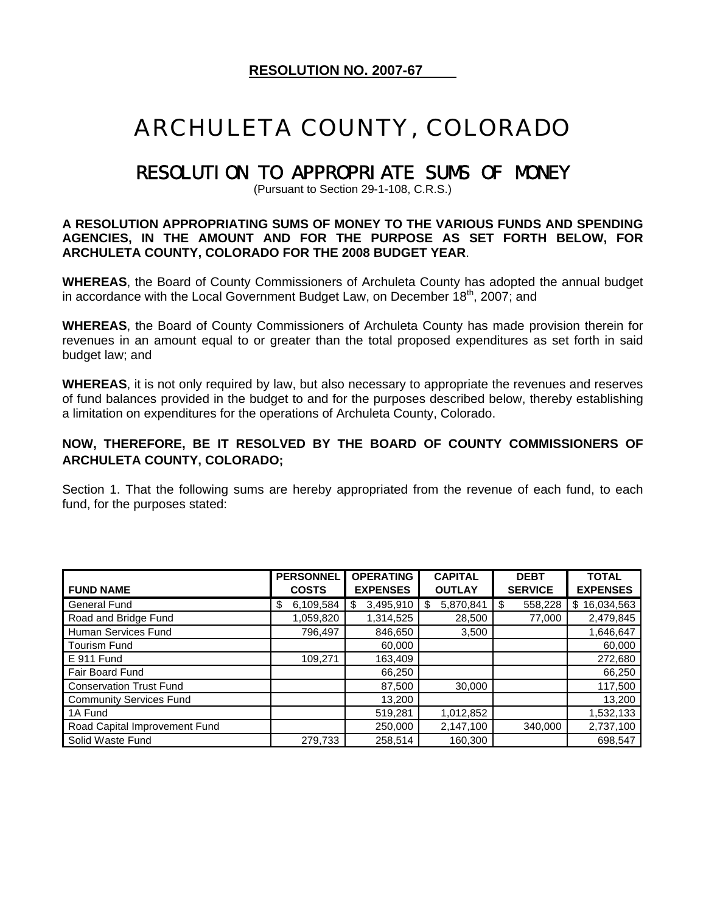**RESOLUTION NO. 2007-67**

# ARCHULETA COUNTY, COLORADO

## RESOLUTION TO APPROPRIATE SUMS OF MONEY

(Pursuant to Section 29-1-108, C.R.S.)

**A RESOLUTION APPROPRIATING SUMS OF MONEY TO THE VARIOUS FUNDS AND SPENDING AGENCIES, IN THE AMOUNT AND FOR THE PURPOSE AS SET FORTH BELOW, FOR ARCHULETA COUNTY, COLORADO FOR THE 2008 BUDGET YEAR**.

**WHEREAS**, the Board of County Commissioners of Archuleta County has adopted the annual budget in accordance with the Local Government Budget Law, on December 18th, 2007; and

**WHEREAS**, the Board of County Commissioners of Archuleta County has made provision therein for revenues in an amount equal to or greater than the total proposed expenditures as set forth in said budget law; and

**WHEREAS**, it is not only required by law, but also necessary to appropriate the revenues and reserves of fund balances provided in the budget to and for the purposes described below, thereby establishing a limitation on expenditures for the operations of Archuleta County, Colorado.

**NOW, THEREFORE, BE IT RESOLVED BY THE BOARD OF COUNTY COMMISSIONERS OF ARCHULETA COUNTY, COLORADO;**

Section 1. That the following sums are hereby appropriated from the revenue of each fund, to each fund, for the purposes stated:

| FUND NAME | PERSONNEL COSTS | OPERATING EXPENSES | CAPITAL OUTLAY | DEBT SERVICE | TOTAL EXPENSES |
|---|---|---|---|---|---|
| General Fund | $ 6,109,584 | $ 3,495,910 | $ 5,870,841 | $ 558,228 | $ 16,034,563 |
| Road and Bridge Fund | 1,059,820 | 1,314,525 | 28,500 | 77,000 | 2,479,845 |
| Human Services Fund | 796,497 | 846,650 | 3,500 | | 1,646,647 |
| Tourism Fund | | 60,000 | | | 60,000 |
| E 911 Fund | 109,271 | 163,409 | | | 272,680 |
| Fair Board Fund | | 66,250 | | | 66,250 |
| Conservation Trust Fund | | 87,500 | 30,000 | | 117,500 |
| Community Services Fund | | 13,200 | | | 13,200 |
| 1A Fund | | 519,281 | 1,012,852 | | 1,532,133 |
| Road Capital Improvement Fund | | 250,000 | 2,147,100 | 340,000 | 2,737,100 |
| Solid Waste Fund | 279,733 | 258,514 | 160,300 | | 698,547 |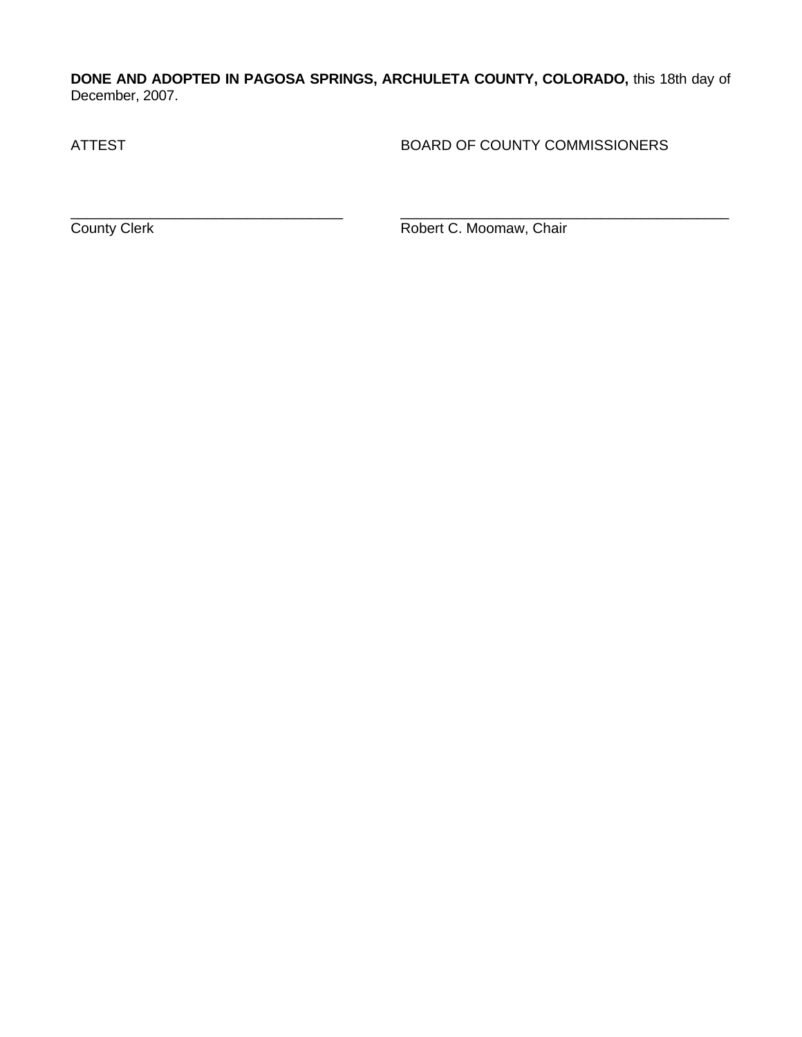**DONE AND ADOPTED IN PAGOSA SPRINGS, ARCHULETA COUNTY, COLORADO,** this 18th day of December, 2007.

ATTEST

BOARD OF COUNTY COMMISSIONERS

___________________________________

County Clerk

__________________________________________

Robert C. Moomaw, Chair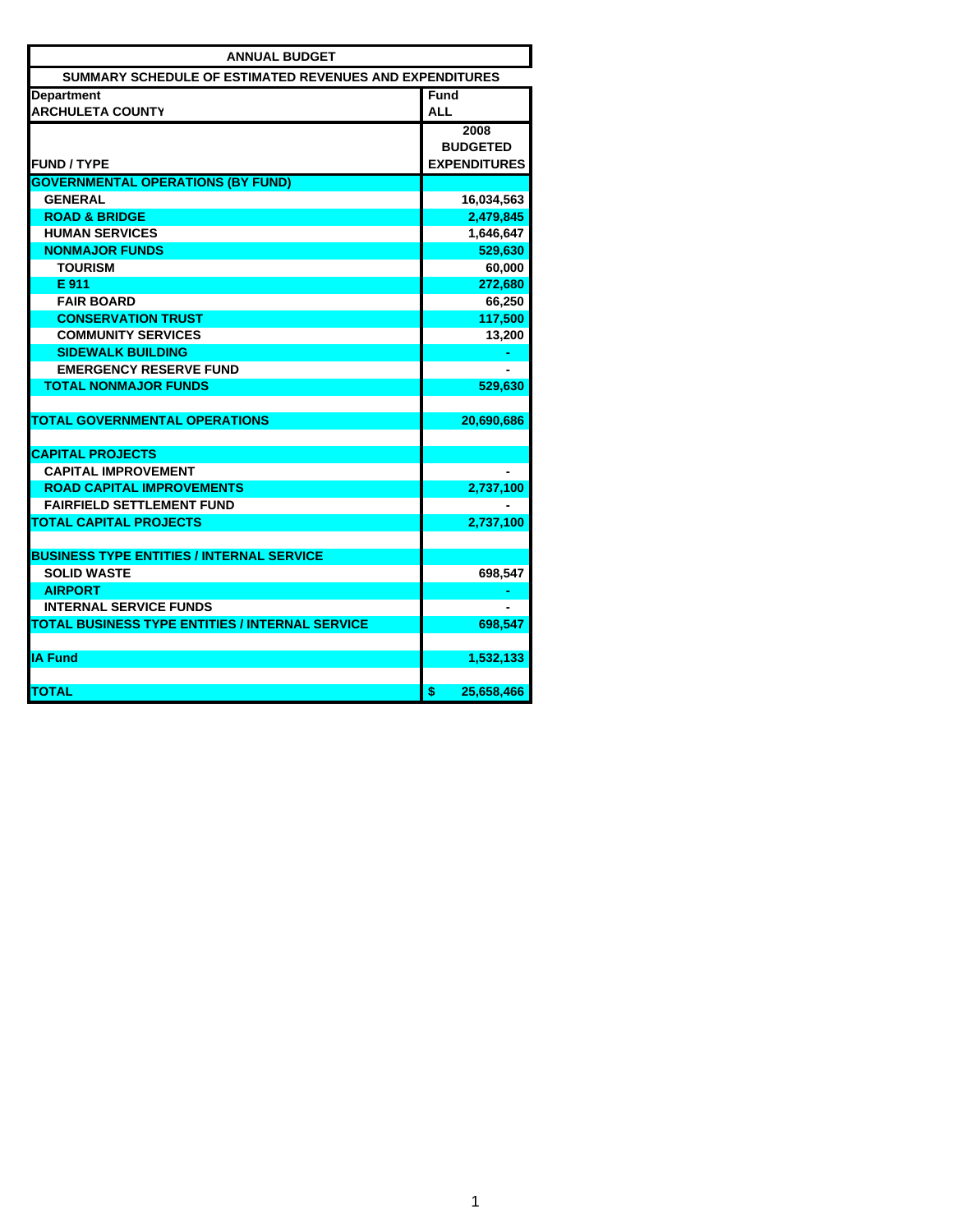| ANNUAL BUDGET | |
|---|---|
| SUMMARY SCHEDULE OF ESTIMATED REVENUES AND EXPENDITURES | |
| Department | Fund |
| ARCHULETA COUNTY | ALL |
| FUND / TYPE | 2008 BUDGETED EXPENDITURES |
| GOVERNMENTAL OPERATIONS (BY FUND) | |
| GENERAL | 16,034,563 |
| ROAD & BRIDGE | 2,479,845 |
| HUMAN SERVICES | 1,646,647 |
| NONMAJOR FUNDS | 529,630 |
| TOURISM | 60,000 |
| E 911 | 272,680 |
| FAIR BOARD | 66,250 |
| CONSERVATION TRUST | 117,500 |
| COMMUNITY SERVICES | 13,200 |
| SIDEWALK BUILDING | - |
| EMERGENCY RESERVE FUND | - |
| TOTAL NONMAJOR FUNDS | 529,630 |
| | |
| TOTAL GOVERNMENTAL OPERATIONS | 20,690,686 |
| | |
| CAPITAL PROJECTS | |
| CAPITAL IMPROVEMENT | - |
| ROAD CAPITAL IMPROVEMENTS | 2,737,100 |
| FAIRFIELD SETTLEMENT FUND | - |
| TOTAL CAPITAL PROJECTS | 2,737,100 |
| | |
| BUSINESS TYPE ENTITIES / INTERNAL SERVICE | |
| SOLID WASTE | 698,547 |
| AIRPORT | - |
| INTERNAL SERVICE FUNDS | - |
| TOTAL BUSINESS TYPE ENTITIES / INTERNAL SERVICE | 698,547 |
| | |
| IA Fund | 1,532,133 |
| | |
| TOTAL | $ 25,658,466 |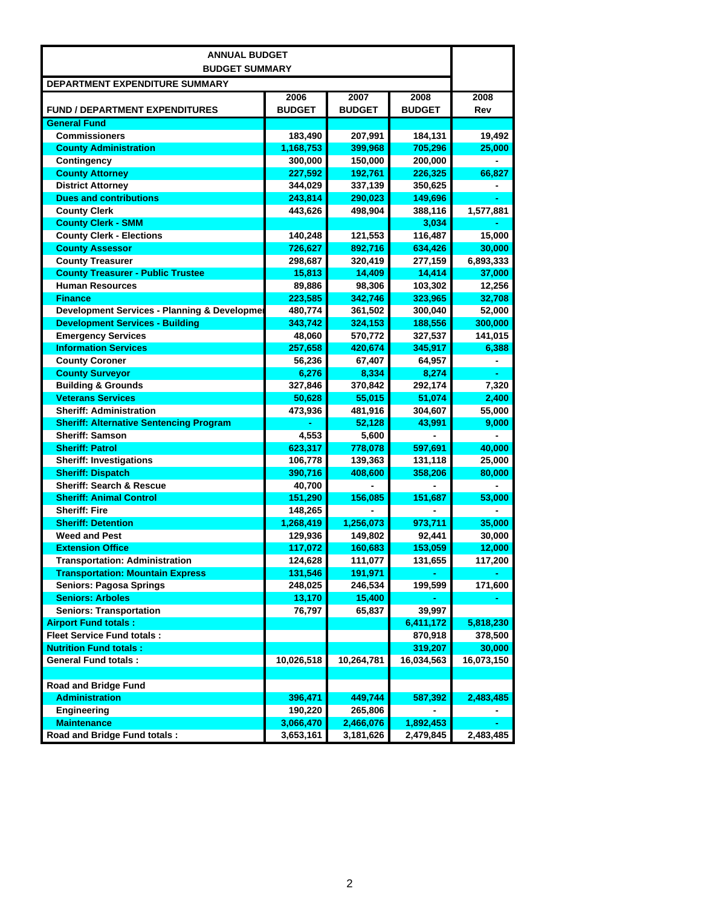## ANNUAL BUDGET

### BUDGET SUMMARY

**DEPARTMENT EXPENDITURE SUMMARY**

| FUND / DEPARTMENT EXPENDITURES | 2006 BUDGET | 2007 BUDGET | 2008 BUDGET | 2008 Rev |
|---|---|---|---|---|
| **General Fund** | | | | |
| Commissioners | 183,490 | 207,991 | 184,131 | 19,492 |
| County Administration | 1,168,753 | 399,968 | 705,296 | 25,000 |
| Contingency | 300,000 | 150,000 | 200,000 | - |
| County Attorney | 227,592 | 192,761 | 226,325 | 66,827 |
| District Attorney | 344,029 | 337,139 | 350,625 | - |
| Dues and contributions | 243,814 | 290,023 | 149,696 | - |
| County Clerk | 443,626 | 498,904 | 388,116 | 1,577,881 |
| County Clerk - SMM | | | 3,034 | - |
| County Clerk - Elections | 140,248 | 121,553 | 116,487 | 15,000 |
| County Assessor | 726,627 | 892,716 | 634,426 | 30,000 |
| County Treasurer | 298,687 | 320,419 | 277,159 | 6,893,333 |
| County Treasurer - Public Trustee | 15,813 | 14,409 | 14,414 | 37,000 |
| Human Resources | 89,886 | 98,306 | 103,302 | 12,256 |
| Finance | 223,585 | 342,746 | 323,965 | 32,708 |
| Development Services - Planning & Developmen | 480,774 | 361,502 | 300,040 | 52,000 |
| Development Services - Building | 343,742 | 324,153 | 188,556 | 300,000 |
| Emergency Services | 48,060 | 570,772 | 327,537 | 141,015 |
| Information Services | 257,658 | 420,674 | 345,917 | 6,388 |
| County Coroner | 56,236 | 67,407 | 64,957 | - |
| County Surveyor | 6,276 | 8,334 | 8,274 | - |
| Building & Grounds | 327,846 | 370,842 | 292,174 | 7,320 |
| Veterans Services | 50,628 | 55,015 | 51,074 | 2,400 |
| Sheriff: Administration | 473,936 | 481,916 | 304,607 | 55,000 |
| Sheriff: Alternative Sentencing Program | - | 52,128 | 43,991 | 9,000 |
| Sheriff: Samson | 4,553 | 5,600 | - | - |
| Sheriff: Patrol | 623,317 | 778,078 | 597,691 | 40,000 |
| Sheriff: Investigations | 106,778 | 139,363 | 131,118 | 25,000 |
| Sheriff: Dispatch | 390,716 | 408,600 | 358,206 | 80,000 |
| Sheriff: Search & Rescue | 40,700 | - | - | - |
| Sheriff: Animal Control | 151,290 | 156,085 | 151,687 | 53,000 |
| Sheriff: Fire | 148,265 | - | - | - |
| Sheriff: Detention | 1,268,419 | 1,256,073 | 973,711 | 35,000 |
| Weed and Pest | 129,936 | 149,802 | 92,441 | 30,000 |
| Extension Office | 117,072 | 160,683 | 153,059 | 12,000 |
| Transportation: Administration | 124,628 | 111,077 | 131,655 | 117,200 |
| Transportation: Mountain Express | 131,546 | 191,971 | - | - |
| Seniors: Pagosa Springs | 248,025 | 246,534 | 199,599 | 171,600 |
| Seniors: Arboles | 13,170 | 15,400 | - | - |
| Seniors: Transportation | 76,797 | 65,837 | 39,997 | |
| **Airport Fund totals :** | | | 6,411,172 | 5,818,230 |
| **Fleet Service Fund totals :** | | | 870,918 | 378,500 |
| **Nutrition Fund totals :** | | | 319,207 | 30,000 |
| **General Fund totals :** | 10,026,518 | 10,264,781 | 16,034,563 | 16,073,150 |
| | | | | |
| **Road and Bridge Fund** | | | | |
| Administration | 396,471 | 449,744 | 587,392 | 2,483,485 |
| Engineering | 190,220 | 265,806 | - | - |
| Maintenance | 3,066,470 | 2,466,076 | 1,892,453 | - |
| **Road and Bridge Fund totals :** | 3,653,161 | 3,181,626 | 2,479,845 | 2,483,485 |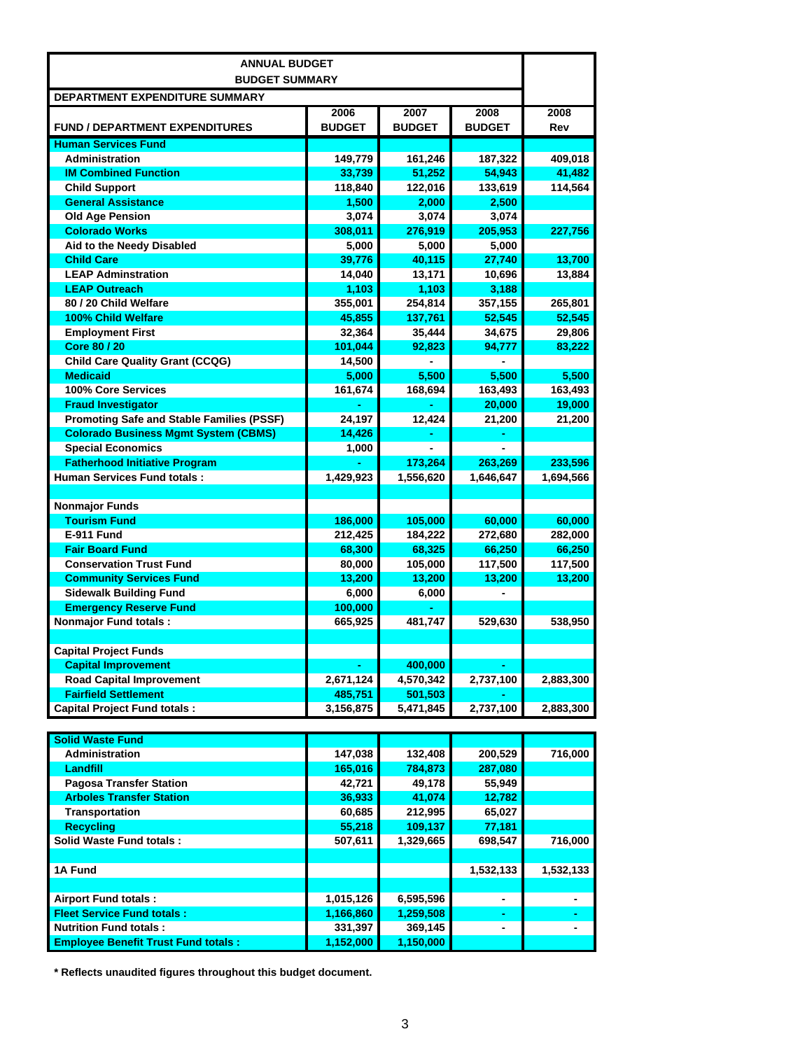## ANNUAL BUDGET

## BUDGET SUMMARY

**DEPARTMENT EXPENDITURE SUMMARY**

| FUND / DEPARTMENT EXPENDITURES | 2006 BUDGET | 2007 BUDGET | 2008 BUDGET | 2008 Rev |
|---|---|---|---|---|
| **Human Services Fund** | | | | |
| Administration | 149,779 | 161,246 | 187,322 | 409,018 |
| IM Combined Function | 33,739 | 51,252 | 54,943 | 41,482 |
| Child Support | 118,840 | 122,016 | 133,619 | 114,564 |
| General Assistance | 1,500 | 2,000 | 2,500 | |
| Old Age Pension | 3,074 | 3,074 | 3,074 | |
| Colorado Works | 308,011 | 276,919 | 205,953 | 227,756 |
| Aid to the Needy Disabled | 5,000 | 5,000 | 5,000 | |
| Child Care | 39,776 | 40,115 | 27,740 | 13,700 |
| LEAP Adminstration | 14,040 | 13,171 | 10,696 | 13,884 |
| LEAP Outreach | 1,103 | 1,103 | 3,188 | |
| 80 / 20 Child Welfare | 355,001 | 254,814 | 357,155 | 265,801 |
| 100% Child Welfare | 45,855 | 137,761 | 52,545 | 52,545 |
| Employment First | 32,364 | 35,444 | 34,675 | 29,806 |
| Core 80 / 20 | 101,044 | 92,823 | 94,777 | 83,222 |
| Child Care Quality Grant (CCQG) | 14,500 | - | - | |
| Medicaid | 5,000 | 5,500 | 5,500 | 5,500 |
| 100% Core Services | 161,674 | 168,694 | 163,493 | 163,493 |
| Fraud Investigator | - | - | 20,000 | 19,000 |
| Promoting Safe and Stable Families (PSSF) | 24,197 | 12,424 | 21,200 | 21,200 |
| Colorado Business Mgmt System (CBMS) | 14,426 | - | - | |
| Special Economics | 1,000 | - | - | |
| Fatherhood Initiative Program | - | 173,264 | 263,269 | 233,596 |
| **Human Services Fund totals :** | 1,429,923 | 1,556,620 | 1,646,647 | 1,694,566 |
| | | | | |
| **Nonmajor Funds** | | | | |
| Tourism Fund | 186,000 | 105,000 | 60,000 | 60,000 |
| E-911 Fund | 212,425 | 184,222 | 272,680 | 282,000 |
| Fair Board Fund | 68,300 | 68,325 | 66,250 | 66,250 |
| Conservation Trust Fund | 80,000 | 105,000 | 117,500 | 117,500 |
| Community Services Fund | 13,200 | 13,200 | 13,200 | 13,200 |
| Sidewalk Building Fund | 6,000 | 6,000 | - | |
| Emergency Reserve Fund | 100,000 | - | | |
| **Nonmajor Fund totals :** | 665,925 | 481,747 | 529,630 | 538,950 |
| | | | | |
| **Capital Project Funds** | | | | |
| Capital Improvement | - | 400,000 | - | |
| Road Capital Improvement | 2,671,124 | 4,570,342 | 2,737,100 | 2,883,300 |
| Fairfield Settlement | 485,751 | 501,503 | - | |
| **Capital Project Fund totals :** | 3,156,875 | 5,471,845 | 2,737,100 | 2,883,300 |
| | | | | |
| **Solid Waste Fund** | | | | |
| Administration | 147,038 | 132,408 | 200,529 | 716,000 |
| Landfill | 165,016 | 784,873 | 287,080 | |
| Pagosa Transfer Station | 42,721 | 49,178 | 55,949 | |
| Arboles Transfer Station | 36,933 | 41,074 | 12,782 | |
| Transportation | 60,685 | 212,995 | 65,027 | |
| Recycling | 55,218 | 109,137 | 77,181 | |
| **Solid Waste Fund totals :** | 507,611 | 1,329,665 | 698,547 | 716,000 |
| | | | | |
| **1A Fund** | | | 1,532,133 | 1,532,133 |
| | | | | |
| **Airport Fund totals :** | 1,015,126 | 6,595,596 | - | - |
| **Fleet Service Fund totals :** | 1,166,860 | 1,259,508 | - | - |
| **Nutrition Fund totals :** | 331,397 | 369,145 | - | - |
| **Employee Benefit Trust Fund totals :** | 1,152,000 | 1,150,000 | | |

**\* Reflects unaudited figures throughout this budget document.**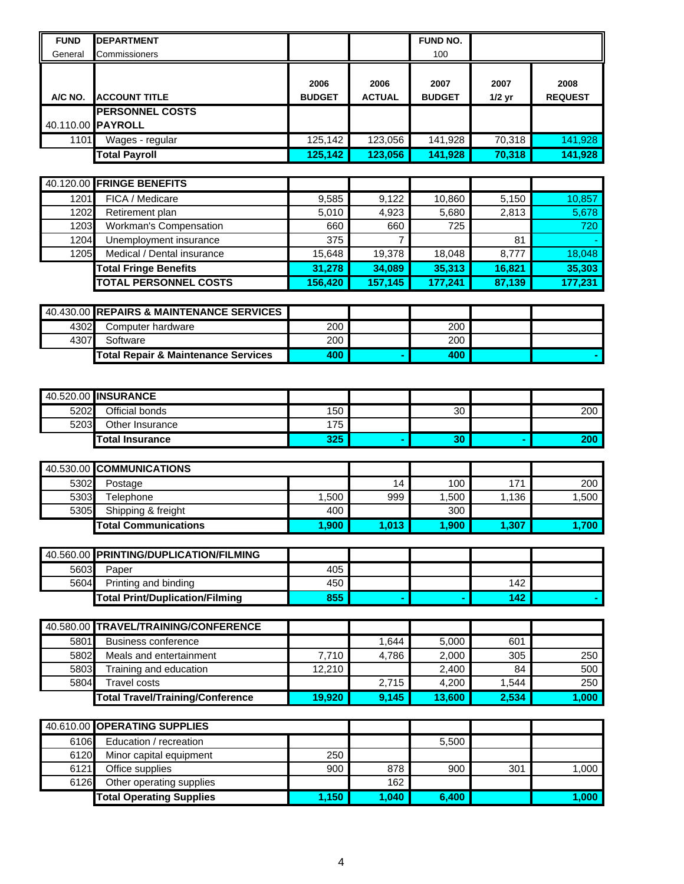| FUND | DEPARTMENT | | | FUND NO. | | |
|---|---|---|---|---|---|---|
| General | Commissioners | | | 100 | | |

| A/C NO. | ACCOUNT TITLE | 2006 BUDGET | 2006 ACTUAL | 2007 BUDGET | 2007 1/2 yr | 2008 REQUEST |
|---|---|---|---|---|---|---|
| | **PERSONNEL COSTS** | | | | | |
| 40.110.00 | **PAYROLL** | | | | | |
| 1101 | Wages - regular | 125,142 | 123,056 | 141,928 | 70,318 | 141,928 |
| | **Total Payroll** | **125,142** | **123,056** | **141,928** | **70,318** | **141,928** |
| | | | | | | |
| 40.120.00 | **FRINGE BENEFITS** | | | | | |
| 1201 | FICA / Medicare | 9,585 | 9,122 | 10,860 | 5,150 | 10,857 |
| 1202 | Retirement plan | 5,010 | 4,923 | 5,680 | 2,813 | 5,678 |
| 1203 | Workman's Compensation | 660 | 660 | 725 | | 720 |
| 1204 | Unemployment insurance | 375 | 7 | | 81 | - |
| 1205 | Medical / Dental insurance | 15,648 | 19,378 | 18,048 | 8,777 | 18,048 |
| | **Total Fringe Benefits** | **31,278** | **34,089** | **35,313** | **16,821** | **35,303** |
| | **TOTAL PERSONNEL COSTS** | **156,420** | **157,145** | **177,241** | **87,139** | **177,231** |
| | | | | | | |
| 40.430.00 | **REPAIRS & MAINTENANCE SERVICES** | | | | | |
| 4302 | Computer hardware | 200 | | 200 | | |
| 4307 | Software | 200 | | 200 | | |
| | **Total Repair & Maintenance Services** | **400** | **-** | **400** | | **-** |
| | | | | | | |
| 40.520.00 | **INSURANCE** | | | | | |
| 5202 | Official bonds | 150 | | 30 | | 200 |
| 5203 | Other Insurance | 175 | | | | |
| | **Total Insurance** | **325** | **-** | **30** | **-** | **200** |
| | | | | | | |
| 40.530.00 | **COMMUNICATIONS** | | | | | |
| 5302 | Postage | | 14 | 100 | 171 | 200 |
| 5303 | Telephone | 1,500 | 999 | 1,500 | 1,136 | 1,500 |
| 5305 | Shipping & freight | 400 | | 300 | | |
| | **Total Communications** | **1,900** | **1,013** | **1,900** | **1,307** | **1,700** |
| | | | | | | |
| 40.560.00 | **PRINTING/DUPLICATION/FILMING** | | | | | |
| 5603 | Paper | 405 | | | | |
| 5604 | Printing and binding | 450 | | | 142 | |
| | **Total Print/Duplication/Filming** | **855** | **-** | **-** | **142** | **-** |
| | | | | | | |
| 40.580.00 | **TRAVEL/TRAINING/CONFERENCE** | | | | | |
| 5801 | Business conference | | 1,644 | 5,000 | 601 | |
| 5802 | Meals and entertainment | 7,710 | 4,786 | 2,000 | 305 | 250 |
| 5803 | Training and education | 12,210 | | 2,400 | 84 | 500 |
| 5804 | Travel costs | | 2,715 | 4,200 | 1,544 | 250 |
| | **Total Travel/Training/Conference** | **19,920** | **9,145** | **13,600** | **2,534** | **1,000** |
| | | | | | | |
| 40.610.00 | **OPERATING SUPPLIES** | | | | | |
| 6106 | Education / recreation | | | 5,500 | | |
| 6120 | Minor capital equipment | 250 | | | | |
| 6121 | Office supplies | 900 | 878 | 900 | 301 | 1,000 |
| 6126 | Other operating supplies | | 162 | | | |
| | **Total Operating Supplies** | **1,150** | **1,040** | **6,400** | | **1,000** |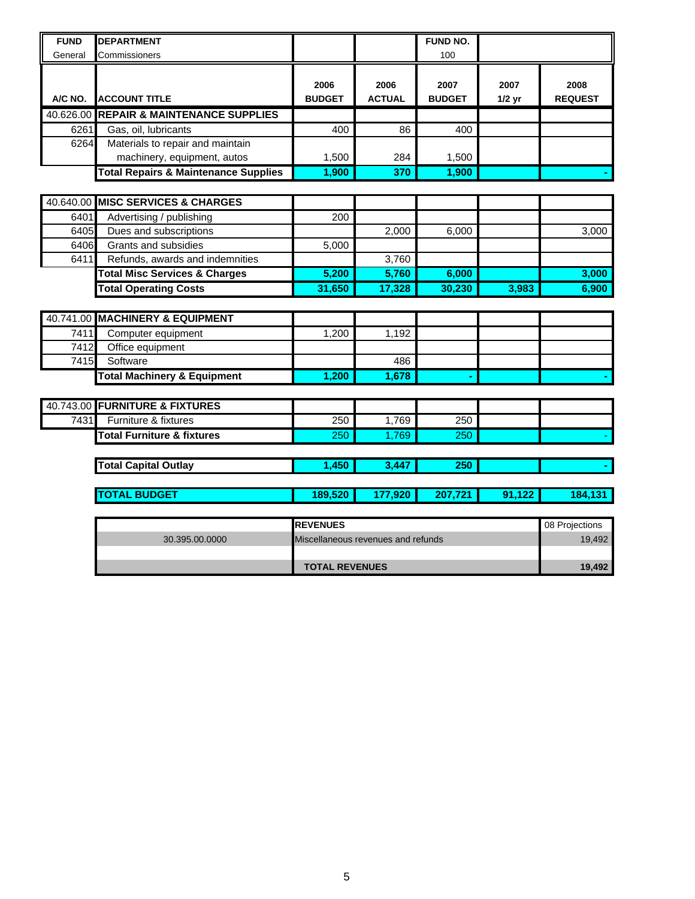| FUND | DEPARTMENT | | | FUND NO. | | |
|---|---|---|---|---|---|---|
| General | Commissioners | | | 100 | | |

| A/C NO. | ACCOUNT TITLE | 2006 BUDGET | 2006 ACTUAL | 2007 BUDGET | 2007 1/2 yr | 2008 REQUEST |
|---|---|---|---|---|---|---|
| 40.626.00 | **REPAIR & MAINTENANCE SUPPLIES** | | | | | |
| 6261 | Gas, oil, lubricants | 400 | 86 | 400 | | |
| 6264 | Materials to repair and maintain machinery, equipment, autos | 1,500 | 284 | 1,500 | | |
| | **Total Repairs & Maintenance Supplies** | **1,900** | **370** | **1,900** | | **-** |
| 40.640.00 | **MISC SERVICES & CHARGES** | | | | | |
| 6401 | Advertising / publishing | 200 | | | | |
| 6405 | Dues and subscriptions | | 2,000 | 6,000 | | 3,000 |
| 6406 | Grants and subsidies | 5,000 | | | | |
| 6411 | Refunds, awards and indemnities | | 3,760 | | | |
| | **Total Misc Services & Charges** | **5,200** | **5,760** | **6,000** | | **3,000** |
| | **Total Operating Costs** | **31,650** | **17,328** | **30,230** | **3,983** | **6,900** |
| 40.741.00 | **MACHINERY & EQUIPMENT** | | | | | |
| 7411 | Computer equipment | 1,200 | 1,192 | | | |
| 7412 | Office equipment | | | | | |
| 7415 | Software | | 486 | | | |
| | **Total Machinery & Equipment** | **1,200** | **1,678** | **-** | | **-** |
| 40.743.00 | **FURNITURE & FIXTURES** | | | | | |
| 7431 | Furniture & fixtures | 250 | 1,769 | 250 | | |
| | **Total Furniture & fixtures** | 250 | 1,769 | 250 | | - |
| | **Total Capital Outlay** | **1,450** | **3,447** | **250** | | **-** |
| | **TOTAL BUDGET** | **189,520** | **177,920** | **207,721** | **91,122** | **184,131** |

| | REVENUES | 08 Projections |
|---|---|---|
| 30.395.00.0000 | Miscellaneous revenues and refunds | 19,492 |
| | | |
| | **TOTAL REVENUES** | **19,492** |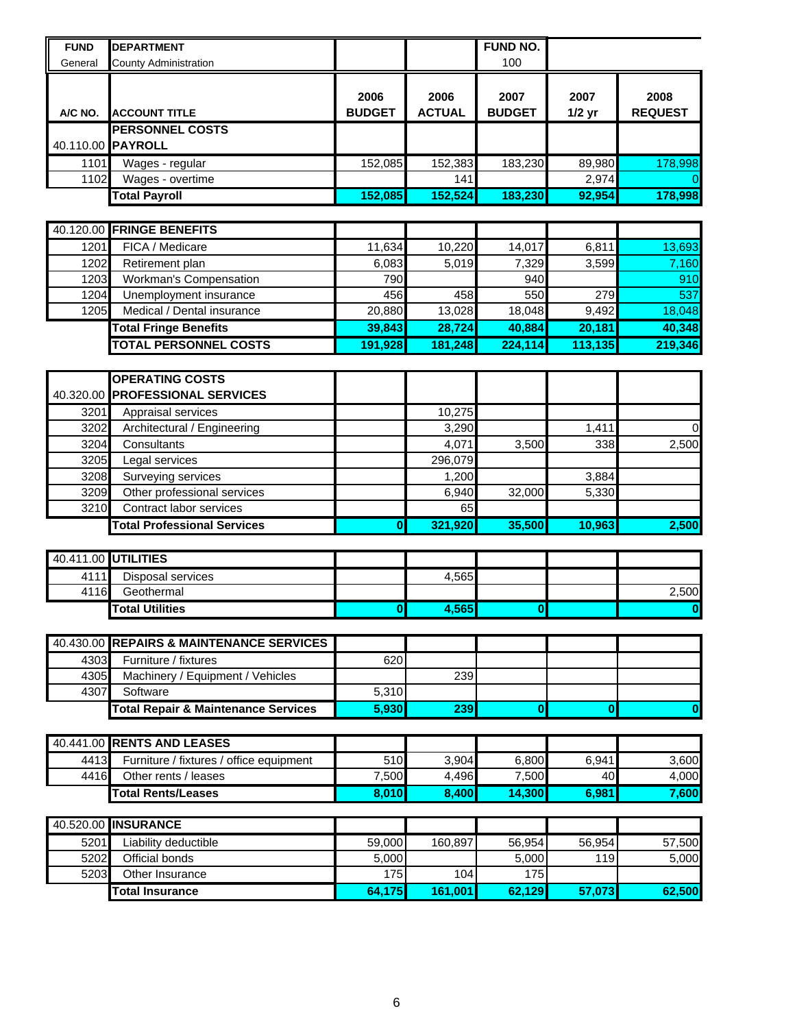| FUND | DEPARTMENT | | | FUND NO. | | |
|---|---|---|---|---|---|---|
| General | County Administration | | | 100 | | |
| **A/C NO.** | **ACCOUNT TITLE** | **2006 BUDGET** | **2006 ACTUAL** | **2007 BUDGET** | **2007 1/2 yr** | **2008 REQUEST** |
| | **PERSONNEL COSTS** | | | | | |
| 40.110.00 | **PAYROLL** | | | | | |
| 1101 | Wages - regular | 152,085 | 152,383 | 183,230 | 89,980 | 178,998 |
| 1102 | Wages - overtime | | 141 | | 2,974 | 0 |
| | **Total Payroll** | **152,085** | **152,524** | **183,230** | **92,954** | **178,998** |
| | | | | | | |
| 40.120.00 | **FRINGE BENEFITS** | | | | | |
| 1201 | FICA / Medicare | 11,634 | 10,220 | 14,017 | 6,811 | 13,693 |
| 1202 | Retirement plan | 6,083 | 5,019 | 7,329 | 3,599 | 7,160 |
| 1203 | Workman's Compensation | 790 | | 940 | | 910 |
| 1204 | Unemployment insurance | 456 | 458 | 550 | 279 | 537 |
| 1205 | Medical / Dental insurance | 20,880 | 13,028 | 18,048 | 9,492 | 18,048 |
| | **Total Fringe Benefits** | **39,843** | **28,724** | **40,884** | **20,181** | **40,348** |
| | **TOTAL PERSONNEL COSTS** | **191,928** | **181,248** | **224,114** | **113,135** | **219,346** |
| | | | | | | |
| | **OPERATING COSTS** | | | | | |
| 40.320.00 | **PROFESSIONAL SERVICES** | | | | | |
| 3201 | Appraisal services | | 10,275 | | | |
| 3202 | Architectural / Engineering | | 3,290 | | 1,411 | 0 |
| 3204 | Consultants | | 4,071 | 3,500 | 338 | 2,500 |
| 3205 | Legal services | | 296,079 | | | |
| 3208 | Surveying services | | 1,200 | | 3,884 | |
| 3209 | Other professional services | | 6,940 | 32,000 | 5,330 | |
| 3210 | Contract labor services | | 65 | | | |
| | **Total Professional Services** | **0** | **321,920** | **35,500** | **10,963** | **2,500** |
| | | | | | | |
| 40.411.00 | **UTILITIES** | | | | | |
| 4111 | Disposal services | | 4,565 | | | |
| 4116 | Geothermal | | | | | 2,500 |
| | **Total Utilities** | **0** | **4,565** | **0** | | **0** |
| | | | | | | |
| 40.430.00 | **REPAIRS & MAINTENANCE SERVICES** | | | | | |
| 4303 | Furniture / fixtures | 620 | | | | |
| 4305 | Machinery / Equipment / Vehicles | | 239 | | | |
| 4307 | Software | 5,310 | | | | |
| | **Total Repair & Maintenance Services** | **5,930** | **239** | **0** | **0** | **0** |
| | | | | | | |
| 40.441.00 | **RENTS AND LEASES** | | | | | |
| 4413 | Furniture / fixtures / office equipment | 510 | 3,904 | 6,800 | 6,941 | 3,600 |
| 4416 | Other rents / leases | 7,500 | 4,496 | 7,500 | 40 | 4,000 |
| | **Total Rents/Leases** | **8,010** | **8,400** | **14,300** | **6,981** | **7,600** |
| | | | | | | |
| 40.520.00 | **INSURANCE** | | | | | |
| 5201 | Liability deductible | 59,000 | 160,897 | 56,954 | 56,954 | 57,500 |
| 5202 | Official bonds | 5,000 | | 5,000 | 119 | 5,000 |
| 5203 | Other Insurance | 175 | 104 | 175 | | |
| | **Total Insurance** | **64,175** | **161,001** | **62,129** | **57,073** | **62,500** |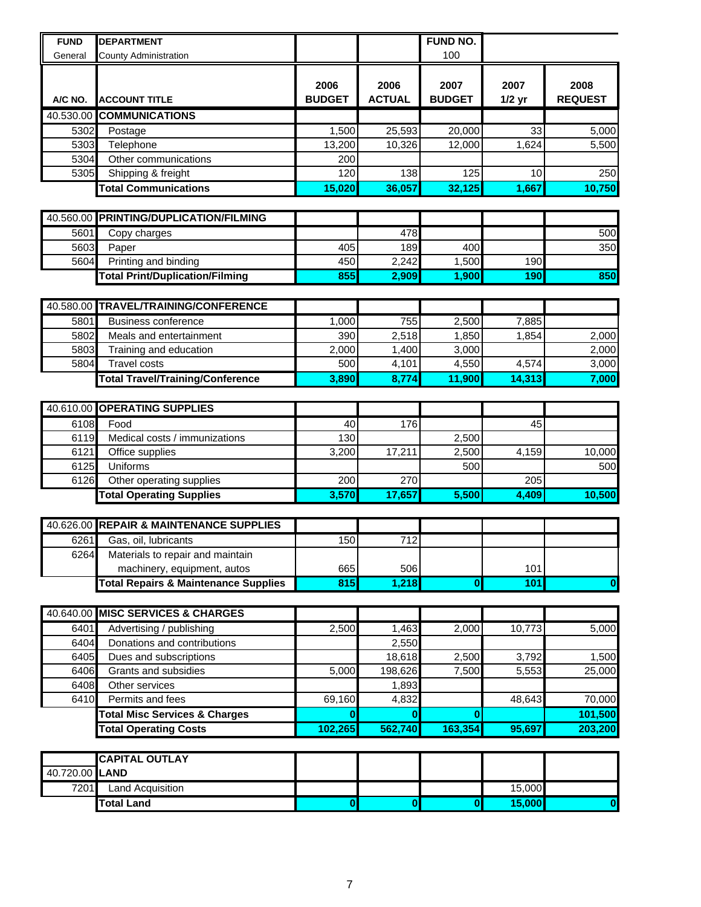| FUND | DEPARTMENT | | | FUND NO. | | |
|---|---|---|---|---|---|---|
| General | County Administration | | | 100 | | |
| **A/C NO.** | **ACCOUNT TITLE** | **2006 BUDGET** | **2006 ACTUAL** | **2007 BUDGET** | **2007 1/2 yr** | **2008 REQUEST** |
| 40.530.00 | **COMMUNICATIONS** | | | | | |
| 5302 | Postage | 1,500 | 25,593 | 20,000 | 33 | 5,000 |
| 5303 | Telephone | 13,200 | 10,326 | 12,000 | 1,624 | 5,500 |
| 5304 | Other communications | 200 | | | | |
| 5305 | Shipping & freight | 120 | 138 | 125 | 10 | 250 |
| | **Total Communications** | **15,020** | **36,057** | **32,125** | **1,667** | **10,750** |
| 40.560.00 | **PRINTING/DUPLICATION/FILMING** | | | | | |
| 5601 | Copy charges | | 478 | | | 500 |
| 5603 | Paper | 405 | 189 | 400 | | 350 |
| 5604 | Printing and binding | 450 | 2,242 | 1,500 | 190 | |
| | **Total Print/Duplication/Filming** | **855** | **2,909** | **1,900** | **190** | **850** |
| 40.580.00 | **TRAVEL/TRAINING/CONFERENCE** | | | | | |
| 5801 | Business conference | 1,000 | 755 | 2,500 | 7,885 | |
| 5802 | Meals and entertainment | 390 | 2,518 | 1,850 | 1,854 | 2,000 |
| 5803 | Training and education | 2,000 | 1,400 | 3,000 | | 2,000 |
| 5804 | Travel costs | 500 | 4,101 | 4,550 | 4,574 | 3,000 |
| | **Total Travel/Training/Conference** | **3,890** | **8,774** | **11,900** | **14,313** | **7,000** |
| 40.610.00 | **OPERATING SUPPLIES** | | | | | |
| 6108 | Food | 40 | 176 | | 45 | |
| 6119 | Medical costs / immunizations | 130 | | 2,500 | | |
| 6121 | Office supplies | 3,200 | 17,211 | 2,500 | 4,159 | 10,000 |
| 6125 | Uniforms | | | 500 | | 500 |
| 6126 | Other operating supplies | 200 | 270 | | 205 | |
| | **Total Operating Supplies** | **3,570** | **17,657** | **5,500** | **4,409** | **10,500** |
| 40.626.00 | **REPAIR & MAINTENANCE SUPPLIES** | | | | | |
| 6261 | Gas, oil, lubricants | 150 | 712 | | | |
| 6264 | Materials to repair and maintain machinery, equipment, autos | 665 | 506 | | 101 | |
| | **Total Repairs & Maintenance Supplies** | **815** | **1,218** | **0** | **101** | **0** |
| 40.640.00 | **MISC SERVICES & CHARGES** | | | | | |
| 6401 | Advertising / publishing | 2,500 | 1,463 | 2,000 | 10,773 | 5,000 |
| 6404 | Donations and contributions | | 2,550 | | | |
| 6405 | Dues and subscriptions | | 18,618 | 2,500 | 3,792 | 1,500 |
| 6406 | Grants and subsidies | 5,000 | 198,626 | 7,500 | 5,553 | 25,000 |
| 6408 | Other services | | 1,893 | | | |
| 6410 | Permits and fees | 69,160 | 4,832 | | 48,643 | 70,000 |
| | **Total Misc Services & Charges** | **0** | **0** | **0** | | **101,500** |
| | **Total Operating Costs** | **102,265** | **562,740** | **163,354** | **95,697** | **203,200** |
| | **CAPITAL OUTLAY** | | | | | |
| 40.720.00 | **LAND** | | | | | |
| 7201 | Land Acquisition | | | | 15,000 | |
| | **Total Land** | **0** | **0** | **0** | **15,000** | **0** |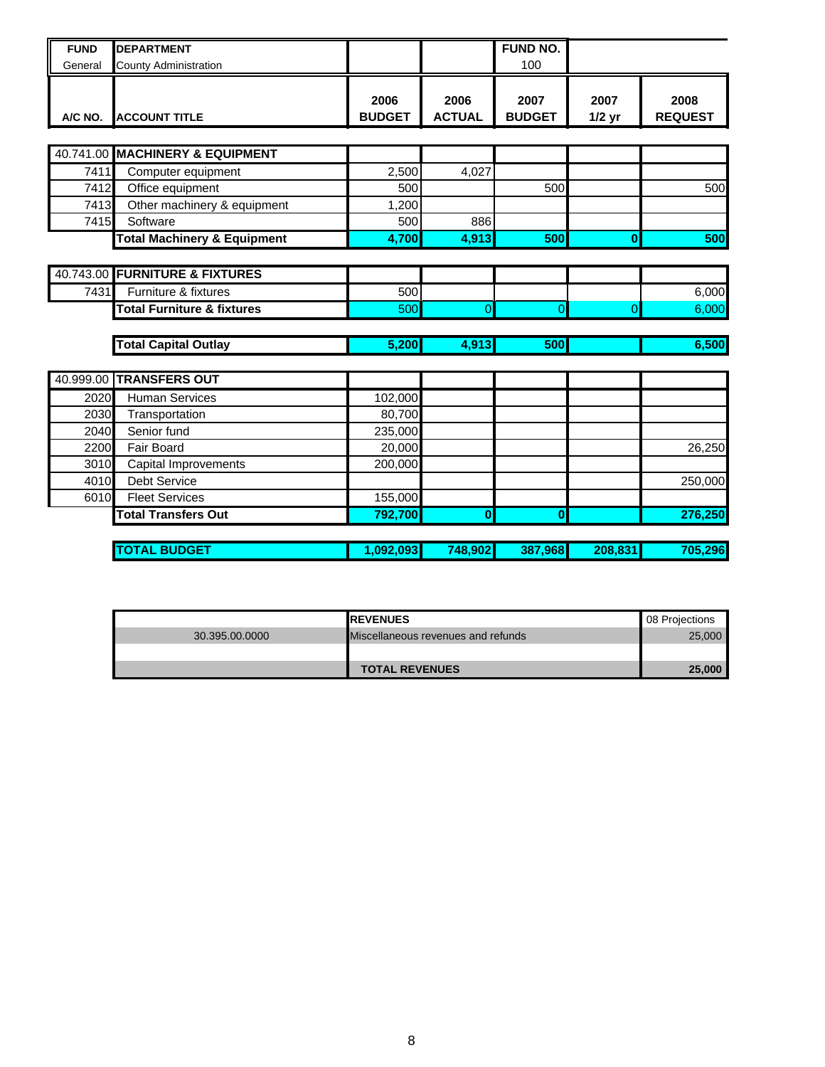| FUND | DEPARTMENT | | | FUND NO. | | |
|---|---|---|---|---|---|---|
| General | County Administration | | | 100 | | |
| **A/C NO.** | **ACCOUNT TITLE** | **2006 BUDGET** | **2006 ACTUAL** | **2007 BUDGET** | **2007 1/2 yr** | **2008 REQUEST** |
| 40.741.00 | **MACHINERY & EQUIPMENT** | | | | | |
| 7411 | Computer equipment | 2,500 | 4,027 | | | |
| 7412 | Office equipment | 500 | | 500 | | 500 |
| 7413 | Other machinery & equipment | 1,200 | | | | |
| 7415 | Software | 500 | 886 | | | |
| | **Total Machinery & Equipment** | **4,700** | **4,913** | **500** | **0** | **500** |
| 40.743.00 | **FURNITURE & FIXTURES** | | | | | |
| 7431 | Furniture & fixtures | 500 | | | | 6,000 |
| | **Total Furniture & fixtures** | 500 | 0 | 0 | 0 | 6,000 |
| | **Total Capital Outlay** | **5,200** | **4,913** | **500** | | **6,500** |
| 40.999.00 | **TRANSFERS OUT** | | | | | |
| 2020 | Human Services | 102,000 | | | | |
| 2030 | Transportation | 80,700 | | | | |
| 2040 | Senior fund | 235,000 | | | | |
| 2200 | Fair Board | 20,000 | | | | 26,250 |
| 3010 | Capital Improvements | 200,000 | | | | |
| 4010 | Debt Service | | | | | 250,000 |
| 6010 | Fleet Services | 155,000 | | | | |
| | **Total Transfers Out** | **792,700** | **0** | **0** | | **276,250** |
| | **TOTAL BUDGET** | **1,092,093** | **748,902** | **387,968** | **208,831** | **705,296** |

| | REVENUES | 08 Projections |
|---|---|---|
| 30.395.00.0000 | Miscellaneous revenues and refunds | 25,000 |
| | | |
| | **TOTAL REVENUES** | **25,000** |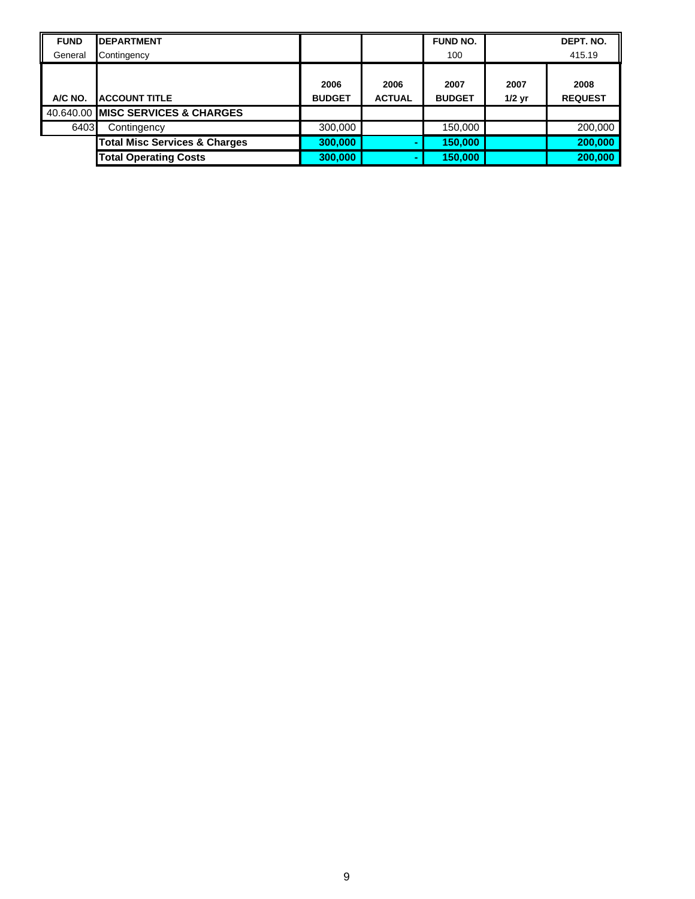| FUND | DEPARTMENT | | | FUND NO. | | DEPT. NO. |
|---|---|---|---|---|---|---|
| General | Contingency | | | 100 | | 415.19 |
| A/C NO. | ACCOUNT TITLE | 2006 BUDGET | 2006 ACTUAL | 2007 BUDGET | 2007 1/2 yr | 2008 REQUEST |
| 40.640.00 | **MISC SERVICES & CHARGES** | | | | | |
| 6403 | Contingency | 300,000 | | 150,000 | | 200,000 |
| | **Total Misc Services & Charges** | **300,000** | **-** | **150,000** | | **200,000** |
| | **Total Operating Costs** | **300,000** | **-** | **150,000** | | **200,000** |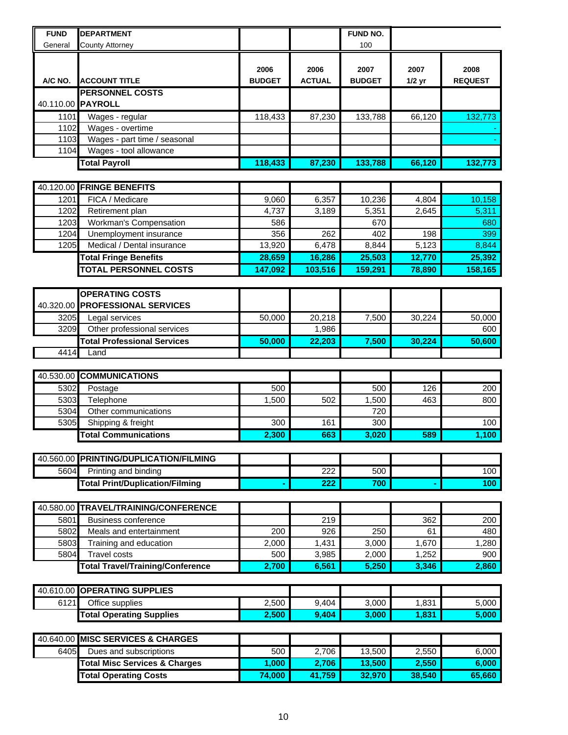| FUND | DEPARTMENT | | | FUND NO. | | |
|---|---|---|---|---|---|---|
| General | County Attorney | | | 100 | | |
| A/C NO. | ACCOUNT TITLE | 2006 BUDGET | 2006 ACTUAL | 2007 BUDGET | 2007 1/2 yr | 2008 REQUEST |
| | **PERSONNEL COSTS** | | | | | |
| 40.110.00 | **PAYROLL** | | | | | |
| 1101 | Wages - regular | 118,433 | 87,230 | 133,788 | 66,120 | 132,773 |
| 1102 | Wages - overtime | | | | | - |
| 1103 | Wages - part time / seasonal | | | | | - |
| 1104 | Wages - tool allowance | | | | | |
| | **Total Payroll** | **118,433** | **87,230** | **133,788** | **66,120** | **132,773** |
| 40.120.00 | **FRINGE BENEFITS** | | | | | |
| 1201 | FICA / Medicare | 9,060 | 6,357 | 10,236 | 4,804 | 10,158 |
| 1202 | Retirement plan | 4,737 | 3,189 | 5,351 | 2,645 | 5,311 |
| 1203 | Workman's Compensation | 586 | | 670 | | 680 |
| 1204 | Unemployment insurance | 356 | 262 | 402 | 198 | 399 |
| 1205 | Medical / Dental insurance | 13,920 | 6,478 | 8,844 | 5,123 | 8,844 |
| | **Total Fringe Benefits** | **28,659** | **16,286** | **25,503** | **12,770** | **25,392** |
| | **TOTAL PERSONNEL COSTS** | **147,092** | **103,516** | **159,291** | **78,890** | **158,165** |
| | **OPERATING COSTS** | | | | | |
| 40.320.00 | **PROFESSIONAL SERVICES** | | | | | |
| 3205 | Legal services | 50,000 | 20,218 | 7,500 | 30,224 | 50,000 |
| 3209 | Other professional services | | 1,986 | | | 600 |
| | **Total Professional Services** | **50,000** | **22,203** | **7,500** | **30,224** | **50,600** |
| 4414 | Land | | | | | |
| 40.530.00 | **COMMUNICATIONS** | | | | | |
| 5302 | Postage | 500 | | 500 | 126 | 200 |
| 5303 | Telephone | 1,500 | 502 | 1,500 | 463 | 800 |
| 5304 | Other communications | | | 720 | | |
| 5305 | Shipping & freight | 300 | 161 | 300 | | 100 |
| | **Total Communications** | **2,300** | **663** | **3,020** | **589** | **1,100** |
| 40.560.00 | **PRINTING/DUPLICATION/FILMING** | | | | | |
| 5604 | Printing and binding | | 222 | 500 | | 100 |
| | **Total Print/Duplication/Filming** | **-** | **222** | **700** | **-** | **100** |
| 40.580.00 | **TRAVEL/TRAINING/CONFERENCE** | | | | | |
| 5801 | Business conference | | 219 | | 362 | 200 |
| 5802 | Meals and entertainment | 200 | 926 | 250 | 61 | 480 |
| 5803 | Training and education | 2,000 | 1,431 | 3,000 | 1,670 | 1,280 |
| 5804 | Travel costs | 500 | 3,985 | 2,000 | 1,252 | 900 |
| | **Total Travel/Training/Conference** | **2,700** | **6,561** | **5,250** | **3,346** | **2,860** |
| 40.610.00 | **OPERATING SUPPLIES** | | | | | |
| 6121 | Office supplies | 2,500 | 9,404 | 3,000 | 1,831 | 5,000 |
| | **Total Operating Supplies** | **2,500** | **9,404** | **3,000** | **1,831** | **5,000** |
| 40.640.00 | **MISC SERVICES & CHARGES** | | | | | |
| 6405 | Dues and subscriptions | 500 | 2,706 | 13,500 | 2,550 | 6,000 |
| | **Total Misc Services & Charges** | **1,000** | **2,706** | **13,500** | **2,550** | **6,000** |
| | **Total Operating Costs** | **74,000** | **41,759** | **32,970** | **38,540** | **65,660** |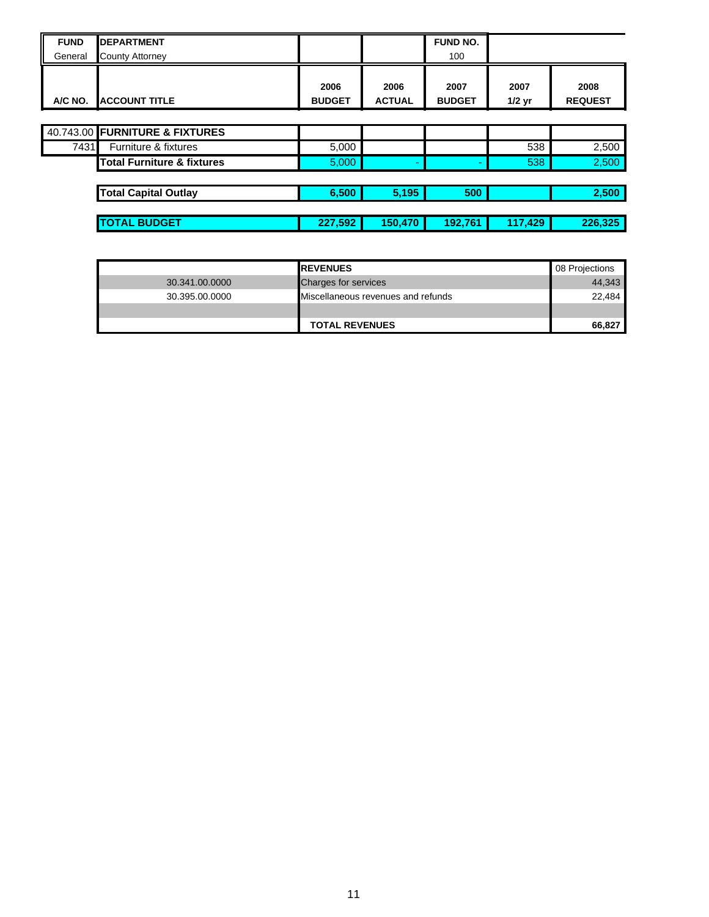| FUND | DEPARTMENT | | | FUND NO. | | |
|---|---|---|---|---|---|---|
| General | County Attorney | | | 100 | | |
| **A/C NO.** | **ACCOUNT TITLE** | **2006 BUDGET** | **2006 ACTUAL** | **2007 BUDGET** | **2007 1/2 yr** | **2008 REQUEST** |
| 40.743.00 | **FURNITURE & FIXTURES** | | | | | |
| 7431 | Furniture & fixtures | 5,000 | | | 538 | 2,500 |
| | **Total Furniture & fixtures** | 5,000 | - | - | 538 | 2,500 |
| | **Total Capital Outlay** | **6,500** | **5,195** | **500** | | **2,500** |
| | **TOTAL BUDGET** | **227,592** | **150,470** | **192,761** | **117,429** | **226,325** |

| | **REVENUES** | 08 Projections |
|---|---|---|
| 30.341.00.0000 | Charges for services | 44,343 |
| 30.395.00.0000 | Miscellaneous revenues and refunds | 22,484 |
| | | |
| | **TOTAL REVENUES** | **66,827** |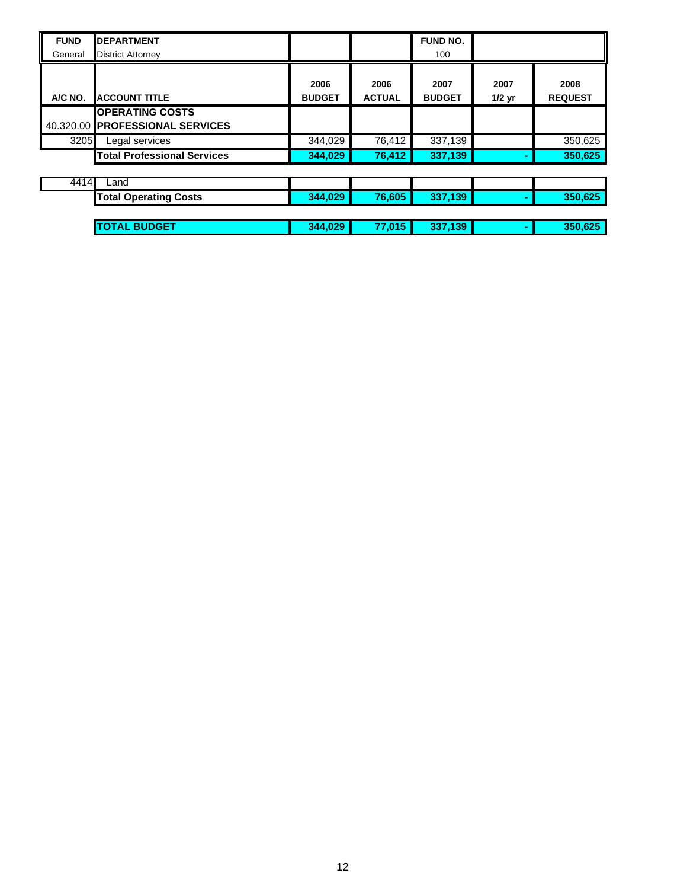| FUND | DEPARTMENT | | | FUND NO. | | |
|---|---|---|---|---|---|---|
| General | District Attorney | | | 100 | | |
| **A/C NO.** | **ACCOUNT TITLE** | **2006 BUDGET** | **2006 ACTUAL** | **2007 BUDGET** | **2007 1/2 yr** | **2008 REQUEST** |
| | **OPERATING COSTS** | | | | | |
| 40.320.00 | **PROFESSIONAL SERVICES** | | | | | |
| 3205 | Legal services | 344,029 | 76,412 | 337,139 | | 350,625 |
| | **Total Professional Services** | **344,029** | **76,412** | **337,139** | **-** | **350,625** |
| 4414 | Land | | | | | |
| | **Total Operating Costs** | **344,029** | **76,605** | **337,139** | **-** | **350,625** |
| | **TOTAL BUDGET** | **344,029** | **77,015** | **337,139** | **-** | **350,625** |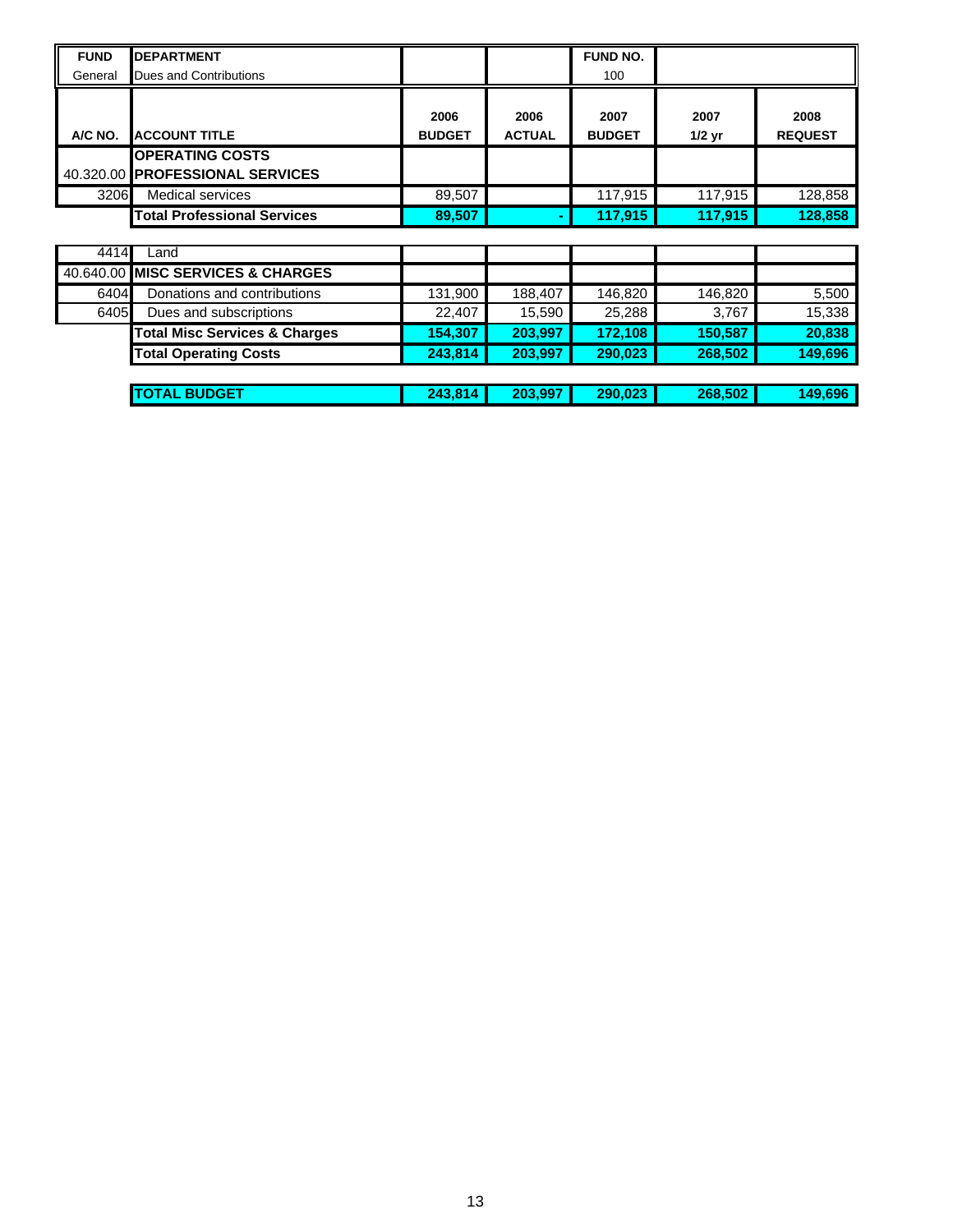| FUND | DEPARTMENT | | | FUND NO. | | |
|---|---|---|---|---|---|---|
| General | Dues and Contributions | | | 100 | | |
| **A/C NO.** | **ACCOUNT TITLE** | **2006 BUDGET** | **2006 ACTUAL** | **2007 BUDGET** | **2007 1/2 yr** | **2008 REQUEST** |
| | **OPERATING COSTS** | | | | | |
| 40.320.00 | **PROFESSIONAL SERVICES** | | | | | |
| 3206 | Medical services | 89,507 | | 117,915 | 117,915 | 128,858 |
| | **Total Professional Services** | **89,507** | **-** | **117,915** | **117,915** | **128,858** |
| 4414 | Land | | | | | |
| 40.640.00 | **MISC SERVICES & CHARGES** | | | | | |
| 6404 | Donations and contributions | 131,900 | 188,407 | 146,820 | 146,820 | 5,500 |
| 6405 | Dues and subscriptions | 22,407 | 15,590 | 25,288 | 3,767 | 15,338 |
| | **Total Misc Services & Charges** | **154,307** | **203,997** | **172,108** | **150,587** | **20,838** |
| | **Total Operating Costs** | **243,814** | **203,997** | **290,023** | **268,502** | **149,696** |
| | **TOTAL BUDGET** | **243,814** | **203,997** | **290,023** | **268,502** | **149,696** |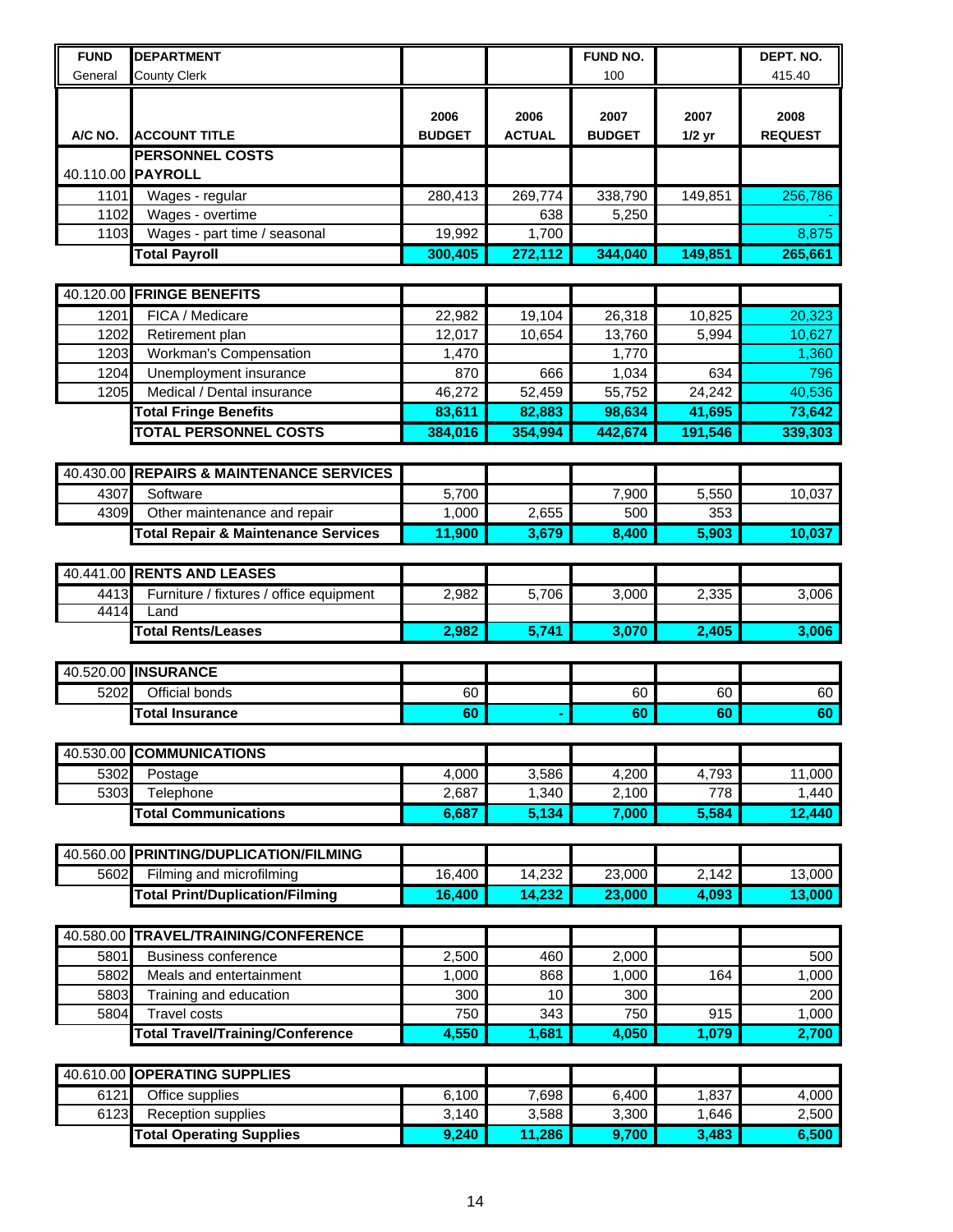| FUND | DEPARTMENT | | | FUND NO. | | DEPT. NO. |
|---|---|---|---|---|---|---|
| General | County Clerk | | | 100 | | 415.40 |

| A/C NO. | ACCOUNT TITLE | 2006 BUDGET | 2006 ACTUAL | 2007 BUDGET | 2007 1/2 yr | 2008 REQUEST |
|---|---|---|---|---|---|---|
| | **PERSONNEL COSTS** | | | | | |
| 40.110.00 | **PAYROLL** | | | | | |
| 1101 | Wages - regular | 280,413 | 269,774 | 338,790 | 149,851 | 256,786 |
| 1102 | Wages - overtime | | 638 | 5,250 | | - |
| 1103 | Wages - part time / seasonal | 19,992 | 1,700 | | | 8,875 |
| | **Total Payroll** | **300,405** | **272,112** | **344,040** | **149,851** | **265,661** |
| 40.120.00 | **FRINGE BENEFITS** | | | | | |
| 1201 | FICA / Medicare | 22,982 | 19,104 | 26,318 | 10,825 | 20,323 |
| 1202 | Retirement plan | 12,017 | 10,654 | 13,760 | 5,994 | 10,627 |
| 1203 | Workman's Compensation | 1,470 | | 1,770 | | 1,360 |
| 1204 | Unemployment insurance | 870 | 666 | 1,034 | 634 | 796 |
| 1205 | Medical / Dental insurance | 46,272 | 52,459 | 55,752 | 24,242 | 40,536 |
| | **Total Fringe Benefits** | **83,611** | **82,883** | **98,634** | **41,695** | **73,642** |
| | **TOTAL PERSONNEL COSTS** | **384,016** | **354,994** | **442,674** | **191,546** | **339,303** |
| 40.430.00 | **REPAIRS & MAINTENANCE SERVICES** | | | | | |
| 4307 | Software | 5,700 | | 7,900 | 5,550 | 10,037 |
| 4309 | Other maintenance and repair | 1,000 | 2,655 | 500 | 353 | |
| | **Total Repair & Maintenance Services** | **11,900** | **3,679** | **8,400** | **5,903** | **10,037** |
| 40.441.00 | **RENTS AND LEASES** | | | | | |
| 4413 | Furniture / fixtures / office equipment | 2,982 | 5,706 | 3,000 | 2,335 | 3,006 |
| 4414 | Land | | | | | |
| | **Total Rents/Leases** | **2,982** | **5,741** | **3,070** | **2,405** | **3,006** |
| 40.520.00 | **INSURANCE** | | | | | |
| 5202 | Official bonds | 60 | | 60 | 60 | 60 |
| | **Total Insurance** | **60** | **-** | **60** | **60** | **60** |
| 40.530.00 | **COMMUNICATIONS** | | | | | |
| 5302 | Postage | 4,000 | 3,586 | 4,200 | 4,793 | 11,000 |
| 5303 | Telephone | 2,687 | 1,340 | 2,100 | 778 | 1,440 |
| | **Total Communications** | **6,687** | **5,134** | **7,000** | **5,584** | **12,440** |
| 40.560.00 | **PRINTING/DUPLICATION/FILMING** | | | | | |
| 5602 | Filming and microfilming | 16,400 | 14,232 | 23,000 | 2,142 | 13,000 |
| | **Total Print/Duplication/Filming** | **16,400** | **14,232** | **23,000** | **4,093** | **13,000** |
| 40.580.00 | **TRAVEL/TRAINING/CONFERENCE** | | | | | |
| 5801 | Business conference | 2,500 | 460 | 2,000 | | 500 |
| 5802 | Meals and entertainment | 1,000 | 868 | 1,000 | 164 | 1,000 |
| 5803 | Training and education | 300 | 10 | 300 | | 200 |
| 5804 | Travel costs | 750 | 343 | 750 | 915 | 1,000 |
| | **Total Travel/Training/Conference** | **4,550** | **1,681** | **4,050** | **1,079** | **2,700** |
| 40.610.00 | **OPERATING SUPPLIES** | | | | | |
| 6121 | Office supplies | 6,100 | 7,698 | 6,400 | 1,837 | 4,000 |
| 6123 | Reception supplies | 3,140 | 3,588 | 3,300 | 1,646 | 2,500 |
| | **Total Operating Supplies** | **9,240** | **11,286** | **9,700** | **3,483** | **6,500** |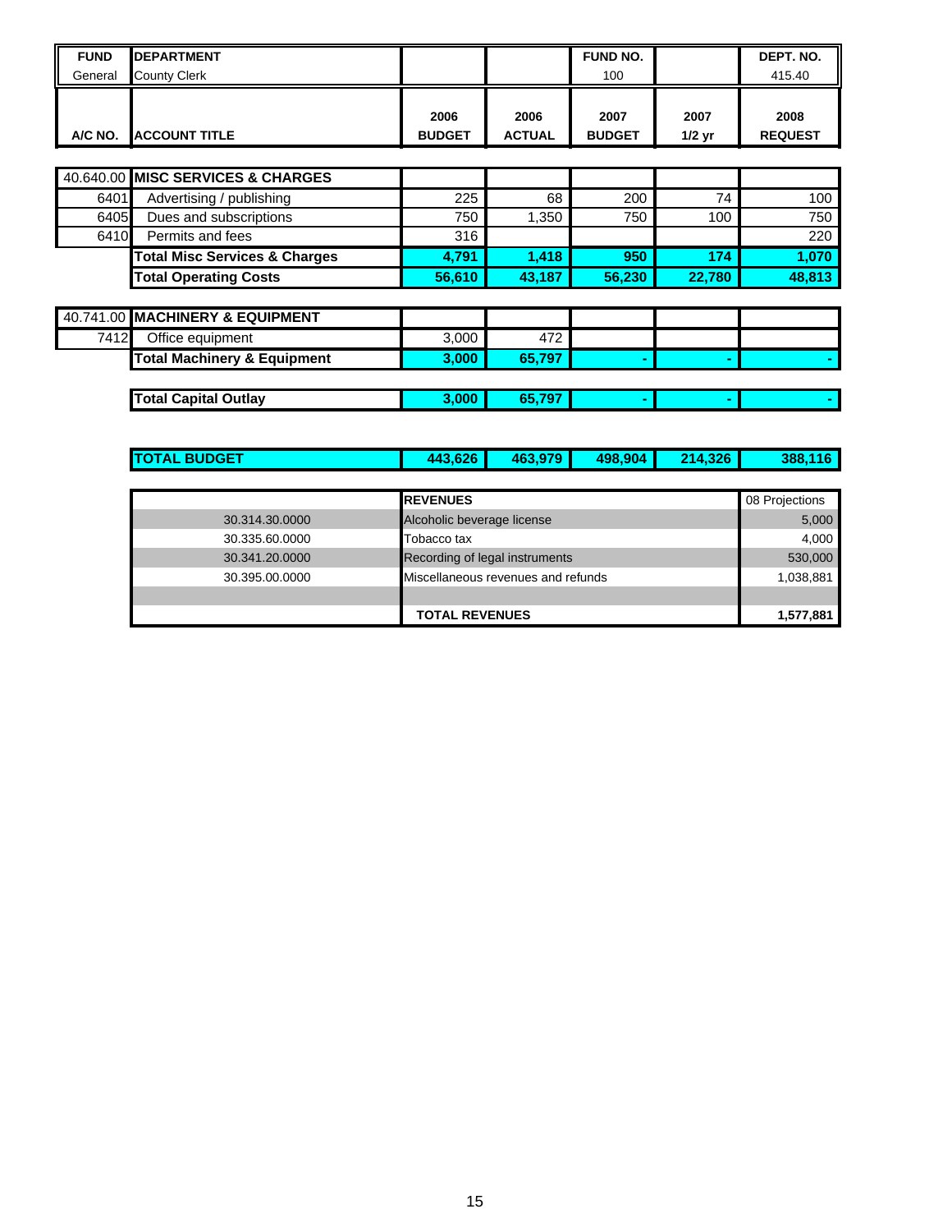| FUND | DEPARTMENT | | | FUND NO. | | DEPT. NO. |
|---|---|---|---|---|---|---|
| General | County Clerk | | | 100 | | 415.40 |
| **A/C NO.** | **ACCOUNT TITLE** | **2006 BUDGET** | **2006 ACTUAL** | **2007 BUDGET** | **2007 1/2 yr** | **2008 REQUEST** |
| 40.640.00 | **MISC SERVICES & CHARGES** | | | | | |
| 6401 | Advertising / publishing | 225 | 68 | 200 | 74 | 100 |
| 6405 | Dues and subscriptions | 750 | 1,350 | 750 | 100 | 750 |
| 6410 | Permits and fees | 316 | | | | 220 |
| | **Total Misc Services & Charges** | **4,791** | **1,418** | **950** | **174** | **1,070** |
| | **Total Operating Costs** | **56,610** | **43,187** | **56,230** | **22,780** | **48,813** |
| 40.741.00 | **MACHINERY & EQUIPMENT** | | | | | |
| 7412 | Office equipment | 3,000 | 472 | | | |
| | **Total Machinery & Equipment** | **3,000** | **65,797** | **-** | **-** | **-** |
| | **Total Capital Outlay** | **3,000** | **65,797** | **-** | **-** | **-** |
| | **TOTAL BUDGET** | **443,626** | **463,979** | **498,904** | **214,326** | **388,116** |

| | **REVENUES** | 08 Projections |
|---|---|---|
| 30.314.30.0000 | Alcoholic beverage license | 5,000 |
| 30.335.60.0000 | Tobacco tax | 4,000 |
| 30.341.20.0000 | Recording of legal instruments | 530,000 |
| 30.395.00.0000 | Miscellaneous revenues and refunds | 1,038,881 |
| | | |
| | **TOTAL REVENUES** | **1,577,881** |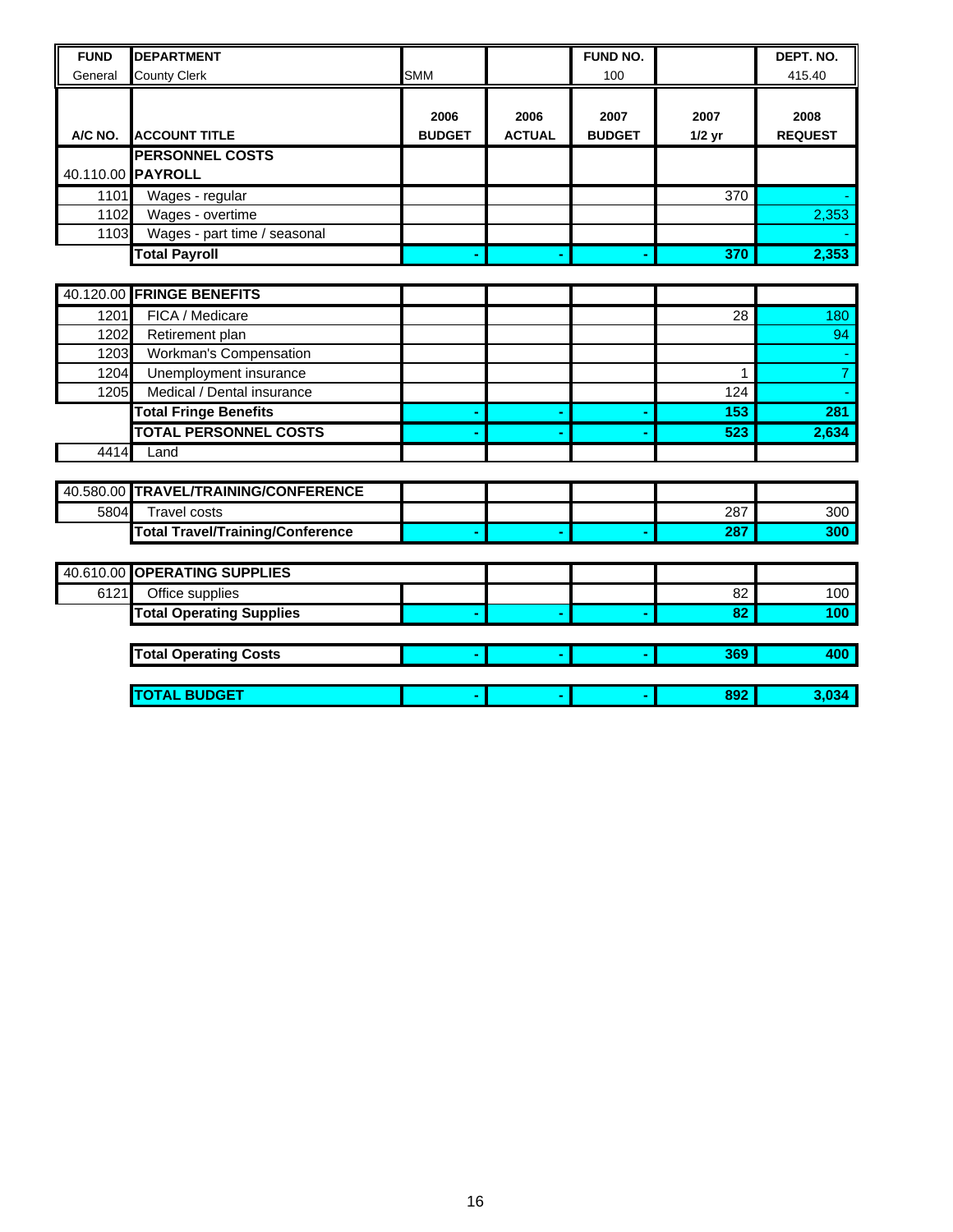| FUND | DEPARTMENT | | | FUND NO. | | DEPT. NO. |
|---|---|---|---|---|---|---|
| General | County Clerk | SMM | | 100 | | 415.40 |
| A/C NO. | ACCOUNT TITLE | 2006 BUDGET | 2006 ACTUAL | 2007 BUDGET | 2007 1/2 yr | 2008 REQUEST |
| | **PERSONNEL COSTS** | | | | | |
| 40.110.00 | **PAYROLL** | | | | | |
| 1101 | Wages - regular | | | | 370 | - |
| 1102 | Wages - overtime | | | | | 2,353 |
| 1103 | Wages - part time / seasonal | | | | | - |
| | **Total Payroll** | - | - | - | 370 | 2,353 |
| 40.120.00 | **FRINGE BENEFITS** | | | | | |
| 1201 | FICA / Medicare | | | | 28 | 180 |
| 1202 | Retirement plan | | | | | 94 |
| 1203 | Workman's Compensation | | | | | - |
| 1204 | Unemployment insurance | | | | 1 | 7 |
| 1205 | Medical / Dental insurance | | | | 124 | - |
| | **Total Fringe Benefits** | - | - | - | 153 | 281 |
| | **TOTAL PERSONNEL COSTS** | - | - | - | 523 | 2,634 |
| 4414 | Land | | | | | |
| 40.580.00 | **TRAVEL/TRAINING/CONFERENCE** | | | | | |
| 5804 | Travel costs | | | | 287 | 300 |
| | **Total Travel/Training/Conference** | - | - | - | 287 | 300 |
| 40.610.00 | **OPERATING SUPPLIES** | | | | | |
| 6121 | Office supplies | | | | 82 | 100 |
| | **Total Operating Supplies** | - | - | - | 82 | 100 |
| | **Total Operating Costs** | - | - | - | 369 | 400 |
| | **TOTAL BUDGET** | - | - | - | 892 | 3,034 |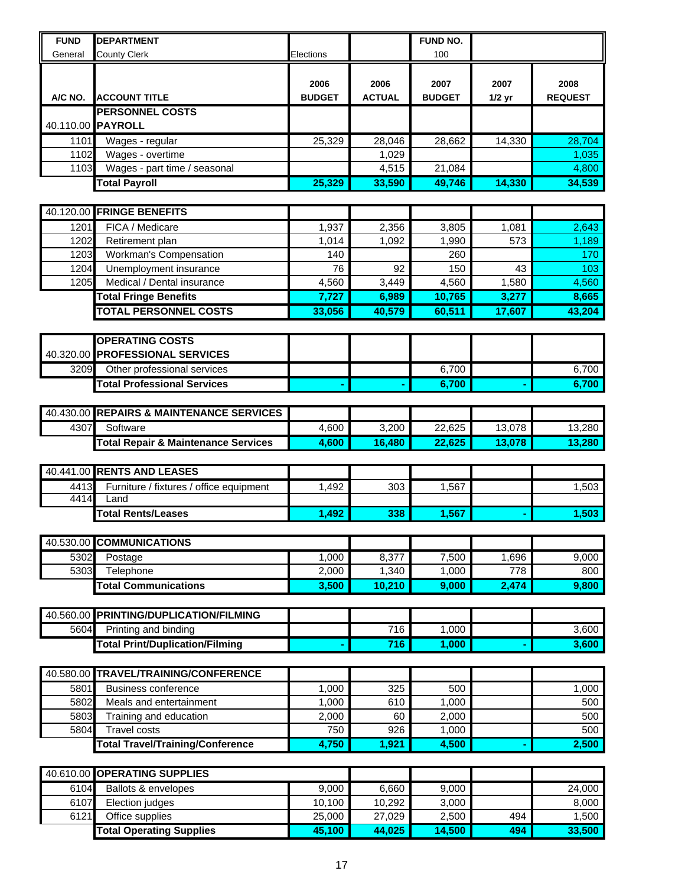| FUND | DEPARTMENT | | | FUND NO. | | |
|---|---|---|---|---|---|---|
| General | County Clerk | Elections | | 100 | | |

| A/C NO. | ACCOUNT TITLE | 2006 BUDGET | 2006 ACTUAL | 2007 BUDGET | 2007 1/2 yr | 2008 REQUEST |
|---|---|---|---|---|---|---|
| | **PERSONNEL COSTS** | | | | | |
| 40.110.00 | **PAYROLL** | | | | | |
| 1101 | Wages - regular | 25,329 | 28,046 | 28,662 | 14,330 | 28,704 |
| 1102 | Wages - overtime | | 1,029 | | | 1,035 |
| 1103 | Wages - part time / seasonal | | 4,515 | 21,084 | | 4,800 |
| | **Total Payroll** | **25,329** | **33,590** | **49,746** | **14,330** | **34,539** |
| 40.120.00 | **FRINGE BENEFITS** | | | | | |
| 1201 | FICA / Medicare | 1,937 | 2,356 | 3,805 | 1,081 | 2,643 |
| 1202 | Retirement plan | 1,014 | 1,092 | 1,990 | 573 | 1,189 |
| 1203 | Workman's Compensation | 140 | | 260 | | 170 |
| 1204 | Unemployment insurance | 76 | 92 | 150 | 43 | 103 |
| 1205 | Medical / Dental insurance | 4,560 | 3,449 | 4,560 | 1,580 | 4,560 |
| | **Total Fringe Benefits** | **7,727** | **6,989** | **10,765** | **3,277** | **8,665** |
| | **TOTAL PERSONNEL COSTS** | **33,056** | **40,579** | **60,511** | **17,607** | **43,204** |
| | **OPERATING COSTS** | | | | | |
| 40.320.00 | **PROFESSIONAL SERVICES** | | | | | |
| 3209 | Other professional services | | | 6,700 | | 6,700 |
| | **Total Professional Services** | **-** | **-** | **6,700** | **-** | **6,700** |
| 40.430.00 | **REPAIRS & MAINTENANCE SERVICES** | | | | | |
| 4307 | Software | 4,600 | 3,200 | 22,625 | 13,078 | 13,280 |
| | **Total Repair & Maintenance Services** | **4,600** | **16,480** | **22,625** | **13,078** | **13,280** |
| 40.441.00 | **RENTS AND LEASES** | | | | | |
| 4413 | Furniture / fixtures / office equipment | 1,492 | 303 | 1,567 | | 1,503 |
| 4414 | Land | | | | | |
| | **Total Rents/Leases** | **1,492** | **338** | **1,567** | **-** | **1,503** |
| 40.530.00 | **COMMUNICATIONS** | | | | | |
| 5302 | Postage | 1,000 | 8,377 | 7,500 | 1,696 | 9,000 |
| 5303 | Telephone | 2,000 | 1,340 | 1,000 | 778 | 800 |
| | **Total Communications** | **3,500** | **10,210** | **9,000** | **2,474** | **9,800** |
| 40.560.00 | **PRINTING/DUPLICATION/FILMING** | | | | | |
| 5604 | Printing and binding | | 716 | 1,000 | | 3,600 |
| | **Total Print/Duplication/Filming** | **-** | **716** | **1,000** | **-** | **3,600** |
| 40.580.00 | **TRAVEL/TRAINING/CONFERENCE** | | | | | |
| 5801 | Business conference | 1,000 | 325 | 500 | | 1,000 |
| 5802 | Meals and entertainment | 1,000 | 610 | 1,000 | | 500 |
| 5803 | Training and education | 2,000 | 60 | 2,000 | | 500 |
| 5804 | Travel costs | 750 | 926 | 1,000 | | 500 |
| | **Total Travel/Training/Conference** | **4,750** | **1,921** | **4,500** | **-** | **2,500** |
| 40.610.00 | **OPERATING SUPPLIES** | | | | | |
| 6104 | Ballots & envelopes | 9,000 | 6,660 | 9,000 | | 24,000 |
| 6107 | Election judges | 10,100 | 10,292 | 3,000 | | 8,000 |
| 6121 | Office supplies | 25,000 | 27,029 | 2,500 | 494 | 1,500 |
| | **Total Operating Supplies** | **45,100** | **44,025** | **14,500** | **494** | **33,500** |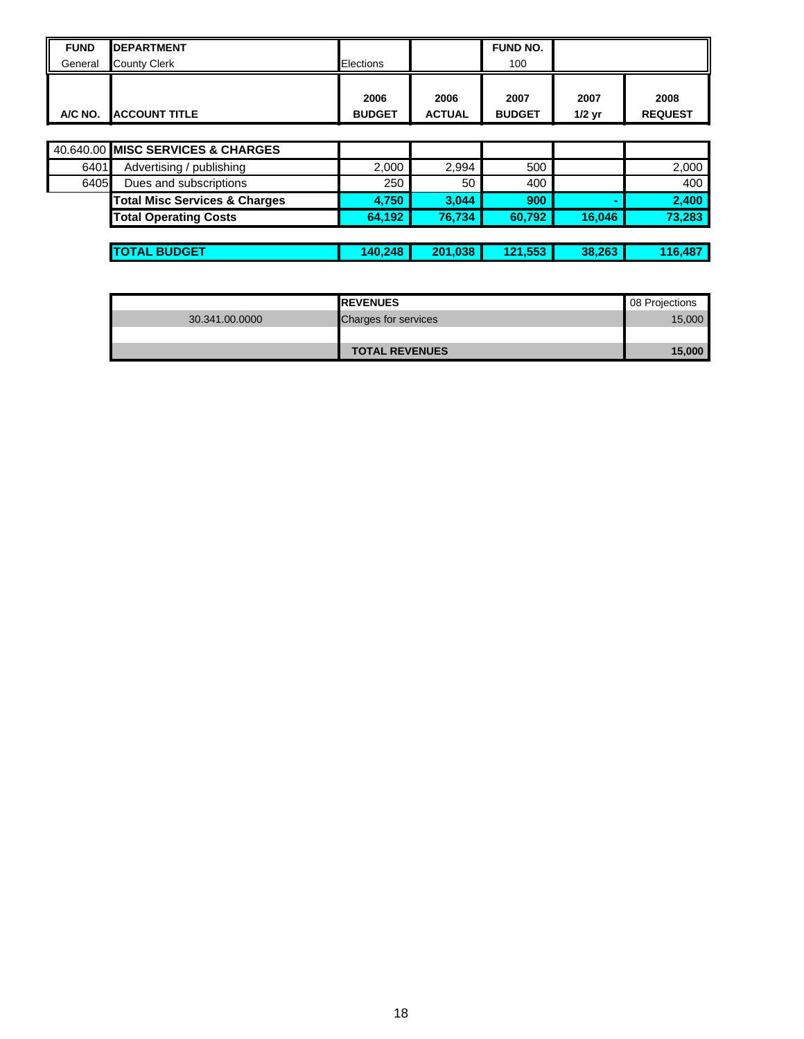| FUND | DEPARTMENT | | | FUND NO. | | |
|---|---|---|---|---|---|---|
| General | County Clerk | Elections | | 100 | | |
| **A/C NO.** | **ACCOUNT TITLE** | **2006 BUDGET** | **2006 ACTUAL** | **2007 BUDGET** | **2007 1/2 yr** | **2008 REQUEST** |
| 40.640.00 | **MISC SERVICES & CHARGES** | | | | | |
| 6401 | Advertising / publishing | 2,000 | 2,994 | 500 | | 2,000 |
| 6405 | Dues and subscriptions | 250 | 50 | 400 | | 400 |
| | **Total Misc Services & Charges** | **4,750** | **3,044** | **900** | **-** | **2,400** |
| | **Total Operating Costs** | **64,192** | **76,734** | **60,792** | **16,046** | **73,283** |
| | **TOTAL BUDGET** | **140,248** | **201,038** | **121,553** | **38,263** | **116,487** |

| | **REVENUES** | 08 Projections |
|---|---|---|
| 30.341.00.0000 | Charges for services | 15,000 |
| | | |
| | **TOTAL REVENUES** | **15,000** |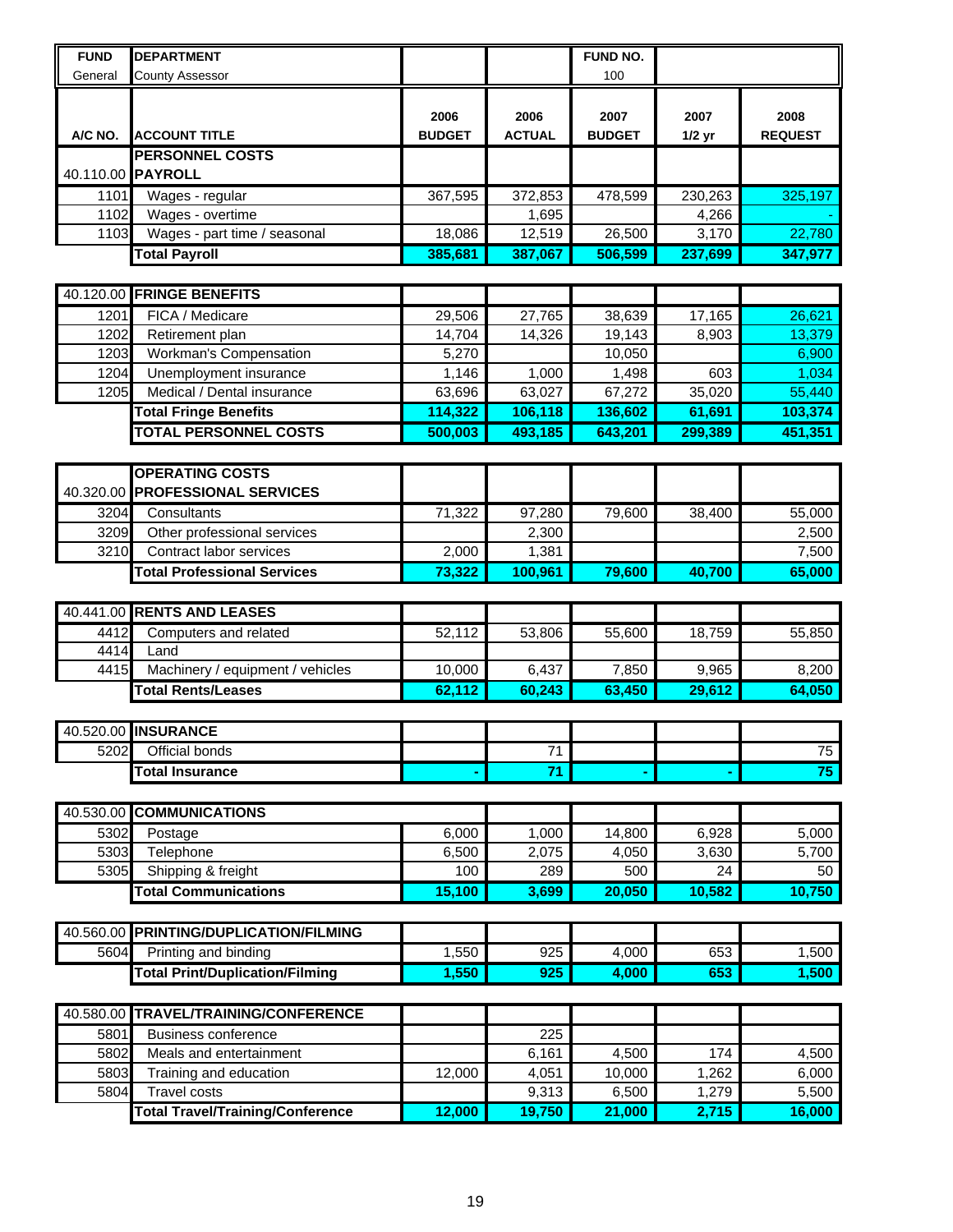| FUND | DEPARTMENT | | | FUND NO. | | |
|---|---|---|---|---|---|---|
| General | County Assessor | | | 100 | | |

| A/C NO. | ACCOUNT TITLE | 2006 BUDGET | 2006 ACTUAL | 2007 BUDGET | 2007 1/2 yr | 2008 REQUEST |
|---|---|---|---|---|---|---|
| | **PERSONNEL COSTS** | | | | | |
| 40.110.00 | **PAYROLL** | | | | | |
| 1101 | Wages - regular | 367,595 | 372,853 | 478,599 | 230,263 | 325,197 |
| 1102 | Wages - overtime | | 1,695 | | 4,266 | - |
| 1103 | Wages - part time / seasonal | 18,086 | 12,519 | 26,500 | 3,170 | 22,780 |
| | **Total Payroll** | **385,681** | **387,067** | **506,599** | **237,699** | **347,977** |
| | | | | | | |
| 40.120.00 | **FRINGE BENEFITS** | | | | | |
| 1201 | FICA / Medicare | 29,506 | 27,765 | 38,639 | 17,165 | 26,621 |
| 1202 | Retirement plan | 14,704 | 14,326 | 19,143 | 8,903 | 13,379 |
| 1203 | Workman's Compensation | 5,270 | | 10,050 | | 6,900 |
| 1204 | Unemployment insurance | 1,146 | 1,000 | 1,498 | 603 | 1,034 |
| 1205 | Medical / Dental insurance | 63,696 | 63,027 | 67,272 | 35,020 | 55,440 |
| | **Total Fringe Benefits** | **114,322** | **106,118** | **136,602** | **61,691** | **103,374** |
| | **TOTAL PERSONNEL COSTS** | **500,003** | **493,185** | **643,201** | **299,389** | **451,351** |
| | | | | | | |
| | **OPERATING COSTS** | | | | | |
| 40.320.00 | **PROFESSIONAL SERVICES** | | | | | |
| 3204 | Consultants | 71,322 | 97,280 | 79,600 | 38,400 | 55,000 |
| 3209 | Other professional services | | 2,300 | | | 2,500 |
| 3210 | Contract labor services | 2,000 | 1,381 | | | 7,500 |
| | **Total Professional Services** | **73,322** | **100,961** | **79,600** | **40,700** | **65,000** |
| | | | | | | |
| 40.441.00 | **RENTS AND LEASES** | | | | | |
| 4412 | Computers and related | 52,112 | 53,806 | 55,600 | 18,759 | 55,850 |
| 4414 | Land | | | | | |
| 4415 | Machinery / equipment / vehicles | 10,000 | 6,437 | 7,850 | 9,965 | 8,200 |
| | **Total Rents/Leases** | **62,112** | **60,243** | **63,450** | **29,612** | **64,050** |
| | | | | | | |
| 40.520.00 | **INSURANCE** | | | | | |
| 5202 | Official bonds | | 71 | | | 75 |
| | **Total Insurance** | **-** | **71** | **-** | **-** | **75** |
| | | | | | | |
| 40.530.00 | **COMMUNICATIONS** | | | | | |
| 5302 | Postage | 6,000 | 1,000 | 14,800 | 6,928 | 5,000 |
| 5303 | Telephone | 6,500 | 2,075 | 4,050 | 3,630 | 5,700 |
| 5305 | Shipping & freight | 100 | 289 | 500 | 24 | 50 |
| | **Total Communications** | **15,100** | **3,699** | **20,050** | **10,582** | **10,750** |
| | | | | | | |
| 40.560.00 | **PRINTING/DUPLICATION/FILMING** | | | | | |
| 5604 | Printing and binding | 1,550 | 925 | 4,000 | 653 | 1,500 |
| | **Total Print/Duplication/Filming** | **1,550** | **925** | **4,000** | **653** | **1,500** |
| | | | | | | |
| 40.580.00 | **TRAVEL/TRAINING/CONFERENCE** | | | | | |
| 5801 | Business conference | | 225 | | | |
| 5802 | Meals and entertainment | | 6,161 | 4,500 | 174 | 4,500 |
| 5803 | Training and education | 12,000 | 4,051 | 10,000 | 1,262 | 6,000 |
| 5804 | Travel costs | | 9,313 | 6,500 | 1,279 | 5,500 |
| | **Total Travel/Training/Conference** | **12,000** | **19,750** | **21,000** | **2,715** | **16,000** |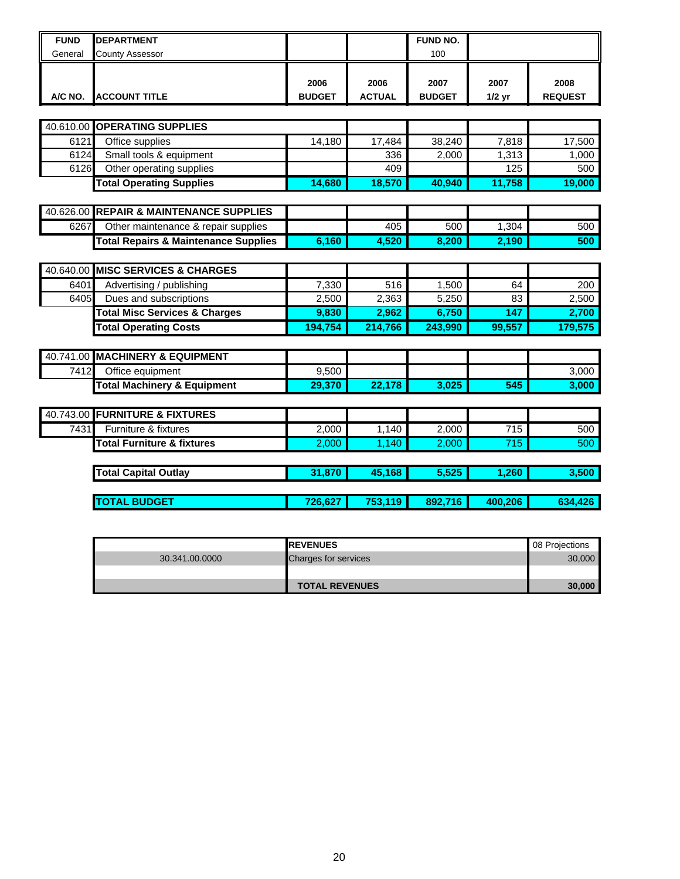| FUND | DEPARTMENT | | | FUND NO. | | |
|---|---|---|---|---|---|---|
| General | County Assessor | | | 100 | | |

| A/C NO. | ACCOUNT TITLE | 2006 BUDGET | 2006 ACTUAL | 2007 BUDGET | 2007 1/2 yr | 2008 REQUEST |
|---|---|---|---|---|---|---|
| 40.610.00 | **OPERATING SUPPLIES** | | | | | |
| 6121 | Office supplies | 14,180 | 17,484 | 38,240 | 7,818 | 17,500 |
| 6124 | Small tools & equipment | | 336 | 2,000 | 1,313 | 1,000 |
| 6126 | Other operating supplies | | 409 | | 125 | 500 |
| | **Total Operating Supplies** | **14,680** | **18,570** | **40,940** | **11,758** | **19,000** |
| 40.626.00 | **REPAIR & MAINTENANCE SUPPLIES** | | | | | |
| 6267 | Other maintenance & repair supplies | | 405 | 500 | 1,304 | 500 |
| | **Total Repairs & Maintenance Supplies** | **6,160** | **4,520** | **8,200** | **2,190** | **500** |
| 40.640.00 | **MISC SERVICES & CHARGES** | | | | | |
| 6401 | Advertising / publishing | 7,330 | 516 | 1,500 | 64 | 200 |
| 6405 | Dues and subscriptions | 2,500 | 2,363 | 5,250 | 83 | 2,500 |
| | **Total Misc Services & Charges** | **9,830** | **2,962** | **6,750** | **147** | **2,700** |
| | **Total Operating Costs** | **194,754** | **214,766** | **243,990** | **99,557** | **179,575** |
| 40.741.00 | **MACHINERY & EQUIPMENT** | | | | | |
| 7412 | Office equipment | 9,500 | | | | 3,000 |
| | **Total Machinery & Equipment** | **29,370** | **22,178** | **3,025** | **545** | **3,000** |
| 40.743.00 | **FURNITURE & FIXTURES** | | | | | |
| 7431 | Furniture & fixtures | 2,000 | 1,140 | 2,000 | 715 | 500 |
| | **Total Furniture & fixtures** | 2,000 | 1,140 | 2,000 | 715 | 500 |
| | **Total Capital Outlay** | **31,870** | **45,168** | **5,525** | **1,260** | **3,500** |
| | **TOTAL BUDGET** | **726,627** | **753,119** | **892,716** | **400,206** | **634,426** |

| | REVENUES | 08 Projections |
|---|---|---|
| 30.341.00.0000 | Charges for services | 30,000 |
| | | |
| | **TOTAL REVENUES** | **30,000** |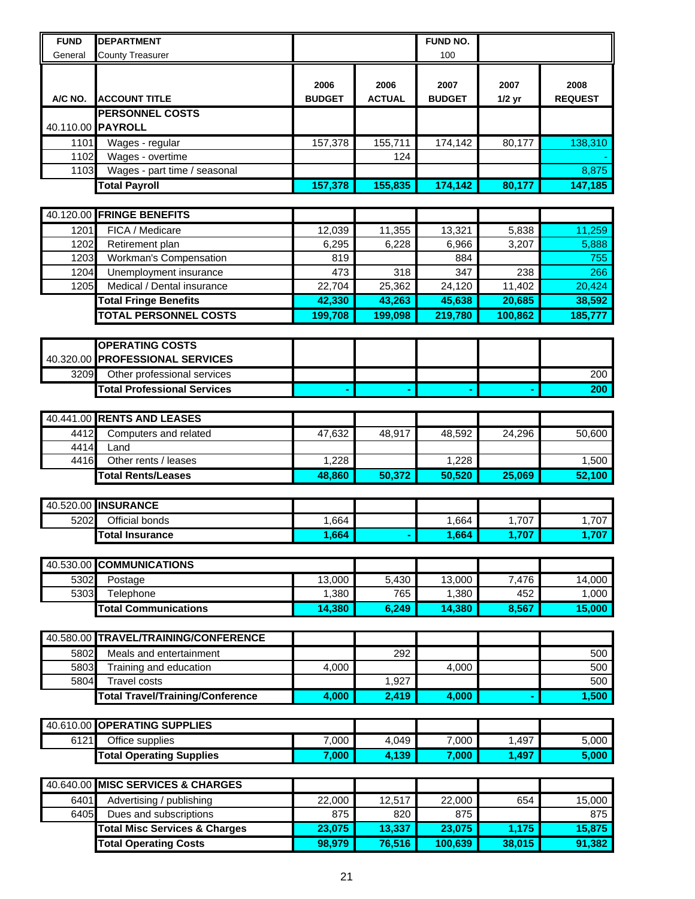| FUND | DEPARTMENT | | | FUND NO. | | |
|---|---|---|---|---|---|---|
| General | County Treasurer | | | 100 | | |

| A/C NO. | ACCOUNT TITLE | 2006 BUDGET | 2006 ACTUAL | 2007 BUDGET | 2007 1/2 yr | 2008 REQUEST |
|---|---|---|---|---|---|---|
| | **PERSONNEL COSTS** | | | | | |
| 40.110.00 | **PAYROLL** | | | | | |
| 1101 | Wages - regular | 157,378 | 155,711 | 174,142 | 80,177 | 138,310 |
| 1102 | Wages - overtime | | 124 | | | - |
| 1103 | Wages - part time / seasonal | | | | | 8,875 |
| | **Total Payroll** | **157,378** | **155,835** | **174,142** | **80,177** | **147,185** |
| 40.120.00 | **FRINGE BENEFITS** | | | | | |
| 1201 | FICA / Medicare | 12,039 | 11,355 | 13,321 | 5,838 | 11,259 |
| 1202 | Retirement plan | 6,295 | 6,228 | 6,966 | 3,207 | 5,888 |
| 1203 | Workman's Compensation | 819 | | 884 | | 755 |
| 1204 | Unemployment insurance | 473 | 318 | 347 | 238 | 266 |
| 1205 | Medical / Dental insurance | 22,704 | 25,362 | 24,120 | 11,402 | 20,424 |
| | **Total Fringe Benefits** | **42,330** | **43,263** | **45,638** | **20,685** | **38,592** |
| | **TOTAL PERSONNEL COSTS** | **199,708** | **199,098** | **219,780** | **100,862** | **185,777** |
| | **OPERATING COSTS** | | | | | |
| 40.320.00 | **PROFESSIONAL SERVICES** | | | | | |
| 3209 | Other professional services | | | | | 200 |
| | **Total Professional Services** | **-** | **-** | **-** | **-** | **200** |
| 40.441.00 | **RENTS AND LEASES** | | | | | |
| 4412 | Computers and related | 47,632 | 48,917 | 48,592 | 24,296 | 50,600 |
| 4414 | Land | | | | | |
| 4416 | Other rents / leases | 1,228 | | 1,228 | | 1,500 |
| | **Total Rents/Leases** | **48,860** | **50,372** | **50,520** | **25,069** | **52,100** |
| 40.520.00 | **INSURANCE** | | | | | |
| 5202 | Official bonds | 1,664 | | 1,664 | 1,707 | 1,707 |
| | **Total Insurance** | **1,664** | **-** | **1,664** | **1,707** | **1,707** |
| 40.530.00 | **COMMUNICATIONS** | | | | | |
| 5302 | Postage | 13,000 | 5,430 | 13,000 | 7,476 | 14,000 |
| 5303 | Telephone | 1,380 | 765 | 1,380 | 452 | 1,000 |
| | **Total Communications** | **14,380** | **6,249** | **14,380** | **8,567** | **15,000** |
| 40.580.00 | **TRAVEL/TRAINING/CONFERENCE** | | | | | |
| 5802 | Meals and entertainment | | 292 | | | 500 |
| 5803 | Training and education | 4,000 | | 4,000 | | 500 |
| 5804 | Travel costs | | 1,927 | | | 500 |
| | **Total Travel/Training/Conference** | **4,000** | **2,419** | **4,000** | **-** | **1,500** |
| 40.610.00 | **OPERATING SUPPLIES** | | | | | |
| 6121 | Office supplies | 7,000 | 4,049 | 7,000 | 1,497 | 5,000 |
| | **Total Operating Supplies** | **7,000** | **4,139** | **7,000** | **1,497** | **5,000** |
| 40.640.00 | **MISC SERVICES & CHARGES** | | | | | |
| 6401 | Advertising / publishing | 22,000 | 12,517 | 22,000 | 654 | 15,000 |
| 6405 | Dues and subscriptions | 875 | 820 | 875 | | 875 |
| | **Total Misc Services & Charges** | **23,075** | **13,337** | **23,075** | **1,175** | **15,875** |
| | **Total Operating Costs** | **98,979** | **76,516** | **100,639** | **38,015** | **91,382** |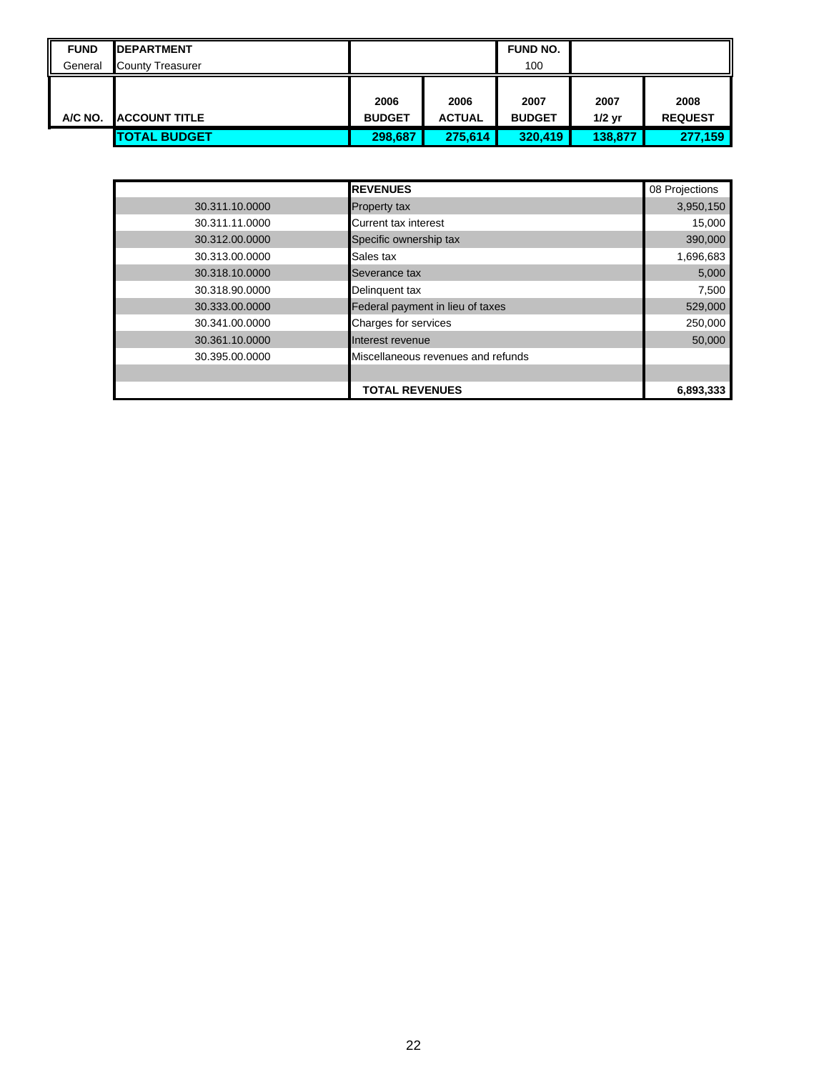| FUND | DEPARTMENT | | | FUND NO. | | |
|---|---|---|---|---|---|---|
| General | County Treasurer | | | 100 | | |
| A/C NO. | ACCOUNT TITLE | 2006 BUDGET | 2006 ACTUAL | 2007 BUDGET | 2007 1/2 yr | 2008 REQUEST |
| | **TOTAL BUDGET** | **298,687** | **275,614** | **320,419** | **138,877** | **277,159** |

| | **REVENUES** | 08 Projections |
|---|---|---|
| 30.311.10.0000 | Property tax | 3,950,150 |
| 30.311.11.0000 | Current tax interest | 15,000 |
| 30.312.00.0000 | Specific ownership tax | 390,000 |
| 30.313.00.0000 | Sales tax | 1,696,683 |
| 30.318.10.0000 | Severance tax | 5,000 |
| 30.318.90.0000 | Delinquent tax | 7,500 |
| 30.333.00.0000 | Federal payment in lieu of taxes | 529,000 |
| 30.341.00.0000 | Charges for services | 250,000 |
| 30.361.10.0000 | Interest revenue | 50,000 |
| 30.395.00.0000 | Miscellaneous revenues and refunds | |
| | | |
| | **TOTAL REVENUES** | **6,893,333** |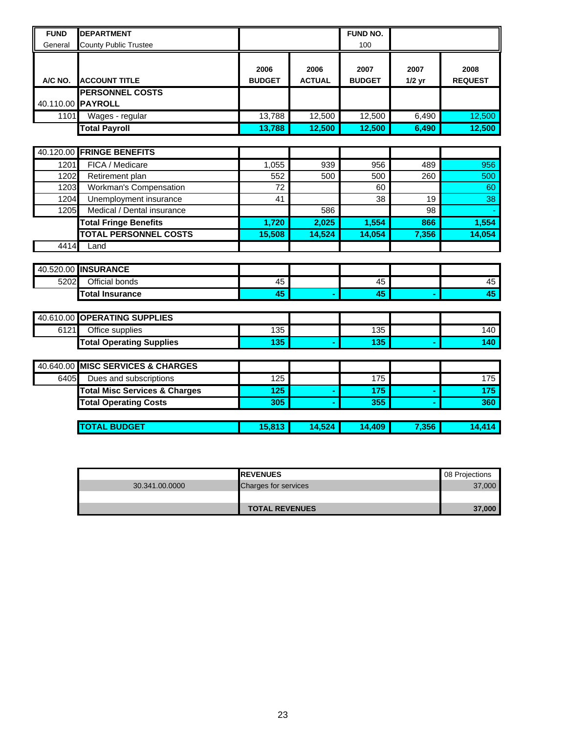| FUND | DEPARTMENT | | | FUND NO. | | |
|---|---|---|---|---|---|---|
| General | County Public Trustee | | | 100 | | |
| **A/C NO.** | **ACCOUNT TITLE** | **2006 BUDGET** | **2006 ACTUAL** | **2007 BUDGET** | **2007 1/2 yr** | **2008 REQUEST** |
| | **PERSONNEL COSTS** | | | | | |
| 40.110.00 | **PAYROLL** | | | | | |
| 1101 | Wages - regular | 13,788 | 12,500 | 12,500 | 6,490 | 12,500 |
| | **Total Payroll** | **13,788** | **12,500** | **12,500** | **6,490** | **12,500** |
| 40.120.00 | **FRINGE BENEFITS** | | | | | |
| 1201 | FICA / Medicare | 1,055 | 939 | 956 | 489 | 956 |
| 1202 | Retirement plan | 552 | 500 | 500 | 260 | 500 |
| 1203 | Workman's Compensation | 72 | | 60 | | 60 |
| 1204 | Unemployment insurance | 41 | | 38 | 19 | 38 |
| 1205 | Medical / Dental insurance | | 586 | | 98 | - |
| | **Total Fringe Benefits** | **1,720** | **2,025** | **1,554** | **866** | **1,554** |
| | **TOTAL PERSONNEL COSTS** | **15,508** | **14,524** | **14,054** | **7,356** | **14,054** |
| 4414 | Land | | | | | |
| 40.520.00 | **INSURANCE** | | | | | |
| 5202 | Official bonds | 45 | | 45 | | 45 |
| | **Total Insurance** | **45** | **-** | **45** | **-** | **45** |
| 40.610.00 | **OPERATING SUPPLIES** | | | | | |
| 6121 | Office supplies | 135 | | 135 | | 140 |
| | **Total Operating Supplies** | **135** | **-** | **135** | **-** | **140** |
| 40.640.00 | **MISC SERVICES & CHARGES** | | | | | |
| 6405 | Dues and subscriptions | 125 | | 175 | | 175 |
| | **Total Misc Services & Charges** | **125** | **-** | **175** | **-** | **175** |
| | **Total Operating Costs** | **305** | **-** | **355** | **-** | **360** |
| | **TOTAL BUDGET** | **15,813** | **14,524** | **14,409** | **7,356** | **14,414** |

| | **REVENUES** | 08 Projections |
|---|---|---|
| 30.341.00.0000 | Charges for services | 37,000 |
| | | |
| | **TOTAL REVENUES** | **37,000** |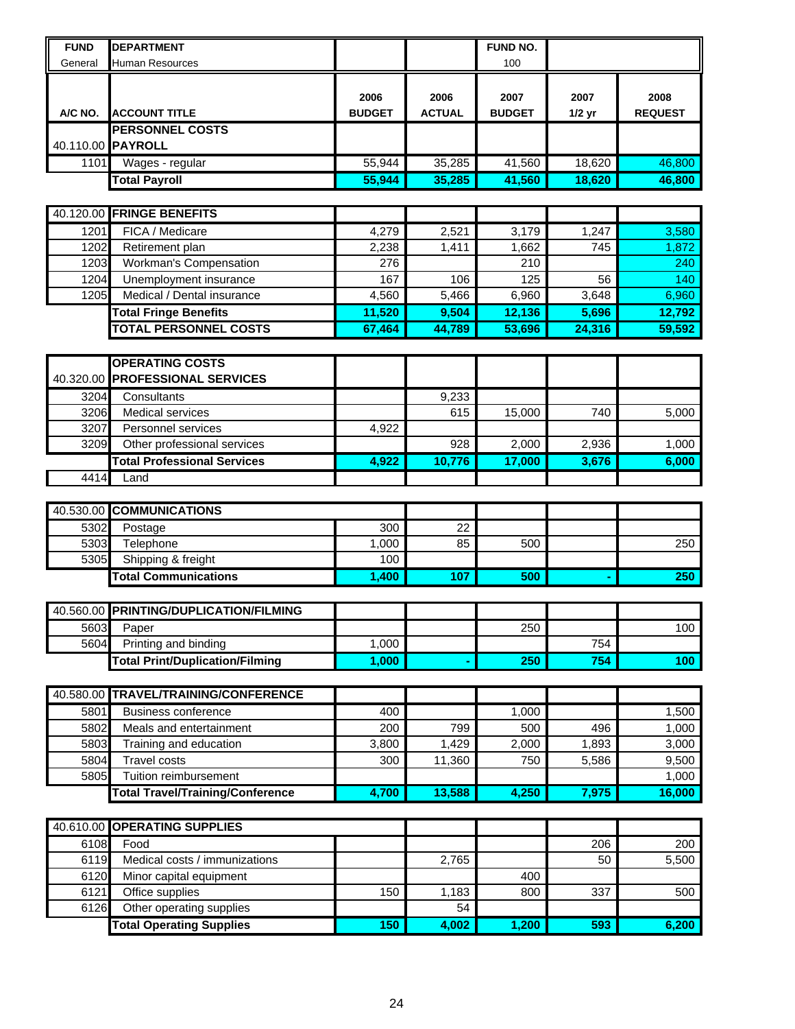| FUND | DEPARTMENT | | | FUND NO. | | |
|---|---|---|---|---|---|---|
| General | Human Resources | | | 100 | | |
| **A/C NO.** | **ACCOUNT TITLE** | **2006 BUDGET** | **2006 ACTUAL** | **2007 BUDGET** | **2007 1/2 yr** | **2008 REQUEST** |
| | **PERSONNEL COSTS** | | | | | |
| 40.110.00 | **PAYROLL** | | | | | |
| 1101 | Wages - regular | 55,944 | 35,285 | 41,560 | 18,620 | 46,800 |
| | **Total Payroll** | **55,944** | **35,285** | **41,560** | **18,620** | **46,800** |
| 40.120.00 | **FRINGE BENEFITS** | | | | | |
| 1201 | FICA / Medicare | 4,279 | 2,521 | 3,179 | 1,247 | 3,580 |
| 1202 | Retirement plan | 2,238 | 1,411 | 1,662 | 745 | 1,872 |
| 1203 | Workman's Compensation | 276 | | 210 | | 240 |
| 1204 | Unemployment insurance | 167 | 106 | 125 | 56 | 140 |
| 1205 | Medical / Dental insurance | 4,560 | 5,466 | 6,960 | 3,648 | 6,960 |
| | **Total Fringe Benefits** | **11,520** | **9,504** | **12,136** | **5,696** | **12,792** |
| | **TOTAL PERSONNEL COSTS** | **67,464** | **44,789** | **53,696** | **24,316** | **59,592** |
| | **OPERATING COSTS** | | | | | |
| 40.320.00 | **PROFESSIONAL SERVICES** | | | | | |
| 3204 | Consultants | | 9,233 | | | |
| 3206 | Medical services | | 615 | 15,000 | 740 | 5,000 |
| 3207 | Personnel services | 4,922 | | | | |
| 3209 | Other professional services | | 928 | 2,000 | 2,936 | 1,000 |
| | **Total Professional Services** | **4,922** | **10,776** | **17,000** | **3,676** | **6,000** |
| 4414 | Land | | | | | |
| 40.530.00 | **COMMUNICATIONS** | | | | | |
| 5302 | Postage | 300 | 22 | | | |
| 5303 | Telephone | 1,000 | 85 | 500 | | 250 |
| 5305 | Shipping & freight | 100 | | | | |
| | **Total Communications** | **1,400** | **107** | **500** | **-** | **250** |
| 40.560.00 | **PRINTING/DUPLICATION/FILMING** | | | | | |
| 5603 | Paper | | | 250 | | 100 |
| 5604 | Printing and binding | 1,000 | | | 754 | |
| | **Total Print/Duplication/Filming** | **1,000** | **-** | **250** | **754** | **100** |
| 40.580.00 | **TRAVEL/TRAINING/CONFERENCE** | | | | | |
| 5801 | Business conference | 400 | | 1,000 | | 1,500 |
| 5802 | Meals and entertainment | 200 | 799 | 500 | 496 | 1,000 |
| 5803 | Training and education | 3,800 | 1,429 | 2,000 | 1,893 | 3,000 |
| 5804 | Travel costs | 300 | 11,360 | 750 | 5,586 | 9,500 |
| 5805 | Tuition reimbursement | | | | | 1,000 |
| | **Total Travel/Training/Conference** | **4,700** | **13,588** | **4,250** | **7,975** | **16,000** |
| 40.610.00 | **OPERATING SUPPLIES** | | | | | |
| 6108 | Food | | | | 206 | 200 |
| 6119 | Medical costs / immunizations | | 2,765 | | 50 | 5,500 |
| 6120 | Minor capital equipment | | | 400 | | |
| 6121 | Office supplies | 150 | 1,183 | 800 | 337 | 500 |
| 6126 | Other operating supplies | | 54 | | | |
| | **Total Operating Supplies** | **150** | **4,002** | **1,200** | **593** | **6,200** |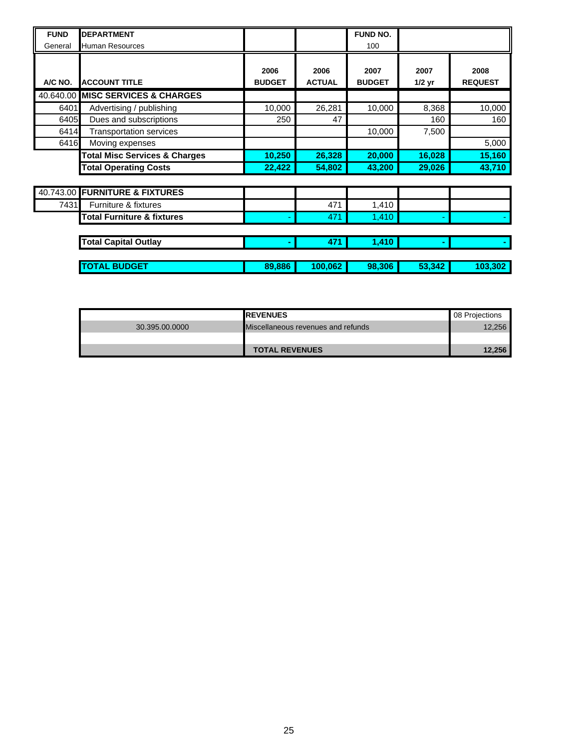| FUND | DEPARTMENT | | | FUND NO. | | |
|---|---|---|---|---|---|---|
| General | Human Resources | | | 100 | | |
| **A/C NO.** | **ACCOUNT TITLE** | **2006 BUDGET** | **2006 ACTUAL** | **2007 BUDGET** | **2007 1/2 yr** | **2008 REQUEST** |
| 40.640.00 | **MISC SERVICES & CHARGES** | | | | | |
| 6401 | Advertising / publishing | 10,000 | 26,281 | 10,000 | 8,368 | 10,000 |
| 6405 | Dues and subscriptions | 250 | 47 | | 160 | 160 |
| 6414 | Transportation services | | | 10,000 | 7,500 | |
| 6416 | Moving expenses | | | | | 5,000 |
| | **Total Misc Services & Charges** | **10,250** | **26,328** | **20,000** | **16,028** | **15,160** |
| | **Total Operating Costs** | **22,422** | **54,802** | **43,200** | **29,026** | **43,710** |
| 40.743.00 | **FURNITURE & FIXTURES** | | | | | |
| 7431 | Furniture & fixtures | | 471 | 1,410 | | |
| | **Total Furniture & fixtures** | - | 471 | 1,410 | - | - |
| | **Total Capital Outlay** | **-** | **471** | **1,410** | **-** | **-** |
| | **TOTAL BUDGET** | **89,886** | **100,062** | **98,306** | **53,342** | **103,302** |

| | **REVENUES** | 08 Projections |
|---|---|---|
| 30.395.00.0000 | Miscellaneous revenues and refunds | 12,256 |
| | | |
| | **TOTAL REVENUES** | **12,256** |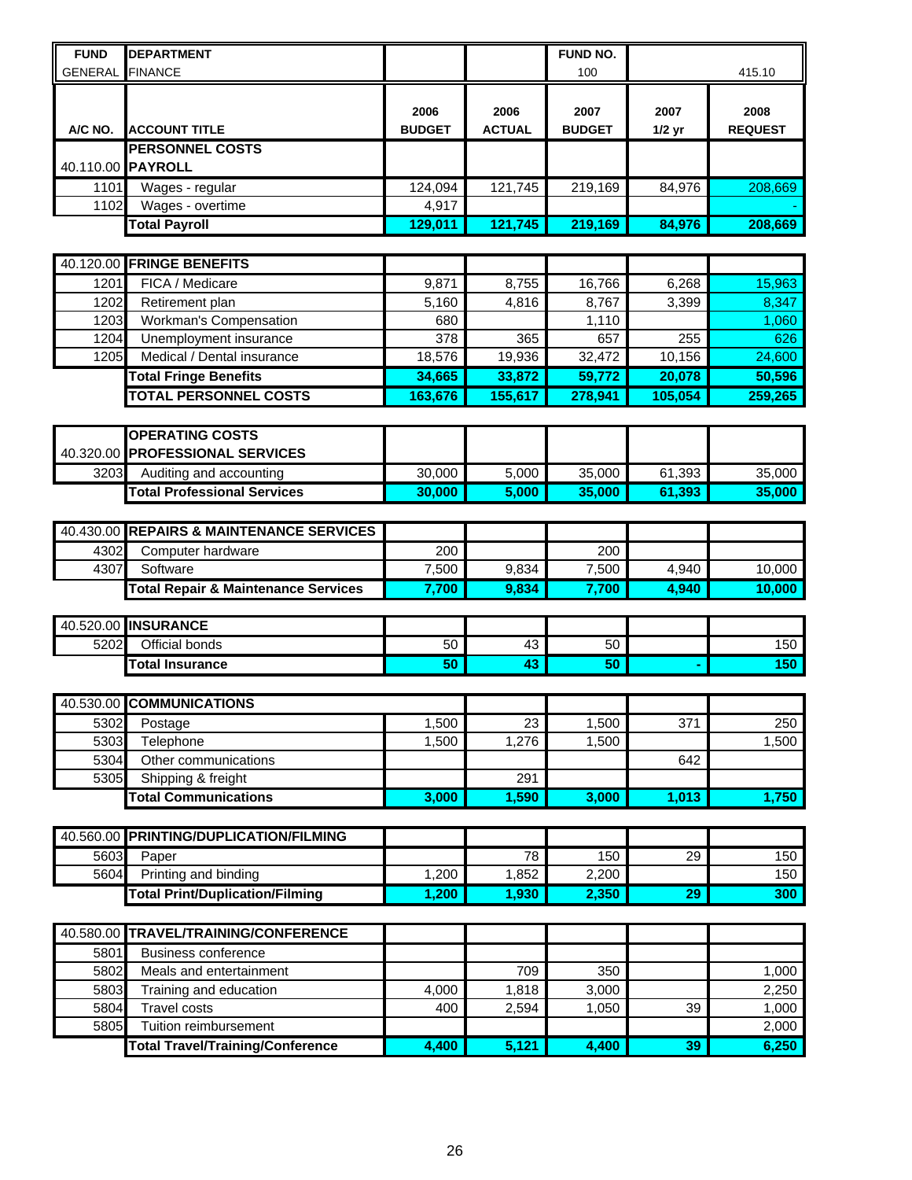| FUND | DEPARTMENT | | | FUND NO. | | |
|---|---|---|---|---|---|---|
| GENERAL | FINANCE | | | 100 | | 415.10 |
| **A/C NO.** | **ACCOUNT TITLE** | **2006 BUDGET** | **2006 ACTUAL** | **2007 BUDGET** | **2007 1/2 yr** | **2008 REQUEST** |
| | **PERSONNEL COSTS** | | | | | |
| 40.110.00 | **PAYROLL** | | | | | |
| 1101 | Wages - regular | 124,094 | 121,745 | 219,169 | 84,976 | 208,669 |
| 1102 | Wages - overtime | 4,917 | | | | - |
| | **Total Payroll** | **129,011** | **121,745** | **219,169** | **84,976** | **208,669** |
| 40.120.00 | **FRINGE BENEFITS** | | | | | |
| 1201 | FICA / Medicare | 9,871 | 8,755 | 16,766 | 6,268 | 15,963 |
| 1202 | Retirement plan | 5,160 | 4,816 | 8,767 | 3,399 | 8,347 |
| 1203 | Workman's Compensation | 680 | | 1,110 | | 1,060 |
| 1204 | Unemployment insurance | 378 | 365 | 657 | 255 | 626 |
| 1205 | Medical / Dental insurance | 18,576 | 19,936 | 32,472 | 10,156 | 24,600 |
| | **Total Fringe Benefits** | **34,665** | **33,872** | **59,772** | **20,078** | **50,596** |
| | **TOTAL PERSONNEL COSTS** | **163,676** | **155,617** | **278,941** | **105,054** | **259,265** |
| | **OPERATING COSTS** | | | | | |
| 40.320.00 | **PROFESSIONAL SERVICES** | | | | | |
| 3203 | Auditing and accounting | 30,000 | 5,000 | 35,000 | 61,393 | 35,000 |
| | **Total Professional Services** | **30,000** | **5,000** | **35,000** | **61,393** | **35,000** |
| 40.430.00 | **REPAIRS & MAINTENANCE SERVICES** | | | | | |
| 4302 | Computer hardware | 200 | | 200 | | |
| 4307 | Software | 7,500 | 9,834 | 7,500 | 4,940 | 10,000 |
| | **Total Repair & Maintenance Services** | **7,700** | **9,834** | **7,700** | **4,940** | **10,000** |
| 40.520.00 | **INSURANCE** | | | | | |
| 5202 | Official bonds | 50 | 43 | 50 | | 150 |
| | **Total Insurance** | **50** | **43** | **50** | **-** | **150** |
| 40.530.00 | **COMMUNICATIONS** | | | | | |
| 5302 | Postage | 1,500 | 23 | 1,500 | 371 | 250 |
| 5303 | Telephone | 1,500 | 1,276 | 1,500 | | 1,500 |
| 5304 | Other communications | | | | 642 | |
| 5305 | Shipping & freight | | 291 | | | |
| | **Total Communications** | **3,000** | **1,590** | **3,000** | **1,013** | **1,750** |
| 40.560.00 | **PRINTING/DUPLICATION/FILMING** | | | | | |
| 5603 | Paper | | 78 | 150 | 29 | 150 |
| 5604 | Printing and binding | 1,200 | 1,852 | 2,200 | | 150 |
| | **Total Print/Duplication/Filming** | **1,200** | **1,930** | **2,350** | **29** | **300** |
| 40.580.00 | **TRAVEL/TRAINING/CONFERENCE** | | | | | |
| 5801 | Business conference | | | | | |
| 5802 | Meals and entertainment | | 709 | 350 | | 1,000 |
| 5803 | Training and education | 4,000 | 1,818 | 3,000 | | 2,250 |
| 5804 | Travel costs | 400 | 2,594 | 1,050 | 39 | 1,000 |
| 5805 | Tuition reimbursement | | | | | 2,000 |
| | **Total Travel/Training/Conference** | **4,400** | **5,121** | **4,400** | **39** | **6,250** |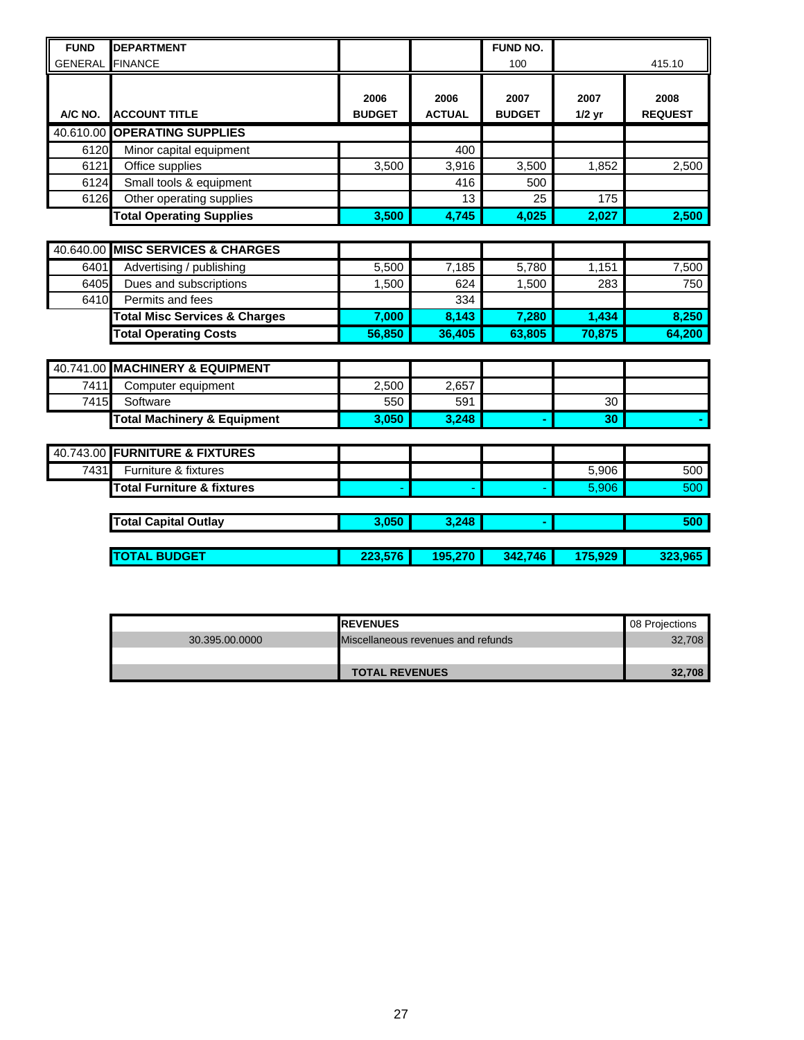| FUND | DEPARTMENT | | | FUND NO. | | |
|---|---|---|---|---|---|---|
| GENERAL | FINANCE | | | 100 | | 415.10 |
| **A/C NO.** | **ACCOUNT TITLE** | **2006 BUDGET** | **2006 ACTUAL** | **2007 BUDGET** | **2007 1/2 yr** | **2008 REQUEST** |
| 40.610.00 | **OPERATING SUPPLIES** | | | | | |
| 6120 | Minor capital equipment | | 400 | | | |
| 6121 | Office supplies | 3,500 | 3,916 | 3,500 | 1,852 | 2,500 |
| 6124 | Small tools & equipment | | 416 | 500 | | |
| 6126 | Other operating supplies | | 13 | 25 | 175 | |
| | **Total Operating Supplies** | **3,500** | **4,745** | **4,025** | **2,027** | **2,500** |
| 40.640.00 | **MISC SERVICES & CHARGES** | | | | | |
| 6401 | Advertising / publishing | 5,500 | 7,185 | 5,780 | 1,151 | 7,500 |
| 6405 | Dues and subscriptions | 1,500 | 624 | 1,500 | 283 | 750 |
| 6410 | Permits and fees | | 334 | | | |
| | **Total Misc Services & Charges** | **7,000** | **8,143** | **7,280** | **1,434** | **8,250** |
| | **Total Operating Costs** | **56,850** | **36,405** | **63,805** | **70,875** | **64,200** |
| 40.741.00 | **MACHINERY & EQUIPMENT** | | | | | |
| 7411 | Computer equipment | 2,500 | 2,657 | | | |
| 7415 | Software | 550 | 591 | | 30 | |
| | **Total Machinery & Equipment** | **3,050** | **3,248** | **-** | **30** | **-** |
| 40.743.00 | **FURNITURE & FIXTURES** | | | | | |
| 7431 | Furniture & fixtures | | | | 5,906 | 500 |
| | **Total Furniture & fixtures** | - | - | - | 5,906 | 500 |
| | **Total Capital Outlay** | **3,050** | **3,248** | **-** | | **500** |
| | **TOTAL BUDGET** | **223,576** | **195,270** | **342,746** | **175,929** | **323,965** |

| | REVENUES | 08 Projections |
|---|---|---|
| 30.395.00.0000 | Miscellaneous revenues and refunds | 32,708 |
| | | |
| | **TOTAL REVENUES** | **32,708** |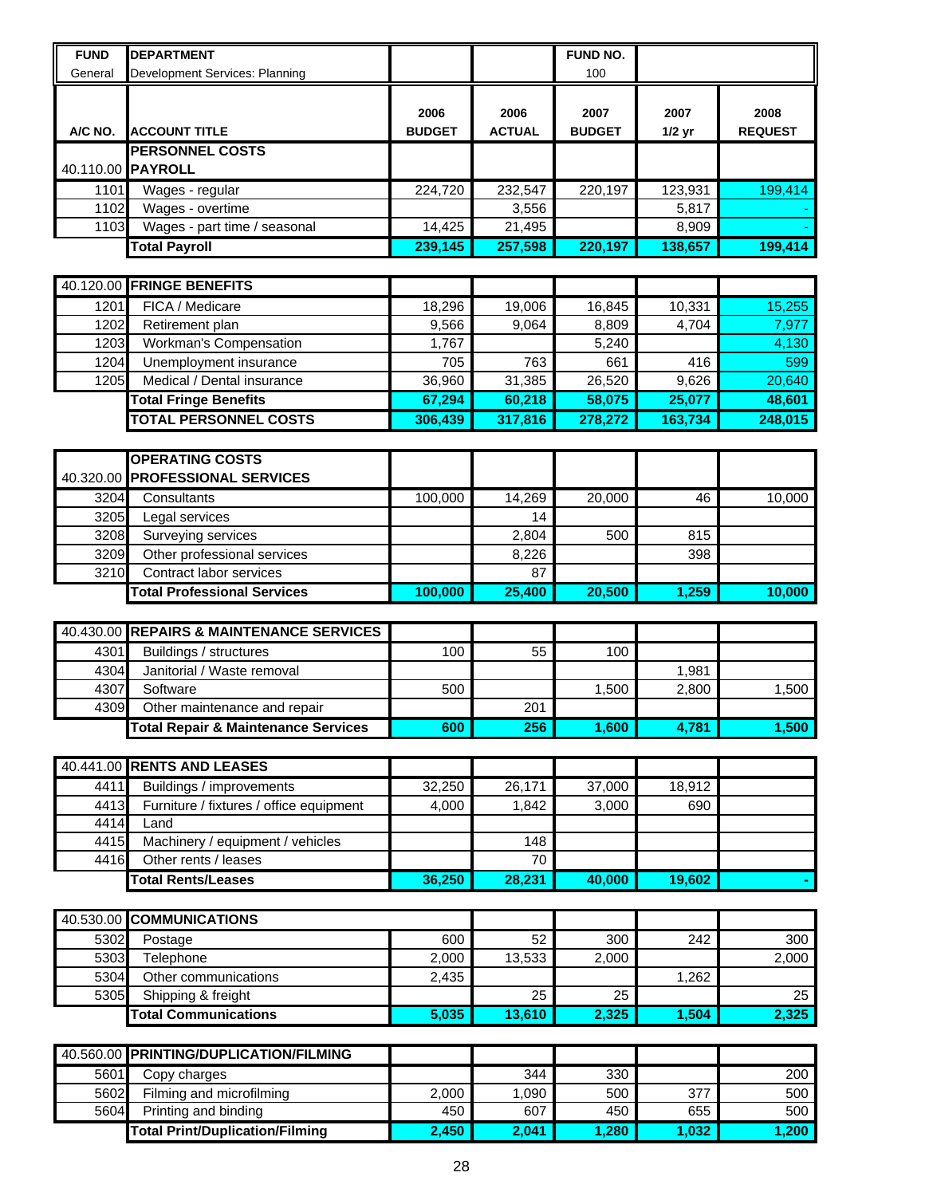| FUND | DEPARTMENT | | | FUND NO. | | |
|---|---|---|---|---|---|---|
| General | Development Services: Planning | | | 100 | | |
| **A/C NO.** | **ACCOUNT TITLE** | **2006 BUDGET** | **2006 ACTUAL** | **2007 BUDGET** | **2007 1/2 yr** | **2008 REQUEST** |
| | **PERSONNEL COSTS** | | | | | |
| 40.110.00 | **PAYROLL** | | | | | |
| 1101 | Wages - regular | 224,720 | 232,547 | 220,197 | 123,931 | 199,414 |
| 1102 | Wages - overtime | | 3,556 | | 5,817 | - |
| 1103 | Wages - part time / seasonal | 14,425 | 21,495 | | 8,909 | - |
| | **Total Payroll** | **239,145** | **257,598** | **220,197** | **138,657** | **199,414** |
| 40.120.00 | **FRINGE BENEFITS** | | | | | |
| 1201 | FICA / Medicare | 18,296 | 19,006 | 16,845 | 10,331 | 15,255 |
| 1202 | Retirement plan | 9,566 | 9,064 | 8,809 | 4,704 | 7,977 |
| 1203 | Workman's Compensation | 1,767 | | 5,240 | | 4,130 |
| 1204 | Unemployment insurance | 705 | 763 | 661 | 416 | 599 |
| 1205 | Medical / Dental insurance | 36,960 | 31,385 | 26,520 | 9,626 | 20,640 |
| | **Total Fringe Benefits** | **67,294** | **60,218** | **58,075** | **25,077** | **48,601** |
| | **TOTAL PERSONNEL COSTS** | **306,439** | **317,816** | **278,272** | **163,734** | **248,015** |
| | **OPERATING COSTS** | | | | | |
| 40.320.00 | **PROFESSIONAL SERVICES** | | | | | |
| 3204 | Consultants | 100,000 | 14,269 | 20,000 | 46 | 10,000 |
| 3205 | Legal services | | 14 | | | |
| 3208 | Surveying services | | 2,804 | 500 | 815 | |
| 3209 | Other professional services | | 8,226 | | 398 | |
| 3210 | Contract labor services | | 87 | | | |
| | **Total Professional Services** | **100,000** | **25,400** | **20,500** | **1,259** | **10,000** |
| 40.430.00 | **REPAIRS & MAINTENANCE SERVICES** | | | | | |
| 4301 | Buildings / structures | 100 | 55 | 100 | | |
| 4304 | Janitorial / Waste removal | | | | 1,981 | |
| 4307 | Software | 500 | | 1,500 | 2,800 | 1,500 |
| 4309 | Other maintenance and repair | | 201 | | | |
| | **Total Repair & Maintenance Services** | **600** | **256** | **1,600** | **4,781** | **1,500** |
| 40.441.00 | **RENTS AND LEASES** | | | | | |
| 4411 | Buildings / improvements | 32,250 | 26,171 | 37,000 | 18,912 | |
| 4413 | Furniture / fixtures / office equipment | 4,000 | 1,842 | 3,000 | 690 | |
| 4414 | Land | | | | | |
| 4415 | Machinery / equipment / vehicles | | 148 | | | |
| 4416 | Other rents / leases | | 70 | | | |
| | **Total Rents/Leases** | **36,250** | **28,231** | **40,000** | **19,602** | **-** |
| 40.530.00 | **COMMUNICATIONS** | | | | | |
| 5302 | Postage | 600 | 52 | 300 | 242 | 300 |
| 5303 | Telephone | 2,000 | 13,533 | 2,000 | | 2,000 |
| 5304 | Other communications | 2,435 | | | 1,262 | |
| 5305 | Shipping & freight | | 25 | 25 | | 25 |
| | **Total Communications** | **5,035** | **13,610** | **2,325** | **1,504** | **2,325** |
| 40.560.00 | **PRINTING/DUPLICATION/FILMING** | | | | | |
| 5601 | Copy charges | | 344 | 330 | | 200 |
| 5602 | Filming and microfilming | 2,000 | 1,090 | 500 | 377 | 500 |
| 5604 | Printing and binding | 450 | 607 | 450 | 655 | 500 |
| | **Total Print/Duplication/Filming** | **2,450** | **2,041** | **1,280** | **1,032** | **1,200** |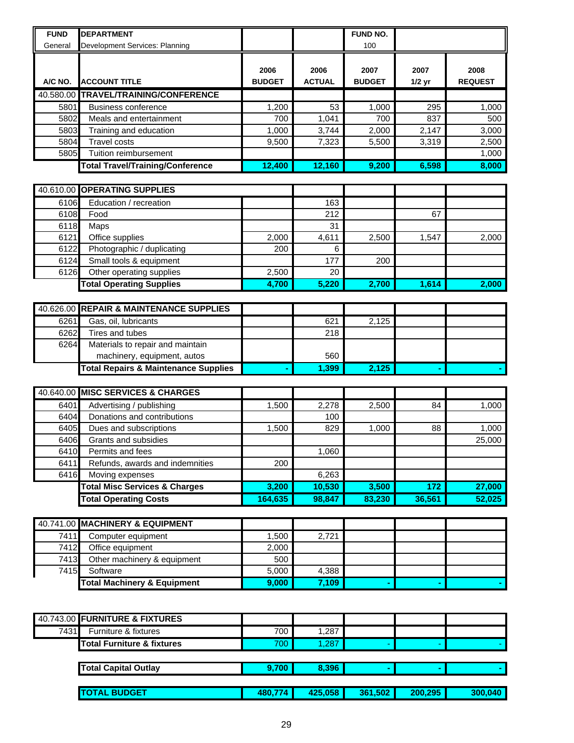| FUND | DEPARTMENT | | | FUND NO. | | |
|---|---|---|---|---|---|---|
| General | Development Services: Planning | | | 100 | | |
| **A/C NO.** | **ACCOUNT TITLE** | **2006 BUDGET** | **2006 ACTUAL** | **2007 BUDGET** | **2007 1/2 yr** | **2008 REQUEST** |
| 40.580.00 | **TRAVEL/TRAINING/CONFERENCE** | | | | | |
| 5801 | Business conference | 1,200 | 53 | 1,000 | 295 | 1,000 |
| 5802 | Meals and entertainment | 700 | 1,041 | 700 | 837 | 500 |
| 5803 | Training and education | 1,000 | 3,744 | 2,000 | 2,147 | 3,000 |
| 5804 | Travel costs | 9,500 | 7,323 | 5,500 | 3,319 | 2,500 |
| 5805 | Tuition reimbursement | | | | | 1,000 |
| | **Total Travel/Training/Conference** | **12,400** | **12,160** | **9,200** | **6,598** | **8,000** |
| 40.610.00 | **OPERATING SUPPLIES** | | | | | |
| 6106 | Education / recreation | | 163 | | | |
| 6108 | Food | | 212 | | 67 | |
| 6118 | Maps | | 31 | | | |
| 6121 | Office supplies | 2,000 | 4,611 | 2,500 | 1,547 | 2,000 |
| 6122 | Photographic / duplicating | 200 | 6 | | | |
| 6124 | Small tools & equipment | | 177 | 200 | | |
| 6126 | Other operating supplies | 2,500 | 20 | | | |
| | **Total Operating Supplies** | **4,700** | **5,220** | **2,700** | **1,614** | **2,000** |
| 40.626.00 | **REPAIR & MAINTENANCE SUPPLIES** | | | | | |
| 6261 | Gas, oil, lubricants | | 621 | 2,125 | | |
| 6262 | Tires and tubes | | 218 | | | |
| 6264 | Materials to repair and maintain machinery, equipment, autos | | 560 | | | |
| | **Total Repairs & Maintenance Supplies** | **-** | **1,399** | **2,125** | **-** | **-** |
| 40.640.00 | **MISC SERVICES & CHARGES** | | | | | |
| 6401 | Advertising / publishing | 1,500 | 2,278 | 2,500 | 84 | 1,000 |
| 6404 | Donations and contributions | | 100 | | | |
| 6405 | Dues and subscriptions | 1,500 | 829 | 1,000 | 88 | 1,000 |
| 6406 | Grants and subsidies | | | | | 25,000 |
| 6410 | Permits and fees | | 1,060 | | | |
| 6411 | Refunds, awards and indemnities | 200 | | | | |
| 6416 | Moving expenses | | 6,263 | | | |
| | **Total Misc Services & Charges** | **3,200** | **10,530** | **3,500** | **172** | **27,000** |
| | **Total Operating Costs** | **164,635** | **98,847** | **83,230** | **36,561** | **52,025** |
| 40.741.00 | **MACHINERY & EQUIPMENT** | | | | | |
| 7411 | Computer equipment | 1,500 | 2,721 | | | |
| 7412 | Office equipment | 2,000 | | | | |
| 7413 | Other machinery & equipment | 500 | | | | |
| 7415 | Software | 5,000 | 4,388 | | | |
| | **Total Machinery & Equipment** | **9,000** | **7,109** | **-** | **-** | **-** |
| 40.743.00 | **FURNITURE & FIXTURES** | | | | | |
| 7431 | Furniture & fixtures | 700 | 1,287 | | | |
| | **Total Furniture & fixtures** | 700 | 1,287 | - | - | - |
| | **Total Capital Outlay** | **9,700** | **8,396** | **-** | **-** | **-** |
| | **TOTAL BUDGET** | **480,774** | **425,058** | **361,502** | **200,295** | **300,040** |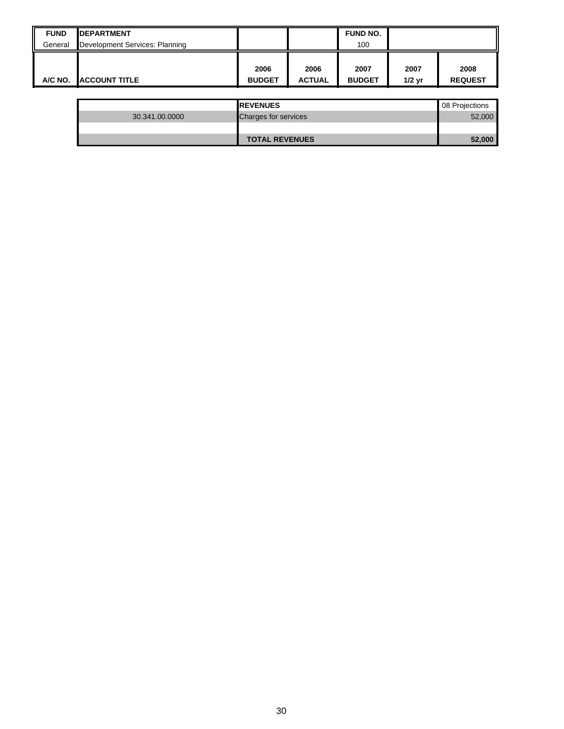| FUND | DEPARTMENT | | | FUND NO. | | |
|---|---|---|---|---|---|---|
| General | Development Services: Planning | | | 100 | | |
| A/C NO. | ACCOUNT TITLE | 2006 BUDGET | 2006 ACTUAL | 2007 BUDGET | 2007 1/2 yr | 2008 REQUEST |

| | REVENUES | 08 Projections |
|---|---|---|
| 30.341.00.0000 | Charges for services | 52,000 |
| | | |
| | **TOTAL REVENUES** | **52,000** |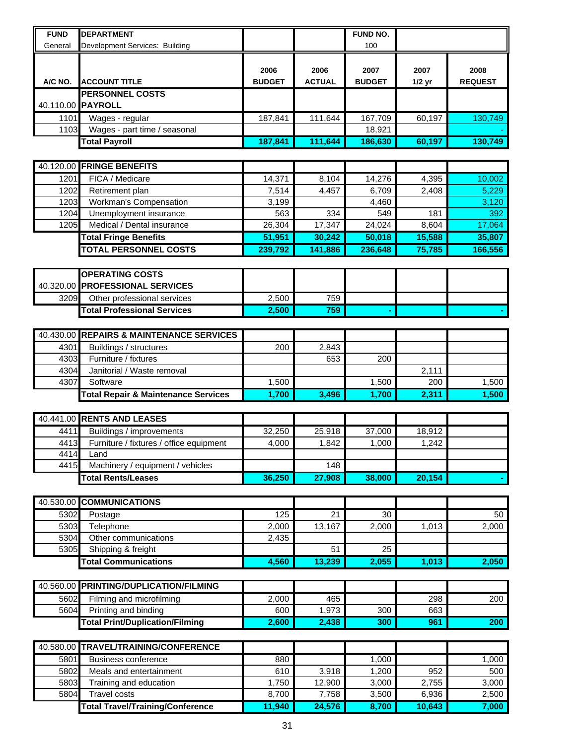| FUND | DEPARTMENT | | | FUND NO. | | |
|---|---|---|---|---|---|---|
| General | Development Services: Building | | | 100 | | |

| A/C NO. | ACCOUNT TITLE | 2006 BUDGET | 2006 ACTUAL | 2007 BUDGET | 2007 1/2 yr | 2008 REQUEST |
|---|---|---|---|---|---|---|
| | **PERSONNEL COSTS** | | | | | |
| 40.110.00 | **PAYROLL** | | | | | |
| 1101 | Wages - regular | 187,841 | 111,644 | 167,709 | 60,197 | 130,749 |
| 1103 | Wages - part time / seasonal | | | 18,921 | | - |
| | **Total Payroll** | **187,841** | **111,644** | **186,630** | **60,197** | **130,749** |
| 40.120.00 | **FRINGE BENEFITS** | | | | | |
| 1201 | FICA / Medicare | 14,371 | 8,104 | 14,276 | 4,395 | 10,002 |
| 1202 | Retirement plan | 7,514 | 4,457 | 6,709 | 2,408 | 5,229 |
| 1203 | Workman's Compensation | 3,199 | | 4,460 | | 3,120 |
| 1204 | Unemployment insurance | 563 | 334 | 549 | 181 | 392 |
| 1205 | Medical / Dental insurance | 26,304 | 17,347 | 24,024 | 8,604 | 17,064 |
| | **Total Fringe Benefits** | **51,951** | **30,242** | **50,018** | **15,588** | **35,807** |
| | **TOTAL PERSONNEL COSTS** | **239,792** | **141,886** | **236,648** | **75,785** | **166,556** |
| | **OPERATING COSTS** | | | | | |
| 40.320.00 | **PROFESSIONAL SERVICES** | | | | | |
| 3209 | Other professional services | 2,500 | 759 | | | |
| | **Total Professional Services** | **2,500** | **759** | **-** | | **-** |
| 40.430.00 | **REPAIRS & MAINTENANCE SERVICES** | | | | | |
| 4301 | Buildings / structures | 200 | 2,843 | | | |
| 4303 | Furniture / fixtures | | 653 | 200 | | |
| 4304 | Janitorial / Waste removal | | | | 2,111 | |
| 4307 | Software | 1,500 | | 1,500 | 200 | 1,500 |
| | **Total Repair & Maintenance Services** | **1,700** | **3,496** | **1,700** | **2,311** | **1,500** |
| 40.441.00 | **RENTS AND LEASES** | | | | | |
| 4411 | Buildings / improvements | 32,250 | 25,918 | 37,000 | 18,912 | |
| 4413 | Furniture / fixtures / office equipment | 4,000 | 1,842 | 1,000 | 1,242 | |
| 4414 | Land | | | | | |
| 4415 | Machinery / equipment / vehicles | | 148 | | | |
| | **Total Rents/Leases** | **36,250** | **27,908** | **38,000** | **20,154** | **-** |
| 40.530.00 | **COMMUNICATIONS** | | | | | |
| 5302 | Postage | 125 | 21 | 30 | | 50 |
| 5303 | Telephone | 2,000 | 13,167 | 2,000 | 1,013 | 2,000 |
| 5304 | Other communications | 2,435 | | | | |
| 5305 | Shipping & freight | | 51 | 25 | | |
| | **Total Communications** | **4,560** | **13,239** | **2,055** | **1,013** | **2,050** |
| 40.560.00 | **PRINTING/DUPLICATION/FILMING** | | | | | |
| 5602 | Filming and microfilming | 2,000 | 465 | | 298 | 200 |
| 5604 | Printing and binding | 600 | 1,973 | 300 | 663 | |
| | **Total Print/Duplication/Filming** | **2,600** | **2,438** | **300** | **961** | **200** |
| 40.580.00 | **TRAVEL/TRAINING/CONFERENCE** | | | | | |
| 5801 | Business conference | 880 | | 1,000 | | 1,000 |
| 5802 | Meals and entertainment | 610 | 3,918 | 1,200 | 952 | 500 |
| 5803 | Training and education | 1,750 | 12,900 | 3,000 | 2,755 | 3,000 |
| 5804 | Travel costs | 8,700 | 7,758 | 3,500 | 6,936 | 2,500 |
| | **Total Travel/Training/Conference** | **11,940** | **24,576** | **8,700** | **10,643** | **7,000** |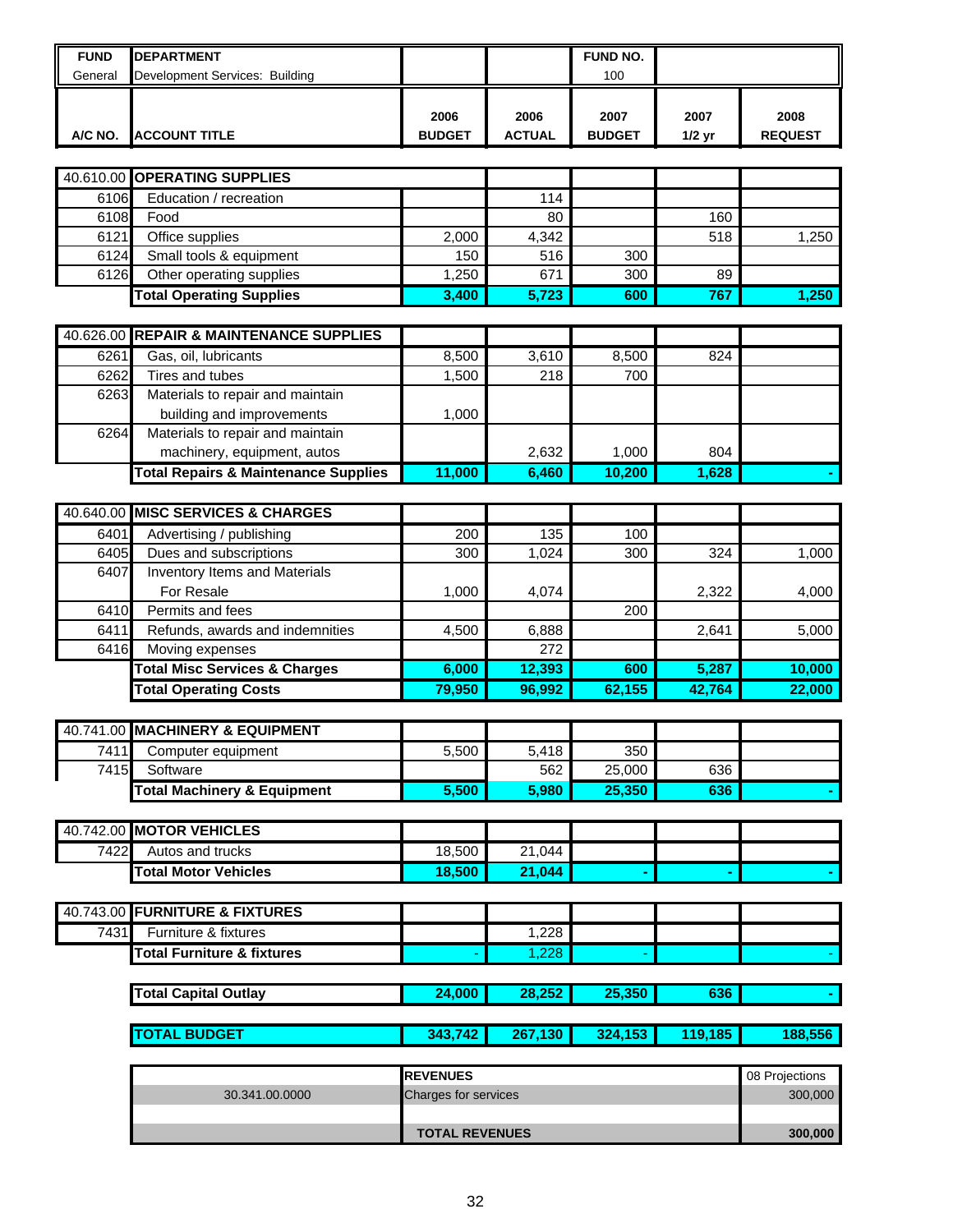| FUND | DEPARTMENT | | | FUND NO. | | |
|---|---|---|---|---|---|---|
| General | Development Services: Building | | | 100 | | |
| **A/C NO.** | **ACCOUNT TITLE** | **2006 BUDGET** | **2006 ACTUAL** | **2007 BUDGET** | **2007 1/2 yr** | **2008 REQUEST** |
| 40.610.00 | **OPERATING SUPPLIES** | | | | | |
| 6106 | Education / recreation | | 114 | | | |
| 6108 | Food | | 80 | | 160 | |
| 6121 | Office supplies | 2,000 | 4,342 | | 518 | 1,250 |
| 6124 | Small tools & equipment | 150 | 516 | 300 | | |
| 6126 | Other operating supplies | 1,250 | 671 | 300 | 89 | |
| | **Total Operating Supplies** | **3,400** | **5,723** | **600** | **767** | **1,250** |
| 40.626.00 | **REPAIR & MAINTENANCE SUPPLIES** | | | | | |
| 6261 | Gas, oil, lubricants | 8,500 | 3,610 | 8,500 | 824 | |
| 6262 | Tires and tubes | 1,500 | 218 | 700 | | |
| 6263 | Materials to repair and maintain building and improvements | 1,000 | | | | |
| 6264 | Materials to repair and maintain machinery, equipment, autos | | 2,632 | 1,000 | 804 | |
| | **Total Repairs & Maintenance Supplies** | **11,000** | **6,460** | **10,200** | **1,628** | **-** |
| 40.640.00 | **MISC SERVICES & CHARGES** | | | | | |
| 6401 | Advertising / publishing | 200 | 135 | 100 | | |
| 6405 | Dues and subscriptions | 300 | 1,024 | 300 | 324 | 1,000 |
| 6407 | Inventory Items and Materials For Resale | 1,000 | 4,074 | | 2,322 | 4,000 |
| 6410 | Permits and fees | | | 200 | | |
| 6411 | Refunds, awards and indemnities | 4,500 | 6,888 | | 2,641 | 5,000 |
| 6416 | Moving expenses | | 272 | | | |
| | **Total Misc Services & Charges** | **6,000** | **12,393** | **600** | **5,287** | **10,000** |
| | **Total Operating Costs** | **79,950** | **96,992** | **62,155** | **42,764** | **22,000** |
| 40.741.00 | **MACHINERY & EQUIPMENT** | | | | | |
| 7411 | Computer equipment | 5,500 | 5,418 | 350 | | |
| 7415 | Software | | 562 | 25,000 | 636 | |
| | **Total Machinery & Equipment** | **5,500** | **5,980** | **25,350** | **636** | **-** |
| 40.742.00 | **MOTOR VEHICLES** | | | | | |
| 7422 | Autos and trucks | 18,500 | 21,044 | | | |
| | **Total Motor Vehicles** | **18,500** | **21,044** | **-** | **-** | **-** |
| 40.743.00 | **FURNITURE & FIXTURES** | | | | | |
| 7431 | Furniture & fixtures | | 1,228 | | | |
| | **Total Furniture & fixtures** | - | 1,228 | - | | - |
| | **Total Capital Outlay** | **24,000** | **28,252** | **25,350** | **636** | **-** |
| | **TOTAL BUDGET** | **343,742** | **267,130** | **324,153** | **119,185** | **188,556** |

| | **REVENUES** | 08 Projections |
|---|---|---|
| 30.341.00.0000 | Charges for services | 300,000 |
| | | |
| | **TOTAL REVENUES** | **300,000** |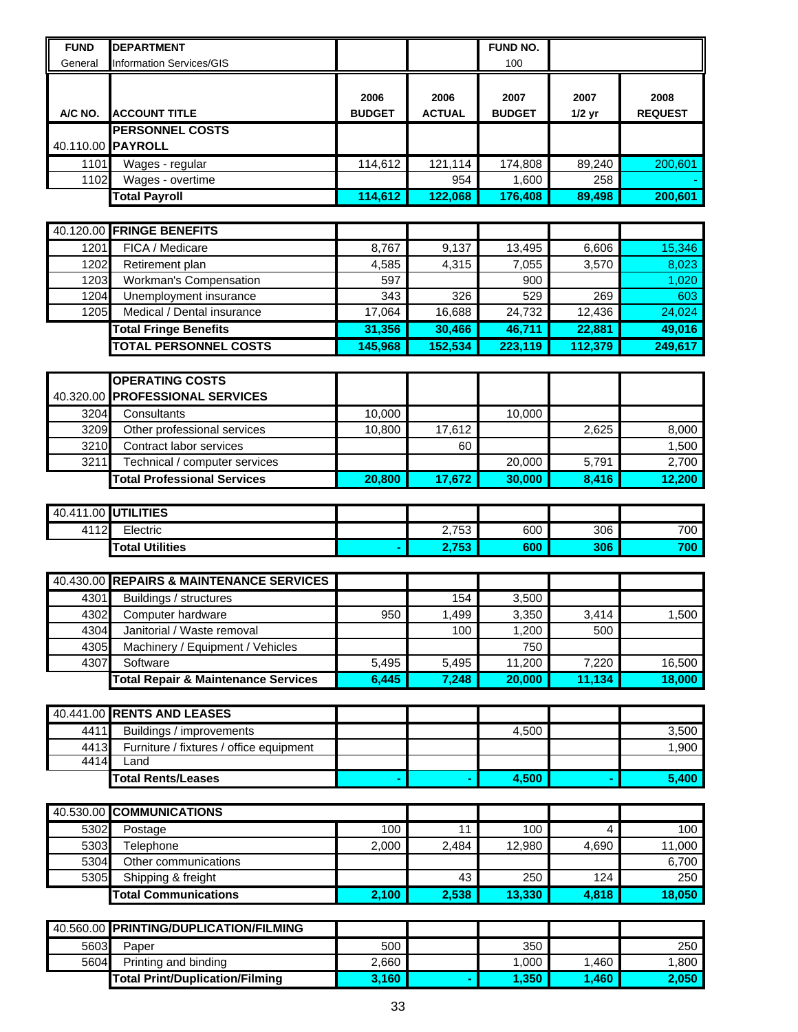| FUND | DEPARTMENT | | | FUND NO. | | |
|---|---|---|---|---|---|---|
| General | Information Services/GIS | | | 100 | | |

| A/C NO. | ACCOUNT TITLE | 2006 BUDGET | 2006 ACTUAL | 2007 BUDGET | 2007 1/2 yr | 2008 REQUEST |
|---|---|---|---|---|---|---|
| | **PERSONNEL COSTS** | | | | | |
| 40.110.00 | **PAYROLL** | | | | | |
| 1101 | Wages - regular | 114,612 | 121,114 | 174,808 | 89,240 | 200,601 |
| 1102 | Wages - overtime | | 954 | 1,600 | 258 | - |
| | **Total Payroll** | **114,612** | **122,068** | **176,408** | **89,498** | **200,601** |
| 40.120.00 | **FRINGE BENEFITS** | | | | | |
| 1201 | FICA / Medicare | 8,767 | 9,137 | 13,495 | 6,606 | 15,346 |
| 1202 | Retirement plan | 4,585 | 4,315 | 7,055 | 3,570 | 8,023 |
| 1203 | Workman's Compensation | 597 | | 900 | | 1,020 |
| 1204 | Unemployment insurance | 343 | 326 | 529 | 269 | 603 |
| 1205 | Medical / Dental insurance | 17,064 | 16,688 | 24,732 | 12,436 | 24,024 |
| | **Total Fringe Benefits** | **31,356** | **30,466** | **46,711** | **22,881** | **49,016** |
| | **TOTAL PERSONNEL COSTS** | **145,968** | **152,534** | **223,119** | **112,379** | **249,617** |
| | **OPERATING COSTS** | | | | | |
| 40.320.00 | **PROFESSIONAL SERVICES** | | | | | |
| 3204 | Consultants | 10,000 | | 10,000 | | |
| 3209 | Other professional services | 10,800 | 17,612 | | 2,625 | 8,000 |
| 3210 | Contract labor services | | 60 | | | 1,500 |
| 3211 | Technical / computer services | | | 20,000 | 5,791 | 2,700 |
| | **Total Professional Services** | **20,800** | **17,672** | **30,000** | **8,416** | **12,200** |
| 40.411.00 | **UTILITIES** | | | | | |
| 4112 | Electric | | 2,753 | 600 | 306 | 700 |
| | **Total Utilities** | **-** | **2,753** | **600** | **306** | **700** |
| 40.430.00 | **REPAIRS & MAINTENANCE SERVICES** | | | | | |
| 4301 | Buildings / structures | | 154 | 3,500 | | |
| 4302 | Computer hardware | 950 | 1,499 | 3,350 | 3,414 | 1,500 |
| 4304 | Janitorial / Waste removal | | 100 | 1,200 | 500 | |
| 4305 | Machinery / Equipment / Vehicles | | | 750 | | |
| 4307 | Software | 5,495 | 5,495 | 11,200 | 7,220 | 16,500 |
| | **Total Repair & Maintenance Services** | **6,445** | **7,248** | **20,000** | **11,134** | **18,000** |
| 40.441.00 | **RENTS AND LEASES** | | | | | |
| 4411 | Buildings / improvements | | | 4,500 | | 3,500 |
| 4413 | Furniture / fixtures / office equipment | | | | | 1,900 |
| 4414 | Land | | | | | |
| | **Total Rents/Leases** | **-** | **-** | **4,500** | **-** | **5,400** |
| 40.530.00 | **COMMUNICATIONS** | | | | | |
| 5302 | Postage | 100 | 11 | 100 | 4 | 100 |
| 5303 | Telephone | 2,000 | 2,484 | 12,980 | 4,690 | 11,000 |
| 5304 | Other communications | | | | | 6,700 |
| 5305 | Shipping & freight | | 43 | 250 | 124 | 250 |
| | **Total Communications** | **2,100** | **2,538** | **13,330** | **4,818** | **18,050** |
| 40.560.00 | **PRINTING/DUPLICATION/FILMING** | | | | | |
| 5603 | Paper | 500 | | 350 | | 250 |
| 5604 | Printing and binding | 2,660 | | 1,000 | 1,460 | 1,800 |
| | **Total Print/Duplication/Filming** | **3,160** | **-** | **1,350** | **1,460** | **2,050** |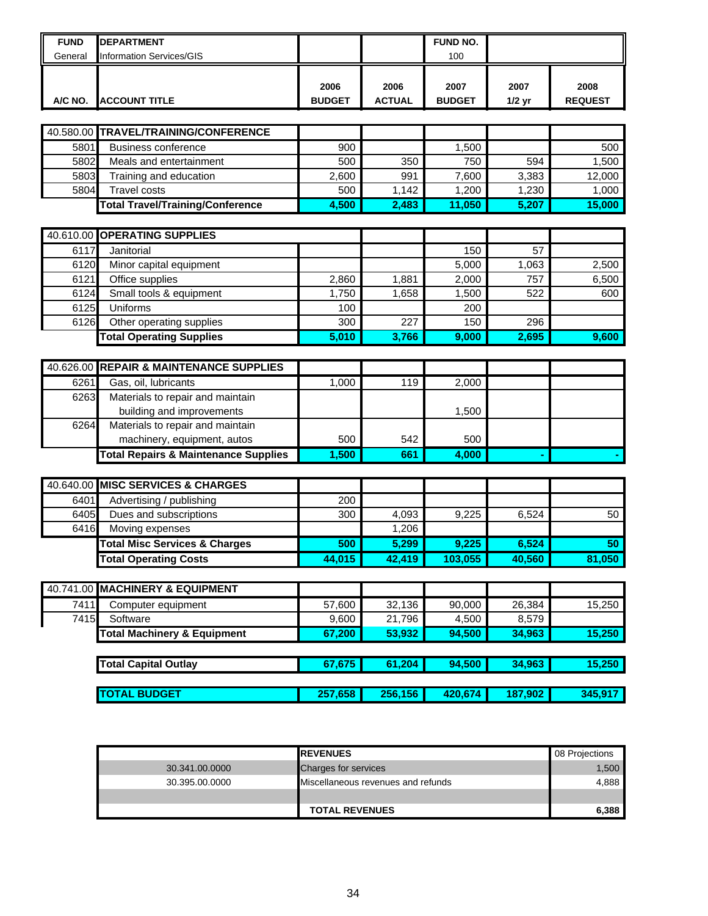| FUND | DEPARTMENT | | | FUND NO. | | |
|---|---|---|---|---|---|---|
| General | Information Services/GIS | | | 100 | | |

| A/C NO. | ACCOUNT TITLE | 2006 BUDGET | 2006 ACTUAL | 2007 BUDGET | 2007 1/2 yr | 2008 REQUEST |
|---|---|---|---|---|---|---|
| 40.580.00 | **TRAVEL/TRAINING/CONFERENCE** | | | | | |
| 5801 | Business conference | 900 | | 1,500 | | 500 |
| 5802 | Meals and entertainment | 500 | 350 | 750 | 594 | 1,500 |
| 5803 | Training and education | 2,600 | 991 | 7,600 | 3,383 | 12,000 |
| 5804 | Travel costs | 500 | 1,142 | 1,200 | 1,230 | 1,000 |
| | **Total Travel/Training/Conference** | **4,500** | **2,483** | **11,050** | **5,207** | **15,000** |
| 40.610.00 | **OPERATING SUPPLIES** | | | | | |
| 6117 | Janitorial | | | 150 | 57 | |
| 6120 | Minor capital equipment | | | 5,000 | 1,063 | 2,500 |
| 6121 | Office supplies | 2,860 | 1,881 | 2,000 | 757 | 6,500 |
| 6124 | Small tools & equipment | 1,750 | 1,658 | 1,500 | 522 | 600 |
| 6125 | Uniforms | 100 | | 200 | | |
| 6126 | Other operating supplies | 300 | 227 | 150 | 296 | |
| | **Total Operating Supplies** | **5,010** | **3,766** | **9,000** | **2,695** | **9,600** |
| 40.626.00 | **REPAIR & MAINTENANCE SUPPLIES** | | | | | |
| 6261 | Gas, oil, lubricants | 1,000 | 119 | 2,000 | | |
| 6263 | Materials to repair and maintain building and improvements | | | 1,500 | | |
| 6264 | Materials to repair and maintain machinery, equipment, autos | 500 | 542 | 500 | | |
| | **Total Repairs & Maintenance Supplies** | **1,500** | **661** | **4,000** | **-** | **-** |
| 40.640.00 | **MISC SERVICES & CHARGES** | | | | | |
| 6401 | Advertising / publishing | 200 | | | | |
| 6405 | Dues and subscriptions | 300 | 4,093 | 9,225 | 6,524 | 50 |
| 6416 | Moving expenses | | 1,206 | | | |
| | **Total Misc Services & Charges** | **500** | **5,299** | **9,225** | **6,524** | **50** |
| | **Total Operating Costs** | **44,015** | **42,419** | **103,055** | **40,560** | **81,050** |
| 40.741.00 | **MACHINERY & EQUIPMENT** | | | | | |
| 7411 | Computer equipment | 57,600 | 32,136 | 90,000 | 26,384 | 15,250 |
| 7415 | Software | 9,600 | 21,796 | 4,500 | 8,579 | |
| | **Total Machinery & Equipment** | **67,200** | **53,932** | **94,500** | **34,963** | **15,250** |
| | **Total Capital Outlay** | **67,675** | **61,204** | **94,500** | **34,963** | **15,250** |
| | **TOTAL BUDGET** | **257,658** | **256,156** | **420,674** | **187,902** | **345,917** |

| | REVENUES | 08 Projections |
|---|---|---|
| 30.341.00.0000 | Charges for services | 1,500 |
| 30.395.00.0000 | Miscellaneous revenues and refunds | 4,888 |
| | | |
| | **TOTAL REVENUES** | **6,388** |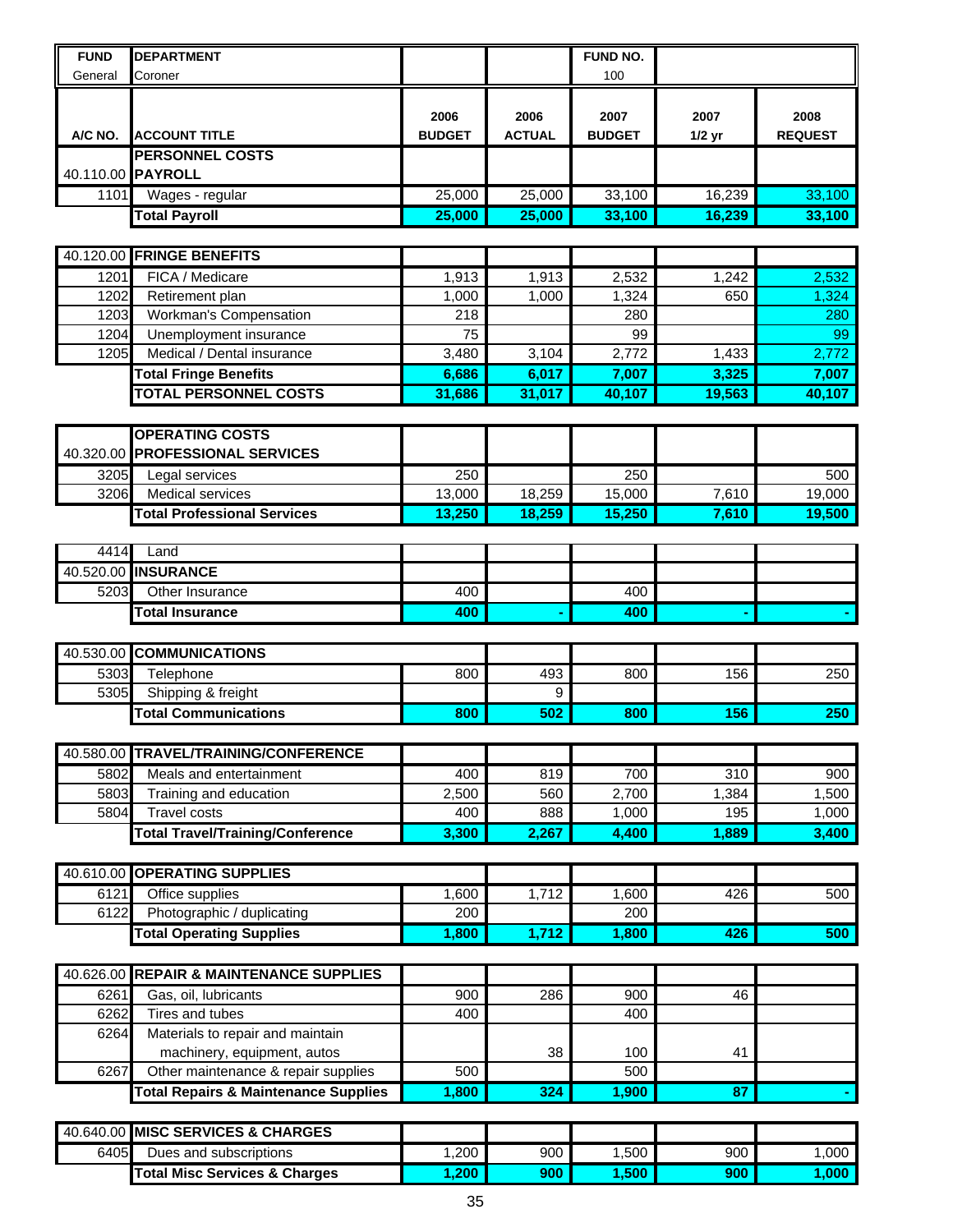| FUND | DEPARTMENT | | | FUND NO. | | |
|---|---|---|---|---|---|---|
| General | Coroner | | | 100 | | |

| A/C NO. | ACCOUNT TITLE | 2006 BUDGET | 2006 ACTUAL | 2007 BUDGET | 2007 1/2 yr | 2008 REQUEST |
|---|---|---|---|---|---|---|
| | **PERSONNEL COSTS** | | | | | |
| 40.110.00 | **PAYROLL** | | | | | |
| 1101 | Wages - regular | 25,000 | 25,000 | 33,100 | 16,239 | 33,100 |
| | **Total Payroll** | **25,000** | **25,000** | **33,100** | **16,239** | **33,100** |
| 40.120.00 | **FRINGE BENEFITS** | | | | | |
| 1201 | FICA / Medicare | 1,913 | 1,913 | 2,532 | 1,242 | 2,532 |
| 1202 | Retirement plan | 1,000 | 1,000 | 1,324 | 650 | 1,324 |
| 1203 | Workman's Compensation | 218 | | 280 | | 280 |
| 1204 | Unemployment insurance | 75 | | 99 | | 99 |
| 1205 | Medical / Dental insurance | 3,480 | 3,104 | 2,772 | 1,433 | 2,772 |
| | **Total Fringe Benefits** | **6,686** | **6,017** | **7,007** | **3,325** | **7,007** |
| | **TOTAL PERSONNEL COSTS** | **31,686** | **31,017** | **40,107** | **19,563** | **40,107** |
| | **OPERATING COSTS** | | | | | |
| 40.320.00 | **PROFESSIONAL SERVICES** | | | | | |
| 3205 | Legal services | 250 | | 250 | | 500 |
| 3206 | Medical services | 13,000 | 18,259 | 15,000 | 7,610 | 19,000 |
| | **Total Professional Services** | **13,250** | **18,259** | **15,250** | **7,610** | **19,500** |
| 4414 | Land | | | | | |
| 40.520.00 | **INSURANCE** | | | | | |
| 5203 | Other Insurance | 400 | | 400 | | |
| | **Total Insurance** | **400** | **-** | **400** | **-** | **-** |
| 40.530.00 | **COMMUNICATIONS** | | | | | |
| 5303 | Telephone | 800 | 493 | 800 | 156 | 250 |
| 5305 | Shipping & freight | | 9 | | | |
| | **Total Communications** | **800** | **502** | **800** | **156** | **250** |
| 40.580.00 | **TRAVEL/TRAINING/CONFERENCE** | | | | | |
| 5802 | Meals and entertainment | 400 | 819 | 700 | 310 | 900 |
| 5803 | Training and education | 2,500 | 560 | 2,700 | 1,384 | 1,500 |
| 5804 | Travel costs | 400 | 888 | 1,000 | 195 | 1,000 |
| | **Total Travel/Training/Conference** | **3,300** | **2,267** | **4,400** | **1,889** | **3,400** |
| 40.610.00 | **OPERATING SUPPLIES** | | | | | |
| 6121 | Office supplies | 1,600 | 1,712 | 1,600 | 426 | 500 |
| 6122 | Photographic / duplicating | 200 | | 200 | | |
| | **Total Operating Supplies** | **1,800** | **1,712** | **1,800** | **426** | **500** |
| 40.626.00 | **REPAIR & MAINTENANCE SUPPLIES** | | | | | |
| 6261 | Gas, oil, lubricants | 900 | 286 | 900 | 46 | |
| 6262 | Tires and tubes | 400 | | 400 | | |
| 6264 | Materials to repair and maintain machinery, equipment, autos | | 38 | 100 | 41 | |
| 6267 | Other maintenance & repair supplies | 500 | | 500 | | |
| | **Total Repairs & Maintenance Supplies** | **1,800** | **324** | **1,900** | **87** | **-** |
| 40.640.00 | **MISC SERVICES & CHARGES** | | | | | |
| 6405 | Dues and subscriptions | 1,200 | 900 | 1,500 | 900 | 1,000 |
| | **Total Misc Services & Charges** | **1,200** | **900** | **1,500** | **900** | **1,000** |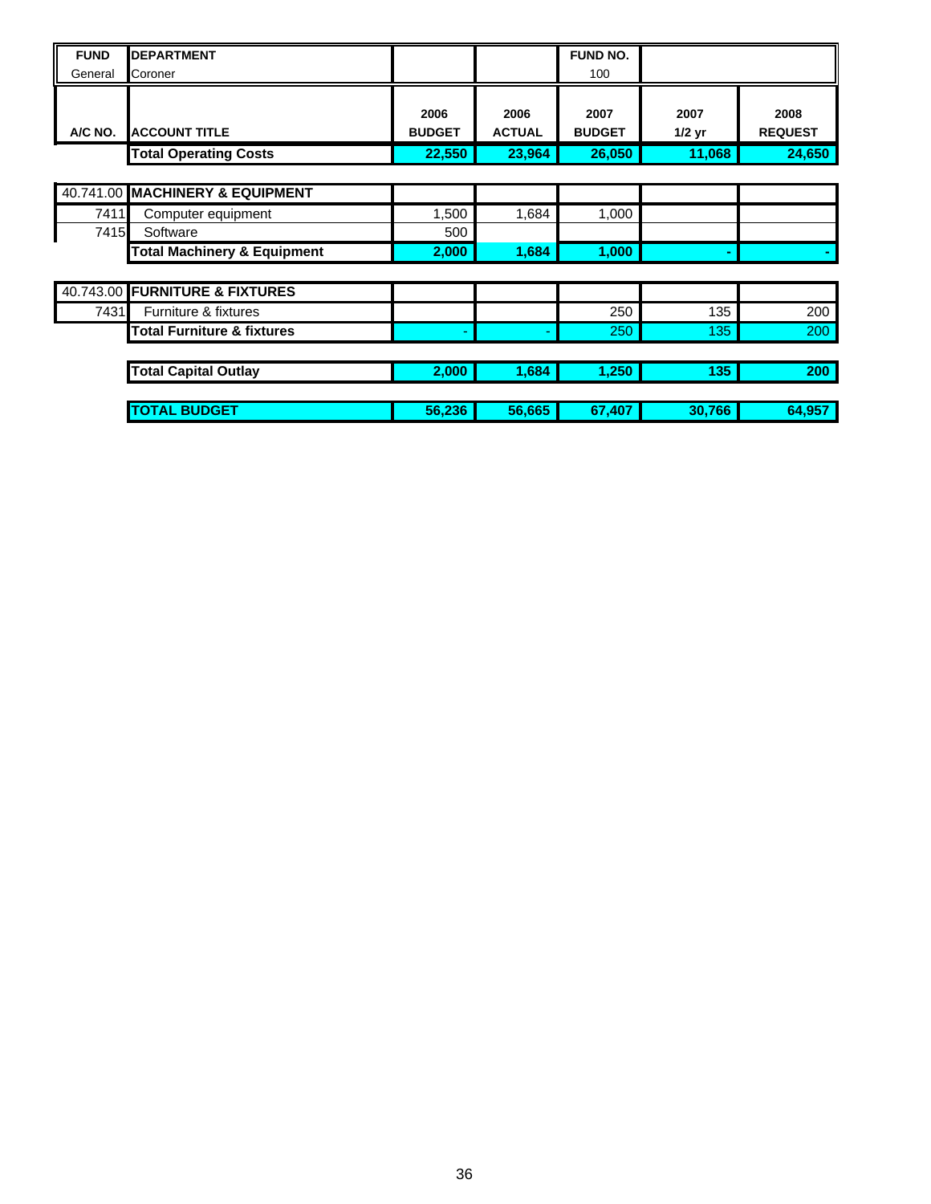| FUND | DEPARTMENT | | | FUND NO. | | |
|---|---|---|---|---|---|---|
| General | Coroner | | | 100 | | |
| **A/C NO.** | **ACCOUNT TITLE** | **2006 BUDGET** | **2006 ACTUAL** | **2007 BUDGET** | **2007 1/2 yr** | **2008 REQUEST** |
| | **Total Operating Costs** | **22,550** | **23,964** | **26,050** | **11,068** | **24,650** |
| | | | | | | |
| 40.741.00 | **MACHINERY & EQUIPMENT** | | | | | |
| 7411 | Computer equipment | 1,500 | 1,684 | 1,000 | | |
| 7415 | Software | 500 | | | | |
| | **Total Machinery & Equipment** | **2,000** | **1,684** | **1,000** | **-** | **-** |
| | | | | | | |
| 40.743.00 | **FURNITURE & FIXTURES** | | | | | |
| 7431 | Furniture & fixtures | | | 250 | 135 | 200 |
| | **Total Furniture & fixtures** | - | - | 250 | 135 | 200 |
| | | | | | | |
| | **Total Capital Outlay** | **2,000** | **1,684** | **1,250** | **135** | **200** |
| | | | | | | |
| | **TOTAL BUDGET** | **56,236** | **56,665** | **67,407** | **30,766** | **64,957** |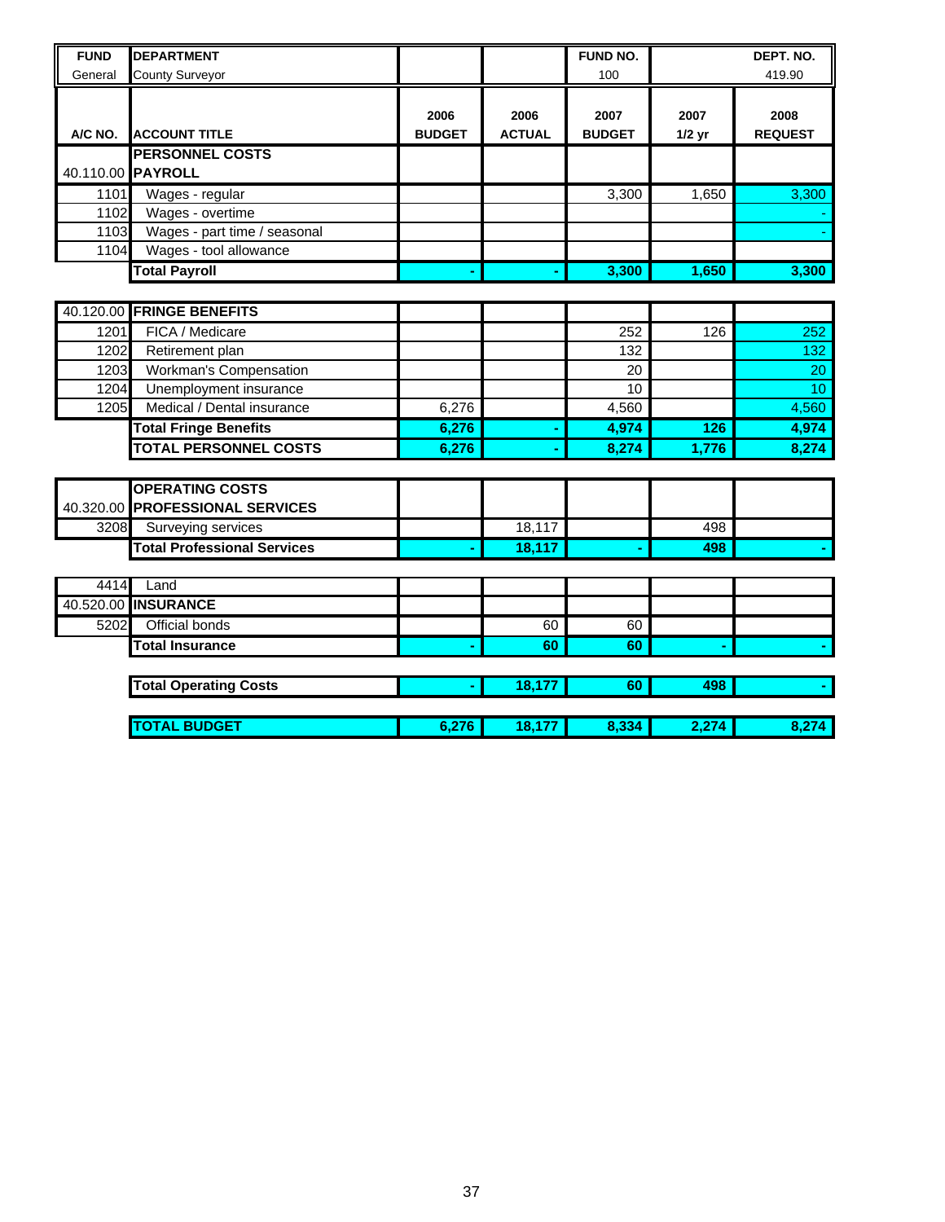| FUND | DEPARTMENT | | | FUND NO. | | DEPT. NO. |
|---|---|---|---|---|---|---|
| General | County Surveyor | | | 100 | | 419.90 |
| **A/C NO.** | **ACCOUNT TITLE** | **2006 BUDGET** | **2006 ACTUAL** | **2007 BUDGET** | **2007 1/2 yr** | **2008 REQUEST** |
| | **PERSONNEL COSTS** | | | | | |
| 40.110.00 | **PAYROLL** | | | | | |
| 1101 | Wages - regular | | | 3,300 | 1,650 | 3,300 |
| 1102 | Wages - overtime | | | | | - |
| 1103 | Wages - part time / seasonal | | | | | - |
| 1104 | Wages - tool allowance | | | | | |
| | **Total Payroll** | **-** | **-** | **3,300** | **1,650** | **3,300** |
| | | | | | | |
| 40.120.00 | **FRINGE BENEFITS** | | | | | |
| 1201 | FICA / Medicare | | | 252 | 126 | 252 |
| 1202 | Retirement plan | | | 132 | | 132 |
| 1203 | Workman's Compensation | | | 20 | | 20 |
| 1204 | Unemployment insurance | | | 10 | | 10 |
| 1205 | Medical / Dental insurance | 6,276 | | 4,560 | | 4,560 |
| | **Total Fringe Benefits** | **6,276** | **-** | **4,974** | **126** | **4,974** |
| | **TOTAL PERSONNEL COSTS** | **6,276** | **-** | **8,274** | **1,776** | **8,274** |
| | | | | | | |
| | **OPERATING COSTS** | | | | | |
| 40.320.00 | **PROFESSIONAL SERVICES** | | | | | |
| 3208 | Surveying services | | 18,117 | | 498 | |
| | **Total Professional Services** | **-** | **18,117** | **-** | **498** | **-** |
| | | | | | | |
| 4414 | Land | | | | | |
| 40.520.00 | **INSURANCE** | | | | | |
| 5202 | Official bonds | | 60 | 60 | | |
| | **Total Insurance** | **-** | **60** | **60** | **-** | **-** |
| | | | | | | |
| | **Total Operating Costs** | **-** | **18,177** | **60** | **498** | **-** |
| | | | | | | |
| | **TOTAL BUDGET** | **6,276** | **18,177** | **8,334** | **2,274** | **8,274** |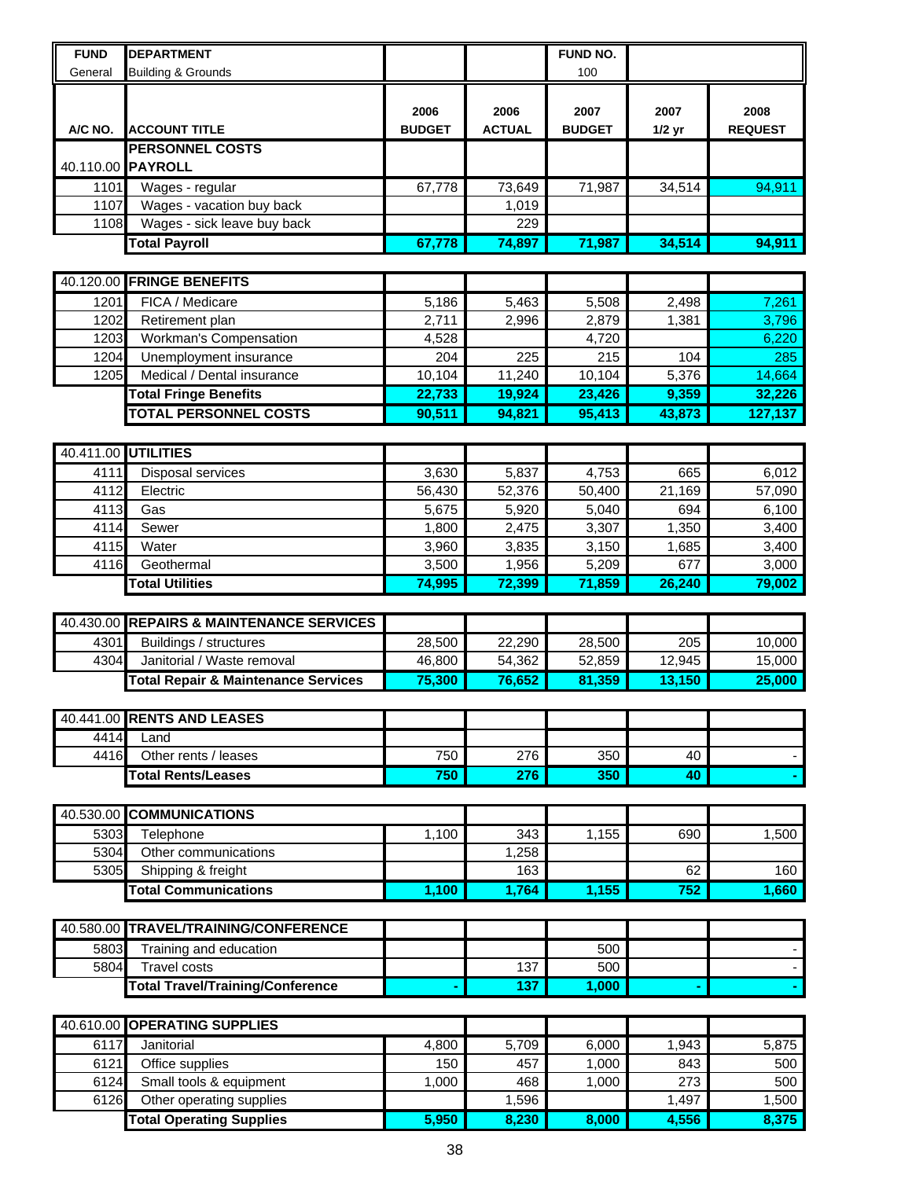| FUND | DEPARTMENT | | | FUND NO. | | |
|---|---|---|---|---|---|---|
| General | Building & Grounds | | | 100 | | |
| **A/C NO.** | **ACCOUNT TITLE** | **2006 BUDGET** | **2006 ACTUAL** | **2007 BUDGET** | **2007 1/2 yr** | **2008 REQUEST** |
| | **PERSONNEL COSTS** | | | | | |
| 40.110.00 | **PAYROLL** | | | | | |
| 1101 | Wages - regular | 67,778 | 73,649 | 71,987 | 34,514 | 94,911 |
| 1107 | Wages - vacation buy back | | 1,019 | | | |
| 1108 | Wages - sick leave buy back | | 229 | | | |
| | **Total Payroll** | **67,778** | **74,897** | **71,987** | **34,514** | **94,911** |
| | | | | | | |
| 40.120.00 | **FRINGE BENEFITS** | | | | | |
| 1201 | FICA / Medicare | 5,186 | 5,463 | 5,508 | 2,498 | 7,261 |
| 1202 | Retirement plan | 2,711 | 2,996 | 2,879 | 1,381 | 3,796 |
| 1203 | Workman's Compensation | 4,528 | | 4,720 | | 6,220 |
| 1204 | Unemployment insurance | 204 | 225 | 215 | 104 | 285 |
| 1205 | Medical / Dental insurance | 10,104 | 11,240 | 10,104 | 5,376 | 14,664 |
| | **Total Fringe Benefits** | **22,733** | **19,924** | **23,426** | **9,359** | **32,226** |
| | **TOTAL PERSONNEL COSTS** | **90,511** | **94,821** | **95,413** | **43,873** | **127,137** |
| | | | | | | |
| 40.411.00 | **UTILITIES** | | | | | |
| 4111 | Disposal services | 3,630 | 5,837 | 4,753 | 665 | 6,012 |
| 4112 | Electric | 56,430 | 52,376 | 50,400 | 21,169 | 57,090 |
| 4113 | Gas | 5,675 | 5,920 | 5,040 | 694 | 6,100 |
| 4114 | Sewer | 1,800 | 2,475 | 3,307 | 1,350 | 3,400 |
| 4115 | Water | 3,960 | 3,835 | 3,150 | 1,685 | 3,400 |
| 4116 | Geothermal | 3,500 | 1,956 | 5,209 | 677 | 3,000 |
| | **Total Utilities** | **74,995** | **72,399** | **71,859** | **26,240** | **79,002** |
| | | | | | | |
| 40.430.00 | **REPAIRS & MAINTENANCE SERVICES** | | | | | |
| 4301 | Buildings / structures | 28,500 | 22,290 | 28,500 | 205 | 10,000 |
| 4304 | Janitorial / Waste removal | 46,800 | 54,362 | 52,859 | 12,945 | 15,000 |
| | **Total Repair & Maintenance Services** | **75,300** | **76,652** | **81,359** | **13,150** | **25,000** |
| | | | | | | |
| 40.441.00 | **RENTS AND LEASES** | | | | | |
| 4414 | Land | | | | | |
| 4416 | Other rents / leases | 750 | 276 | 350 | 40 | - |
| | **Total Rents/Leases** | **750** | **276** | **350** | **40** | **-** |
| | | | | | | |
| 40.530.00 | **COMMUNICATIONS** | | | | | |
| 5303 | Telephone | 1,100 | 343 | 1,155 | 690 | 1,500 |
| 5304 | Other communications | | 1,258 | | | |
| 5305 | Shipping & freight | | 163 | | 62 | 160 |
| | **Total Communications** | **1,100** | **1,764** | **1,155** | **752** | **1,660** |
| | | | | | | |
| 40.580.00 | **TRAVEL/TRAINING/CONFERENCE** | | | | | |
| 5803 | Training and education | | | 500 | | - |
| 5804 | Travel costs | | 137 | 500 | | - |
| | **Total Travel/Training/Conference** | **-** | **137** | **1,000** | **-** | **-** |
| | | | | | | |
| 40.610.00 | **OPERATING SUPPLIES** | | | | | |
| 6117 | Janitorial | 4,800 | 5,709 | 6,000 | 1,943 | 5,875 |
| 6121 | Office supplies | 150 | 457 | 1,000 | 843 | 500 |
| 6124 | Small tools & equipment | 1,000 | 468 | 1,000 | 273 | 500 |
| 6126 | Other operating supplies | | 1,596 | | 1,497 | 1,500 |
| | **Total Operating Supplies** | **5,950** | **8,230** | **8,000** | **4,556** | **8,375** |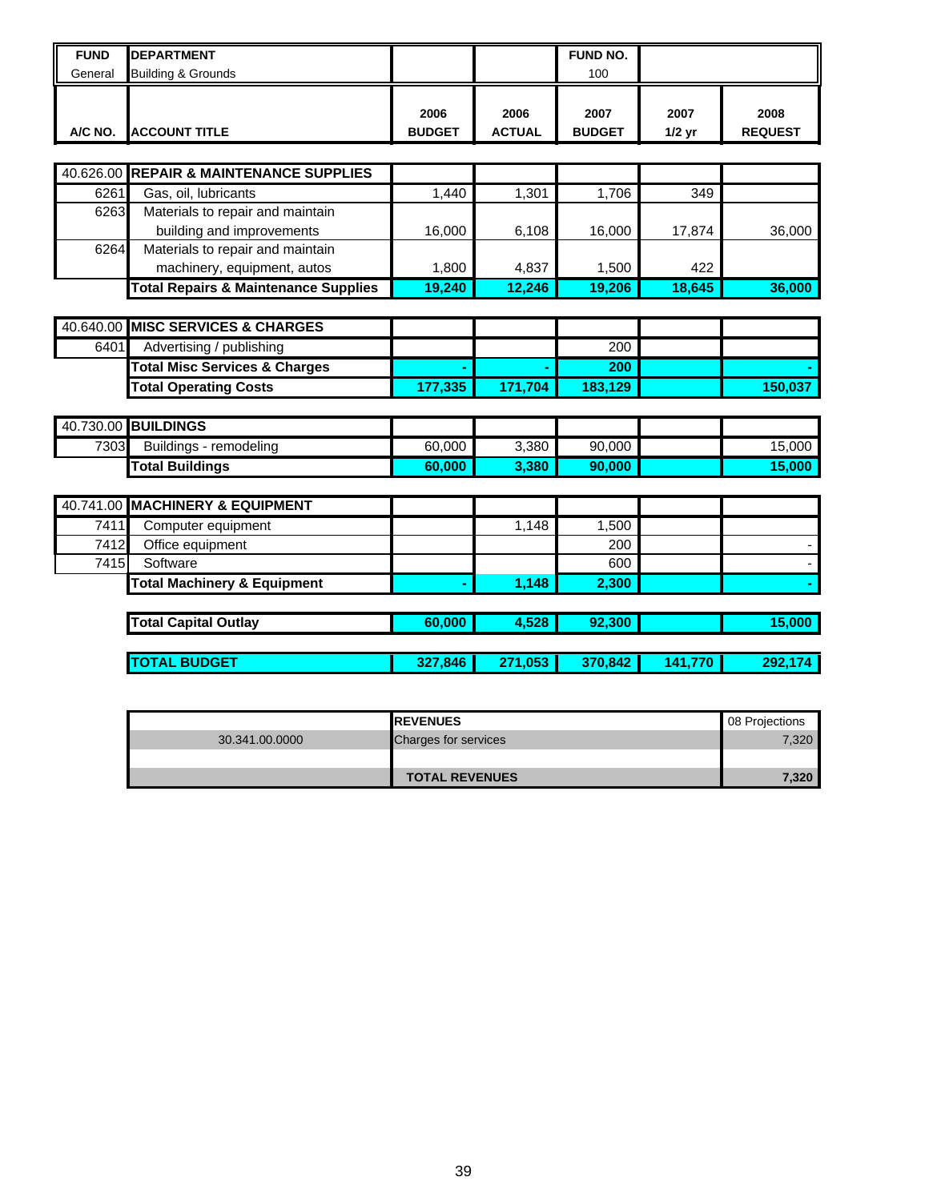| FUND | DEPARTMENT | | | FUND NO. | | |
|---|---|---|---|---|---|---|
| General | Building & Grounds | | | 100 | | |
| **A/C NO.** | **ACCOUNT TITLE** | **2006 BUDGET** | **2006 ACTUAL** | **2007 BUDGET** | **2007 1/2 yr** | **2008 REQUEST** |
| 40.626.00 | **REPAIR & MAINTENANCE SUPPLIES** | | | | | |
| 6261 | Gas, oil, lubricants | 1,440 | 1,301 | 1,706 | 349 | |
| 6263 | Materials to repair and maintain building and improvements | 16,000 | 6,108 | 16,000 | 17,874 | 36,000 |
| 6264 | Materials to repair and maintain machinery, equipment, autos | 1,800 | 4,837 | 1,500 | 422 | |
| | **Total Repairs & Maintenance Supplies** | **19,240** | **12,246** | **19,206** | **18,645** | **36,000** |
| 40.640.00 | **MISC SERVICES & CHARGES** | | | | | |
| 6401 | Advertising / publishing | | | 200 | | |
| | **Total Misc Services & Charges** | **-** | **-** | **200** | | **-** |
| | **Total Operating Costs** | **177,335** | **171,704** | **183,129** | | **150,037** |
| 40.730.00 | **BUILDINGS** | | | | | |
| 7303 | Buildings - remodeling | 60,000 | 3,380 | 90,000 | | 15,000 |
| | **Total Buildings** | **60,000** | **3,380** | **90,000** | | **15,000** |
| 40.741.00 | **MACHINERY & EQUIPMENT** | | | | | |
| 7411 | Computer equipment | | 1,148 | 1,500 | | |
| 7412 | Office equipment | | | 200 | | - |
| 7415 | Software | | | 600 | | - |
| | **Total Machinery & Equipment** | **-** | **1,148** | **2,300** | | **-** |
| | **Total Capital Outlay** | **60,000** | **4,528** | **92,300** | | **15,000** |
| | **TOTAL BUDGET** | **327,846** | **271,053** | **370,842** | **141,770** | **292,174** |

| | **REVENUES** | 08 Projections |
|---|---|---|
| 30.341.00.0000 | Charges for services | 7,320 |
| | | |
| | **TOTAL REVENUES** | **7,320** |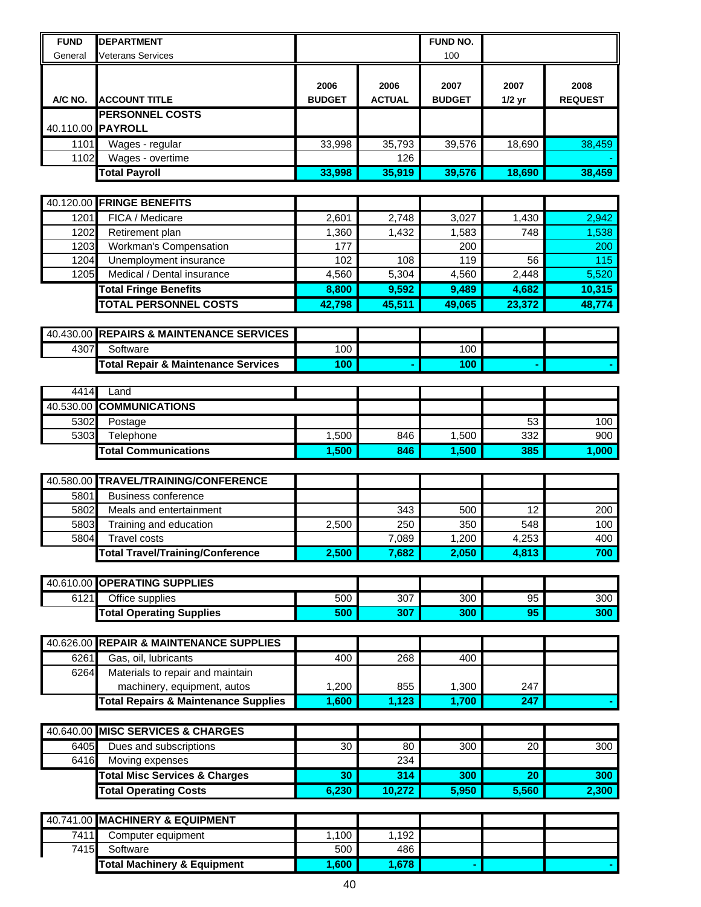| FUND | DEPARTMENT | | | FUND NO. | | |
|---|---|---|---|---|---|---|
| General | Veterans Services | | | 100 | | |

| A/C NO. | ACCOUNT TITLE | 2006 BUDGET | 2006 ACTUAL | 2007 BUDGET | 2007 1/2 yr | 2008 REQUEST |
|---|---|---|---|---|---|---|
| | **PERSONNEL COSTS** | | | | | |
| 40.110.00 | **PAYROLL** | | | | | |
| 1101 | Wages - regular | 33,998 | 35,793 | 39,576 | 18,690 | 38,459 |
| 1102 | Wages - overtime | | 126 | | | - |
| | **Total Payroll** | **33,998** | **35,919** | **39,576** | **18,690** | **38,459** |
| 40.120.00 | **FRINGE BENEFITS** | | | | | |
| 1201 | FICA / Medicare | 2,601 | 2,748 | 3,027 | 1,430 | 2,942 |
| 1202 | Retirement plan | 1,360 | 1,432 | 1,583 | 748 | 1,538 |
| 1203 | Workman's Compensation | 177 | | 200 | | 200 |
| 1204 | Unemployment insurance | 102 | 108 | 119 | 56 | 115 |
| 1205 | Medical / Dental insurance | 4,560 | 5,304 | 4,560 | 2,448 | 5,520 |
| | **Total Fringe Benefits** | **8,800** | **9,592** | **9,489** | **4,682** | **10,315** |
| | **TOTAL PERSONNEL COSTS** | **42,798** | **45,511** | **49,065** | **23,372** | **48,774** |
| 40.430.00 | **REPAIRS & MAINTENANCE SERVICES** | | | | | |
| 4307 | Software | 100 | | 100 | | |
| | **Total Repair & Maintenance Services** | **100** | **-** | **100** | **-** | **-** |
| 4414 | Land | | | | | |
| 40.530.00 | **COMMUNICATIONS** | | | | | |
| 5302 | Postage | | | | 53 | 100 |
| 5303 | Telephone | 1,500 | 846 | 1,500 | 332 | 900 |
| | **Total Communications** | **1,500** | **846** | **1,500** | **385** | **1,000** |
| 40.580.00 | **TRAVEL/TRAINING/CONFERENCE** | | | | | |
| 5801 | Business conference | | | | | |
| 5802 | Meals and entertainment | | 343 | 500 | 12 | 200 |
| 5803 | Training and education | 2,500 | 250 | 350 | 548 | 100 |
| 5804 | Travel costs | | 7,089 | 1,200 | 4,253 | 400 |
| | **Total Travel/Training/Conference** | **2,500** | **7,682** | **2,050** | **4,813** | **700** |
| 40.610.00 | **OPERATING SUPPLIES** | | | | | |
| 6121 | Office supplies | 500 | 307 | 300 | 95 | 300 |
| | **Total Operating Supplies** | **500** | **307** | **300** | **95** | **300** |
| 40.626.00 | **REPAIR & MAINTENANCE SUPPLIES** | | | | | |
| 6261 | Gas, oil, lubricants | 400 | 268 | 400 | | |
| 6264 | Materials to repair and maintain machinery, equipment, autos | 1,200 | 855 | 1,300 | 247 | |
| | **Total Repairs & Maintenance Supplies** | **1,600** | **1,123** | **1,700** | **247** | **-** |
| 40.640.00 | **MISC SERVICES & CHARGES** | | | | | |
| 6405 | Dues and subscriptions | 30 | 80 | 300 | 20 | 300 |
| 6416 | Moving expenses | | 234 | | | |
| | **Total Misc Services & Charges** | **30** | **314** | **300** | **20** | **300** |
| | **Total Operating Costs** | **6,230** | **10,272** | **5,950** | **5,560** | **2,300** |
| 40.741.00 | **MACHINERY & EQUIPMENT** | | | | | |
| 7411 | Computer equipment | 1,100 | 1,192 | | | |
| 7415 | Software | 500 | 486 | | | |
| | **Total Machinery & Equipment** | **1,600** | **1,678** | **-** | | **-** |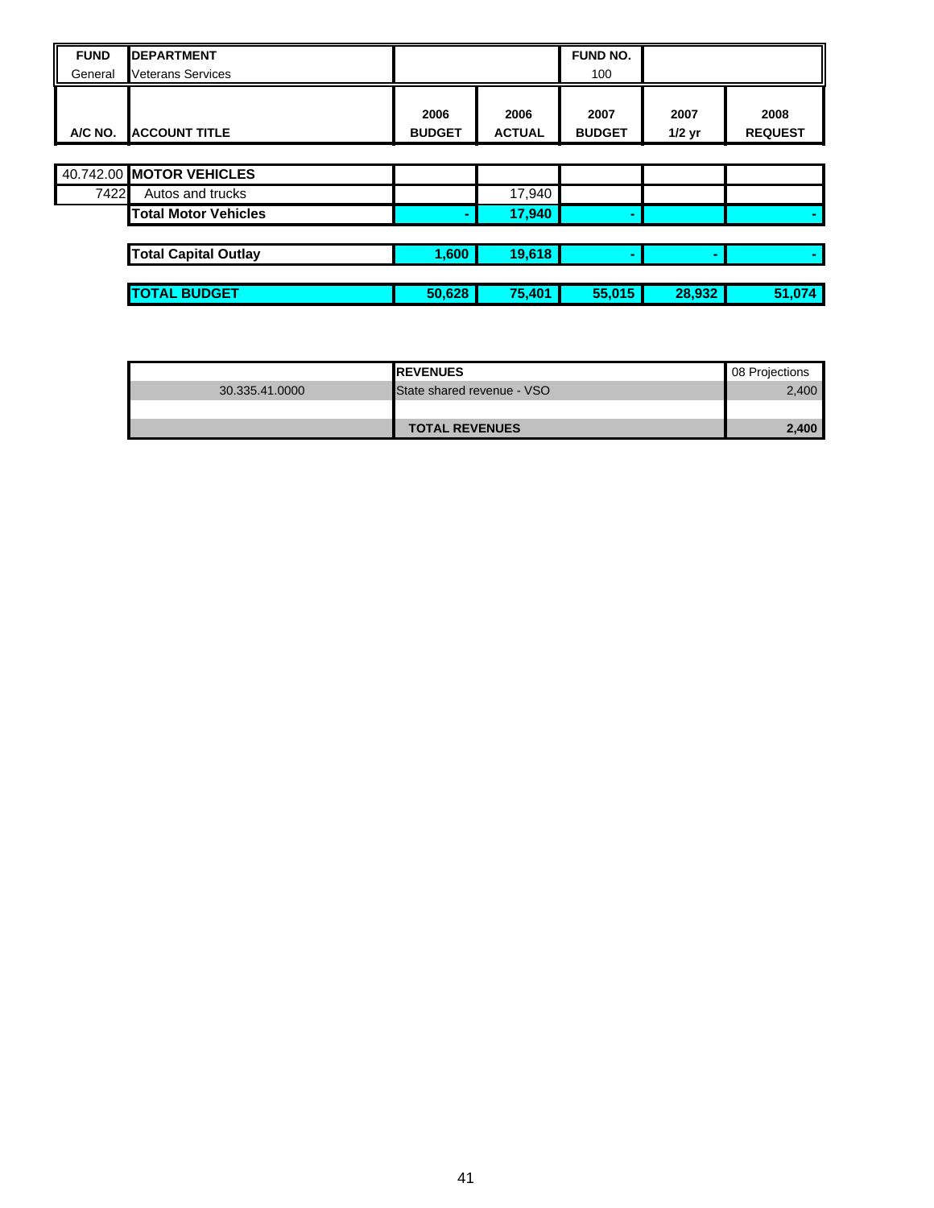| FUND | DEPARTMENT | | | FUND NO. | | |
|---|---|---|---|---|---|---|
| General | Veterans Services | | | 100 | | |
| **A/C NO.** | **ACCOUNT TITLE** | **2006 BUDGET** | **2006 ACTUAL** | **2007 BUDGET** | **2007 1/2 yr** | **2008 REQUEST** |
| 40.742.00 | **MOTOR VEHICLES** | | | | | |
| 7422 | Autos and trucks | | 17,940 | | | |
| | **Total Motor Vehicles** | **-** | **17,940** | **-** | | **-** |
| | **Total Capital Outlay** | **1,600** | **19,618** | **-** | **-** | **-** |
| | **TOTAL BUDGET** | **50,628** | **75,401** | **55,015** | **28,932** | **51,074** |

| | REVENUES | 08 Projections |
|---|---|---|
| 30.335.41.0000 | State shared revenue - VSO | 2,400 |
| | | |
| | **TOTAL REVENUES** | **2,400** |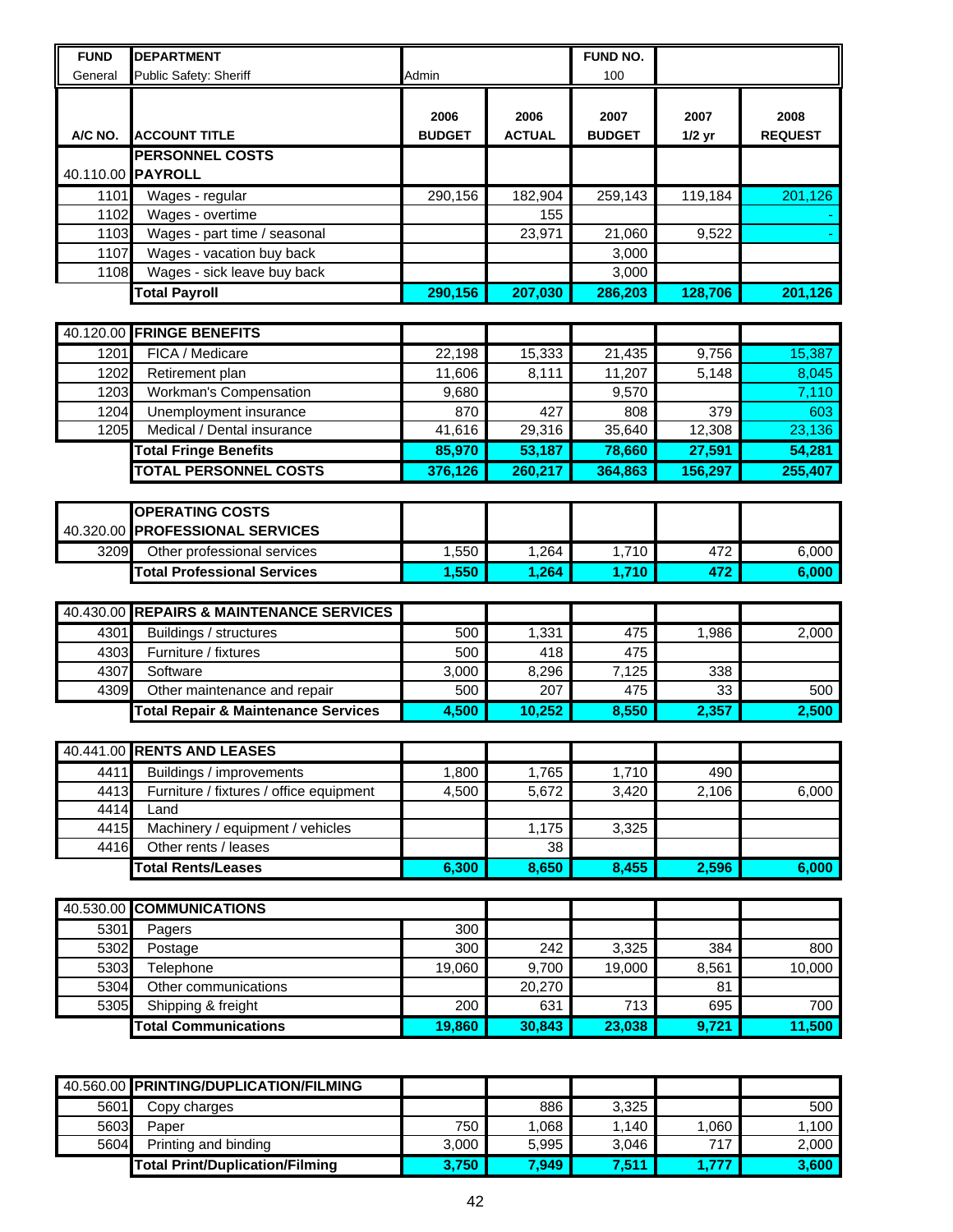| FUND | DEPARTMENT | | | FUND NO. | | |
|---|---|---|---|---|---|---|
| General | Public Safety: Sheriff | Admin | | 100 | | |

| A/C NO. | ACCOUNT TITLE | 2006 BUDGET | 2006 ACTUAL | 2007 BUDGET | 2007 1/2 yr | 2008 REQUEST |
|---|---|---|---|---|---|---|
| | **PERSONNEL COSTS** | | | | | |
| 40.110.00 | **PAYROLL** | | | | | |
| 1101 | Wages - regular | 290,156 | 182,904 | 259,143 | 119,184 | 201,126 |
| 1102 | Wages - overtime | | 155 | | | - |
| 1103 | Wages - part time / seasonal | | 23,971 | 21,060 | 9,522 | - |
| 1107 | Wages - vacation buy back | | | 3,000 | | |
| 1108 | Wages - sick leave buy back | | | 3,000 | | |
| | **Total Payroll** | **290,156** | **207,030** | **286,203** | **128,706** | **201,126** |
| 40.120.00 | **FRINGE BENEFITS** | | | | | |
| 1201 | FICA / Medicare | 22,198 | 15,333 | 21,435 | 9,756 | 15,387 |
| 1202 | Retirement plan | 11,606 | 8,111 | 11,207 | 5,148 | 8,045 |
| 1203 | Workman's Compensation | 9,680 | | 9,570 | | 7,110 |
| 1204 | Unemployment insurance | 870 | 427 | 808 | 379 | 603 |
| 1205 | Medical / Dental insurance | 41,616 | 29,316 | 35,640 | 12,308 | 23,136 |
| | **Total Fringe Benefits** | **85,970** | **53,187** | **78,660** | **27,591** | **54,281** |
| | **TOTAL PERSONNEL COSTS** | **376,126** | **260,217** | **364,863** | **156,297** | **255,407** |
| | **OPERATING COSTS** | | | | | |
| 40.320.00 | **PROFESSIONAL SERVICES** | | | | | |
| 3209 | Other professional services | 1,550 | 1,264 | 1,710 | 472 | 6,000 |
| | **Total Professional Services** | **1,550** | **1,264** | **1,710** | **472** | **6,000** |
| 40.430.00 | **REPAIRS & MAINTENANCE SERVICES** | | | | | |
| 4301 | Buildings / structures | 500 | 1,331 | 475 | 1,986 | 2,000 |
| 4303 | Furniture / fixtures | 500 | 418 | 475 | | |
| 4307 | Software | 3,000 | 8,296 | 7,125 | 338 | |
| 4309 | Other maintenance and repair | 500 | 207 | 475 | 33 | 500 |
| | **Total Repair & Maintenance Services** | **4,500** | **10,252** | **8,550** | **2,357** | **2,500** |
| 40.441.00 | **RENTS AND LEASES** | | | | | |
| 4411 | Buildings / improvements | 1,800 | 1,765 | 1,710 | 490 | |
| 4413 | Furniture / fixtures / office equipment | 4,500 | 5,672 | 3,420 | 2,106 | 6,000 |
| 4414 | Land | | | | | |
| 4415 | Machinery / equipment / vehicles | | 1,175 | 3,325 | | |
| 4416 | Other rents / leases | | 38 | | | |
| | **Total Rents/Leases** | **6,300** | **8,650** | **8,455** | **2,596** | **6,000** |
| 40.530.00 | **COMMUNICATIONS** | | | | | |
| 5301 | Pagers | 300 | | | | |
| 5302 | Postage | 300 | 242 | 3,325 | 384 | 800 |
| 5303 | Telephone | 19,060 | 9,700 | 19,000 | 8,561 | 10,000 |
| 5304 | Other communications | | 20,270 | | 81 | |
| 5305 | Shipping & freight | 200 | 631 | 713 | 695 | 700 |
| | **Total Communications** | **19,860** | **30,843** | **23,038** | **9,721** | **11,500** |
| 40.560.00 | **PRINTING/DUPLICATION/FILMING** | | | | | |
| 5601 | Copy charges | | 886 | 3,325 | | 500 |
| 5603 | Paper | 750 | 1,068 | 1,140 | 1,060 | 1,100 |
| 5604 | Printing and binding | 3,000 | 5,995 | 3,046 | 717 | 2,000 |
| | **Total Print/Duplication/Filming** | **3,750** | **7,949** | **7,511** | **1,777** | **3,600** |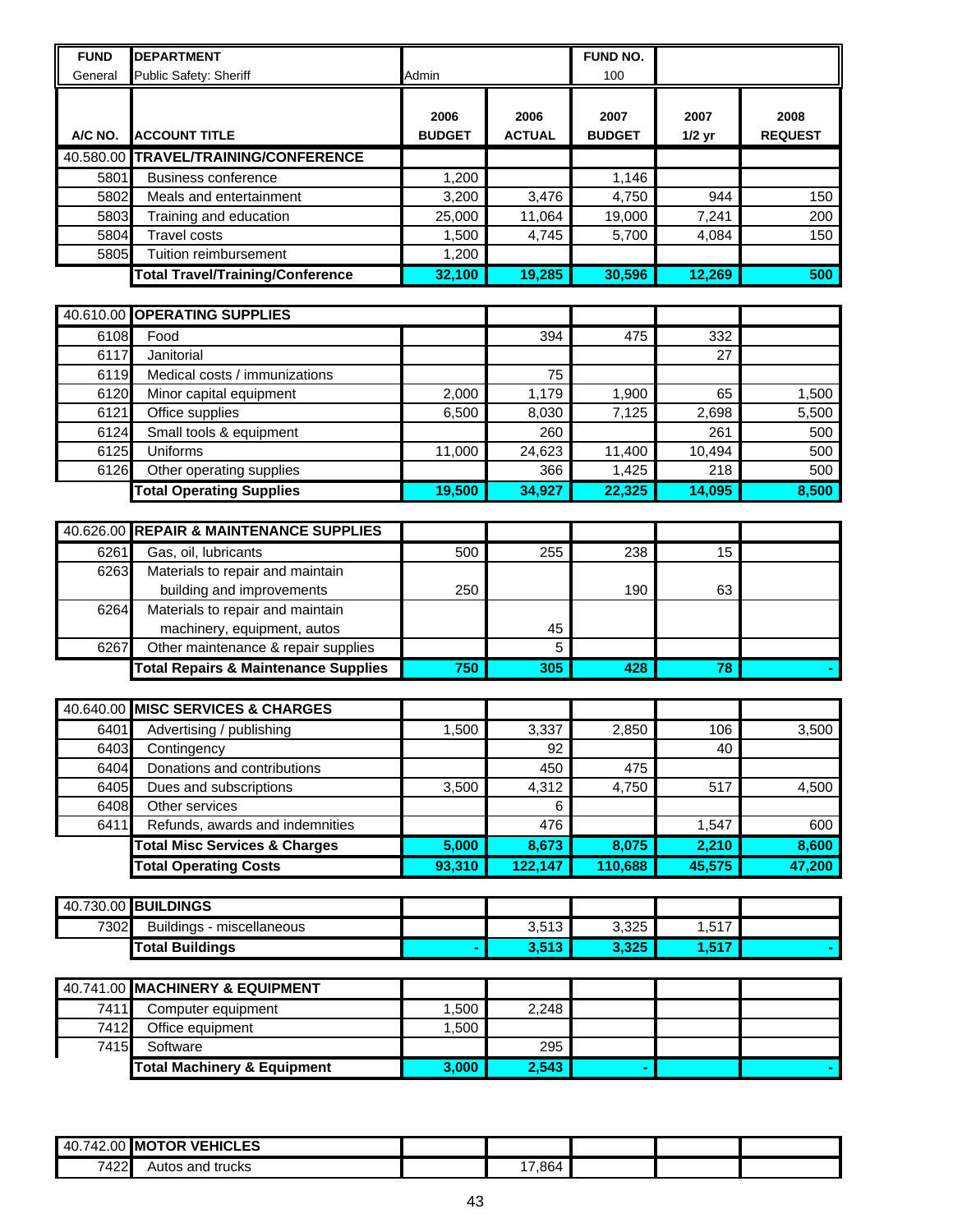| FUND | DEPARTMENT | | | FUND NO. | | |
|---|---|---|---|---|---|---|
| General | Public Safety: Sheriff | Admin | | 100 | | |

| A/C NO. | ACCOUNT TITLE | 2006 BUDGET | 2006 ACTUAL | 2007 BUDGET | 2007 1/2 yr | 2008 REQUEST |
|---|---|---|---|---|---|---|
| 40.580.00 | **TRAVEL/TRAINING/CONFERENCE** | | | | | |
| 5801 | Business conference | 1,200 | | 1,146 | | |
| 5802 | Meals and entertainment | 3,200 | 3,476 | 4,750 | 944 | 150 |
| 5803 | Training and education | 25,000 | 11,064 | 19,000 | 7,241 | 200 |
| 5804 | Travel costs | 1,500 | 4,745 | 5,700 | 4,084 | 150 |
| 5805 | Tuition reimbursement | 1,200 | | | | |
| | **Total Travel/Training/Conference** | **32,100** | **19,285** | **30,596** | **12,269** | **500** |
| | | | | | | |
| 40.610.00 | **OPERATING SUPPLIES** | | | | | |
| 6108 | Food | | 394 | 475 | 332 | |
| 6117 | Janitorial | | | | 27 | |
| 6119 | Medical costs / immunizations | | 75 | | | |
| 6120 | Minor capital equipment | 2,000 | 1,179 | 1,900 | 65 | 1,500 |
| 6121 | Office supplies | 6,500 | 8,030 | 7,125 | 2,698 | 5,500 |
| 6124 | Small tools & equipment | | 260 | | 261 | 500 |
| 6125 | Uniforms | 11,000 | 24,623 | 11,400 | 10,494 | 500 |
| 6126 | Other operating supplies | | 366 | 1,425 | 218 | 500 |
| | **Total Operating Supplies** | **19,500** | **34,927** | **22,325** | **14,095** | **8,500** |
| | | | | | | |
| 40.626.00 | **REPAIR & MAINTENANCE SUPPLIES** | | | | | |
| 6261 | Gas, oil, lubricants | 500 | 255 | 238 | 15 | |
| 6263 | Materials to repair and maintain building and improvements | 250 | | 190 | 63 | |
| 6264 | Materials to repair and maintain machinery, equipment, autos | | 45 | | | |
| 6267 | Other maintenance & repair supplies | | 5 | | | |
| | **Total Repairs & Maintenance Supplies** | **750** | **305** | **428** | **78** | **-** |
| | | | | | | |
| 40.640.00 | **MISC SERVICES & CHARGES** | | | | | |
| 6401 | Advertising / publishing | 1,500 | 3,337 | 2,850 | 106 | 3,500 |
| 6403 | Contingency | | 92 | | 40 | |
| 6404 | Donations and contributions | | 450 | 475 | | |
| 6405 | Dues and subscriptions | 3,500 | 4,312 | 4,750 | 517 | 4,500 |
| 6408 | Other services | | 6 | | | |
| 6411 | Refunds, awards and indemnities | | 476 | | 1,547 | 600 |
| | **Total Misc Services & Charges** | **5,000** | **8,673** | **8,075** | **2,210** | **8,600** |
| | **Total Operating Costs** | **93,310** | **122,147** | **110,688** | **45,575** | **47,200** |
| | | | | | | |
| 40.730.00 | **BUILDINGS** | | | | | |
| 7302 | Buildings - miscellaneous | | 3,513 | 3,325 | 1,517 | |
| | **Total Buildings** | **-** | **3,513** | **3,325** | **1,517** | **-** |
| | | | | | | |
| 40.741.00 | **MACHINERY & EQUIPMENT** | | | | | |
| 7411 | Computer equipment | 1,500 | 2,248 | | | |
| 7412 | Office equipment | 1,500 | | | | |
| 7415 | Software | | 295 | | | |
| | **Total Machinery & Equipment** | **3,000** | **2,543** | **-** | | **-** |
| | | | | | | |
| 40.742.00 | **MOTOR VEHICLES** | | | | | |
| 7422 | Autos and trucks | | 17,864 | | | |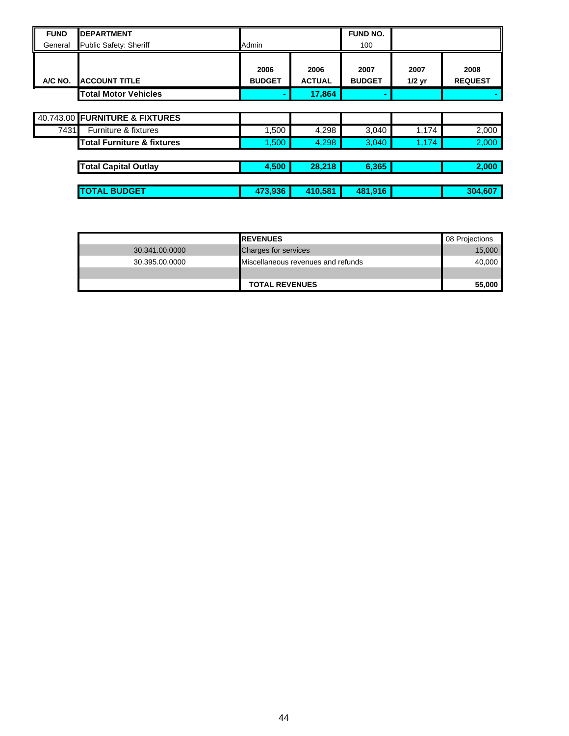| FUND | DEPARTMENT | | | FUND NO. | | |
|---|---|---|---|---|---|---|
| General | Public Safety: Sheriff | Admin | | 100 | | |

| A/C NO. | ACCOUNT TITLE | 2006 BUDGET | 2006 ACTUAL | 2007 BUDGET | 2007 1/2 yr | 2008 REQUEST |
|---|---|---|---|---|---|---|
| | **Total Motor Vehicles** | - | **17,864** | - | | - |
| | | | | | | |
| 40.743.00 | **FURNITURE & FIXTURES** | | | | | |
| 7431 | Furniture & fixtures | 1,500 | 4,298 | 3,040 | 1,174 | 2,000 |
| | **Total Furniture & fixtures** | 1,500 | 4,298 | 3,040 | 1,174 | 2,000 |
| | | | | | | |
| | **Total Capital Outlay** | **4,500** | **28,218** | **6,365** | | **2,000** |
| | | | | | | |
| | **TOTAL BUDGET** | **473,936** | **410,581** | **481,916** | | **304,607** |

| | REVENUES | 08 Projections |
|---|---|---|
| 30.341.00.0000 | Charges for services | 15,000 |
| 30.395.00.0000 | Miscellaneous revenues and refunds | 40,000 |
| | | |
| | **TOTAL REVENUES** | **55,000** |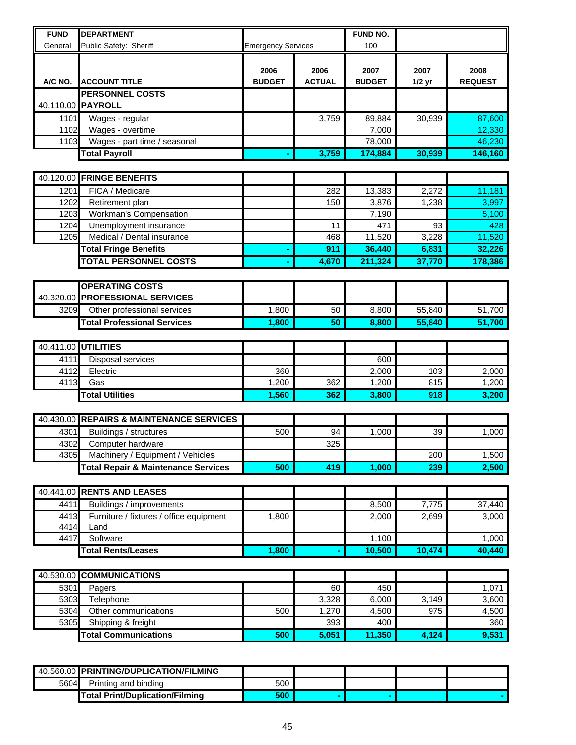| FUND | DEPARTMENT | | | FUND NO. | | |
|---|---|---|---|---|---|---|
| General | Public Safety: Sheriff | Emergency Services | | 100 | | |
| **A/C NO.** | **ACCOUNT TITLE** | **2006 BUDGET** | **2006 ACTUAL** | **2007 BUDGET** | **2007 1/2 yr** | **2008 REQUEST** |
| | **PERSONNEL COSTS** | | | | | |
| 40.110.00 | **PAYROLL** | | | | | |
| 1101 | Wages - regular | | 3,759 | 89,884 | 30,939 | 87,600 |
| 1102 | Wages - overtime | | | 7,000 | | 12,330 |
| 1103 | Wages - part time / seasonal | | | 78,000 | | 46,230 |
| | **Total Payroll** | **-** | **3,759** | **174,884** | **30,939** | **146,160** |
| 40.120.00 | **FRINGE BENEFITS** | | | | | |
| 1201 | FICA / Medicare | | 282 | 13,383 | 2,272 | 11,181 |
| 1202 | Retirement plan | | 150 | 3,876 | 1,238 | 3,997 |
| 1203 | Workman's Compensation | | | 7,190 | | 5,100 |
| 1204 | Unemployment insurance | | 11 | 471 | 93 | 428 |
| 1205 | Medical / Dental insurance | | 468 | 11,520 | 3,228 | 11,520 |
| | **Total Fringe Benefits** | **-** | **911** | **36,440** | **6,831** | **32,226** |
| | **TOTAL PERSONNEL COSTS** | **-** | **4,670** | **211,324** | **37,770** | **178,386** |
| | **OPERATING COSTS** | | | | | |
| 40.320.00 | **PROFESSIONAL SERVICES** | | | | | |
| 3209 | Other professional services | 1,800 | 50 | 8,800 | 55,840 | 51,700 |
| | **Total Professional Services** | **1,800** | **50** | **8,800** | **55,840** | **51,700** |
| 40.411.00 | **UTILITIES** | | | | | |
| 4111 | Disposal services | | | 600 | | |
| 4112 | Electric | 360 | | 2,000 | 103 | 2,000 |
| 4113 | Gas | 1,200 | 362 | 1,200 | 815 | 1,200 |
| | **Total Utilities** | **1,560** | **362** | **3,800** | **918** | **3,200** |
| 40.430.00 | **REPAIRS & MAINTENANCE SERVICES** | | | | | |
| 4301 | Buildings / structures | 500 | 94 | 1,000 | 39 | 1,000 |
| 4302 | Computer hardware | | 325 | | | |
| 4305 | Machinery / Equipment / Vehicles | | | | 200 | 1,500 |
| | **Total Repair & Maintenance Services** | **500** | **419** | **1,000** | **239** | **2,500** |
| 40.441.00 | **RENTS AND LEASES** | | | | | |
| 4411 | Buildings / improvements | | | 8,500 | 7,775 | 37,440 |
| 4413 | Furniture / fixtures / office equipment | 1,800 | | 2,000 | 2,699 | 3,000 |
| 4414 | Land | | | | | |
| 4417 | Software | | | 1,100 | | 1,000 |
| | **Total Rents/Leases** | **1,800** | **-** | **10,500** | **10,474** | **40,440** |
| 40.530.00 | **COMMUNICATIONS** | | | | | |
| 5301 | Pagers | | 60 | 450 | | 1,071 |
| 5303 | Telephone | | 3,328 | 6,000 | 3,149 | 3,600 |
| 5304 | Other communications | 500 | 1,270 | 4,500 | 975 | 4,500 |
| 5305 | Shipping & freight | | 393 | 400 | | 360 |
| | **Total Communications** | **500** | **5,051** | **11,350** | **4,124** | **9,531** |
| 40.560.00 | **PRINTING/DUPLICATION/FILMING** | | | | | |
| 5604 | Printing and binding | 500 | | | | |
| | **Total Print/Duplication/Filming** | **500** | **-** | **-** | | **-** |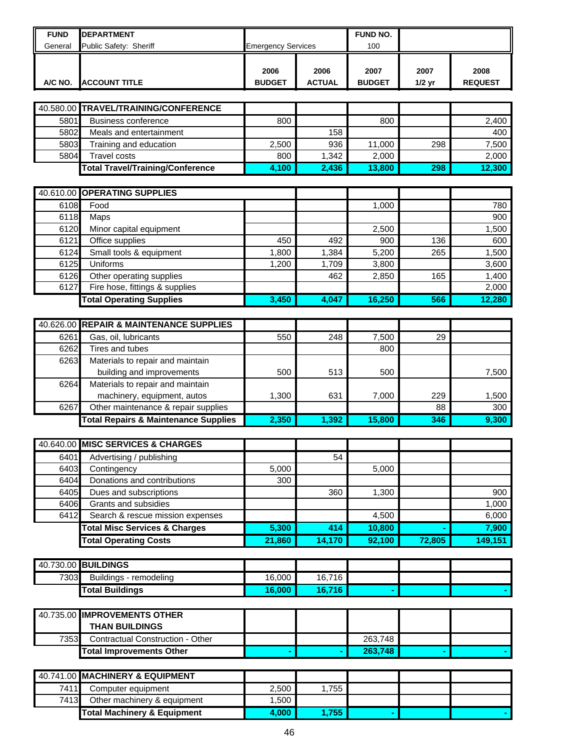| FUND | DEPARTMENT | | | FUND NO. | | |
|---|---|---|---|---|---|---|
| General | Public Safety: Sheriff | Emergency Services | | 100 | | |
| **A/C NO.** | **ACCOUNT TITLE** | **2006 BUDGET** | **2006 ACTUAL** | **2007 BUDGET** | **2007 1/2 yr** | **2008 REQUEST** |
| 40.580.00 | **TRAVEL/TRAINING/CONFERENCE** | | | | | |
| 5801 | Business conference | 800 | | 800 | | 2,400 |
| 5802 | Meals and entertainment | | 158 | | | 400 |
| 5803 | Training and education | 2,500 | 936 | 11,000 | 298 | 7,500 |
| 5804 | Travel costs | 800 | 1,342 | 2,000 | | 2,000 |
| | **Total Travel/Training/Conference** | **4,100** | **2,436** | **13,800** | **298** | **12,300** |
| 40.610.00 | **OPERATING SUPPLIES** | | | | | |
| 6108 | Food | | | 1,000 | | 780 |
| 6118 | Maps | | | | | 900 |
| 6120 | Minor capital equipment | | | 2,500 | | 1,500 |
| 6121 | Office supplies | 450 | 492 | 900 | 136 | 600 |
| 6124 | Small tools & equipment | 1,800 | 1,384 | 5,200 | 265 | 1,500 |
| 6125 | Uniforms | 1,200 | 1,709 | 3,800 | | 3,600 |
| 6126 | Other operating supplies | | 462 | 2,850 | 165 | 1,400 |
| 6127 | Fire hose, fittings & supplies | | | | | 2,000 |
| | **Total Operating Supplies** | **3,450** | **4,047** | **16,250** | **566** | **12,280** |
| 40.626.00 | **REPAIR & MAINTENANCE SUPPLIES** | | | | | |
| 6261 | Gas, oil, lubricants | 550 | 248 | 7,500 | 29 | |
| 6262 | Tires and tubes | | | 800 | | |
| 6263 | Materials to repair and maintain building and improvements | 500 | 513 | 500 | | 7,500 |
| 6264 | Materials to repair and maintain machinery, equipment, autos | 1,300 | 631 | 7,000 | 229 | 1,500 |
| 6267 | Other maintenance & repair supplies | | | | 88 | 300 |
| | **Total Repairs & Maintenance Supplies** | **2,350** | **1,392** | **15,800** | **346** | **9,300** |
| 40.640.00 | **MISC SERVICES & CHARGES** | | | | | |
| 6401 | Advertising / publishing | | 54 | | | |
| 6403 | Contingency | 5,000 | | 5,000 | | |
| 6404 | Donations and contributions | 300 | | | | |
| 6405 | Dues and subscriptions | | 360 | 1,300 | | 900 |
| 6406 | Grants and subsidies | | | | | 1,000 |
| 6412 | Search & rescue mission expenses | | | 4,500 | | 6,000 |
| | **Total Misc Services & Charges** | **5,300** | **414** | **10,800** | **-** | **7,900** |
| | **Total Operating Costs** | **21,860** | **14,170** | **92,100** | **72,805** | **149,151** |
| 40.730.00 | **BUILDINGS** | | | | | |
| 7303 | Buildings - remodeling | 16,000 | 16,716 | | | |
| | **Total Buildings** | **16,000** | **16,716** | **-** | | **-** |
| 40.735.00 | **IMPROVEMENTS OTHER THAN BUILDINGS** | | | | | |
| 7353 | Contractual Construction - Other | | | 263,748 | | |
| | **Total Improvements Other** | **-** | **-** | **263,748** | **-** | **-** |
| 40.741.00 | **MACHINERY & EQUIPMENT** | | | | | |
| 7411 | Computer equipment | 2,500 | 1,755 | | | |
| 7413 | Other machinery & equipment | 1,500 | | | | |
| | **Total Machinery & Equipment** | **4,000** | **1,755** | **-** | | **-** |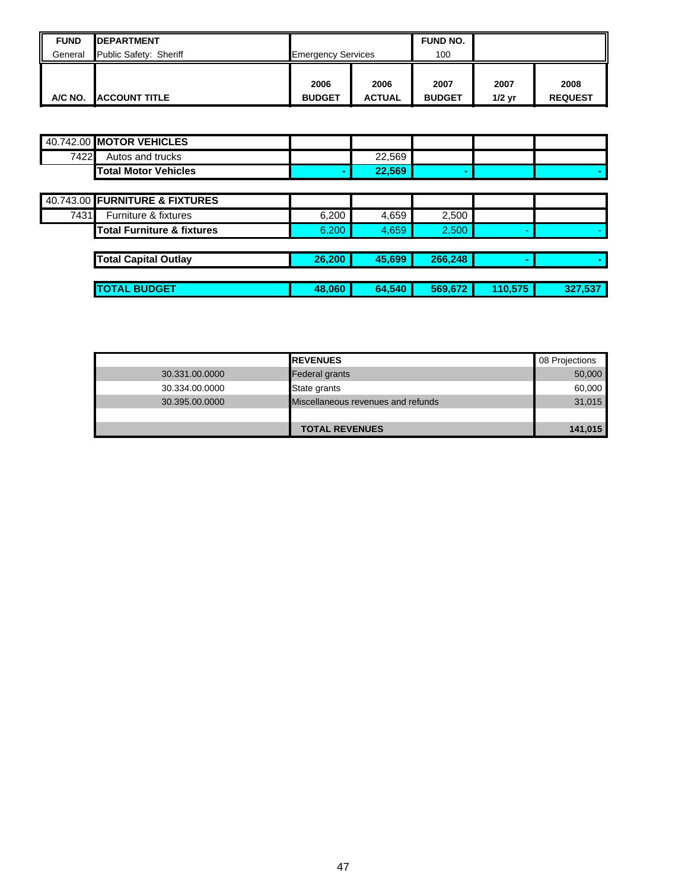| FUND | DEPARTMENT | | | FUND NO. | | |
|---|---|---|---|---|---|---|
| General | Public Safety: Sheriff | Emergency Services | | 100 | | |
| **A/C NO.** | **ACCOUNT TITLE** | **2006 BUDGET** | **2006 ACTUAL** | **2007 BUDGET** | **2007 1/2 yr** | **2008 REQUEST** |
| 40.742.00 | **MOTOR VEHICLES** | | | | | |
| 7422 | Autos and trucks | | 22,569 | | | |
| | **Total Motor Vehicles** | **-** | **22,569** | **-** | | **-** |
| 40.743.00 | **FURNITURE & FIXTURES** | | | | | |
| 7431 | Furniture & fixtures | 6,200 | 4,659 | 2,500 | | |
| | **Total Furniture & fixtures** | 6,200 | 4,659 | 2,500 | - | - |
| | **Total Capital Outlay** | **26,200** | **45,699** | **266,248** | **-** | **-** |
| | **TOTAL BUDGET** | **48,060** | **64,540** | **569,672** | **110,575** | **327,537** |

| | REVENUES | 08 Projections |
|---|---|---|
| 30.331.00.0000 | Federal grants | 50,000 |
| 30.334.00.0000 | State grants | 60,000 |
| 30.395.00.0000 | Miscellaneous revenues and refunds | 31,015 |
| | | |
| | **TOTAL REVENUES** | **141,015** |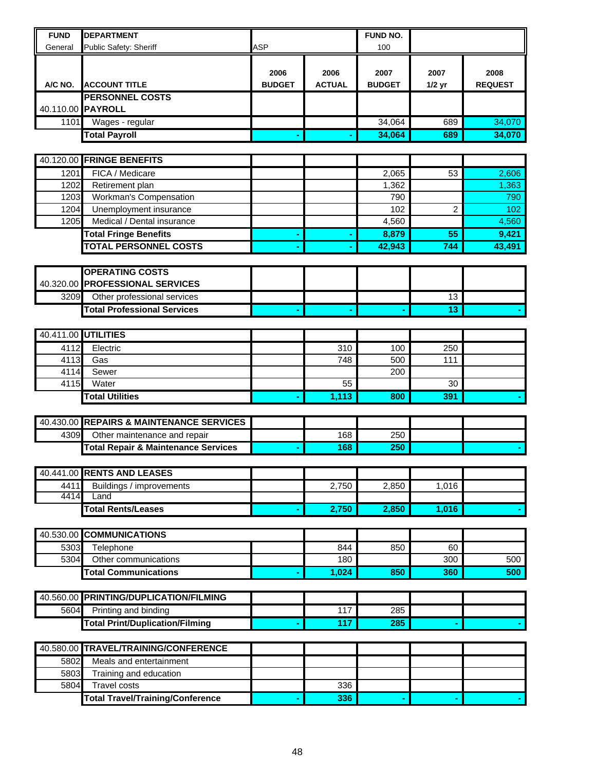| FUND | DEPARTMENT | | | FUND NO. | | |
|---|---|---|---|---|---|---|
| General | Public Safety: Sheriff | ASP | | 100 | | |

| A/C NO. | ACCOUNT TITLE | 2006 BUDGET | 2006 ACTUAL | 2007 BUDGET | 2007 1/2 yr | 2008 REQUEST |
|---|---|---|---|---|---|---|
| | **PERSONNEL COSTS** | | | | | |
| 40.110.00 | **PAYROLL** | | | | | |
| 1101 | Wages - regular | | | 34,064 | 689 | 34,070 |
| | **Total Payroll** | - | - | **34,064** | **689** | **34,070** |
| 40.120.00 | **FRINGE BENEFITS** | | | | | |
| 1201 | FICA / Medicare | | | 2,065 | 53 | 2,606 |
| 1202 | Retirement plan | | | 1,362 | | 1,363 |
| 1203 | Workman's Compensation | | | 790 | | 790 |
| 1204 | Unemployment insurance | | | 102 | 2 | 102 |
| 1205 | Medical / Dental insurance | | | 4,560 | | 4,560 |
| | **Total Fringe Benefits** | - | - | **8,879** | **55** | **9,421** |
| | **TOTAL PERSONNEL COSTS** | - | - | **42,943** | **744** | **43,491** |
| | **OPERATING COSTS** | | | | | |
| 40.320.00 | **PROFESSIONAL SERVICES** | | | | | |
| 3209 | Other professional services | | | | 13 | |
| | **Total Professional Services** | - | - | - | **13** | - |
| 40.411.00 | **UTILITIES** | | | | | |
| 4112 | Electric | | 310 | 100 | 250 | |
| 4113 | Gas | | 748 | 500 | 111 | |
| 4114 | Sewer | | | 200 | | |
| 4115 | Water | | 55 | | 30 | |
| | **Total Utilities** | - | **1,113** | **800** | **391** | - |
| 40.430.00 | **REPAIRS & MAINTENANCE SERVICES** | | | | | |
| 4309 | Other maintenance and repair | | 168 | 250 | | |
| | **Total Repair & Maintenance Services** | - | **168** | **250** | | - |
| 40.441.00 | **RENTS AND LEASES** | | | | | |
| 4411 | Buildings / improvements | | 2,750 | 2,850 | 1,016 | |
| 4414 | Land | | | | | |
| | **Total Rents/Leases** | - | **2,750** | **2,850** | **1,016** | - |
| 40.530.00 | **COMMUNICATIONS** | | | | | |
| 5303 | Telephone | | 844 | 850 | 60 | |
| 5304 | Other communications | | 180 | | 300 | 500 |
| | **Total Communications** | - | **1,024** | **850** | **360** | **500** |
| 40.560.00 | **PRINTING/DUPLICATION/FILMING** | | | | | |
| 5604 | Printing and binding | | 117 | 285 | | |
| | **Total Print/Duplication/Filming** | - | **117** | **285** | - | - |
| 40.580.00 | **TRAVEL/TRAINING/CONFERENCE** | | | | | |
| 5802 | Meals and entertainment | | | | | |
| 5803 | Training and education | | | | | |
| 5804 | Travel costs | | 336 | | | |
| | **Total Travel/Training/Conference** | - | **336** | - | - | - |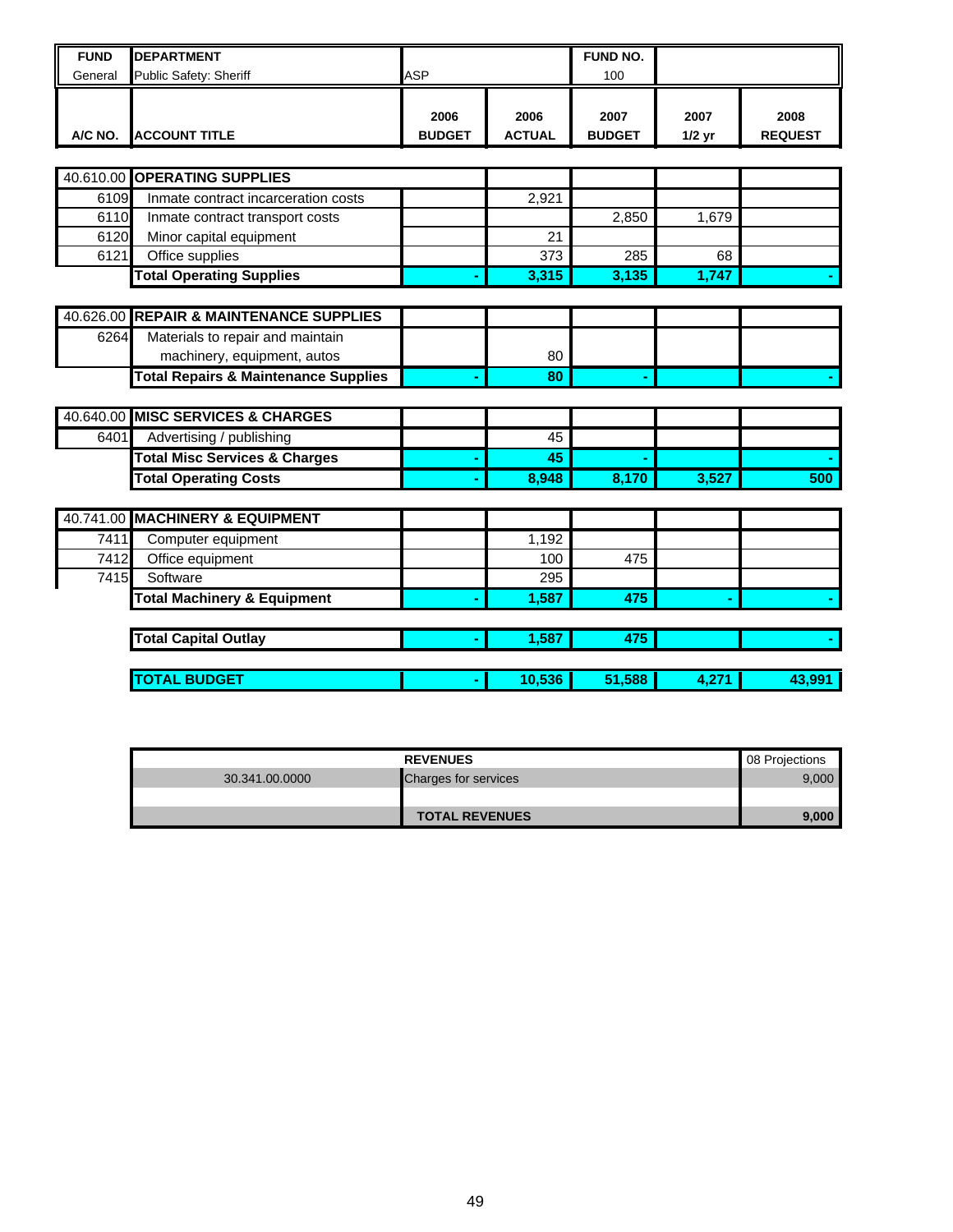| FUND | DEPARTMENT | | | FUND NO. | | |
|---|---|---|---|---|---|---|
| General | Public Safety: Sheriff | ASP | | 100 | | |
| **A/C NO.** | **ACCOUNT TITLE** | **2006 BUDGET** | **2006 ACTUAL** | **2007 BUDGET** | **2007 1/2 yr** | **2008 REQUEST** |
| 40.610.00 | **OPERATING SUPPLIES** | | | | | |
| 6109 | Inmate contract incarceration costs | | 2,921 | | | |
| 6110 | Inmate contract transport costs | | | 2,850 | 1,679 | |
| 6120 | Minor capital equipment | | 21 | | | |
| 6121 | Office supplies | | 373 | 285 | 68 | |
| | **Total Operating Supplies** | **-** | **3,315** | **3,135** | **1,747** | **-** |
| 40.626.00 | **REPAIR & MAINTENANCE SUPPLIES** | | | | | |
| 6264 | Materials to repair and maintain machinery, equipment, autos | | 80 | | | |
| | **Total Repairs & Maintenance Supplies** | **-** | **80** | **-** | | **-** |
| 40.640.00 | **MISC SERVICES & CHARGES** | | | | | |
| 6401 | Advertising / publishing | | 45 | | | |
| | **Total Misc Services & Charges** | **-** | **45** | **-** | | **-** |
| | **Total Operating Costs** | **-** | **8,948** | **8,170** | **3,527** | **500** |
| 40.741.00 | **MACHINERY & EQUIPMENT** | | | | | |
| 7411 | Computer equipment | | 1,192 | | | |
| 7412 | Office equipment | | 100 | 475 | | |
| 7415 | Software | | 295 | | | |
| | **Total Machinery & Equipment** | **-** | **1,587** | **475** | **-** | **-** |
| | **Total Capital Outlay** | **-** | **1,587** | **475** | | **-** |
| | **TOTAL BUDGET** | **-** | **10,536** | **51,588** | **4,271** | **43,991** |

| | REVENUES | 08 Projections |
|---|---|---|
| 30.341.00.0000 | Charges for services | 9,000 |
| | | |
| | **TOTAL REVENUES** | **9,000** |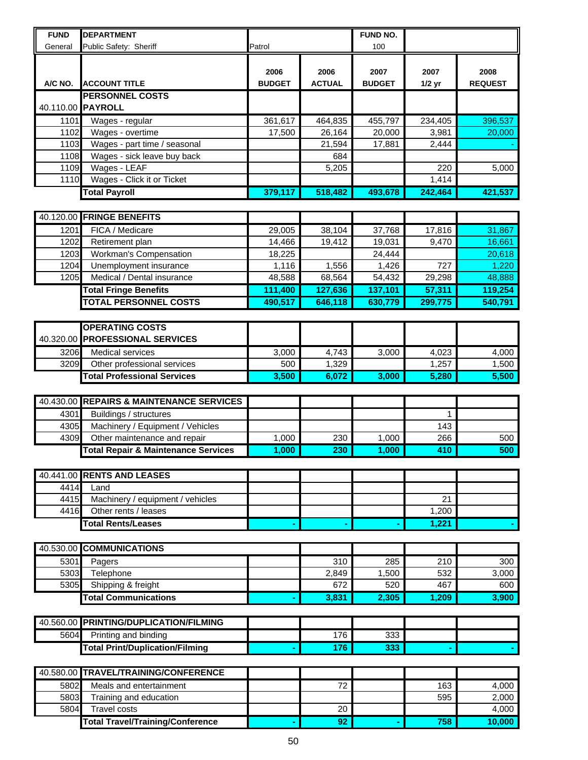| FUND | DEPARTMENT | | | FUND NO. | | |
|---|---|---|---|---|---|---|
| General | Public Safety: Sheriff | Patrol | | 100 | | |

| A/C NO. | ACCOUNT TITLE | 2006 BUDGET | 2006 ACTUAL | 2007 BUDGET | 2007 1/2 yr | 2008 REQUEST |
|---|---|---|---|---|---|---|
| | **PERSONNEL COSTS** | | | | | |
| 40.110.00 | **PAYROLL** | | | | | |
| 1101 | Wages - regular | 361,617 | 464,835 | 455,797 | 234,405 | 396,537 |
| 1102 | Wages - overtime | 17,500 | 26,164 | 20,000 | 3,981 | 20,000 |
| 1103 | Wages - part time / seasonal | | 21,594 | 17,881 | 2,444 | - |
| 1108 | Wages - sick leave buy back | | 684 | | | |
| 1109 | Wages - LEAF | | 5,205 | | 220 | 5,000 |
| 1110 | Wages - Click it or Ticket | | | | 1,414 | |
| | **Total Payroll** | **379,117** | **518,482** | **493,678** | **242,464** | **421,537** |
| 40.120.00 | **FRINGE BENEFITS** | | | | | |
| 1201 | FICA / Medicare | 29,005 | 38,104 | 37,768 | 17,816 | 31,867 |
| 1202 | Retirement plan | 14,466 | 19,412 | 19,031 | 9,470 | 16,661 |
| 1203 | Workman's Compensation | 18,225 | | 24,444 | | 20,618 |
| 1204 | Unemployment insurance | 1,116 | 1,556 | 1,426 | 727 | 1,220 |
| 1205 | Medical / Dental insurance | 48,588 | 68,564 | 54,432 | 29,298 | 48,888 |
| | **Total Fringe Benefits** | **111,400** | **127,636** | **137,101** | **57,311** | **119,254** |
| | **TOTAL PERSONNEL COSTS** | **490,517** | **646,118** | **630,779** | **299,775** | **540,791** |
| | **OPERATING COSTS** | | | | | |
| 40.320.00 | **PROFESSIONAL SERVICES** | | | | | |
| 3206 | Medical services | 3,000 | 4,743 | 3,000 | 4,023 | 4,000 |
| 3209 | Other professional services | 500 | 1,329 | | 1,257 | 1,500 |
| | **Total Professional Services** | **3,500** | **6,072** | **3,000** | **5,280** | **5,500** |
| 40.430.00 | **REPAIRS & MAINTENANCE SERVICES** | | | | | |
| 4301 | Buildings / structures | | | | 1 | |
| 4305 | Machinery / Equipment / Vehicles | | | | 143 | |
| 4309 | Other maintenance and repair | 1,000 | 230 | 1,000 | 266 | 500 |
| | **Total Repair & Maintenance Services** | **1,000** | **230** | **1,000** | **410** | **500** |
| 40.441.00 | **RENTS AND LEASES** | | | | | |
| 4414 | Land | | | | | |
| 4415 | Machinery / equipment / vehicles | | | | 21 | |
| 4416 | Other rents / leases | | | | 1,200 | |
| | **Total Rents/Leases** | **-** | **-** | **-** | **1,221** | **-** |
| 40.530.00 | **COMMUNICATIONS** | | | | | |
| 5301 | Pagers | | 310 | 285 | 210 | 300 |
| 5303 | Telephone | | 2,849 | 1,500 | 532 | 3,000 |
| 5305 | Shipping & freight | | 672 | 520 | 467 | 600 |
| | **Total Communications** | **-** | **3,831** | **2,305** | **1,209** | **3,900** |
| 40.560.00 | **PRINTING/DUPLICATION/FILMING** | | | | | |
| 5604 | Printing and binding | | 176 | 333 | | |
| | **Total Print/Duplication/Filming** | **-** | **176** | **333** | **-** | **-** |
| 40.580.00 | **TRAVEL/TRAINING/CONFERENCE** | | | | | |
| 5802 | Meals and entertainment | | 72 | | 163 | 4,000 |
| 5803 | Training and education | | | | 595 | 2,000 |
| 5804 | Travel costs | | 20 | | | 4,000 |
| | **Total Travel/Training/Conference** | **-** | **92** | **-** | **758** | **10,000** |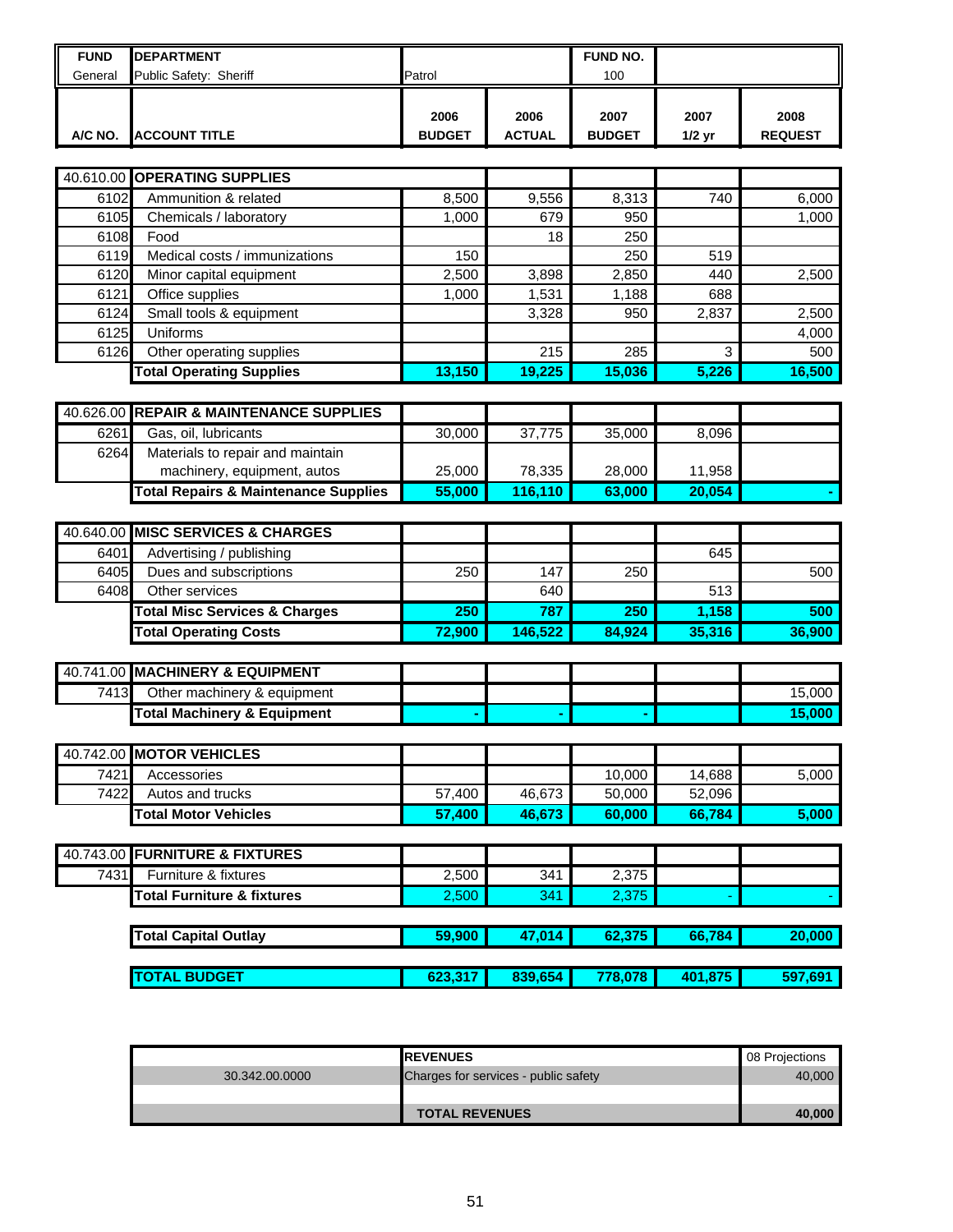| FUND | DEPARTMENT | | | FUND NO. | | |
|---|---|---|---|---|---|---|
| General | Public Safety: Sheriff | Patrol | | 100 | | |

| A/C NO. | ACCOUNT TITLE | 2006 BUDGET | 2006 ACTUAL | 2007 BUDGET | 2007 1/2 yr | 2008 REQUEST |
|---|---|---|---|---|---|---|
| 40.610.00 | **OPERATING SUPPLIES** | | | | | |
| 6102 | Ammunition & related | 8,500 | 9,556 | 8,313 | 740 | 6,000 |
| 6105 | Chemicals / laboratory | 1,000 | 679 | 950 | | 1,000 |
| 6108 | Food | | 18 | 250 | | |
| 6119 | Medical costs / immunizations | 150 | | 250 | 519 | |
| 6120 | Minor capital equipment | 2,500 | 3,898 | 2,850 | 440 | 2,500 |
| 6121 | Office supplies | 1,000 | 1,531 | 1,188 | 688 | |
| 6124 | Small tools & equipment | | 3,328 | 950 | 2,837 | 2,500 |
| 6125 | Uniforms | | | | | 4,000 |
| 6126 | Other operating supplies | | 215 | 285 | 3 | 500 |
| | **Total Operating Supplies** | **13,150** | **19,225** | **15,036** | **5,226** | **16,500** |
| 40.626.00 | **REPAIR & MAINTENANCE SUPPLIES** | | | | | |
| 6261 | Gas, oil, lubricants | 30,000 | 37,775 | 35,000 | 8,096 | |
| 6264 | Materials to repair and maintain machinery, equipment, autos | 25,000 | 78,335 | 28,000 | 11,958 | |
| | **Total Repairs & Maintenance Supplies** | **55,000** | **116,110** | **63,000** | **20,054** | **-** |
| 40.640.00 | **MISC SERVICES & CHARGES** | | | | | |
| 6401 | Advertising / publishing | | | | 645 | |
| 6405 | Dues and subscriptions | 250 | 147 | 250 | | 500 |
| 6408 | Other services | | 640 | | 513 | |
| | **Total Misc Services & Charges** | **250** | **787** | **250** | **1,158** | **500** |
| | **Total Operating Costs** | **72,900** | **146,522** | **84,924** | **35,316** | **36,900** |
| 40.741.00 | **MACHINERY & EQUIPMENT** | | | | | |
| 7413 | Other machinery & equipment | | | | | 15,000 |
| | **Total Machinery & Equipment** | **-** | **-** | **-** | | **15,000** |
| 40.742.00 | **MOTOR VEHICLES** | | | | | |
| 7421 | Accessories | | | 10,000 | 14,688 | 5,000 |
| 7422 | Autos and trucks | 57,400 | 46,673 | 50,000 | 52,096 | |
| | **Total Motor Vehicles** | **57,400** | **46,673** | **60,000** | **66,784** | **5,000** |
| 40.743.00 | **FURNITURE & FIXTURES** | | | | | |
| 7431 | Furniture & fixtures | 2,500 | 341 | 2,375 | | |
| | **Total Furniture & fixtures** | 2,500 | 341 | 2,375 | - | - |
| | **Total Capital Outlay** | **59,900** | **47,014** | **62,375** | **66,784** | **20,000** |
| | **TOTAL BUDGET** | **623,317** | **839,654** | **778,078** | **401,875** | **597,691** |

| | REVENUES | 08 Projections |
|---|---|---|
| 30.342.00.0000 | Charges for services - public safety | 40,000 |
| | | |
| | **TOTAL REVENUES** | **40,000** |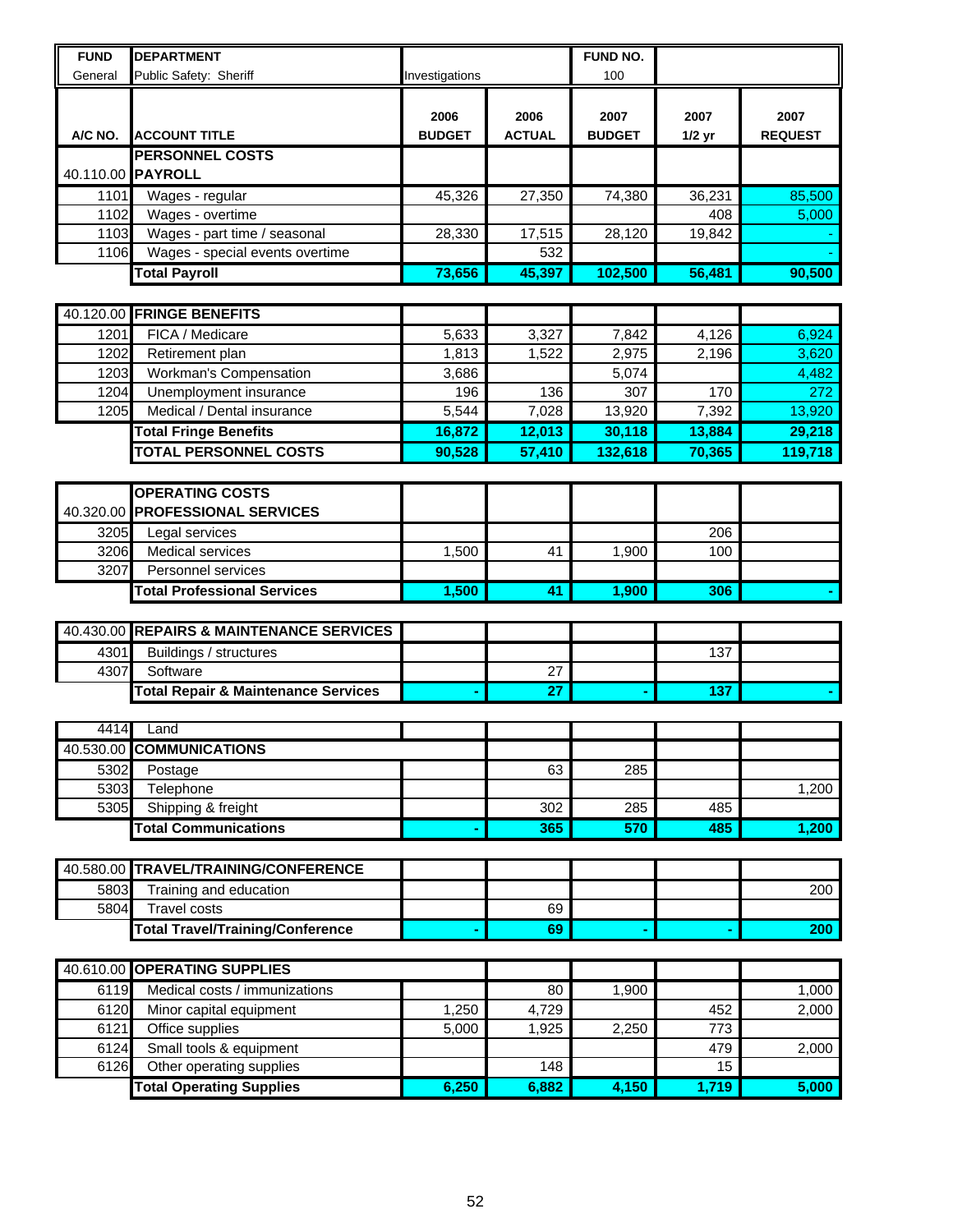| FUND | DEPARTMENT | | | FUND NO. | | |
|---|---|---|---|---|---|---|
| General | Public Safety: Sheriff | Investigations | | 100 | | |
| **A/C NO.** | **ACCOUNT TITLE** | **2006 BUDGET** | **2006 ACTUAL** | **2007 BUDGET** | **2007 1/2 yr** | **2007 REQUEST** |
| | **PERSONNEL COSTS** | | | | | |
| 40.110.00 | **PAYROLL** | | | | | |
| 1101 | Wages - regular | 45,326 | 27,350 | 74,380 | 36,231 | 85,500 |
| 1102 | Wages - overtime | | | | 408 | 5,000 |
| 1103 | Wages - part time / seasonal | 28,330 | 17,515 | 28,120 | 19,842 | - |
| 1106 | Wages - special events overtime | | 532 | | | - |
| | **Total Payroll** | **73,656** | **45,397** | **102,500** | **56,481** | **90,500** |
| | | | | | | |
| 40.120.00 | **FRINGE BENEFITS** | | | | | |
| 1201 | FICA / Medicare | 5,633 | 3,327 | 7,842 | 4,126 | 6,924 |
| 1202 | Retirement plan | 1,813 | 1,522 | 2,975 | 2,196 | 3,620 |
| 1203 | Workman's Compensation | 3,686 | | 5,074 | | 4,482 |
| 1204 | Unemployment insurance | 196 | 136 | 307 | 170 | 272 |
| 1205 | Medical / Dental insurance | 5,544 | 7,028 | 13,920 | 7,392 | 13,920 |
| | **Total Fringe Benefits** | **16,872** | **12,013** | **30,118** | **13,884** | **29,218** |
| | **TOTAL PERSONNEL COSTS** | **90,528** | **57,410** | **132,618** | **70,365** | **119,718** |
| | | | | | | |
| | **OPERATING COSTS** | | | | | |
| 40.320.00 | **PROFESSIONAL SERVICES** | | | | | |
| 3205 | Legal services | | | | 206 | |
| 3206 | Medical services | 1,500 | 41 | 1,900 | 100 | |
| 3207 | Personnel services | | | | | |
| | **Total Professional Services** | **1,500** | **41** | **1,900** | **306** | **-** |
| | | | | | | |
| 40.430.00 | **REPAIRS & MAINTENANCE SERVICES** | | | | | |
| 4301 | Buildings / structures | | | | 137 | |
| 4307 | Software | | 27 | | | |
| | **Total Repair & Maintenance Services** | **-** | **27** | **-** | **137** | **-** |
| | | | | | | |
| 4414 | Land | | | | | |
| 40.530.00 | **COMMUNICATIONS** | | | | | |
| 5302 | Postage | | 63 | 285 | | |
| 5303 | Telephone | | | | | 1,200 |
| 5305 | Shipping & freight | | 302 | 285 | 485 | |
| | **Total Communications** | **-** | **365** | **570** | **485** | **1,200** |
| | | | | | | |
| 40.580.00 | **TRAVEL/TRAINING/CONFERENCE** | | | | | |
| 5803 | Training and education | | | | | 200 |
| 5804 | Travel costs | | 69 | | | |
| | **Total Travel/Training/Conference** | **-** | **69** | **-** | **-** | **200** |
| | | | | | | |
| 40.610.00 | **OPERATING SUPPLIES** | | | | | |
| 6119 | Medical costs / immunizations | | 80 | 1,900 | | 1,000 |
| 6120 | Minor capital equipment | 1,250 | 4,729 | | 452 | 2,000 |
| 6121 | Office supplies | 5,000 | 1,925 | 2,250 | 773 | |
| 6124 | Small tools & equipment | | | | 479 | 2,000 |
| 6126 | Other operating supplies | | 148 | | 15 | |
| | **Total Operating Supplies** | **6,250** | **6,882** | **4,150** | **1,719** | **5,000** |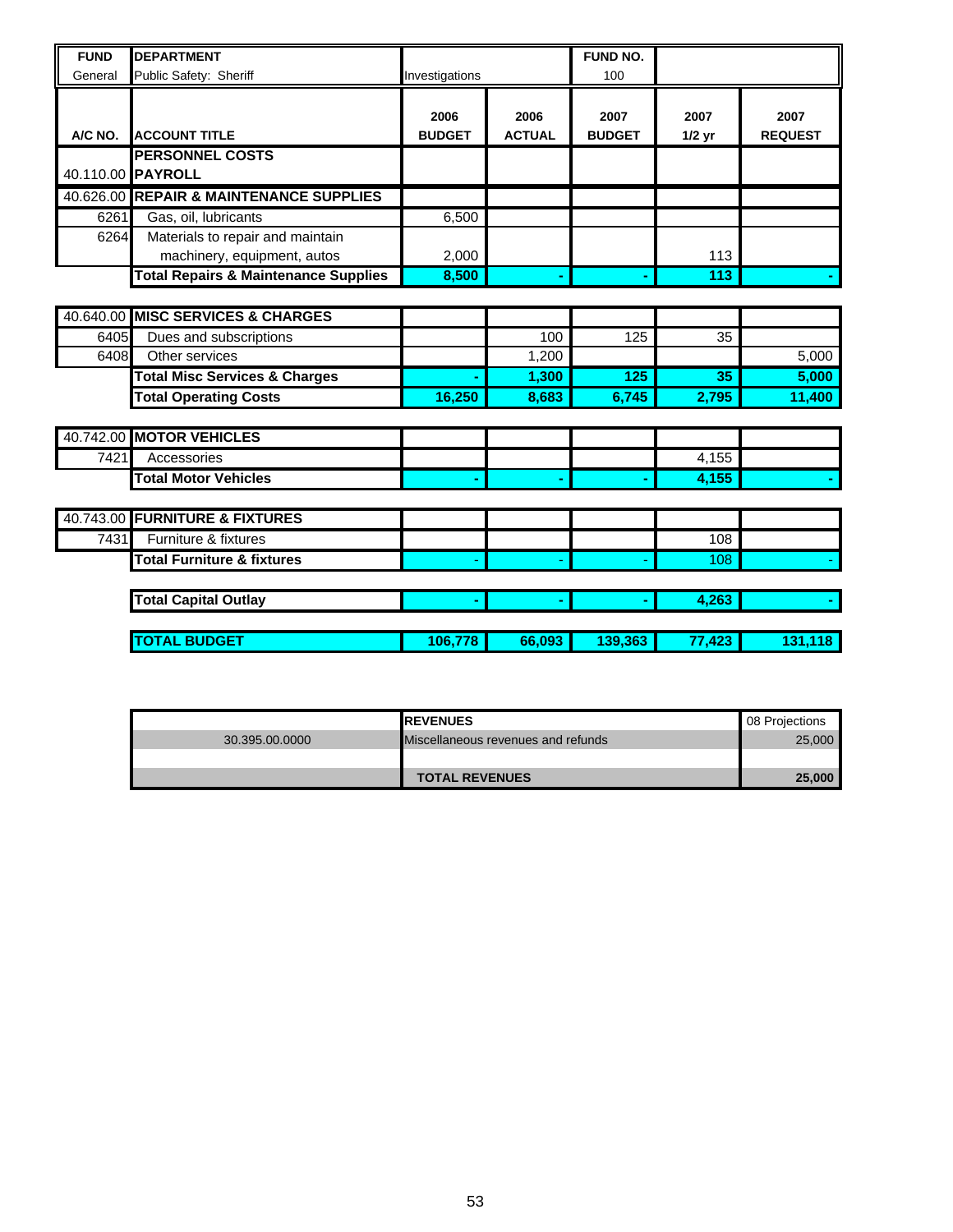| FUND | DEPARTMENT | | | FUND NO. | | |
|---|---|---|---|---|---|---|
| General | Public Safety: Sheriff | Investigations | | 100 | | |

| A/C NO. | ACCOUNT TITLE | 2006 BUDGET | 2006 ACTUAL | 2007 BUDGET | 2007 1/2 yr | 2007 REQUEST |
|---|---|---|---|---|---|---|
| | **PERSONNEL COSTS** | | | | | |
| 40.110.00 | **PAYROLL** | | | | | |
| 40.626.00 | **REPAIR & MAINTENANCE SUPPLIES** | | | | | |
| 6261 | Gas, oil, lubricants | 6,500 | | | | |
| 6264 | Materials to repair and maintain machinery, equipment, autos | 2,000 | | | 113 | |
| | **Total Repairs & Maintenance Supplies** | **8,500** | **-** | **-** | **113** | **-** |
| | | | | | | |
| 40.640.00 | **MISC SERVICES & CHARGES** | | | | | |
| 6405 | Dues and subscriptions | | 100 | 125 | 35 | |
| 6408 | Other services | | 1,200 | | | 5,000 |
| | **Total Misc Services & Charges** | **-** | **1,300** | **125** | **35** | **5,000** |
| | **Total Operating Costs** | **16,250** | **8,683** | **6,745** | **2,795** | **11,400** |
| | | | | | | |
| 40.742.00 | **MOTOR VEHICLES** | | | | | |
| 7421 | Accessories | | | | 4,155 | |
| | **Total Motor Vehicles** | **-** | **-** | **-** | **4,155** | **-** |
| | | | | | | |
| 40.743.00 | **FURNITURE & FIXTURES** | | | | | |
| 7431 | Furniture & fixtures | | | | 108 | |
| | **Total Furniture & fixtures** | - | - | - | 108 | - |
| | | | | | | |
| | **Total Capital Outlay** | **-** | **-** | **-** | **4,263** | **-** |
| | | | | | | |
| | **TOTAL BUDGET** | **106,778** | **66,093** | **139,363** | **77,423** | **131,118** |

| | REVENUES | 08 Projections |
|---|---|---|
| 30.395.00.0000 | Miscellaneous revenues and refunds | 25,000 |
| | | |
| | **TOTAL REVENUES** | **25,000** |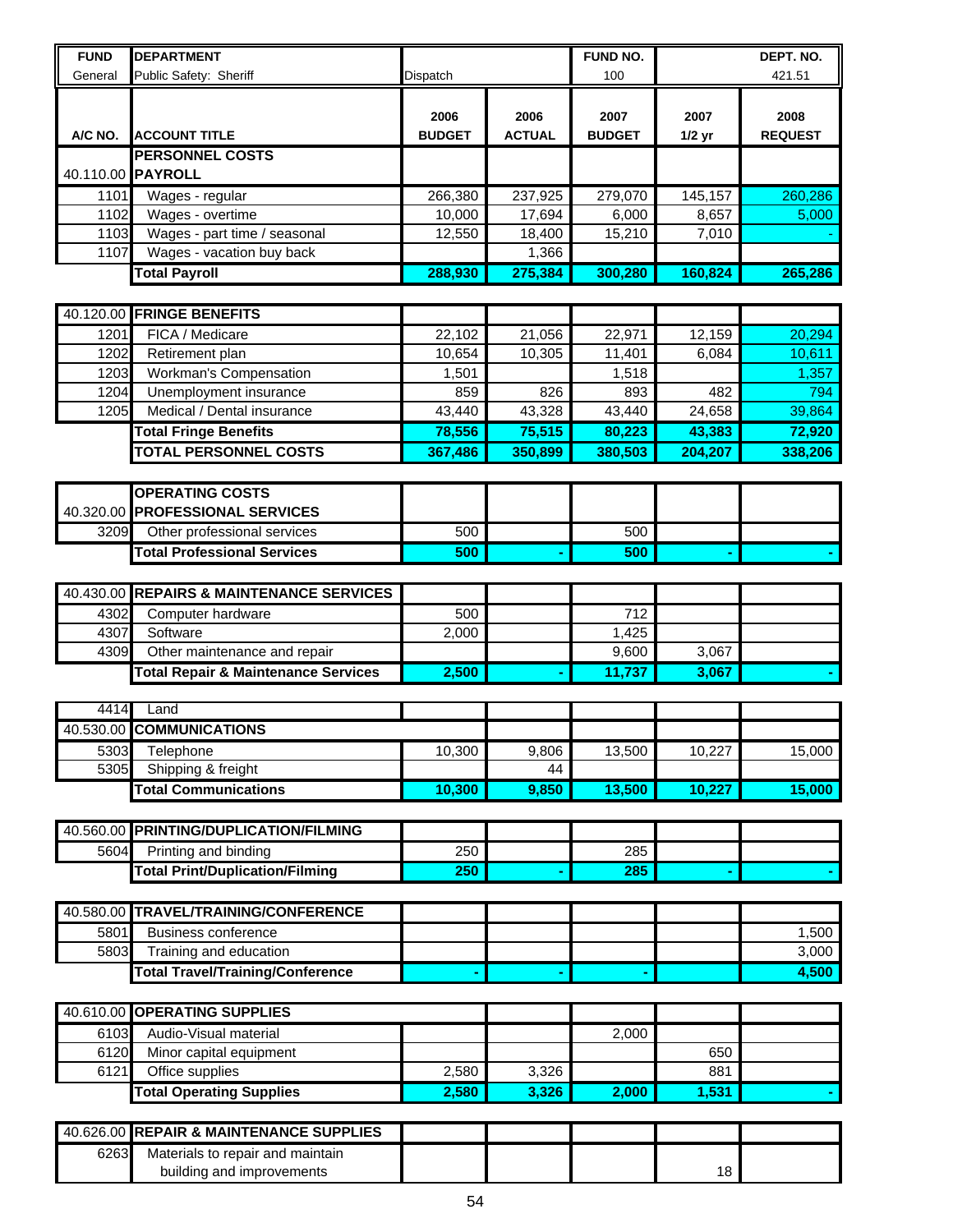| FUND | DEPARTMENT | | | FUND NO. | DEPT. NO. | |
|---|---|---|---|---|---|---|
| General | Public Safety: Sheriff | Dispatch | | 100 | 421.51 | |

| A/C NO. | ACCOUNT TITLE | 2006 BUDGET | 2006 ACTUAL | 2007 BUDGET | 2007 1/2 yr | 2008 REQUEST |
|---|---|---|---|---|---|---|
| | **PERSONNEL COSTS** | | | | | |
| 40.110.00 | **PAYROLL** | | | | | |
| 1101 | Wages - regular | 266,380 | 237,925 | 279,070 | 145,157 | 260,286 |
| 1102 | Wages - overtime | 10,000 | 17,694 | 6,000 | 8,657 | 5,000 |
| 1103 | Wages - part time / seasonal | 12,550 | 18,400 | 15,210 | 7,010 | - |
| 1107 | Wages - vacation buy back | | 1,366 | | | |
| | **Total Payroll** | **288,930** | **275,384** | **300,280** | **160,824** | **265,286** |
| | | | | | | |
| 40.120.00 | **FRINGE BENEFITS** | | | | | |
| 1201 | FICA / Medicare | 22,102 | 21,056 | 22,971 | 12,159 | 20,294 |
| 1202 | Retirement plan | 10,654 | 10,305 | 11,401 | 6,084 | 10,611 |
| 1203 | Workman's Compensation | 1,501 | | 1,518 | | 1,357 |
| 1204 | Unemployment insurance | 859 | 826 | 893 | 482 | 794 |
| 1205 | Medical / Dental insurance | 43,440 | 43,328 | 43,440 | 24,658 | 39,864 |
| | **Total Fringe Benefits** | **78,556** | **75,515** | **80,223** | **43,383** | **72,920** |
| | **TOTAL PERSONNEL COSTS** | **367,486** | **350,899** | **380,503** | **204,207** | **338,206** |
| | | | | | | |
| | **OPERATING COSTS** | | | | | |
| 40.320.00 | **PROFESSIONAL SERVICES** | | | | | |
| 3209 | Other professional services | 500 | | 500 | | |
| | **Total Professional Services** | **500** | **-** | **500** | **-** | **-** |
| | | | | | | |
| 40.430.00 | **REPAIRS & MAINTENANCE SERVICES** | | | | | |
| 4302 | Computer hardware | 500 | | 712 | | |
| 4307 | Software | 2,000 | | 1,425 | | |
| 4309 | Other maintenance and repair | | | 9,600 | 3,067 | |
| | **Total Repair & Maintenance Services** | **2,500** | **-** | **11,737** | **3,067** | **-** |
| | | | | | | |
| 4414 | Land | | | | | |
| 40.530.00 | **COMMUNICATIONS** | | | | | |
| 5303 | Telephone | 10,300 | 9,806 | 13,500 | 10,227 | 15,000 |
| 5305 | Shipping & freight | | 44 | | | |
| | **Total Communications** | **10,300** | **9,850** | **13,500** | **10,227** | **15,000** |
| | | | | | | |
| 40.560.00 | **PRINTING/DUPLICATION/FILMING** | | | | | |
| 5604 | Printing and binding | 250 | | 285 | | |
| | **Total Print/Duplication/Filming** | **250** | **-** | **285** | **-** | **-** |
| | | | | | | |
| 40.580.00 | **TRAVEL/TRAINING/CONFERENCE** | | | | | |
| 5801 | Business conference | | | | | 1,500 |
| 5803 | Training and education | | | | | 3,000 |
| | **Total Travel/Training/Conference** | **-** | **-** | **-** | | **4,500** |
| | | | | | | |
| 40.610.00 | **OPERATING SUPPLIES** | | | | | |
| 6103 | Audio-Visual material | | | 2,000 | | |
| 6120 | Minor capital equipment | | | | 650 | |
| 6121 | Office supplies | 2,580 | 3,326 | | 881 | |
| | **Total Operating Supplies** | **2,580** | **3,326** | **2,000** | **1,531** | **-** |
| | | | | | | |
| 40.626.00 | **REPAIR & MAINTENANCE SUPPLIES** | | | | | |
| 6263 | Materials to repair and maintain building and improvements | | | | 18 | |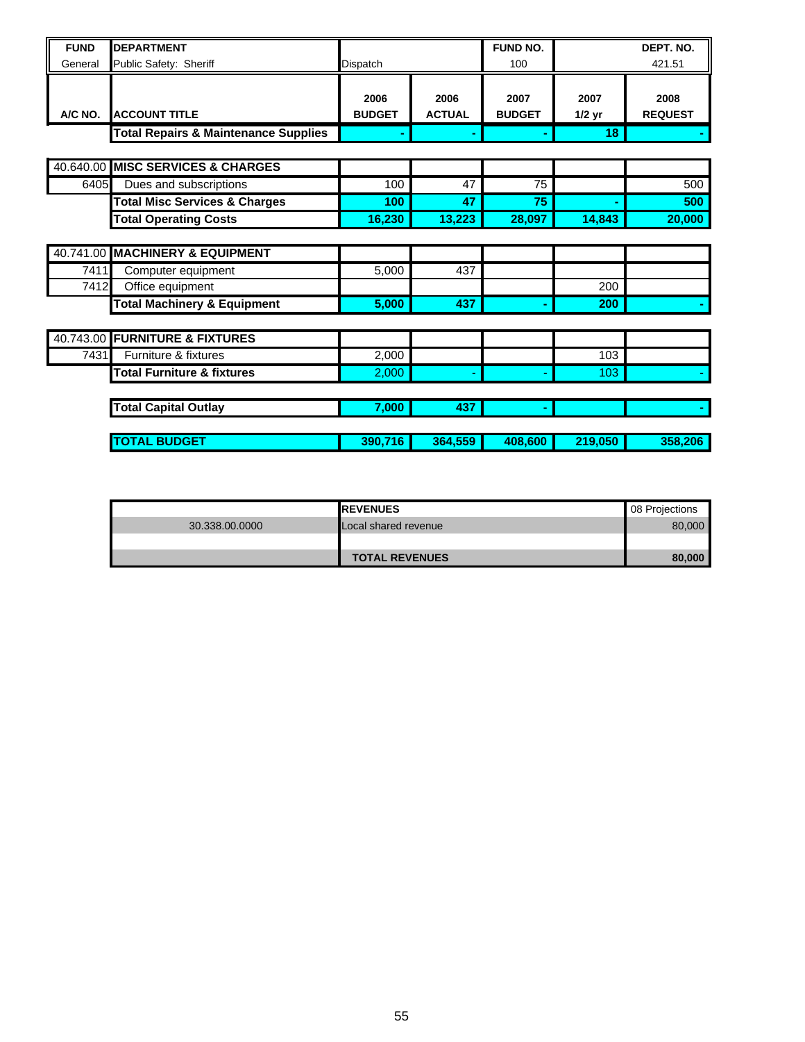| FUND | DEPARTMENT | | | FUND NO. | | DEPT. NO. |
|---|---|---|---|---|---|---|
| General | Public Safety: Sheriff | Dispatch | | 100 | | 421.51 |
| **A/C NO.** | **ACCOUNT TITLE** | **2006 BUDGET** | **2006 ACTUAL** | **2007 BUDGET** | **2007 1/2 yr** | **2008 REQUEST** |
| | **Total Repairs & Maintenance Supplies** | **-** | **-** | **-** | **18** | **-** |
| | | | | | | |
| 40.640.00 | **MISC SERVICES & CHARGES** | | | | | |
| 6405 | Dues and subscriptions | 100 | 47 | 75 | | 500 |
| | **Total Misc Services & Charges** | **100** | **47** | **75** | **-** | **500** |
| | **Total Operating Costs** | **16,230** | **13,223** | **28,097** | **14,843** | **20,000** |
| | | | | | | |
| 40.741.00 | **MACHINERY & EQUIPMENT** | | | | | |
| 7411 | Computer equipment | 5,000 | 437 | | | |
| 7412 | Office equipment | | | | 200 | |
| | **Total Machinery & Equipment** | **5,000** | **437** | **-** | **200** | **-** |
| | | | | | | |
| 40.743.00 | **FURNITURE & FIXTURES** | | | | | |
| 7431 | Furniture & fixtures | 2,000 | | | 103 | |
| | **Total Furniture & fixtures** | 2,000 | - | - | 103 | - |
| | | | | | | |
| | **Total Capital Outlay** | **7,000** | **437** | **-** | | **-** |
| | | | | | | |
| | **TOTAL BUDGET** | **390,716** | **364,559** | **408,600** | **219,050** | **358,206** |

| | REVENUES | 08 Projections |
|---|---|---|
| 30.338.00.0000 | Local shared revenue | 80,000 |
| | | |
| | **TOTAL REVENUES** | **80,000** |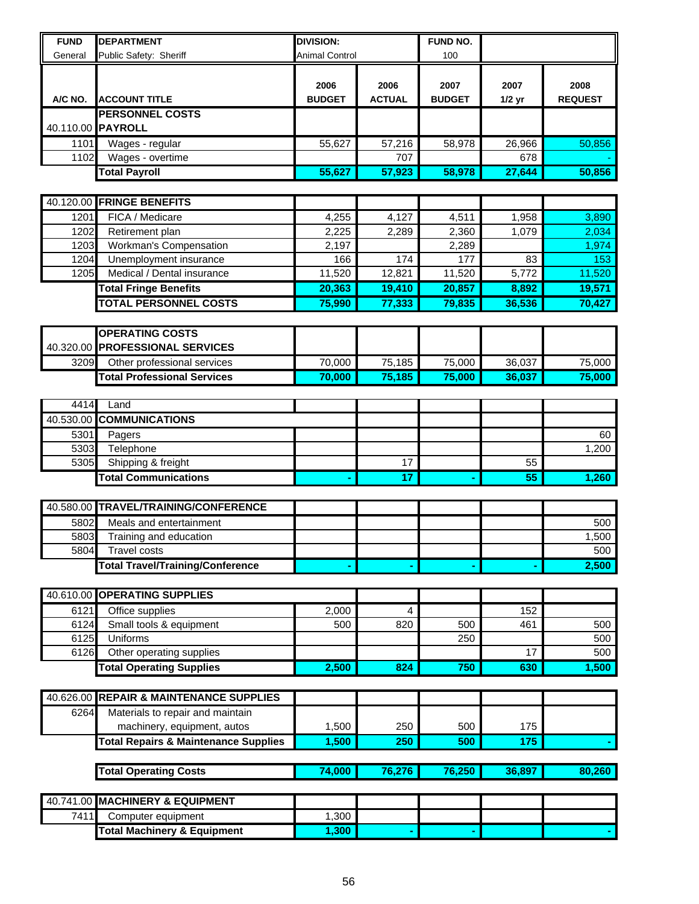| FUND | DEPARTMENT | DIVISION: | | FUND NO. | | |
|---|---|---|---|---|---|---|
| General | Public Safety: Sheriff | Animal Control | | 100 | | |

| A/C NO. | ACCOUNT TITLE | 2006 BUDGET | 2006 ACTUAL | 2007 BUDGET | 2007 1/2 yr | 2008 REQUEST |
|---|---|---|---|---|---|---|
| | **PERSONNEL COSTS** | | | | | |
| 40.110.00 | **PAYROLL** | | | | | |
| 1101 | Wages - regular | 55,627 | 57,216 | 58,978 | 26,966 | 50,856 |
| 1102 | Wages - overtime | | 707 | | 678 | - |
| | **Total Payroll** | **55,627** | **57,923** | **58,978** | **27,644** | **50,856** |
| 40.120.00 | **FRINGE BENEFITS** | | | | | |
| 1201 | FICA / Medicare | 4,255 | 4,127 | 4,511 | 1,958 | 3,890 |
| 1202 | Retirement plan | 2,225 | 2,289 | 2,360 | 1,079 | 2,034 |
| 1203 | Workman's Compensation | 2,197 | | 2,289 | | 1,974 |
| 1204 | Unemployment insurance | 166 | 174 | 177 | 83 | 153 |
| 1205 | Medical / Dental insurance | 11,520 | 12,821 | 11,520 | 5,772 | 11,520 |
| | **Total Fringe Benefits** | **20,363** | **19,410** | **20,857** | **8,892** | **19,571** |
| | **TOTAL PERSONNEL COSTS** | **75,990** | **77,333** | **79,835** | **36,536** | **70,427** |
| | **OPERATING COSTS** | | | | | |
| 40.320.00 | **PROFESSIONAL SERVICES** | | | | | |
| 3209 | Other professional services | 70,000 | 75,185 | 75,000 | 36,037 | 75,000 |
| | **Total Professional Services** | **70,000** | **75,185** | **75,000** | **36,037** | **75,000** |
| 4414 | Land | | | | | |
| 40.530.00 | **COMMUNICATIONS** | | | | | |
| 5301 | Pagers | | | | | 60 |
| 5303 | Telephone | | | | | 1,200 |
| 5305 | Shipping & freight | | 17 | | 55 | |
| | **Total Communications** | **-** | **17** | **-** | **55** | **1,260** |
| 40.580.00 | **TRAVEL/TRAINING/CONFERENCE** | | | | | |
| 5802 | Meals and entertainment | | | | | 500 |
| 5803 | Training and education | | | | | 1,500 |
| 5804 | Travel costs | | | | | 500 |
| | **Total Travel/Training/Conference** | **-** | **-** | **-** | **-** | **2,500** |
| 40.610.00 | **OPERATING SUPPLIES** | | | | | |
| 6121 | Office supplies | 2,000 | 4 | | 152 | |
| 6124 | Small tools & equipment | 500 | 820 | 500 | 461 | 500 |
| 6125 | Uniforms | | | 250 | | 500 |
| 6126 | Other operating supplies | | | | 17 | 500 |
| | **Total Operating Supplies** | **2,500** | **824** | **750** | **630** | **1,500** |
| 40.626.00 | **REPAIR & MAINTENANCE SUPPLIES** | | | | | |
| 6264 | Materials to repair and maintain machinery, equipment, autos | 1,500 | 250 | 500 | 175 | |
| | **Total Repairs & Maintenance Supplies** | **1,500** | **250** | **500** | **175** | **-** |
| | **Total Operating Costs** | **74,000** | **76,276** | **76,250** | **36,897** | **80,260** |
| 40.741.00 | **MACHINERY & EQUIPMENT** | | | | | |
| 7411 | Computer equipment | 1,300 | | | | |
| | **Total Machinery & Equipment** | **1,300** | **-** | **-** | | **-** |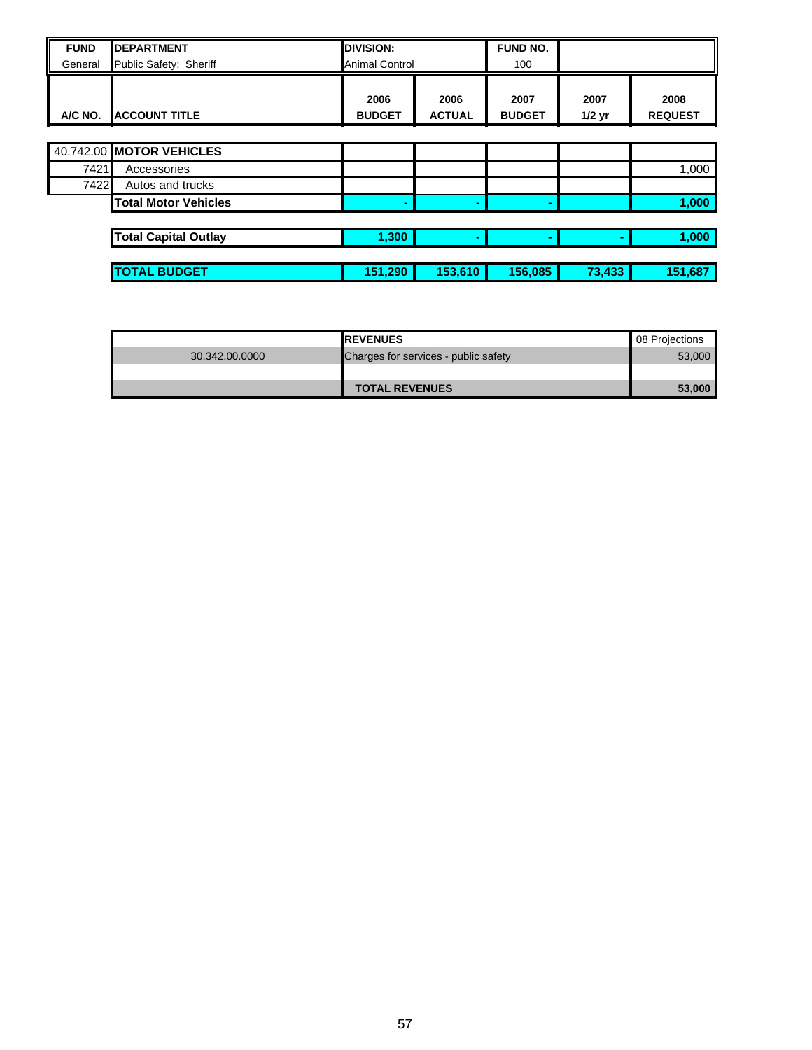| FUND | DEPARTMENT | DIVISION: | | FUND NO. | | |
|---|---|---|---|---|---|---|
| General | Public Safety: Sheriff | Animal Control | | 100 | | |
| **A/C NO.** | **ACCOUNT TITLE** | **2006 BUDGET** | **2006 ACTUAL** | **2007 BUDGET** | **2007 1/2 yr** | **2008 REQUEST** |
| 40.742.00 | **MOTOR VEHICLES** | | | | | |
| 7421 | Accessories | | | | | 1,000 |
| 7422 | Autos and trucks | | | | | |
| | **Total Motor Vehicles** | - | - | - | | **1,000** |
| | **Total Capital Outlay** | **1,300** | - | - | - | **1,000** |
| | **TOTAL BUDGET** | **151,290** | **153,610** | **156,085** | **73,433** | **151,687** |

| | REVENUES | 08 Projections |
|---|---|---|
| 30.342.00.0000 | Charges for services - public safety | 53,000 |
| | | |
| | **TOTAL REVENUES** | **53,000** |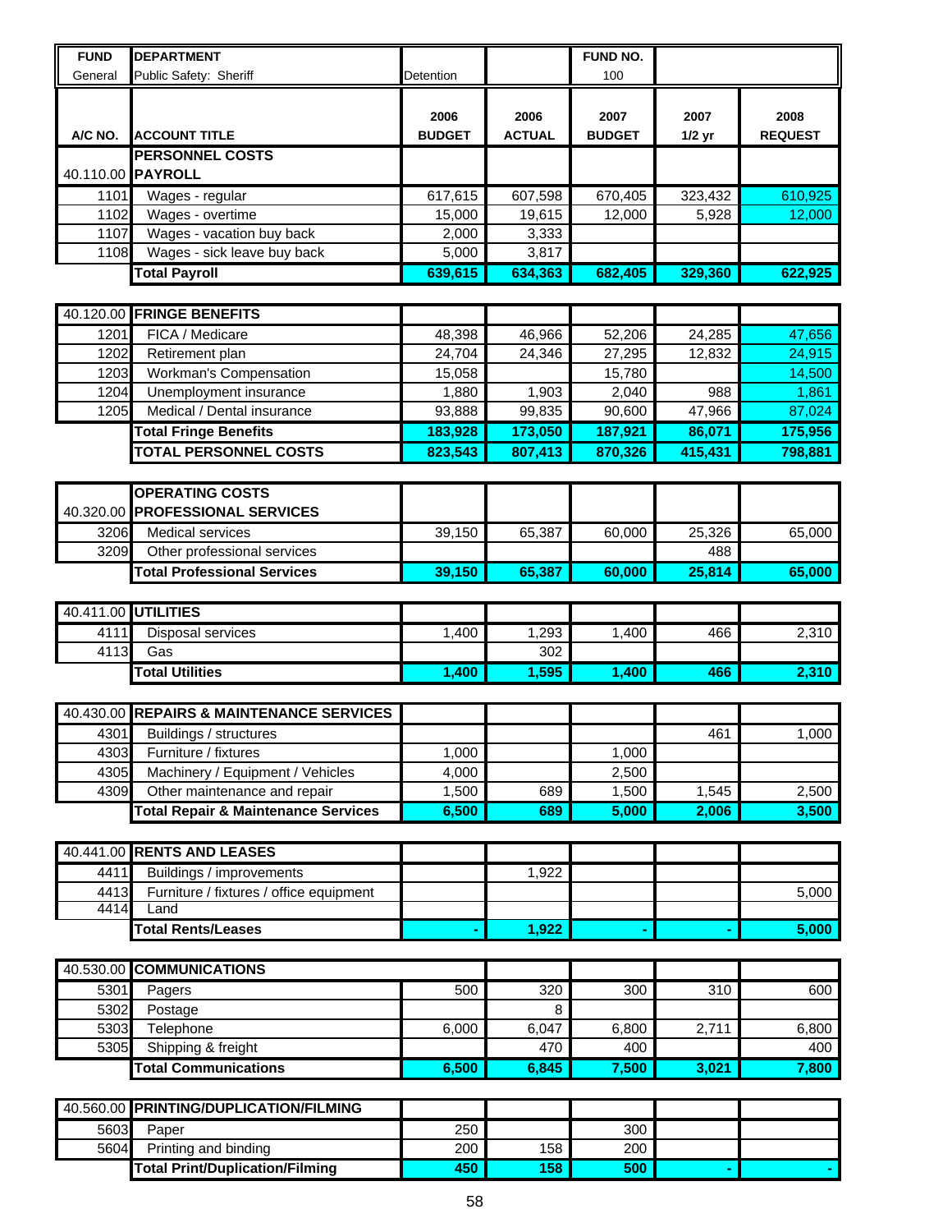| FUND | DEPARTMENT | | | FUND NO. | | |
|---|---|---|---|---|---|---|
| General | Public Safety: Sheriff | Detention | | 100 | | |

| A/C NO. | ACCOUNT TITLE | 2006 BUDGET | 2006 ACTUAL | 2007 BUDGET | 2007 1/2 yr | 2008 REQUEST |
|---|---|---|---|---|---|---|
| | **PERSONNEL COSTS** | | | | | |
| 40.110.00 | **PAYROLL** | | | | | |
| 1101 | Wages - regular | 617,615 | 607,598 | 670,405 | 323,432 | 610,925 |
| 1102 | Wages - overtime | 15,000 | 19,615 | 12,000 | 5,928 | 12,000 |
| 1107 | Wages - vacation buy back | 2,000 | 3,333 | | | |
| 1108 | Wages - sick leave buy back | 5,000 | 3,817 | | | |
| | **Total Payroll** | **639,615** | **634,363** | **682,405** | **329,360** | **622,925** |
| 40.120.00 | **FRINGE BENEFITS** | | | | | |
| 1201 | FICA / Medicare | 48,398 | 46,966 | 52,206 | 24,285 | 47,656 |
| 1202 | Retirement plan | 24,704 | 24,346 | 27,295 | 12,832 | 24,915 |
| 1203 | Workman's Compensation | 15,058 | | 15,780 | | 14,500 |
| 1204 | Unemployment insurance | 1,880 | 1,903 | 2,040 | 988 | 1,861 |
| 1205 | Medical / Dental insurance | 93,888 | 99,835 | 90,600 | 47,966 | 87,024 |
| | **Total Fringe Benefits** | **183,928** | **173,050** | **187,921** | **86,071** | **175,956** |
| | **TOTAL PERSONNEL COSTS** | **823,543** | **807,413** | **870,326** | **415,431** | **798,881** |
| | **OPERATING COSTS** | | | | | |
| 40.320.00 | **PROFESSIONAL SERVICES** | | | | | |
| 3206 | Medical services | 39,150 | 65,387 | 60,000 | 25,326 | 65,000 |
| 3209 | Other professional services | | | | 488 | |
| | **Total Professional Services** | **39,150** | **65,387** | **60,000** | **25,814** | **65,000** |
| 40.411.00 | **UTILITIES** | | | | | |
| 4111 | Disposal services | 1,400 | 1,293 | 1,400 | 466 | 2,310 |
| 4113 | Gas | | 302 | | | |
| | **Total Utilities** | **1,400** | **1,595** | **1,400** | **466** | **2,310** |
| 40.430.00 | **REPAIRS & MAINTENANCE SERVICES** | | | | | |
| 4301 | Buildings / structures | | | | 461 | 1,000 |
| 4303 | Furniture / fixtures | 1,000 | | 1,000 | | |
| 4305 | Machinery / Equipment / Vehicles | 4,000 | | 2,500 | | |
| 4309 | Other maintenance and repair | 1,500 | 689 | 1,500 | 1,545 | 2,500 |
| | **Total Repair & Maintenance Services** | **6,500** | **689** | **5,000** | **2,006** | **3,500** |
| 40.441.00 | **RENTS AND LEASES** | | | | | |
| 4411 | Buildings / improvements | | 1,922 | | | |
| 4413 | Furniture / fixtures / office equipment | | | | | 5,000 |
| 4414 | Land | | | | | |
| | **Total Rents/Leases** | **-** | **1,922** | **-** | **-** | **5,000** |
| 40.530.00 | **COMMUNICATIONS** | | | | | |
| 5301 | Pagers | 500 | 320 | 300 | 310 | 600 |
| 5302 | Postage | | 8 | | | |
| 5303 | Telephone | 6,000 | 6,047 | 6,800 | 2,711 | 6,800 |
| 5305 | Shipping & freight | | 470 | 400 | | 400 |
| | **Total Communications** | **6,500** | **6,845** | **7,500** | **3,021** | **7,800** |
| 40.560.00 | **PRINTING/DUPLICATION/FILMING** | | | | | |
| 5603 | Paper | 250 | | 300 | | |
| 5604 | Printing and binding | 200 | 158 | 200 | | |
| | **Total Print/Duplication/Filming** | **450** | **158** | **500** | **-** | **-** |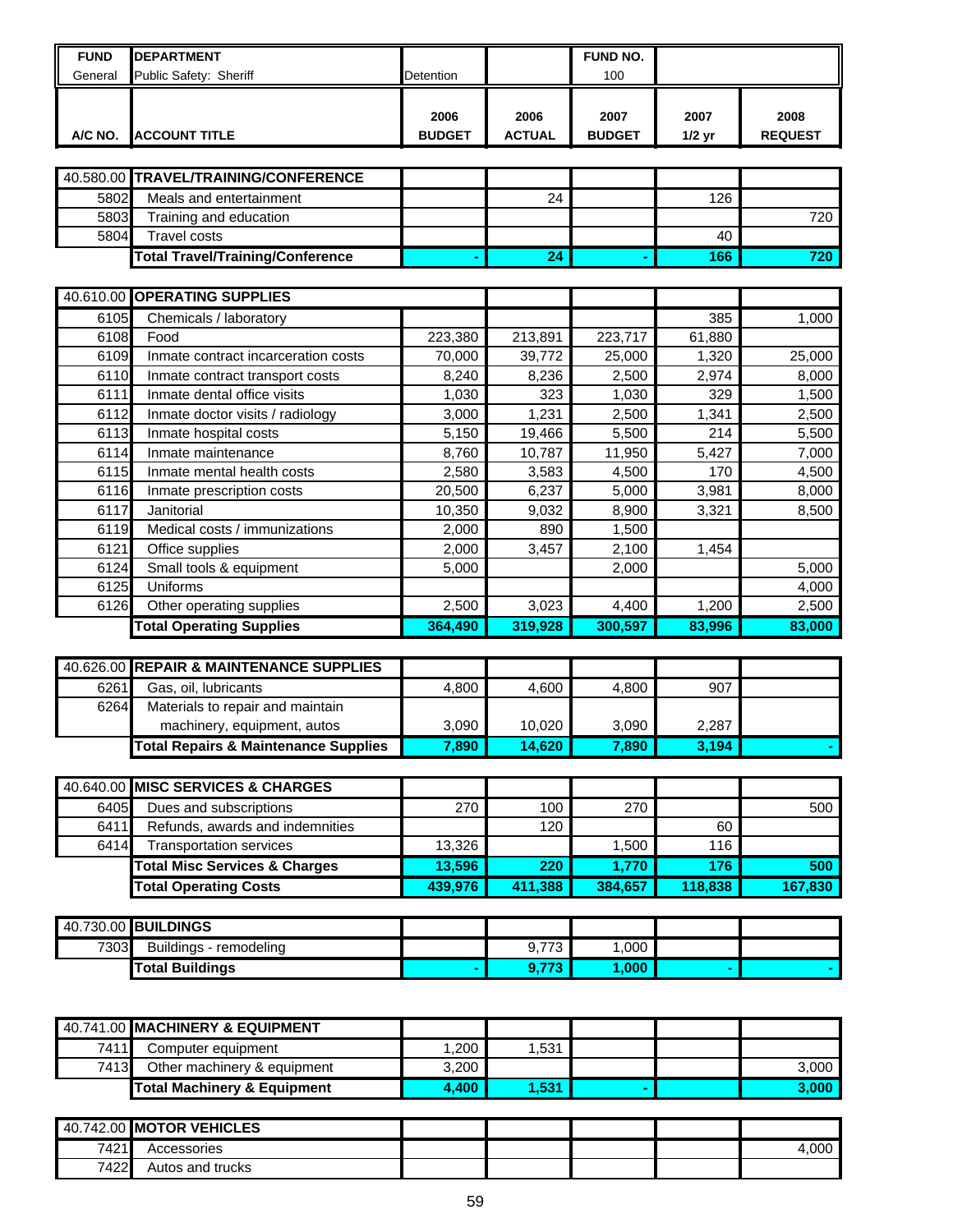| FUND | DEPARTMENT | | | FUND NO. | | |
|---|---|---|---|---|---|---|
| General | Public Safety: Sheriff | Detention | | 100 | | |
| A/C NO. | ACCOUNT TITLE | 2006 BUDGET | 2006 ACTUAL | 2007 BUDGET | 2007 1/2 yr | 2008 REQUEST |
| 40.580.00 | **TRAVEL/TRAINING/CONFERENCE** | | | | | |
| 5802 | Meals and entertainment | | 24 | | 126 | |
| 5803 | Training and education | | | | | 720 |
| 5804 | Travel costs | | | | 40 | |
| | **Total Travel/Training/Conference** | **-** | **24** | **-** | **166** | **720** |
| 40.610.00 | **OPERATING SUPPLIES** | | | | | |
| 6105 | Chemicals / laboratory | | | | 385 | 1,000 |
| 6108 | Food | 223,380 | 213,891 | 223,717 | 61,880 | |
| 6109 | Inmate contract incarceration costs | 70,000 | 39,772 | 25,000 | 1,320 | 25,000 |
| 6110 | Inmate contract transport costs | 8,240 | 8,236 | 2,500 | 2,974 | 8,000 |
| 6111 | Inmate dental office visits | 1,030 | 323 | 1,030 | 329 | 1,500 |
| 6112 | Inmate doctor visits / radiology | 3,000 | 1,231 | 2,500 | 1,341 | 2,500 |
| 6113 | Inmate hospital costs | 5,150 | 19,466 | 5,500 | 214 | 5,500 |
| 6114 | Inmate maintenance | 8,760 | 10,787 | 11,950 | 5,427 | 7,000 |
| 6115 | Inmate mental health costs | 2,580 | 3,583 | 4,500 | 170 | 4,500 |
| 6116 | Inmate prescription costs | 20,500 | 6,237 | 5,000 | 3,981 | 8,000 |
| 6117 | Janitorial | 10,350 | 9,032 | 8,900 | 3,321 | 8,500 |
| 6119 | Medical costs / immunizations | 2,000 | 890 | 1,500 | | |
| 6121 | Office supplies | 2,000 | 3,457 | 2,100 | 1,454 | |
| 6124 | Small tools & equipment | 5,000 | | 2,000 | | 5,000 |
| 6125 | Uniforms | | | | | 4,000 |
| 6126 | Other operating supplies | 2,500 | 3,023 | 4,400 | 1,200 | 2,500 |
| | **Total Operating Supplies** | **364,490** | **319,928** | **300,597** | **83,996** | **83,000** |
| 40.626.00 | **REPAIR & MAINTENANCE SUPPLIES** | | | | | |
| 6261 | Gas, oil, lubricants | 4,800 | 4,600 | 4,800 | 907 | |
| 6264 | Materials to repair and maintain machinery, equipment, autos | 3,090 | 10,020 | 3,090 | 2,287 | |
| | **Total Repairs & Maintenance Supplies** | **7,890** | **14,620** | **7,890** | **3,194** | **-** |
| 40.640.00 | **MISC SERVICES & CHARGES** | | | | | |
| 6405 | Dues and subscriptions | 270 | 100 | 270 | | 500 |
| 6411 | Refunds, awards and indemnities | | 120 | | 60 | |
| 6414 | Transportation services | 13,326 | | 1,500 | 116 | |
| | **Total Misc Services & Charges** | **13,596** | **220** | **1,770** | **176** | **500** |
| | **Total Operating Costs** | **439,976** | **411,388** | **384,657** | **118,838** | **167,830** |
| 40.730.00 | **BUILDINGS** | | | | | |
| 7303 | Buildings - remodeling | | 9,773 | 1,000 | | |
| | **Total Buildings** | **-** | **9,773** | **1,000** | **-** | **-** |
| 40.741.00 | **MACHINERY & EQUIPMENT** | | | | | |
| 7411 | Computer equipment | 1,200 | 1,531 | | | |
| 7413 | Other machinery & equipment | 3,200 | | | | 3,000 |
| | **Total Machinery & Equipment** | **4,400** | **1,531** | **-** | | **3,000** |
| 40.742.00 | **MOTOR VEHICLES** | | | | | |
| 7421 | Accessories | | | | | 4,000 |
| 7422 | Autos and trucks | | | | | |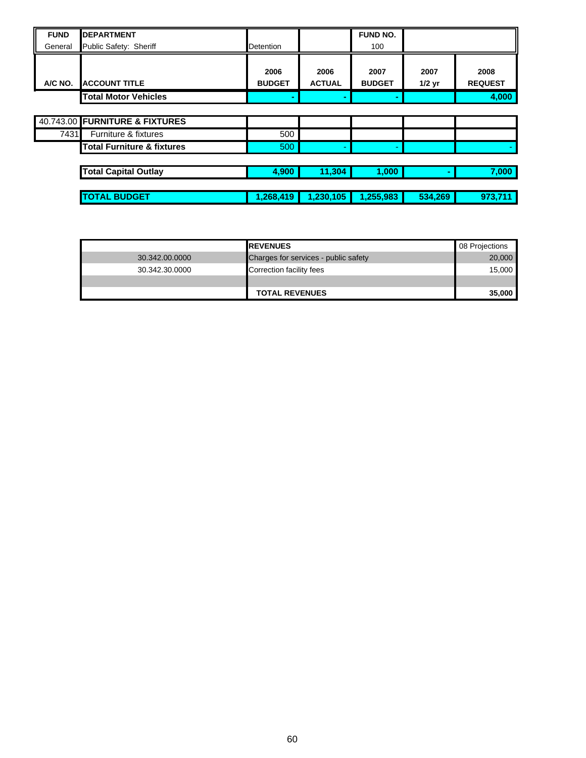| FUND | DEPARTMENT | | | FUND NO. | | |
|---|---|---|---|---|---|---|
| General | Public Safety: Sheriff | Detention | | 100 | | |
| **A/C NO.** | **ACCOUNT TITLE** | **2006 BUDGET** | **2006 ACTUAL** | **2007 BUDGET** | **2007 1/2 yr** | **2008 REQUEST** |
| | **Total Motor Vehicles** | **-** | **-** | **-** | | **4,000** |
| | | | | | | |
| 40.743.00 | **FURNITURE & FIXTURES** | | | | | |
| 7431 | Furniture & fixtures | 500 | | | | |
| | **Total Furniture & fixtures** | 500 | - | - | | - |
| | | | | | | |
| | **Total Capital Outlay** | **4,900** | **11,304** | **1,000** | **-** | **7,000** |
| | | | | | | |
| | **TOTAL BUDGET** | **1,268,419** | **1,230,105** | **1,255,983** | **534,269** | **973,711** |

| | **REVENUES** | 08 Projections |
|---|---|---|
| 30.342.00.0000 | Charges for services - public safety | 20,000 |
| 30.342.30.0000 | Correction facility fees | 15,000 |
| | | |
| | **TOTAL REVENUES** | **35,000** |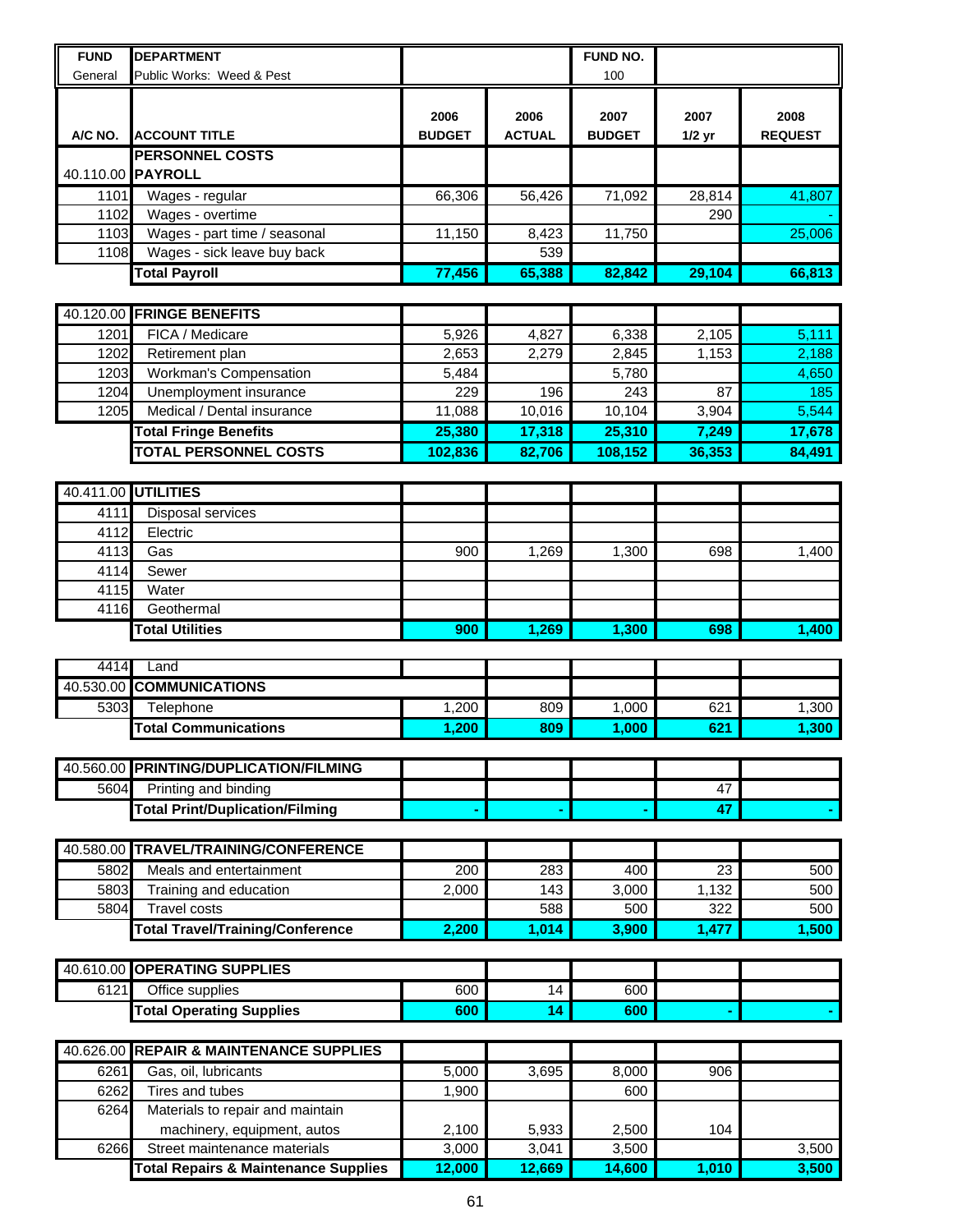| FUND | DEPARTMENT | | | FUND NO. | | |
|---|---|---|---|---|---|---|
| General | Public Works: Weed & Pest | | | 100 | | |
| **A/C NO.** | **ACCOUNT TITLE** | **2006 BUDGET** | **2006 ACTUAL** | **2007 BUDGET** | **2007 1/2 yr** | **2008 REQUEST** |
| | **PERSONNEL COSTS** | | | | | |
| 40.110.00 | **PAYROLL** | | | | | |
| 1101 | Wages - regular | 66,306 | 56,426 | 71,092 | 28,814 | 41,807 |
| 1102 | Wages - overtime | | | | 290 | - |
| 1103 | Wages - part time / seasonal | 11,150 | 8,423 | 11,750 | | 25,006 |
| 1108 | Wages - sick leave buy back | | 539 | | | |
| | **Total Payroll** | **77,456** | **65,388** | **82,842** | **29,104** | **66,813** |
| 40.120.00 | **FRINGE BENEFITS** | | | | | |
| 1201 | FICA / Medicare | 5,926 | 4,827 | 6,338 | 2,105 | 5,111 |
| 1202 | Retirement plan | 2,653 | 2,279 | 2,845 | 1,153 | 2,188 |
| 1203 | Workman's Compensation | 5,484 | | 5,780 | | 4,650 |
| 1204 | Unemployment insurance | 229 | 196 | 243 | 87 | 185 |
| 1205 | Medical / Dental insurance | 11,088 | 10,016 | 10,104 | 3,904 | 5,544 |
| | **Total Fringe Benefits** | **25,380** | **17,318** | **25,310** | **7,249** | **17,678** |
| | **TOTAL PERSONNEL COSTS** | **102,836** | **82,706** | **108,152** | **36,353** | **84,491** |
| 40.411.00 | **UTILITIES** | | | | | |
| 4111 | Disposal services | | | | | |
| 4112 | Electric | | | | | |
| 4113 | Gas | 900 | 1,269 | 1,300 | 698 | 1,400 |
| 4114 | Sewer | | | | | |
| 4115 | Water | | | | | |
| 4116 | Geothermal | | | | | |
| | **Total Utilities** | **900** | **1,269** | **1,300** | **698** | **1,400** |
| 4414 | Land | | | | | |
| 40.530.00 | **COMMUNICATIONS** | | | | | |
| 5303 | Telephone | 1,200 | 809 | 1,000 | 621 | 1,300 |
| | **Total Communications** | **1,200** | **809** | **1,000** | **621** | **1,300** |
| 40.560.00 | **PRINTING/DUPLICATION/FILMING** | | | | | |
| 5604 | Printing and binding | | | | 47 | |
| | **Total Print/Duplication/Filming** | **-** | **-** | **-** | **47** | **-** |
| 40.580.00 | **TRAVEL/TRAINING/CONFERENCE** | | | | | |
| 5802 | Meals and entertainment | 200 | 283 | 400 | 23 | 500 |
| 5803 | Training and education | 2,000 | 143 | 3,000 | 1,132 | 500 |
| 5804 | Travel costs | | 588 | 500 | 322 | 500 |
| | **Total Travel/Training/Conference** | **2,200** | **1,014** | **3,900** | **1,477** | **1,500** |
| 40.610.00 | **OPERATING SUPPLIES** | | | | | |
| 6121 | Office supplies | 600 | 14 | 600 | | |
| | **Total Operating Supplies** | **600** | **14** | **600** | **-** | **-** |
| 40.626.00 | **REPAIR & MAINTENANCE SUPPLIES** | | | | | |
| 6261 | Gas, oil, lubricants | 5,000 | 3,695 | 8,000 | 906 | |
| 6262 | Tires and tubes | 1,900 | | 600 | | |
| 6264 | Materials to repair and maintain machinery, equipment, autos | 2,100 | 5,933 | 2,500 | 104 | |
| 6266 | Street maintenance materials | 3,000 | 3,041 | 3,500 | | 3,500 |
| | **Total Repairs & Maintenance Supplies** | **12,000** | **12,669** | **14,600** | **1,010** | **3,500** |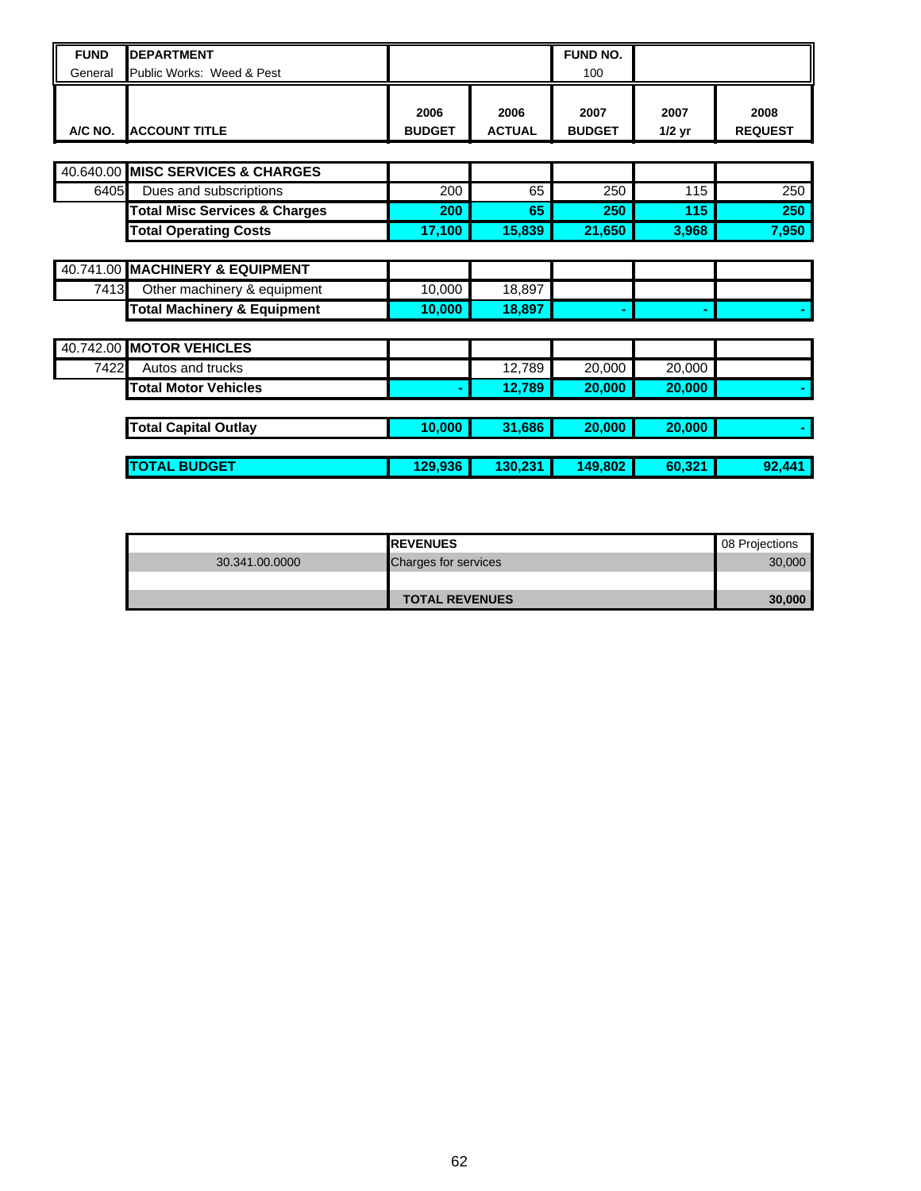| FUND | DEPARTMENT | | | FUND NO. | | |
|---|---|---|---|---|---|---|
| General | Public Works: Weed & Pest | | | 100 | | |
| **A/C NO.** | **ACCOUNT TITLE** | **2006 BUDGET** | **2006 ACTUAL** | **2007 BUDGET** | **2007 1/2 yr** | **2008 REQUEST** |
| 40.640.00 | **MISC SERVICES & CHARGES** | | | | | |
| 6405 | Dues and subscriptions | 200 | 65 | 250 | 115 | 250 |
| | **Total Misc Services & Charges** | **200** | **65** | **250** | **115** | **250** |
| | **Total Operating Costs** | **17,100** | **15,839** | **21,650** | **3,968** | **7,950** |
| 40.741.00 | **MACHINERY & EQUIPMENT** | | | | | |
| 7413 | Other machinery & equipment | 10,000 | 18,897 | | | |
| | **Total Machinery & Equipment** | **10,000** | **18,897** | **-** | **-** | **-** |
| 40.742.00 | **MOTOR VEHICLES** | | | | | |
| 7422 | Autos and trucks | | 12,789 | 20,000 | 20,000 | |
| | **Total Motor Vehicles** | **-** | **12,789** | **20,000** | **20,000** | **-** |
| | **Total Capital Outlay** | **10,000** | **31,686** | **20,000** | **20,000** | **-** |
| | **TOTAL BUDGET** | **129,936** | **130,231** | **149,802** | **60,321** | **92,441** |

| | **REVENUES** | 08 Projections |
|---|---|---|
| 30.341.00.0000 | Charges for services | 30,000 |
| | | |
| | **TOTAL REVENUES** | **30,000** |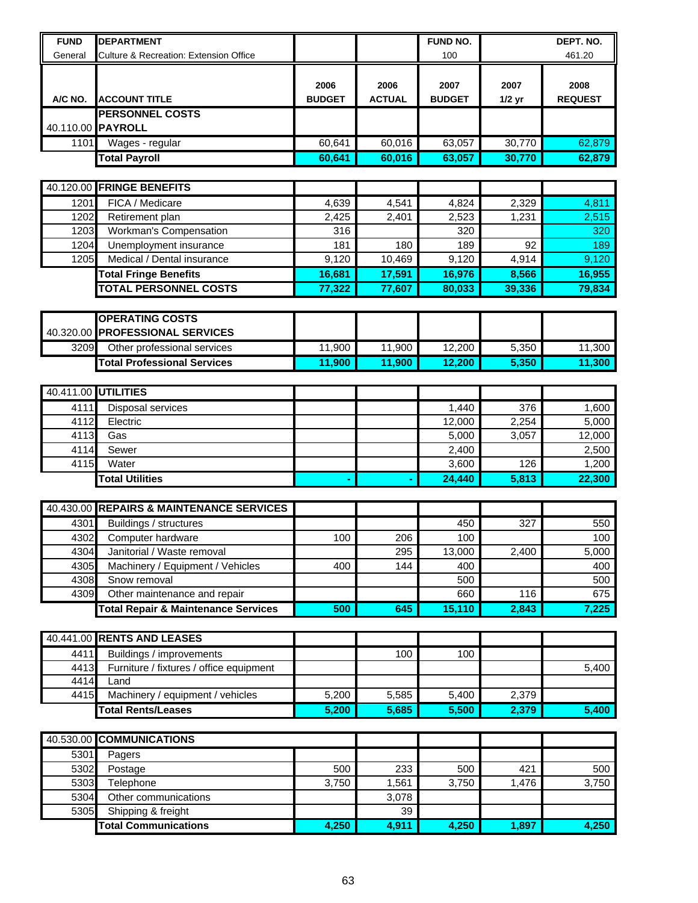| FUND | DEPARTMENT | | | FUND NO. | | DEPT. NO. |
|---|---|---|---|---|---|---|
| General | Culture & Recreation: Extension Office | | | 100 | | 461.20 |

| A/C NO. | ACCOUNT TITLE | 2006 BUDGET | 2006 ACTUAL | 2007 BUDGET | 2007 1/2 yr | 2008 REQUEST |
|---|---|---|---|---|---|---|
| | **PERSONNEL COSTS** | | | | | |
| 40.110.00 | **PAYROLL** | | | | | |
| 1101 | Wages - regular | 60,641 | 60,016 | 63,057 | 30,770 | 62,879 |
| | **Total Payroll** | **60,641** | **60,016** | **63,057** | **30,770** | **62,879** |
| 40.120.00 | **FRINGE BENEFITS** | | | | | |
| 1201 | FICA / Medicare | 4,639 | 4,541 | 4,824 | 2,329 | 4,811 |
| 1202 | Retirement plan | 2,425 | 2,401 | 2,523 | 1,231 | 2,515 |
| 1203 | Workman's Compensation | 316 | | 320 | | 320 |
| 1204 | Unemployment insurance | 181 | 180 | 189 | 92 | 189 |
| 1205 | Medical / Dental insurance | 9,120 | 10,469 | 9,120 | 4,914 | 9,120 |
| | **Total Fringe Benefits** | **16,681** | **17,591** | **16,976** | **8,566** | **16,955** |
| | **TOTAL PERSONNEL COSTS** | **77,322** | **77,607** | **80,033** | **39,336** | **79,834** |
| | **OPERATING COSTS** | | | | | |
| 40.320.00 | **PROFESSIONAL SERVICES** | | | | | |
| 3209 | Other professional services | 11,900 | 11,900 | 12,200 | 5,350 | 11,300 |
| | **Total Professional Services** | **11,900** | **11,900** | **12,200** | **5,350** | **11,300** |
| 40.411.00 | **UTILITIES** | | | | | |
| 4111 | Disposal services | | | 1,440 | 376 | 1,600 |
| 4112 | Electric | | | 12,000 | 2,254 | 5,000 |
| 4113 | Gas | | | 5,000 | 3,057 | 12,000 |
| 4114 | Sewer | | | 2,400 | | 2,500 |
| 4115 | Water | | | 3,600 | 126 | 1,200 |
| | **Total Utilities** | **-** | **-** | **24,440** | **5,813** | **22,300** |
| 40.430.00 | **REPAIRS & MAINTENANCE SERVICES** | | | | | |
| 4301 | Buildings / structures | | | 450 | 327 | 550 |
| 4302 | Computer hardware | 100 | 206 | 100 | | 100 |
| 4304 | Janitorial / Waste removal | | 295 | 13,000 | 2,400 | 5,000 |
| 4305 | Machinery / Equipment / Vehicles | 400 | 144 | 400 | | 400 |
| 4308 | Snow removal | | | 500 | | 500 |
| 4309 | Other maintenance and repair | | | 660 | 116 | 675 |
| | **Total Repair & Maintenance Services** | **500** | **645** | **15,110** | **2,843** | **7,225** |
| 40.441.00 | **RENTS AND LEASES** | | | | | |
| 4411 | Buildings / improvements | | 100 | 100 | | |
| 4413 | Furniture / fixtures / office equipment | | | | | 5,400 |
| 4414 | Land | | | | | |
| 4415 | Machinery / equipment / vehicles | 5,200 | 5,585 | 5,400 | 2,379 | |
| | **Total Rents/Leases** | **5,200** | **5,685** | **5,500** | **2,379** | **5,400** |
| 40.530.00 | **COMMUNICATIONS** | | | | | |
| 5301 | Pagers | | | | | |
| 5302 | Postage | 500 | 233 | 500 | 421 | 500 |
| 5303 | Telephone | 3,750 | 1,561 | 3,750 | 1,476 | 3,750 |
| 5304 | Other communications | | 3,078 | | | |
| 5305 | Shipping & freight | | 39 | | | |
| | **Total Communications** | **4,250** | **4,911** | **4,250** | **1,897** | **4,250** |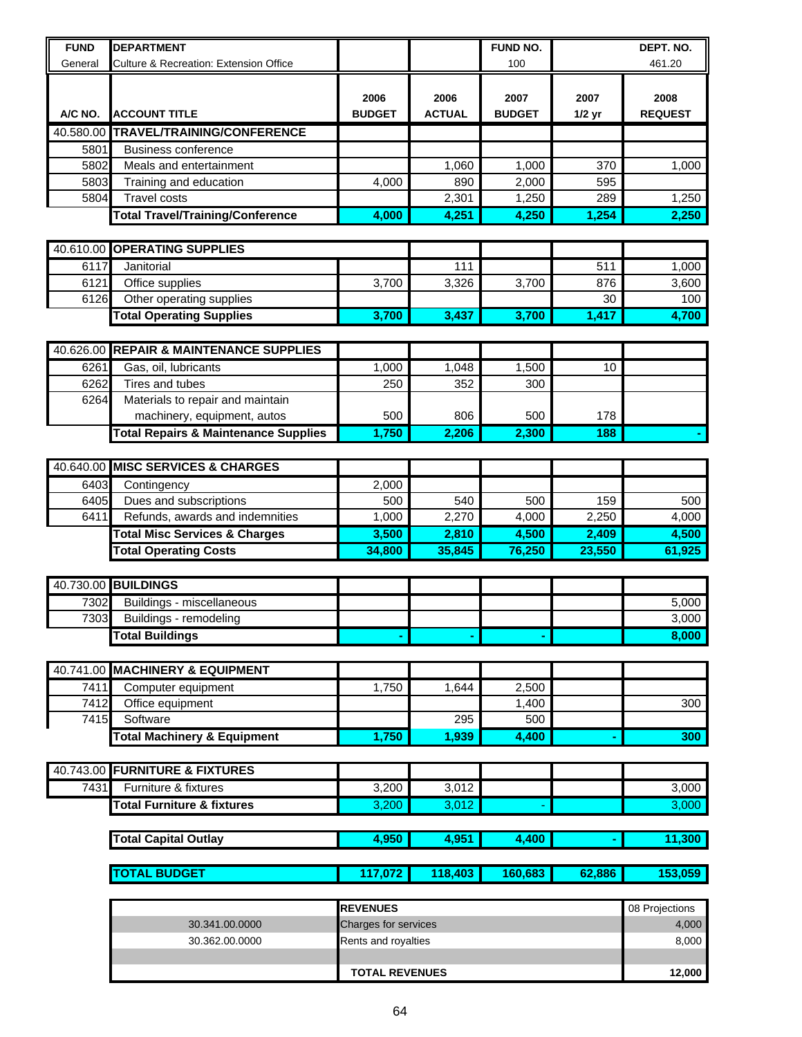| FUND | DEPARTMENT | | | FUND NO. | | DEPT. NO. |
|---|---|---|---|---|---|---|
| General | Culture & Recreation: Extension Office | | | 100 | | 461.20 |

| A/C NO. | ACCOUNT TITLE | 2006 BUDGET | 2006 ACTUAL | 2007 BUDGET | 2007 1/2 yr | 2008 REQUEST |
|---|---|---|---|---|---|---|
| 40.580.00 | **TRAVEL/TRAINING/CONFERENCE** | | | | | |
| 5801 | Business conference | | | | | |
| 5802 | Meals and entertainment | | 1,060 | 1,000 | 370 | 1,000 |
| 5803 | Training and education | 4,000 | 890 | 2,000 | 595 | |
| 5804 | Travel costs | | 2,301 | 1,250 | 289 | 1,250 |
| | **Total Travel/Training/Conference** | **4,000** | **4,251** | **4,250** | **1,254** | **2,250** |
| | | | | | | |
| 40.610.00 | **OPERATING SUPPLIES** | | | | | |
| 6117 | Janitorial | | 111 | | 511 | 1,000 |
| 6121 | Office supplies | 3,700 | 3,326 | 3,700 | 876 | 3,600 |
| 6126 | Other operating supplies | | | | 30 | 100 |
| | **Total Operating Supplies** | **3,700** | **3,437** | **3,700** | **1,417** | **4,700** |
| | | | | | | |
| 40.626.00 | **REPAIR & MAINTENANCE SUPPLIES** | | | | | |
| 6261 | Gas, oil, lubricants | 1,000 | 1,048 | 1,500 | 10 | |
| 6262 | Tires and tubes | 250 | 352 | 300 | | |
| 6264 | Materials to repair and maintain machinery, equipment, autos | 500 | 806 | 500 | 178 | |
| | **Total Repairs & Maintenance Supplies** | **1,750** | **2,206** | **2,300** | **188** | **-** |
| | | | | | | |
| 40.640.00 | **MISC SERVICES & CHARGES** | | | | | |
| 6403 | Contingency | 2,000 | | | | |
| 6405 | Dues and subscriptions | 500 | 540 | 500 | 159 | 500 |
| 6411 | Refunds, awards and indemnities | 1,000 | 2,270 | 4,000 | 2,250 | 4,000 |
| | **Total Misc Services & Charges** | **3,500** | **2,810** | **4,500** | **2,409** | **4,500** |
| | **Total Operating Costs** | **34,800** | **35,845** | **76,250** | **23,550** | **61,925** |
| | | | | | | |
| 40.730.00 | **BUILDINGS** | | | | | |
| 7302 | Buildings - miscellaneous | | | | | 5,000 |
| 7303 | Buildings - remodeling | | | | | 3,000 |
| | **Total Buildings** | **-** | **-** | **-** | | **8,000** |
| | | | | | | |
| 40.741.00 | **MACHINERY & EQUIPMENT** | | | | | |
| 7411 | Computer equipment | 1,750 | 1,644 | 2,500 | | |
| 7412 | Office equipment | | | 1,400 | | 300 |
| 7415 | Software | | 295 | 500 | | |
| | **Total Machinery & Equipment** | **1,750** | **1,939** | **4,400** | **-** | **300** |
| | | | | | | |
| 40.743.00 | **FURNITURE & FIXTURES** | | | | | |
| 7431 | Furniture & fixtures | 3,200 | 3,012 | | | 3,000 |
| | **Total Furniture & fixtures** | 3,200 | 3,012 | - | | 3,000 |
| | | | | | | |
| | **Total Capital Outlay** | **4,950** | **4,951** | **4,400** | **-** | **11,300** |
| | | | | | | |
| | **TOTAL BUDGET** | **117,072** | **118,403** | **160,683** | **62,886** | **153,059** |

| | REVENUES | 08 Projections |
|---|---|---|
| 30.341.00.0000 | Charges for services | 4,000 |
| 30.362.00.0000 | Rents and royalties | 8,000 |
| | | |
| | **TOTAL REVENUES** | **12,000** |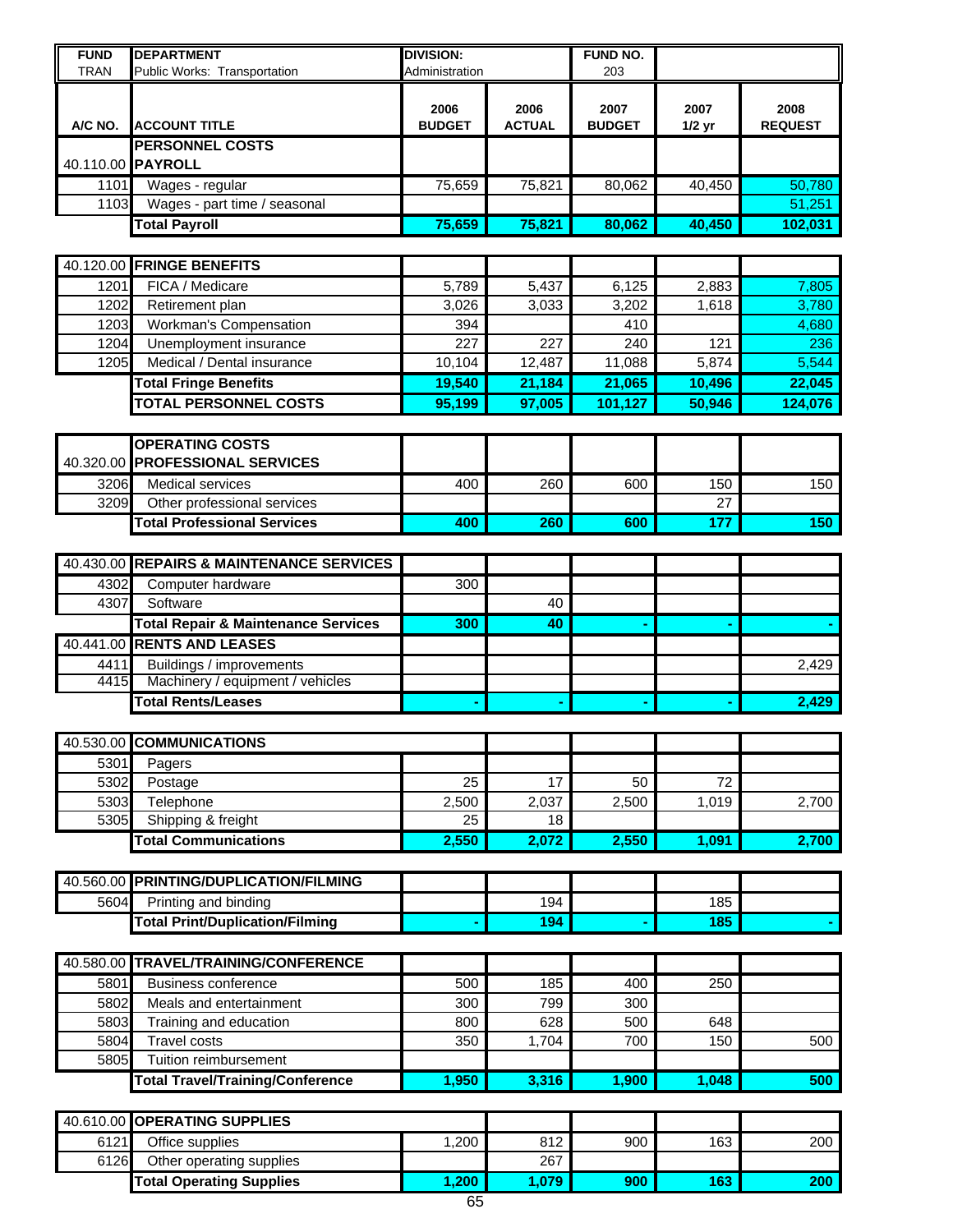| FUND | DEPARTMENT | DIVISION: | | FUND NO. | | |
|---|---|---|---|---|---|---|
| TRAN | Public Works: Transportation | Administration | | 203 | | |
| **A/C NO.** | **ACCOUNT TITLE** | **2006 BUDGET** | **2006 ACTUAL** | **2007 BUDGET** | **2007 1/2 yr** | **2008 REQUEST** |
| 40.110.00 | **PERSONNEL COSTS PAYROLL** | | | | | |
| 1101 | Wages - regular | 75,659 | 75,821 | 80,062 | 40,450 | 50,780 |
| 1103 | Wages - part time / seasonal | | | | | 51,251 |
| | **Total Payroll** | **75,659** | **75,821** | **80,062** | **40,450** | **102,031** |
| | | | | | | |
| 40.120.00 | **FRINGE BENEFITS** | | | | | |
| 1201 | FICA / Medicare | 5,789 | 5,437 | 6,125 | 2,883 | 7,805 |
| 1202 | Retirement plan | 3,026 | 3,033 | 3,202 | 1,618 | 3,780 |
| 1203 | Workman's Compensation | 394 | | 410 | | 4,680 |
| 1204 | Unemployment insurance | 227 | 227 | 240 | 121 | 236 |
| 1205 | Medical / Dental insurance | 10,104 | 12,487 | 11,088 | 5,874 | 5,544 |
| | **Total Fringe Benefits** | **19,540** | **21,184** | **21,065** | **10,496** | **22,045** |
| | **TOTAL PERSONNEL COSTS** | **95,199** | **97,005** | **101,127** | **50,946** | **124,076** |
| | | | | | | |
| 40.320.00 | **OPERATING COSTS PROFESSIONAL SERVICES** | | | | | |
| 3206 | Medical services | 400 | 260 | 600 | 150 | 150 |
| 3209 | Other professional services | | | | 27 | |
| | **Total Professional Services** | **400** | **260** | **600** | **177** | **150** |
| | | | | | | |
| 40.430.00 | **REPAIRS & MAINTENANCE SERVICES** | | | | | |
| 4302 | Computer hardware | 300 | | | | |
| 4307 | Software | | 40 | | | |
| | **Total Repair & Maintenance Services** | **300** | **40** | **-** | **-** | **-** |
| 40.441.00 | **RENTS AND LEASES** | | | | | |
| 4411 | Buildings / improvements | | | | | 2,429 |
| 4415 | Machinery / equipment / vehicles | | | | | |
| | **Total Rents/Leases** | **-** | **-** | **-** | **-** | **2,429** |
| | | | | | | |
| 40.530.00 | **COMMUNICATIONS** | | | | | |
| 5301 | Pagers | | | | | |
| 5302 | Postage | 25 | 17 | 50 | 72 | |
| 5303 | Telephone | 2,500 | 2,037 | 2,500 | 1,019 | 2,700 |
| 5305 | Shipping & freight | 25 | 18 | | | |
| | **Total Communications** | **2,550** | **2,072** | **2,550** | **1,091** | **2,700** |
| | | | | | | |
| 40.560.00 | **PRINTING/DUPLICATION/FILMING** | | | | | |
| 5604 | Printing and binding | | 194 | | 185 | |
| | **Total Print/Duplication/Filming** | **-** | **194** | **-** | **185** | **-** |
| | | | | | | |
| 40.580.00 | **TRAVEL/TRAINING/CONFERENCE** | | | | | |
| 5801 | Business conference | 500 | 185 | 400 | 250 | |
| 5802 | Meals and entertainment | 300 | 799 | 300 | | |
| 5803 | Training and education | 800 | 628 | 500 | 648 | |
| 5804 | Travel costs | 350 | 1,704 | 700 | 150 | 500 |
| 5805 | Tuition reimbursement | | | | | |
| | **Total Travel/Training/Conference** | **1,950** | **3,316** | **1,900** | **1,048** | **500** |
| | | | | | | |
| 40.610.00 | **OPERATING SUPPLIES** | | | | | |
| 6121 | Office supplies | 1,200 | 812 | 900 | 163 | 200 |
| 6126 | Other operating supplies | | 267 | | | |
| | **Total Operating Supplies** | **1,200** | **1,079** | **900** | **163** | **200** |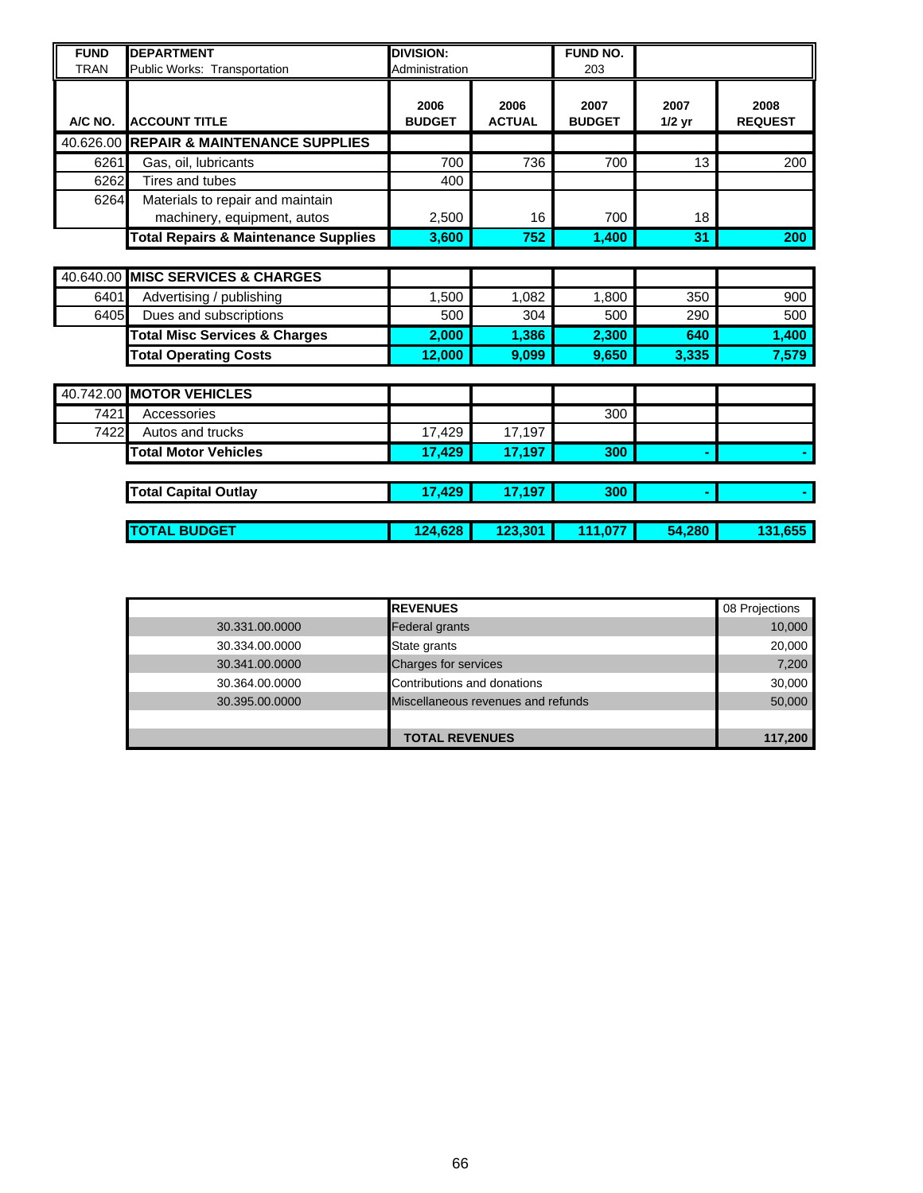| FUND | DEPARTMENT | DIVISION: | | FUND NO. | | |
|---|---|---|---|---|---|---|
| TRAN | Public Works: Transportation | Administration | | 203 | | |
| **A/C NO.** | **ACCOUNT TITLE** | **2006 BUDGET** | **2006 ACTUAL** | **2007 BUDGET** | **2007 1/2 yr** | **2008 REQUEST** |
| 40.626.00 | **REPAIR & MAINTENANCE SUPPLIES** | | | | | |
| 6261 | Gas, oil, lubricants | 700 | 736 | 700 | 13 | 200 |
| 6262 | Tires and tubes | 400 | | | | |
| 6264 | Materials to repair and maintain machinery, equipment, autos | 2,500 | 16 | 700 | 18 | |
| | **Total Repairs & Maintenance Supplies** | **3,600** | **752** | **1,400** | **31** | **200** |
| | | | | | | |
| 40.640.00 | **MISC SERVICES & CHARGES** | | | | | |
| 6401 | Advertising / publishing | 1,500 | 1,082 | 1,800 | 350 | 900 |
| 6405 | Dues and subscriptions | 500 | 304 | 500 | 290 | 500 |
| | **Total Misc Services & Charges** | **2,000** | **1,386** | **2,300** | **640** | **1,400** |
| | **Total Operating Costs** | **12,000** | **9,099** | **9,650** | **3,335** | **7,579** |
| | | | | | | |
| 40.742.00 | **MOTOR VEHICLES** | | | | | |
| 7421 | Accessories | | | 300 | | |
| 7422 | Autos and trucks | 17,429 | 17,197 | | | |
| | **Total Motor Vehicles** | **17,429** | **17,197** | **300** | **-** | **-** |
| | | | | | | |
| | **Total Capital Outlay** | **17,429** | **17,197** | **300** | **-** | **-** |
| | | | | | | |
| | **TOTAL BUDGET** | **124,628** | **123,301** | **111,077** | **54,280** | **131,655** |

| | **REVENUES** | 08 Projections |
|---|---|---|
| 30.331.00.0000 | Federal grants | 10,000 |
| 30.334.00.0000 | State grants | 20,000 |
| 30.341.00.0000 | Charges for services | 7,200 |
| 30.364.00.0000 | Contributions and donations | 30,000 |
| 30.395.00.0000 | Miscellaneous revenues and refunds | 50,000 |
| | | |
| | **TOTAL REVENUES** | **117,200** |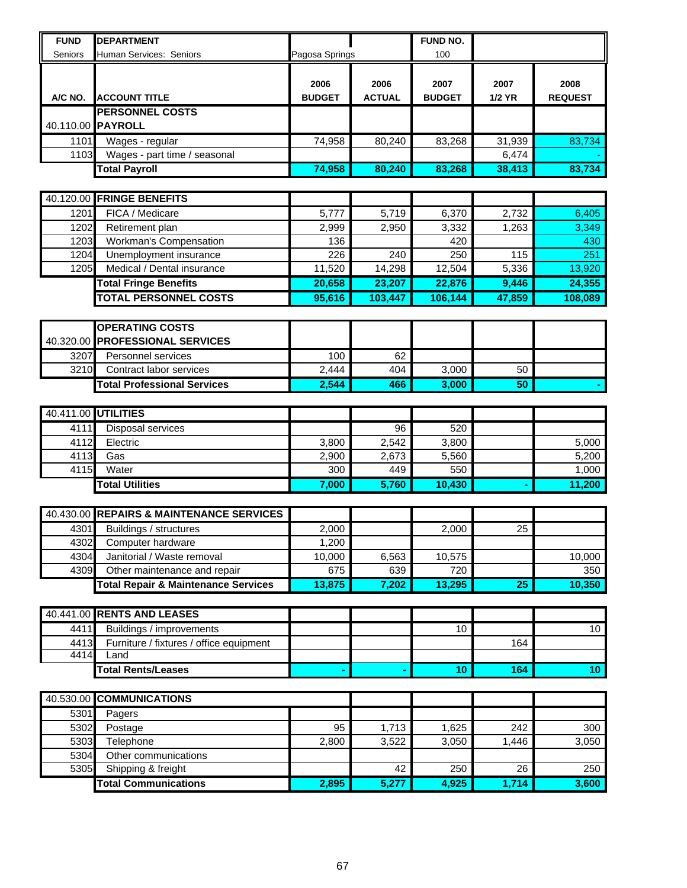| FUND | DEPARTMENT | | | FUND NO. | | |
|---|---|---|---|---|---|---|
| Seniors | Human Services: Seniors | Pagosa Springs | | 100 | | |
| A/C NO. | ACCOUNT TITLE | 2006 BUDGET | 2006 ACTUAL | 2007 BUDGET | 2007 1/2 YR | 2008 REQUEST |
| | **PERSONNEL COSTS** | | | | | |
| 40.110.00 | **PAYROLL** | | | | | |
| 1101 | Wages - regular | 74,958 | 80,240 | 83,268 | 31,939 | 83,734 |
| 1103 | Wages - part time / seasonal | | | | 6,474 | - |
| | **Total Payroll** | **74,958** | **80,240** | **83,268** | **38,413** | **83,734** |
| | | | | | | |
| 40.120.00 | **FRINGE BENEFITS** | | | | | |
| 1201 | FICA / Medicare | 5,777 | 5,719 | 6,370 | 2,732 | 6,405 |
| 1202 | Retirement plan | 2,999 | 2,950 | 3,332 | 1,263 | 3,349 |
| 1203 | Workman's Compensation | 136 | | 420 | | 430 |
| 1204 | Unemployment insurance | 226 | 240 | 250 | 115 | 251 |
| 1205 | Medical / Dental insurance | 11,520 | 14,298 | 12,504 | 5,336 | 13,920 |
| | **Total Fringe Benefits** | **20,658** | **23,207** | **22,876** | **9,446** | **24,355** |
| | **TOTAL PERSONNEL COSTS** | **95,616** | **103,447** | **106,144** | **47,859** | **108,089** |
| | | | | | | |
| | **OPERATING COSTS** | | | | | |
| 40.320.00 | **PROFESSIONAL SERVICES** | | | | | |
| 3207 | Personnel services | 100 | 62 | | | |
| 3210 | Contract labor services | 2,444 | 404 | 3,000 | 50 | |
| | **Total Professional Services** | **2,544** | **466** | **3,000** | **50** | **-** |
| | | | | | | |
| 40.411.00 | **UTILITIES** | | | | | |
| 4111 | Disposal services | | 96 | 520 | | |
| 4112 | Electric | 3,800 | 2,542 | 3,800 | | 5,000 |
| 4113 | Gas | 2,900 | 2,673 | 5,560 | | 5,200 |
| 4115 | Water | 300 | 449 | 550 | | 1,000 |
| | **Total Utilities** | **7,000** | **5,760** | **10,430** | **-** | **11,200** |
| | | | | | | |
| 40.430.00 | **REPAIRS & MAINTENANCE SERVICES** | | | | | |
| 4301 | Buildings / structures | 2,000 | | 2,000 | 25 | |
| 4302 | Computer hardware | 1,200 | | | | |
| 4304 | Janitorial / Waste removal | 10,000 | 6,563 | 10,575 | | 10,000 |
| 4309 | Other maintenance and repair | 675 | 639 | 720 | | 350 |
| | **Total Repair & Maintenance Services** | **13,875** | **7,202** | **13,295** | **25** | **10,350** |
| | | | | | | |
| 40.441.00 | **RENTS AND LEASES** | | | | | |
| 4411 | Buildings / improvements | | | 10 | | 10 |
| 4413 | Furniture / fixtures / office equipment | | | | 164 | |
| 4414 | Land | | | | | |
| | **Total Rents/Leases** | **-** | **-** | **10** | **164** | **10** |
| | | | | | | |
| 40.530.00 | **COMMUNICATIONS** | | | | | |
| 5301 | Pagers | | | | | |
| 5302 | Postage | 95 | 1,713 | 1,625 | 242 | 300 |
| 5303 | Telephone | 2,800 | 3,522 | 3,050 | 1,446 | 3,050 |
| 5304 | Other communications | | | | | |
| 5305 | Shipping & freight | | 42 | 250 | 26 | 250 |
| | **Total Communications** | **2,895** | **5,277** | **4,925** | **1,714** | **3,600** |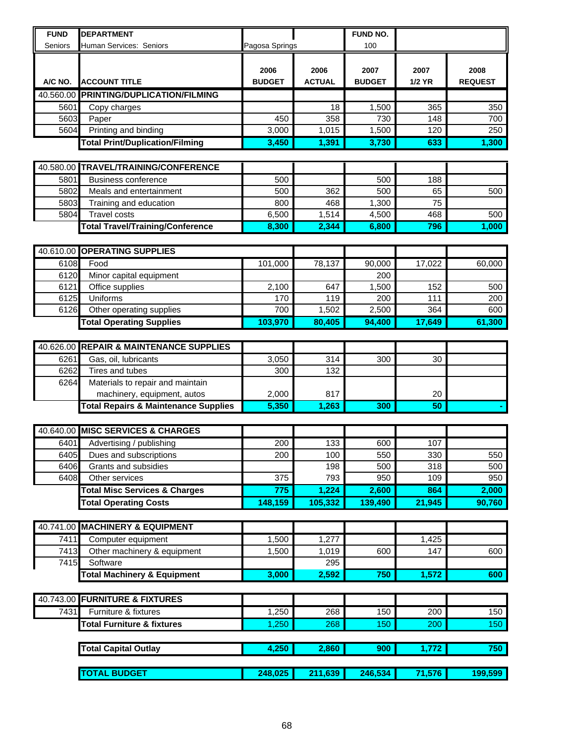| FUND | DEPARTMENT | | | FUND NO. | | |
|---|---|---|---|---|---|---|
| Seniors | Human Services: Seniors | Pagosa Springs | | 100 | | |
| **A/C NO.** | **ACCOUNT TITLE** | **2006 BUDGET** | **2006 ACTUAL** | **2007 BUDGET** | **2007 1/2 YR** | **2008 REQUEST** |
| 40.560.00 | **PRINTING/DUPLICATION/FILMING** | | | | | |
| 5601 | Copy charges | | 18 | 1,500 | 365 | 350 |
| 5603 | Paper | 450 | 358 | 730 | 148 | 700 |
| 5604 | Printing and binding | 3,000 | 1,015 | 1,500 | 120 | 250 |
| | **Total Print/Duplication/Filming** | **3,450** | **1,391** | **3,730** | **633** | **1,300** |
| 40.580.00 | **TRAVEL/TRAINING/CONFERENCE** | | | | | |
| 5801 | Business conference | 500 | | 500 | 188 | |
| 5802 | Meals and entertainment | 500 | 362 | 500 | 65 | 500 |
| 5803 | Training and education | 800 | 468 | 1,300 | 75 | |
| 5804 | Travel costs | 6,500 | 1,514 | 4,500 | 468 | 500 |
| | **Total Travel/Training/Conference** | **8,300** | **2,344** | **6,800** | **796** | **1,000** |
| 40.610.00 | **OPERATING SUPPLIES** | | | | | |
| 6108 | Food | 101,000 | 78,137 | 90,000 | 17,022 | 60,000 |
| 6120 | Minor capital equipment | | | 200 | | |
| 6121 | Office supplies | 2,100 | 647 | 1,500 | 152 | 500 |
| 6125 | Uniforms | 170 | 119 | 200 | 111 | 200 |
| 6126 | Other operating supplies | 700 | 1,502 | 2,500 | 364 | 600 |
| | **Total Operating Supplies** | **103,970** | **80,405** | **94,400** | **17,649** | **61,300** |
| 40.626.00 | **REPAIR & MAINTENANCE SUPPLIES** | | | | | |
| 6261 | Gas, oil, lubricants | 3,050 | 314 | 300 | 30 | |
| 6262 | Tires and tubes | 300 | 132 | | | |
| 6264 | Materials to repair and maintain machinery, equipment, autos | 2,000 | 817 | | 20 | |
| | **Total Repairs & Maintenance Supplies** | **5,350** | **1,263** | **300** | **50** | **-** |
| 40.640.00 | **MISC SERVICES & CHARGES** | | | | | |
| 6401 | Advertising / publishing | 200 | 133 | 600 | 107 | |
| 6405 | Dues and subscriptions | 200 | 100 | 550 | 330 | 550 |
| 6406 | Grants and subsidies | | 198 | 500 | 318 | 500 |
| 6408 | Other services | 375 | 793 | 950 | 109 | 950 |
| | **Total Misc Services & Charges** | **775** | **1,224** | **2,600** | **864** | **2,000** |
| | **Total Operating Costs** | **148,159** | **105,332** | **139,490** | **21,945** | **90,760** |
| 40.741.00 | **MACHINERY & EQUIPMENT** | | | | | |
| 7411 | Computer equipment | 1,500 | 1,277 | | 1,425 | |
| 7413 | Other machinery & equipment | 1,500 | 1,019 | 600 | 147 | 600 |
| 7415 | Software | | 295 | | | |
| | **Total Machinery & Equipment** | **3,000** | **2,592** | **750** | **1,572** | **600** |
| 40.743.00 | **FURNITURE & FIXTURES** | | | | | |
| 7431 | Furniture & fixtures | 1,250 | 268 | 150 | 200 | 150 |
| | **Total Furniture & fixtures** | 1,250 | 268 | 150 | 200 | 150 |
| | **Total Capital Outlay** | **4,250** | **2,860** | **900** | **1,772** | **750** |
| | **TOTAL BUDGET** | **248,025** | **211,639** | **246,534** | **71,576** | **199,599** |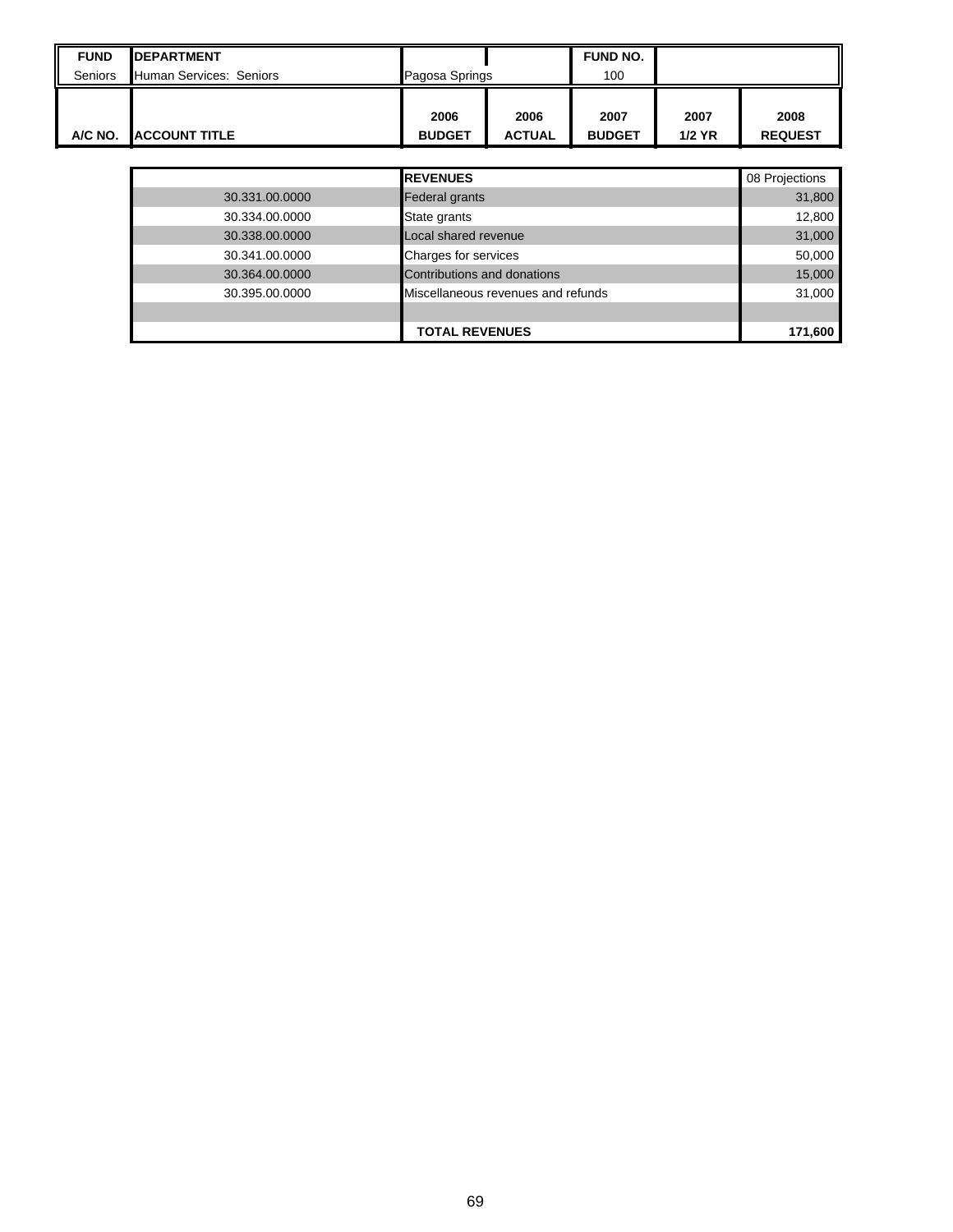| FUND | DEPARTMENT | | | FUND NO. | | |
|---|---|---|---|---|---|---|
| Seniors | Human Services: Seniors | Pagosa Springs | | 100 | | |
| A/C NO. | ACCOUNT TITLE | 2006 BUDGET | 2006 ACTUAL | 2007 BUDGET | 2007 1/2 YR | 2008 REQUEST |

| | REVENUES | 08 Projections |
|---|---|---|
| 30.331.00.0000 | Federal grants | 31,800 |
| 30.334.00.0000 | State grants | 12,800 |
| 30.338.00.0000 | Local shared revenue | 31,000 |
| 30.341.00.0000 | Charges for services | 50,000 |
| 30.364.00.0000 | Contributions and donations | 15,000 |
| 30.395.00.0000 | Miscellaneous revenues and refunds | 31,000 |
| | | |
| | **TOTAL REVENUES** | **171,600** |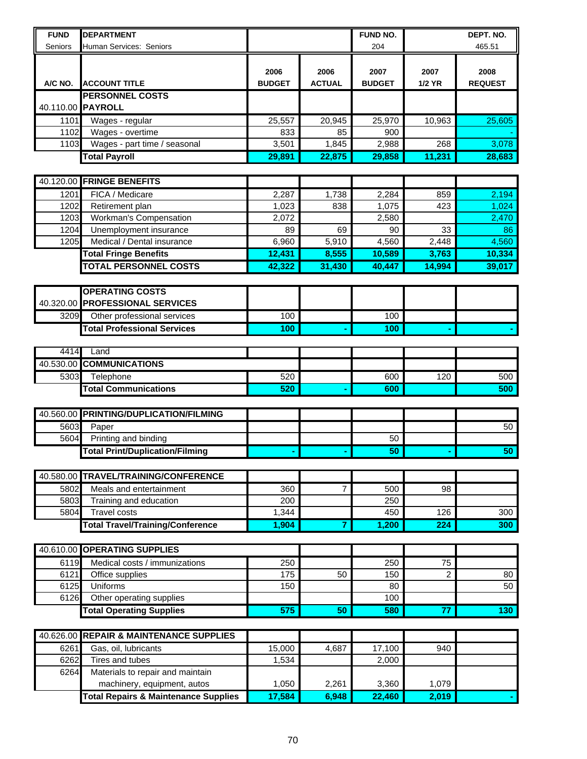| FUND | DEPARTMENT | | | FUND NO. | | DEPT. NO. |
|---|---|---|---|---|---|---|
| Seniors | Human Services: Seniors | | | 204 | | 465.51 |

| A/C NO. | ACCOUNT TITLE | 2006 BUDGET | 2006 ACTUAL | 2007 BUDGET | 2007 1/2 YR | 2008 REQUEST |
|---|---|---|---|---|---|---|
| | **PERSONNEL COSTS** | | | | | |
| 40.110.00 | **PAYROLL** | | | | | |
| 1101 | Wages - regular | 25,557 | 20,945 | 25,970 | 10,963 | 25,605 |
| 1102 | Wages - overtime | 833 | 85 | 900 | | - |
| 1103 | Wages - part time / seasonal | 3,501 | 1,845 | 2,988 | 268 | 3,078 |
| | **Total Payroll** | **29,891** | **22,875** | **29,858** | **11,231** | **28,683** |
| | | | | | | |
| 40.120.00 | **FRINGE BENEFITS** | | | | | |
| 1201 | FICA / Medicare | 2,287 | 1,738 | 2,284 | 859 | 2,194 |
| 1202 | Retirement plan | 1,023 | 838 | 1,075 | 423 | 1,024 |
| 1203 | Workman's Compensation | 2,072 | | 2,580 | | 2,470 |
| 1204 | Unemployment insurance | 89 | 69 | 90 | 33 | 86 |
| 1205 | Medical / Dental insurance | 6,960 | 5,910 | 4,560 | 2,448 | 4,560 |
| | **Total Fringe Benefits** | **12,431** | **8,555** | **10,589** | **3,763** | **10,334** |
| | **TOTAL PERSONNEL COSTS** | **42,322** | **31,430** | **40,447** | **14,994** | **39,017** |
| | | | | | | |
| | **OPERATING COSTS** | | | | | |
| 40.320.00 | **PROFESSIONAL SERVICES** | | | | | |
| 3209 | Other professional services | 100 | | 100 | | |
| | **Total Professional Services** | **100** | **-** | **100** | **-** | **-** |
| | | | | | | |
| 4414 | Land | | | | | |
| 40.530.00 | **COMMUNICATIONS** | | | | | |
| 5303 | Telephone | 520 | | 600 | 120 | 500 |
| | **Total Communications** | **520** | **-** | **600** | | **500** |
| | | | | | | |
| 40.560.00 | **PRINTING/DUPLICATION/FILMING** | | | | | |
| 5603 | Paper | | | | | 50 |
| 5604 | Printing and binding | | | 50 | | |
| | **Total Print/Duplication/Filming** | **-** | **-** | **50** | **-** | **50** |
| | | | | | | |
| 40.580.00 | **TRAVEL/TRAINING/CONFERENCE** | | | | | |
| 5802 | Meals and entertainment | 360 | 7 | 500 | 98 | |
| 5803 | Training and education | 200 | | 250 | | |
| 5804 | Travel costs | 1,344 | | 450 | 126 | 300 |
| | **Total Travel/Training/Conference** | **1,904** | **7** | **1,200** | **224** | **300** |
| | | | | | | |
| 40.610.00 | **OPERATING SUPPLIES** | | | | | |
| 6119 | Medical costs / immunizations | 250 | | 250 | 75 | |
| 6121 | Office supplies | 175 | 50 | 150 | 2 | 80 |
| 6125 | Uniforms | 150 | | 80 | | 50 |
| 6126 | Other operating supplies | | | 100 | | |
| | **Total Operating Supplies** | **575** | **50** | **580** | **77** | **130** |
| | | | | | | |
| 40.626.00 | **REPAIR & MAINTENANCE SUPPLIES** | | | | | |
| 6261 | Gas, oil, lubricants | 15,000 | 4,687 | 17,100 | 940 | |
| 6262 | Tires and tubes | 1,534 | | 2,000 | | |
| 6264 | Materials to repair and maintain machinery, equipment, autos | 1,050 | 2,261 | 3,360 | 1,079 | |
| | **Total Repairs & Maintenance Supplies** | **17,584** | **6,948** | **22,460** | **2,019** | **-** |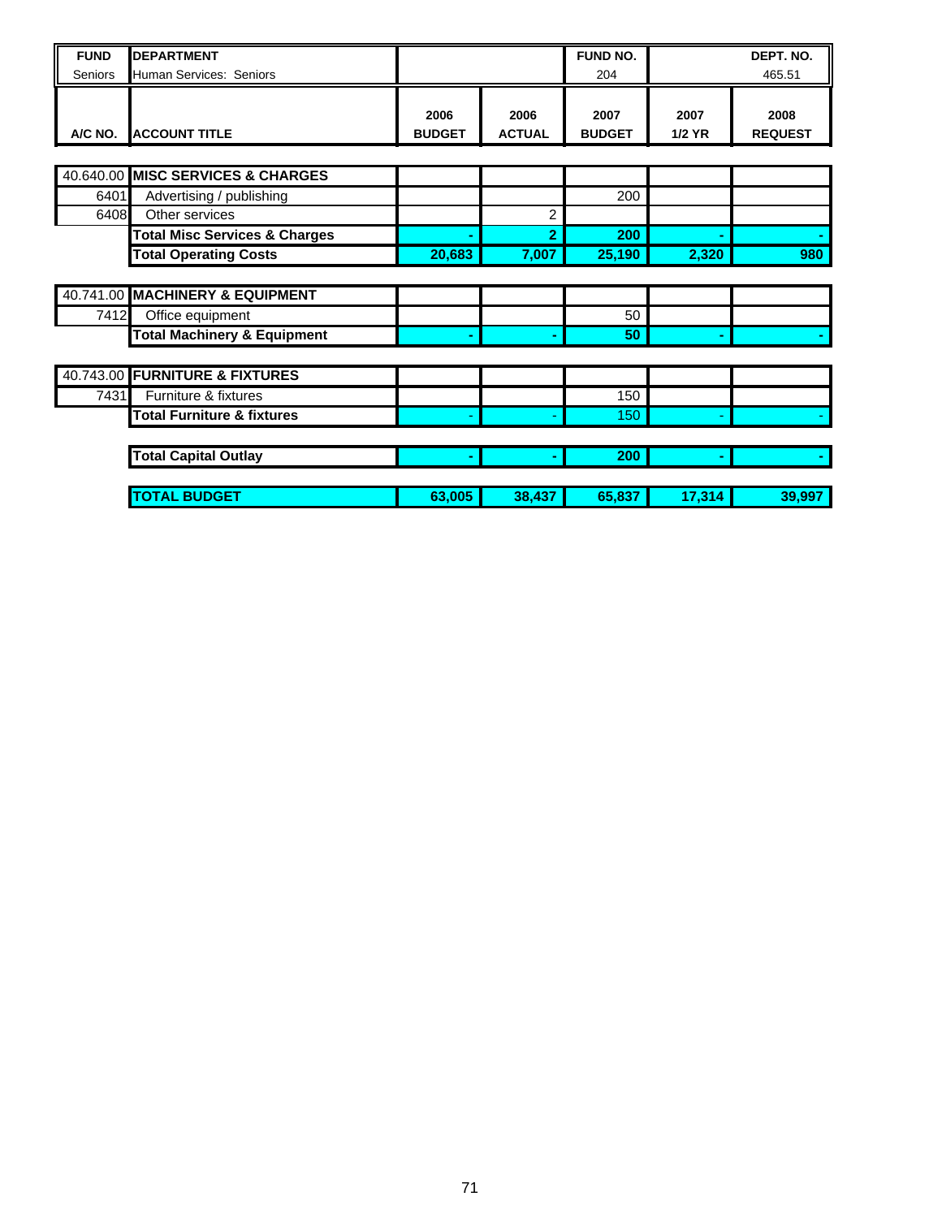| FUND | DEPARTMENT | | | FUND NO. | | DEPT. NO. |
|---|---|---|---|---|---|---|
| Seniors | Human Services: Seniors | | | 204 | | 465.51 |
| **A/C NO.** | **ACCOUNT TITLE** | **2006 BUDGET** | **2006 ACTUAL** | **2007 BUDGET** | **2007 1/2 YR** | **2008 REQUEST** |
| 40.640.00 | **MISC SERVICES & CHARGES** | | | | | |
| 6401 | Advertising / publishing | | | 200 | | |
| 6408 | Other services | | 2 | | | |
| | **Total Misc Services & Charges** | **-** | **2** | **200** | **-** | **-** |
| | **Total Operating Costs** | **20,683** | **7,007** | **25,190** | **2,320** | **980** |
| 40.741.00 | **MACHINERY & EQUIPMENT** | | | | | |
| 7412 | Office equipment | | | 50 | | |
| | **Total Machinery & Equipment** | **-** | **-** | **50** | **-** | **-** |
| 40.743.00 | **FURNITURE & FIXTURES** | | | | | |
| 7431 | Furniture & fixtures | | | 150 | | |
| | **Total Furniture & fixtures** | - | - | 150 | - | - |
| | **Total Capital Outlay** | **-** | **-** | **200** | **-** | **-** |
| | **TOTAL BUDGET** | **63,005** | **38,437** | **65,837** | **17,314** | **39,997** |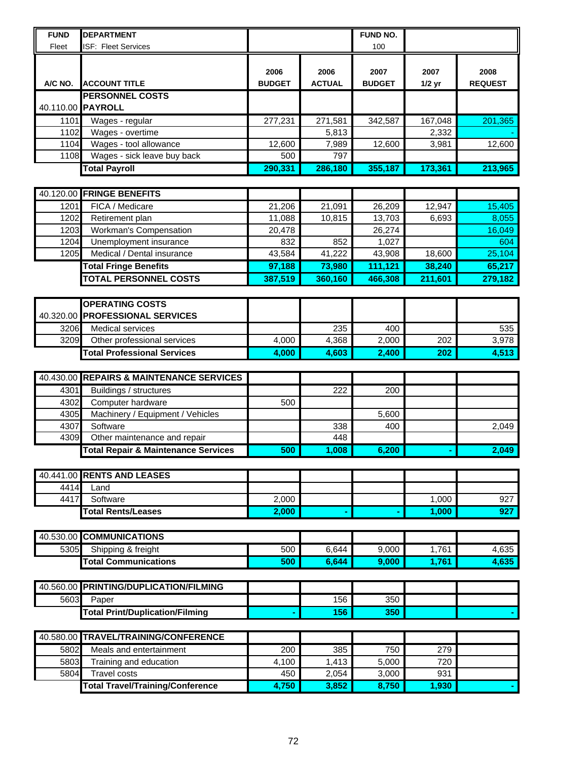| FUND | DEPARTMENT | | | FUND NO. | | |
|---|---|---|---|---|---|---|
| Fleet | ISF: Fleet Services | | | 100 | | |
| **A/C NO.** | **ACCOUNT TITLE** | **2006 BUDGET** | **2006 ACTUAL** | **2007 BUDGET** | **2007 1/2 yr** | **2008 REQUEST** |
| | **PERSONNEL COSTS** | | | | | |
| 40.110.00 | **PAYROLL** | | | | | |
| 1101 | Wages - regular | 277,231 | 271,581 | 342,587 | 167,048 | 201,365 |
| 1102 | Wages - overtime | | 5,813 | | 2,332 | - |
| 1104 | Wages - tool allowance | 12,600 | 7,989 | 12,600 | 3,981 | 12,600 |
| 1108 | Wages - sick leave buy back | 500 | 797 | | | |
| | **Total Payroll** | **290,331** | **286,180** | **355,187** | **173,361** | **213,965** |
| 40.120.00 | **FRINGE BENEFITS** | | | | | |
| 1201 | FICA / Medicare | 21,206 | 21,091 | 26,209 | 12,947 | 15,405 |
| 1202 | Retirement plan | 11,088 | 10,815 | 13,703 | 6,693 | 8,055 |
| 1203 | Workman's Compensation | 20,478 | | 26,274 | | 16,049 |
| 1204 | Unemployment insurance | 832 | 852 | 1,027 | | 604 |
| 1205 | Medical / Dental insurance | 43,584 | 41,222 | 43,908 | 18,600 | 25,104 |
| | **Total Fringe Benefits** | **97,188** | **73,980** | **111,121** | **38,240** | **65,217** |
| | **TOTAL PERSONNEL COSTS** | **387,519** | **360,160** | **466,308** | **211,601** | **279,182** |
| | **OPERATING COSTS** | | | | | |
| 40.320.00 | **PROFESSIONAL SERVICES** | | | | | |
| 3206 | Medical services | | 235 | 400 | | 535 |
| 3209 | Other professional services | 4,000 | 4,368 | 2,000 | 202 | 3,978 |
| | **Total Professional Services** | **4,000** | **4,603** | **2,400** | **202** | **4,513** |
| 40.430.00 | **REPAIRS & MAINTENANCE SERVICES** | | | | | |
| 4301 | Buildings / structures | | 222 | 200 | | |
| 4302 | Computer hardware | 500 | | | | |
| 4305 | Machinery / Equipment / Vehicles | | | 5,600 | | |
| 4307 | Software | | 338 | 400 | | 2,049 |
| 4309 | Other maintenance and repair | | 448 | | | |
| | **Total Repair & Maintenance Services** | **500** | **1,008** | **6,200** | **-** | **2,049** |
| 40.441.00 | **RENTS AND LEASES** | | | | | |
| 4414 | Land | | | | | |
| 4417 | Software | 2,000 | | | 1,000 | 927 |
| | **Total Rents/Leases** | **2,000** | **-** | **-** | **1,000** | **927** |
| 40.530.00 | **COMMUNICATIONS** | | | | | |
| 5305 | Shipping & freight | 500 | 6,644 | 9,000 | 1,761 | 4,635 |
| | **Total Communications** | **500** | **6,644** | **9,000** | **1,761** | **4,635** |
| 40.560.00 | **PRINTING/DUPLICATION/FILMING** | | | | | |
| 5603 | Paper | | 156 | 350 | | |
| | **Total Print/Duplication/Filming** | **-** | **156** | **350** | | **-** |
| 40.580.00 | **TRAVEL/TRAINING/CONFERENCE** | | | | | |
| 5802 | Meals and entertainment | 200 | 385 | 750 | 279 | |
| 5803 | Training and education | 4,100 | 1,413 | 5,000 | 720 | |
| 5804 | Travel costs | 450 | 2,054 | 3,000 | 931 | |
| | **Total Travel/Training/Conference** | **4,750** | **3,852** | **8,750** | **1,930** | **-** |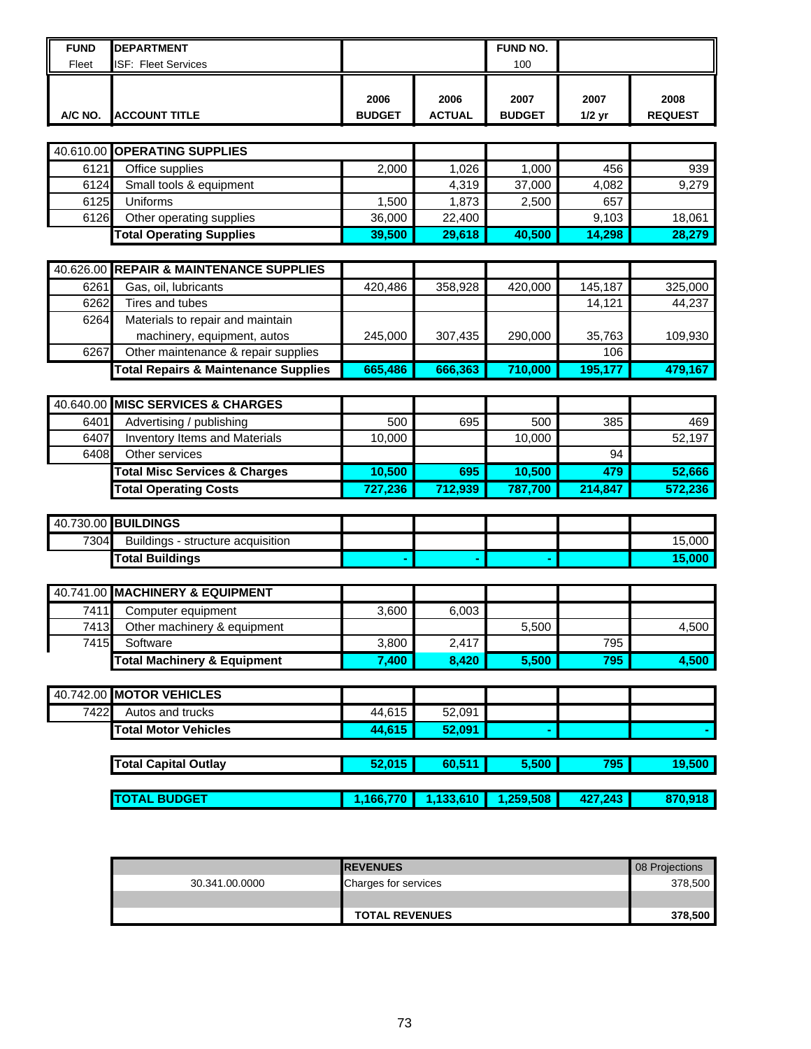| FUND | DEPARTMENT | | | FUND NO. | | |
|---|---|---|---|---|---|---|
| Fleet | ISF: Fleet Services | | | 100 | | |
| **A/C NO.** | **ACCOUNT TITLE** | **2006 BUDGET** | **2006 ACTUAL** | **2007 BUDGET** | **2007 1/2 yr** | **2008 REQUEST** |
| 40.610.00 | **OPERATING SUPPLIES** | | | | | |
| 6121 | Office supplies | 2,000 | 1,026 | 1,000 | 456 | 939 |
| 6124 | Small tools & equipment | | 4,319 | 37,000 | 4,082 | 9,279 |
| 6125 | Uniforms | 1,500 | 1,873 | 2,500 | 657 | |
| 6126 | Other operating supplies | 36,000 | 22,400 | | 9,103 | 18,061 |
| | **Total Operating Supplies** | **39,500** | **29,618** | **40,500** | **14,298** | **28,279** |
| 40.626.00 | **REPAIR & MAINTENANCE SUPPLIES** | | | | | |
| 6261 | Gas, oil, lubricants | 420,486 | 358,928 | 420,000 | 145,187 | 325,000 |
| 6262 | Tires and tubes | | | | 14,121 | 44,237 |
| 6264 | Materials to repair and maintain machinery, equipment, autos | 245,000 | 307,435 | 290,000 | 35,763 | 109,930 |
| 6267 | Other maintenance & repair supplies | | | | 106 | |
| | **Total Repairs & Maintenance Supplies** | **665,486** | **666,363** | **710,000** | **195,177** | **479,167** |
| 40.640.00 | **MISC SERVICES & CHARGES** | | | | | |
| 6401 | Advertising / publishing | 500 | 695 | 500 | 385 | 469 |
| 6407 | Inventory Items and Materials | 10,000 | | 10,000 | | 52,197 |
| 6408 | Other services | | | | 94 | |
| | **Total Misc Services & Charges** | **10,500** | **695** | **10,500** | **479** | **52,666** |
| | **Total Operating Costs** | **727,236** | **712,939** | **787,700** | **214,847** | **572,236** |
| 40.730.00 | **BUILDINGS** | | | | | |
| 7304 | Buildings - structure acquisition | | | | | 15,000 |
| | **Total Buildings** | **-** | **-** | **-** | | **15,000** |
| 40.741.00 | **MACHINERY & EQUIPMENT** | | | | | |
| 7411 | Computer equipment | 3,600 | 6,003 | | | |
| 7413 | Other machinery & equipment | | | 5,500 | | 4,500 |
| 7415 | Software | 3,800 | 2,417 | | 795 | |
| | **Total Machinery & Equipment** | **7,400** | **8,420** | **5,500** | **795** | **4,500** |
| 40.742.00 | **MOTOR VEHICLES** | | | | | |
| 7422 | Autos and trucks | 44,615 | 52,091 | | | |
| | **Total Motor Vehicles** | **44,615** | **52,091** | **-** | | **-** |
| | **Total Capital Outlay** | **52,015** | **60,511** | **5,500** | **795** | **19,500** |
| | **TOTAL BUDGET** | **1,166,770** | **1,133,610** | **1,259,508** | **427,243** | **870,918** |

| | **REVENUES** | 08 Projections |
|---|---|---|
| 30.341.00.0000 | Charges for services | 378,500 |
| | | |
| | **TOTAL REVENUES** | **378,500** |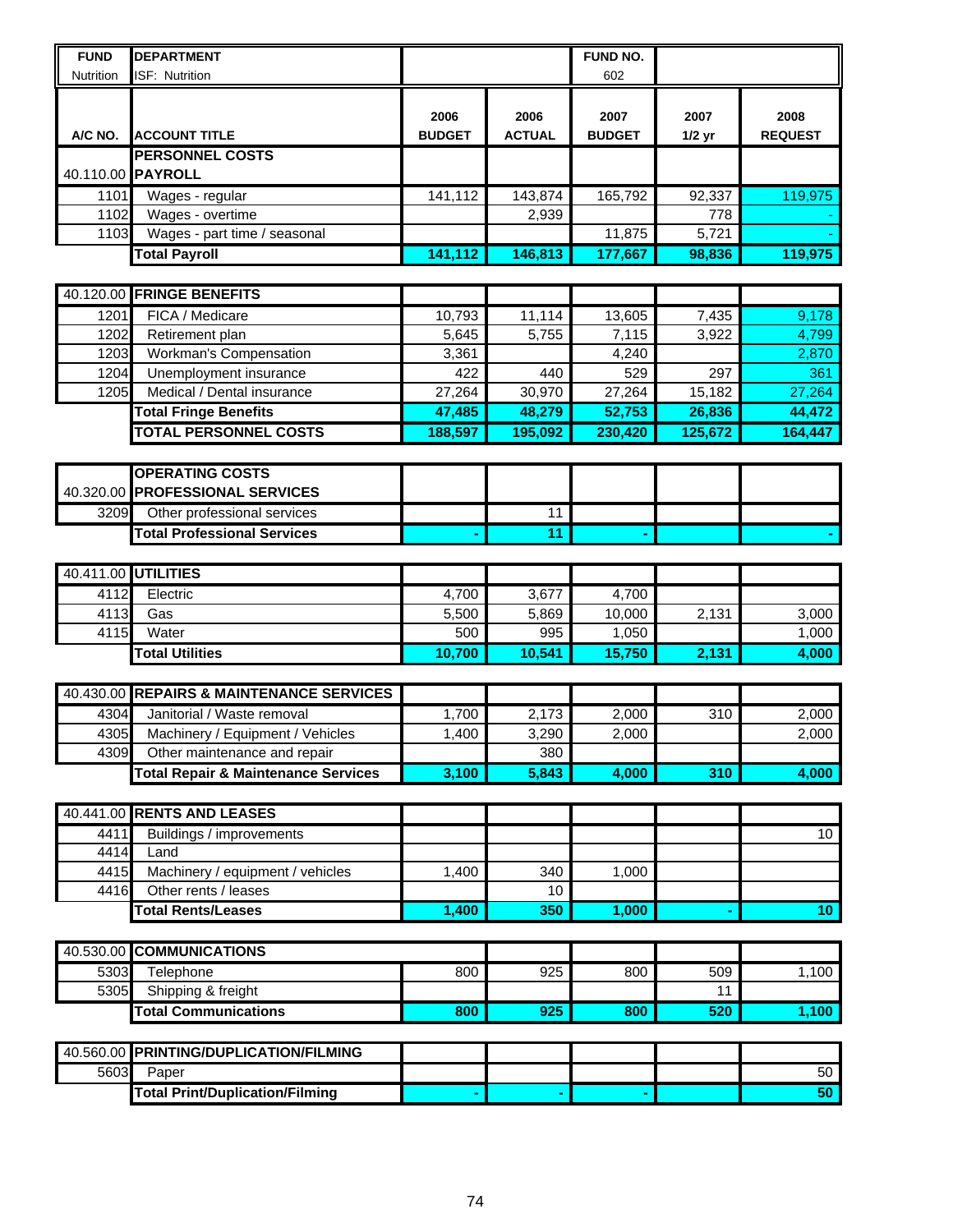| FUND | DEPARTMENT | | | FUND NO. | | |
|---|---|---|---|---|---|---|
| Nutrition | ISF: Nutrition | | | 602 | | |

| A/C NO. | ACCOUNT TITLE | 2006 BUDGET | 2006 ACTUAL | 2007 BUDGET | 2007 1/2 yr | 2008 REQUEST |
|---|---|---|---|---|---|---|
| | **PERSONNEL COSTS** | | | | | |
| 40.110.00 | **PAYROLL** | | | | | |
| 1101 | Wages - regular | 141,112 | 143,874 | 165,792 | 92,337 | 119,975 |
| 1102 | Wages - overtime | | 2,939 | | 778 | - |
| 1103 | Wages - part time / seasonal | | | 11,875 | 5,721 | - |
| | **Total Payroll** | **141,112** | **146,813** | **177,667** | **98,836** | **119,975** |
| | | | | | | |
| 40.120.00 | **FRINGE BENEFITS** | | | | | |
| 1201 | FICA / Medicare | 10,793 | 11,114 | 13,605 | 7,435 | 9,178 |
| 1202 | Retirement plan | 5,645 | 5,755 | 7,115 | 3,922 | 4,799 |
| 1203 | Workman's Compensation | 3,361 | | 4,240 | | 2,870 |
| 1204 | Unemployment insurance | 422 | 440 | 529 | 297 | 361 |
| 1205 | Medical / Dental insurance | 27,264 | 30,970 | 27,264 | 15,182 | 27,264 |
| | **Total Fringe Benefits** | **47,485** | **48,279** | **52,753** | **26,836** | **44,472** |
| | **TOTAL PERSONNEL COSTS** | **188,597** | **195,092** | **230,420** | **125,672** | **164,447** |
| | | | | | | |
| | **OPERATING COSTS** | | | | | |
| 40.320.00 | **PROFESSIONAL SERVICES** | | | | | |
| 3209 | Other professional services | | 11 | | | |
| | **Total Professional Services** | **-** | **11** | **-** | | **-** |
| | | | | | | |
| 40.411.00 | **UTILITIES** | | | | | |
| 4112 | Electric | 4,700 | 3,677 | 4,700 | | |
| 4113 | Gas | 5,500 | 5,869 | 10,000 | 2,131 | 3,000 |
| 4115 | Water | 500 | 995 | 1,050 | | 1,000 |
| | **Total Utilities** | **10,700** | **10,541** | **15,750** | **2,131** | **4,000** |
| | | | | | | |
| 40.430.00 | **REPAIRS & MAINTENANCE SERVICES** | | | | | |
| 4304 | Janitorial / Waste removal | 1,700 | 2,173 | 2,000 | 310 | 2,000 |
| 4305 | Machinery / Equipment / Vehicles | 1,400 | 3,290 | 2,000 | | 2,000 |
| 4309 | Other maintenance and repair | | 380 | | | |
| | **Total Repair & Maintenance Services** | **3,100** | **5,843** | **4,000** | **310** | **4,000** |
| | | | | | | |
| 40.441.00 | **RENTS AND LEASES** | | | | | |
| 4411 | Buildings / improvements | | | | | 10 |
| 4414 | Land | | | | | |
| 4415 | Machinery / equipment / vehicles | 1,400 | 340 | 1,000 | | |
| 4416 | Other rents / leases | | 10 | | | |
| | **Total Rents/Leases** | **1,400** | **350** | **1,000** | **-** | **10** |
| | | | | | | |
| 40.530.00 | **COMMUNICATIONS** | | | | | |
| 5303 | Telephone | 800 | 925 | 800 | 509 | 1,100 |
| 5305 | Shipping & freight | | | | 11 | |
| | **Total Communications** | **800** | **925** | **800** | **520** | **1,100** |
| | | | | | | |
| 40.560.00 | **PRINTING/DUPLICATION/FILMING** | | | | | |
| 5603 | Paper | | | | | 50 |
| | **Total Print/Duplication/Filming** | **-** | **-** | **-** | | **50** |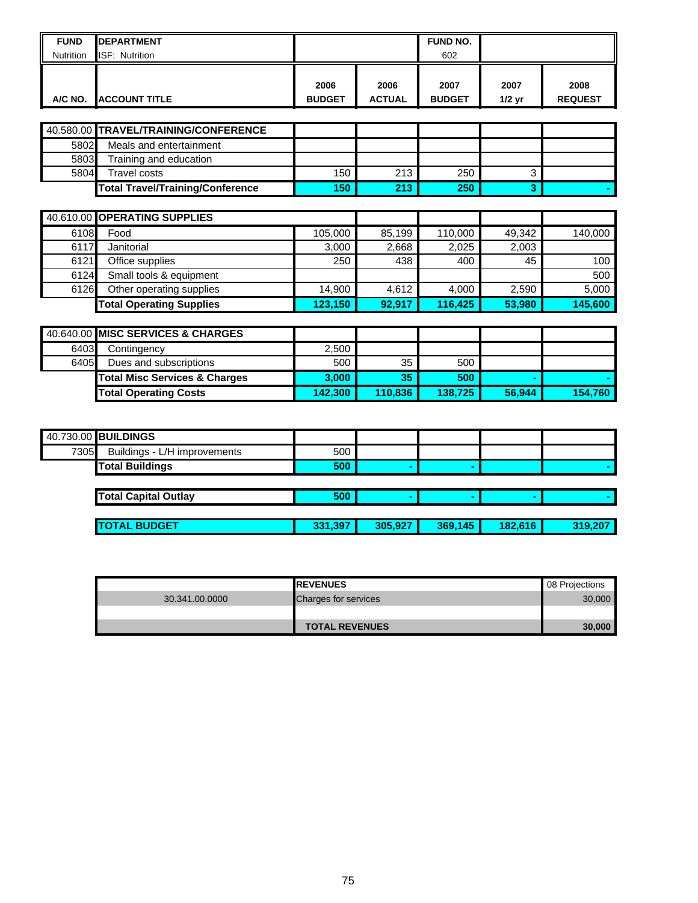| FUND | DEPARTMENT | | | FUND NO. | | |
|---|---|---|---|---|---|---|
| Nutrition | ISF: Nutrition | | | 602 | | |

| A/C NO. | ACCOUNT TITLE | 2006 BUDGET | 2006 ACTUAL | 2007 BUDGET | 2007 1/2 yr | 2008 REQUEST |
|---|---|---|---|---|---|---|
| 40.580.00 | **TRAVEL/TRAINING/CONFERENCE** | | | | | |
| 5802 | Meals and entertainment | | | | | |
| 5803 | Training and education | | | | | |
| 5804 | Travel costs | 150 | 213 | 250 | 3 | |
| | **Total Travel/Training/Conference** | **150** | **213** | **250** | **3** | **-** |
| 40.610.00 | **OPERATING SUPPLIES** | | | | | |
| 6108 | Food | 105,000 | 85,199 | 110,000 | 49,342 | 140,000 |
| 6117 | Janitorial | 3,000 | 2,668 | 2,025 | 2,003 | |
| 6121 | Office supplies | 250 | 438 | 400 | 45 | 100 |
| 6124 | Small tools & equipment | | | | | 500 |
| 6126 | Other operating supplies | 14,900 | 4,612 | 4,000 | 2,590 | 5,000 |
| | **Total Operating Supplies** | **123,150** | **92,917** | **116,425** | **53,980** | **145,600** |
| 40.640.00 | **MISC SERVICES & CHARGES** | | | | | |
| 6403 | Contingency | 2,500 | | | | |
| 6405 | Dues and subscriptions | 500 | 35 | 500 | | |
| | **Total Misc Services & Charges** | **3,000** | **35** | **500** | **-** | **-** |
| | **Total Operating Costs** | **142,300** | **110,836** | **138,725** | **56,944** | **154,760** |
| 40.730.00 | **BUILDINGS** | | | | | |
| 7305 | Buildings - L/H improvements | 500 | | | | |
| | **Total Buildings** | **500** | **-** | **-** | | **-** |
| | **Total Capital Outlay** | **500** | **-** | **-** | **-** | **-** |
| | **TOTAL BUDGET** | **331,397** | **305,927** | **369,145** | **182,616** | **319,207** |

| | REVENUES | 08 Projections |
|---|---|---|
| 30.341.00.0000 | Charges for services | 30,000 |
| | | |
| | **TOTAL REVENUES** | **30,000** |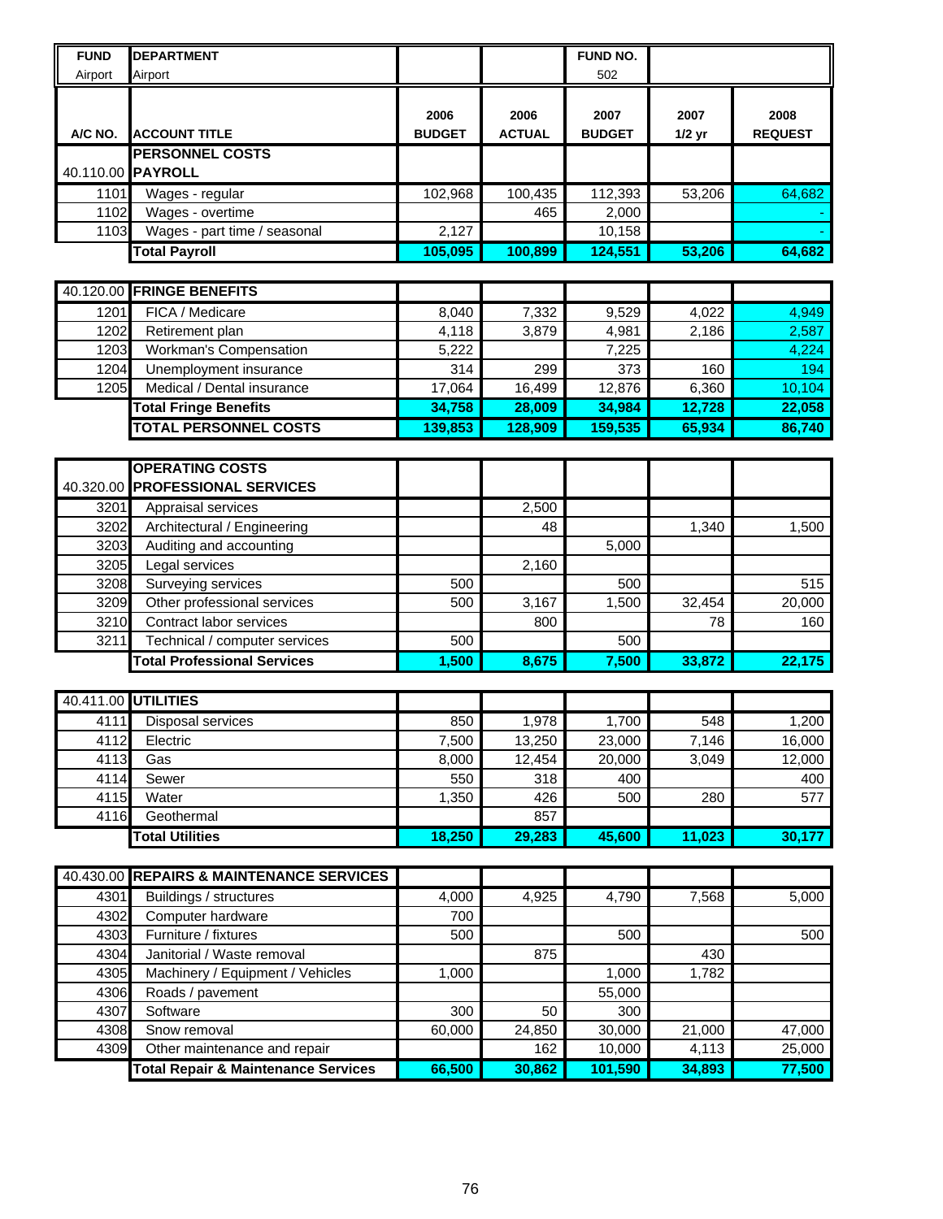| FUND | DEPARTMENT | | | FUND NO. | | |
|---|---|---|---|---|---|---|
| Airport | Airport | | | 502 | | |

| A/C NO. | ACCOUNT TITLE | 2006 BUDGET | 2006 ACTUAL | 2007 BUDGET | 2007 1/2 yr | 2008 REQUEST |
|---|---|---|---|---|---|---|
| | **PERSONNEL COSTS** | | | | | |
| 40.110.00 | **PAYROLL** | | | | | |
| 1101 | Wages - regular | 102,968 | 100,435 | 112,393 | 53,206 | 64,682 |
| 1102 | Wages - overtime | | 465 | 2,000 | | - |
| 1103 | Wages - part time / seasonal | 2,127 | | 10,158 | | - |
| | **Total Payroll** | **105,095** | **100,899** | **124,551** | **53,206** | **64,682** |
| 40.120.00 | **FRINGE BENEFITS** | | | | | |
| 1201 | FICA / Medicare | 8,040 | 7,332 | 9,529 | 4,022 | 4,949 |
| 1202 | Retirement plan | 4,118 | 3,879 | 4,981 | 2,186 | 2,587 |
| 1203 | Workman's Compensation | 5,222 | | 7,225 | | 4,224 |
| 1204 | Unemployment insurance | 314 | 299 | 373 | 160 | 194 |
| 1205 | Medical / Dental insurance | 17,064 | 16,499 | 12,876 | 6,360 | 10,104 |
| | **Total Fringe Benefits** | **34,758** | **28,009** | **34,984** | **12,728** | **22,058** |
| | **TOTAL PERSONNEL COSTS** | **139,853** | **128,909** | **159,535** | **65,934** | **86,740** |
| | **OPERATING COSTS** | | | | | |
| 40.320.00 | **PROFESSIONAL SERVICES** | | | | | |
| 3201 | Appraisal services | | 2,500 | | | |
| 3202 | Architectural / Engineering | | 48 | | 1,340 | 1,500 |
| 3203 | Auditing and accounting | | | 5,000 | | |
| 3205 | Legal services | | 2,160 | | | |
| 3208 | Surveying services | 500 | | 500 | | 515 |
| 3209 | Other professional services | 500 | 3,167 | 1,500 | 32,454 | 20,000 |
| 3210 | Contract labor services | | 800 | | 78 | 160 |
| 3211 | Technical / computer services | 500 | | 500 | | |
| | **Total Professional Services** | **1,500** | **8,675** | **7,500** | **33,872** | **22,175** |
| 40.411.00 | **UTILITIES** | | | | | |
| 4111 | Disposal services | 850 | 1,978 | 1,700 | 548 | 1,200 |
| 4112 | Electric | 7,500 | 13,250 | 23,000 | 7,146 | 16,000 |
| 4113 | Gas | 8,000 | 12,454 | 20,000 | 3,049 | 12,000 |
| 4114 | Sewer | 550 | 318 | 400 | | 400 |
| 4115 | Water | 1,350 | 426 | 500 | 280 | 577 |
| 4116 | Geothermal | | 857 | | | |
| | **Total Utilities** | **18,250** | **29,283** | **45,600** | **11,023** | **30,177** |
| 40.430.00 | **REPAIRS & MAINTENANCE SERVICES** | | | | | |
| 4301 | Buildings / structures | 4,000 | 4,925 | 4,790 | 7,568 | 5,000 |
| 4302 | Computer hardware | 700 | | | | |
| 4303 | Furniture / fixtures | 500 | | 500 | | 500 |
| 4304 | Janitorial / Waste removal | | 875 | | 430 | |
| 4305 | Machinery / Equipment / Vehicles | 1,000 | | 1,000 | 1,782 | |
| 4306 | Roads / pavement | | | 55,000 | | |
| 4307 | Software | 300 | 50 | 300 | | |
| 4308 | Snow removal | 60,000 | 24,850 | 30,000 | 21,000 | 47,000 |
| 4309 | Other maintenance and repair | | 162 | 10,000 | 4,113 | 25,000 |
| | **Total Repair & Maintenance Services** | **66,500** | **30,862** | **101,590** | **34,893** | **77,500** |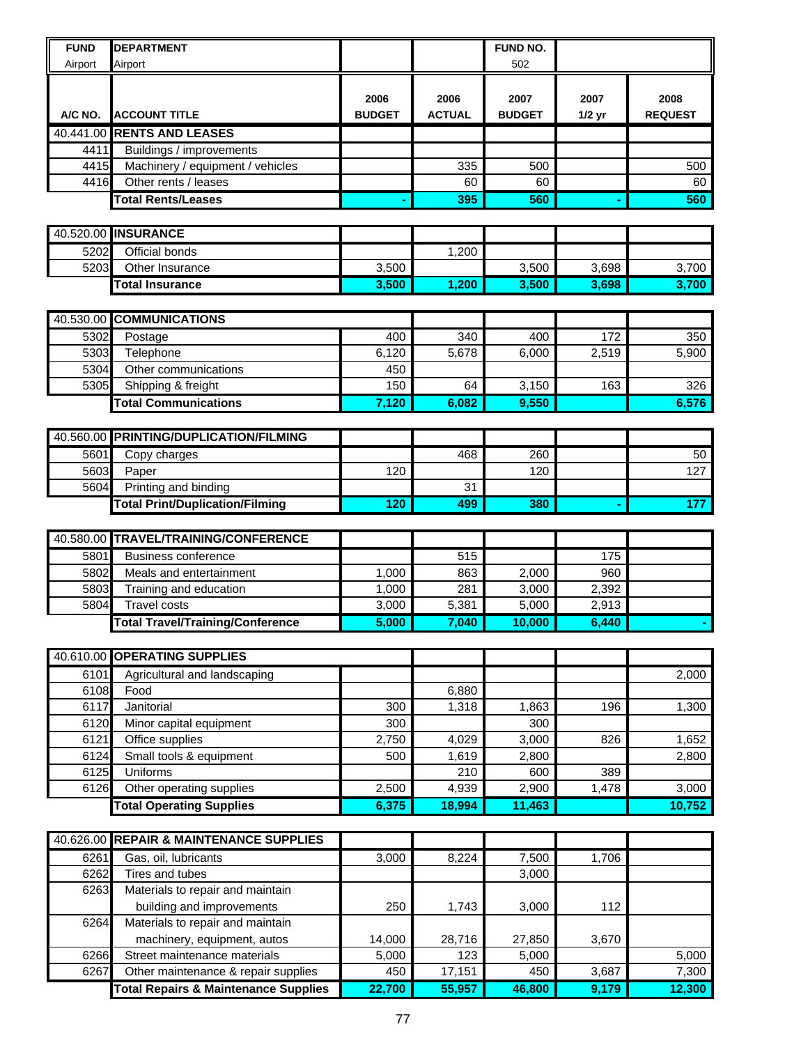| FUND | DEPARTMENT | | | FUND NO. | | |
|---|---|---|---|---|---|---|
| Airport | Airport | | | 502 | | |

| A/C NO. | ACCOUNT TITLE | 2006 BUDGET | 2006 ACTUAL | 2007 BUDGET | 2007 1/2 yr | 2008 REQUEST |
|---|---|---|---|---|---|---|
| 40.441.00 | **RENTS AND LEASES** | | | | | |
| 4411 | Buildings / improvements | | | | | |
| 4415 | Machinery / equipment / vehicles | | 335 | 500 | | 500 |
| 4416 | Other rents / leases | | 60 | 60 | | 60 |
| | **Total Rents/Leases** | **-** | **395** | **560** | **-** | **560** |
| 40.520.00 | **INSURANCE** | | | | | |
| 5202 | Official bonds | | 1,200 | | | |
| 5203 | Other Insurance | 3,500 | | 3,500 | 3,698 | 3,700 |
| | **Total Insurance** | **3,500** | **1,200** | **3,500** | **3,698** | **3,700** |
| 40.530.00 | **COMMUNICATIONS** | | | | | |
| 5302 | Postage | 400 | 340 | 400 | 172 | 350 |
| 5303 | Telephone | 6,120 | 5,678 | 6,000 | 2,519 | 5,900 |
| 5304 | Other communications | 450 | | | | |
| 5305 | Shipping & freight | 150 | 64 | 3,150 | 163 | 326 |
| | **Total Communications** | **7,120** | **6,082** | **9,550** | | **6,576** |
| 40.560.00 | **PRINTING/DUPLICATION/FILMING** | | | | | |
| 5601 | Copy charges | | 468 | 260 | | 50 |
| 5603 | Paper | 120 | | 120 | | 127 |
| 5604 | Printing and binding | | 31 | | | |
| | **Total Print/Duplication/Filming** | **120** | **499** | **380** | **-** | **177** |
| 40.580.00 | **TRAVEL/TRAINING/CONFERENCE** | | | | | |
| 5801 | Business conference | | 515 | | 175 | |
| 5802 | Meals and entertainment | 1,000 | 863 | 2,000 | 960 | |
| 5803 | Training and education | 1,000 | 281 | 3,000 | 2,392 | |
| 5804 | Travel costs | 3,000 | 5,381 | 5,000 | 2,913 | |
| | **Total Travel/Training/Conference** | **5,000** | **7,040** | **10,000** | **6,440** | **-** |
| 40.610.00 | **OPERATING SUPPLIES** | | | | | |
| 6101 | Agricultural and landscaping | | | | | 2,000 |
| 6108 | Food | | 6,880 | | | |
| 6117 | Janitorial | 300 | 1,318 | 1,863 | 196 | 1,300 |
| 6120 | Minor capital equipment | 300 | | 300 | | |
| 6121 | Office supplies | 2,750 | 4,029 | 3,000 | 826 | 1,652 |
| 6124 | Small tools & equipment | 500 | 1,619 | 2,800 | | 2,800 |
| 6125 | Uniforms | | 210 | 600 | 389 | |
| 6126 | Other operating supplies | 2,500 | 4,939 | 2,900 | 1,478 | 3,000 |
| | **Total Operating Supplies** | **6,375** | **18,994** | **11,463** | | **10,752** |
| 40.626.00 | **REPAIR & MAINTENANCE SUPPLIES** | | | | | |
| 6261 | Gas, oil, lubricants | 3,000 | 8,224 | 7,500 | 1,706 | |
| 6262 | Tires and tubes | | | 3,000 | | |
| 6263 | Materials to repair and maintain building and improvements | 250 | 1,743 | 3,000 | 112 | |
| 6264 | Materials to repair and maintain machinery, equipment, autos | 14,000 | 28,716 | 27,850 | 3,670 | |
| 6266 | Street maintenance materials | 5,000 | 123 | 5,000 | | 5,000 |
| 6267 | Other maintenance & repair supplies | 450 | 17,151 | 450 | 3,687 | 7,300 |
| | **Total Repairs & Maintenance Supplies** | **22,700** | **55,957** | **46,800** | **9,179** | **12,300** |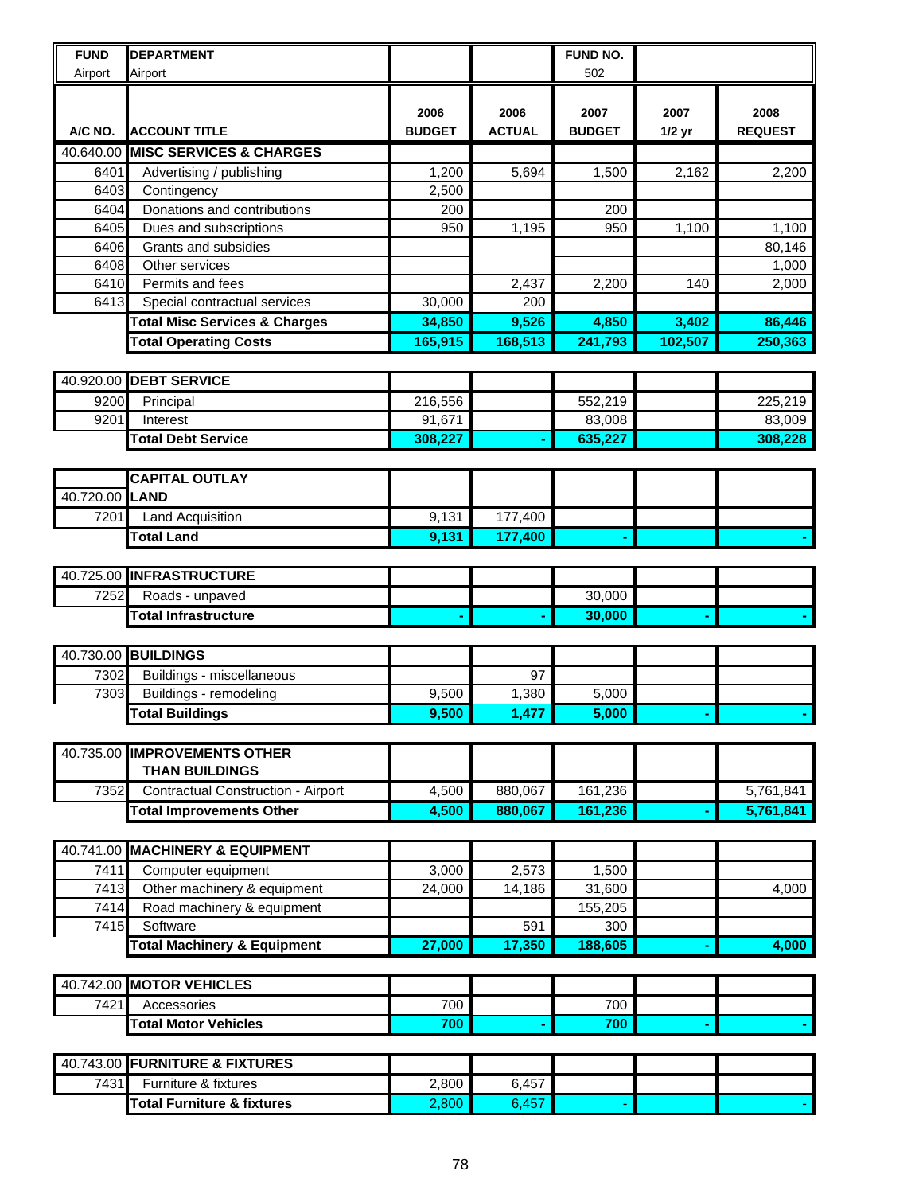| FUND | DEPARTMENT | | | FUND NO. | | |
|---|---|---|---|---|---|---|
| Airport | Airport | | | 502 | | |
| **A/C NO.** | **ACCOUNT TITLE** | **2006 BUDGET** | **2006 ACTUAL** | **2007 BUDGET** | **2007 1/2 yr** | **2008 REQUEST** |
| 40.640.00 | **MISC SERVICES & CHARGES** | | | | | |
| 6401 | Advertising / publishing | 1,200 | 5,694 | 1,500 | 2,162 | 2,200 |
| 6403 | Contingency | 2,500 | | | | |
| 6404 | Donations and contributions | 200 | | 200 | | |
| 6405 | Dues and subscriptions | 950 | 1,195 | 950 | 1,100 | 1,100 |
| 6406 | Grants and subsidies | | | | | 80,146 |
| 6408 | Other services | | | | | 1,000 |
| 6410 | Permits and fees | | 2,437 | 2,200 | 140 | 2,000 |
| 6413 | Special contractual services | 30,000 | 200 | | | |
| | **Total Misc Services & Charges** | **34,850** | **9,526** | **4,850** | **3,402** | **86,446** |
| | **Total Operating Costs** | **165,915** | **168,513** | **241,793** | **102,507** | **250,363** |
| | | | | | | |
| 40.920.00 | **DEBT SERVICE** | | | | | |
| 9200 | Principal | 216,556 | | 552,219 | | 225,219 |
| 9201 | Interest | 91,671 | | 83,008 | | 83,009 |
| | **Total Debt Service** | **308,227** | **-** | **635,227** | | **308,228** |
| | | | | | | |
| | **CAPITAL OUTLAY** | | | | | |
| 40.720.00 | **LAND** | | | | | |
| 7201 | Land Acquisition | 9,131 | 177,400 | | | |
| | **Total Land** | **9,131** | **177,400** | **-** | | **-** |
| | | | | | | |
| 40.725.00 | **INFRASTRUCTURE** | | | | | |
| 7252 | Roads - unpaved | | | 30,000 | | |
| | **Total Infrastructure** | **-** | **-** | **30,000** | **-** | **-** |
| | | | | | | |
| 40.730.00 | **BUILDINGS** | | | | | |
| 7302 | Buildings - miscellaneous | | 97 | | | |
| 7303 | Buildings - remodeling | 9,500 | 1,380 | 5,000 | | |
| | **Total Buildings** | **9,500** | **1,477** | **5,000** | **-** | **-** |
| | | | | | | |
| 40.735.00 | **IMPROVEMENTS OTHER THAN BUILDINGS** | | | | | |
| 7352 | Contractual Construction - Airport | 4,500 | 880,067 | 161,236 | | 5,761,841 |
| | **Total Improvements Other** | **4,500** | **880,067** | **161,236** | **-** | **5,761,841** |
| | | | | | | |
| 40.741.00 | **MACHINERY & EQUIPMENT** | | | | | |
| 7411 | Computer equipment | 3,000 | 2,573 | 1,500 | | |
| 7413 | Other machinery & equipment | 24,000 | 14,186 | 31,600 | | 4,000 |
| 7414 | Road machinery & equipment | | | 155,205 | | |
| 7415 | Software | | 591 | 300 | | |
| | **Total Machinery & Equipment** | **27,000** | **17,350** | **188,605** | **-** | **4,000** |
| | | | | | | |
| 40.742.00 | **MOTOR VEHICLES** | | | | | |
| 7421 | Accessories | 700 | | 700 | | |
| | **Total Motor Vehicles** | **700** | **-** | **700** | **-** | **-** |
| | | | | | | |
| 40.743.00 | **FURNITURE & FIXTURES** | | | | | |
| 7431 | Furniture & fixtures | 2,800 | 6,457 | | | |
| | **Total Furniture & fixtures** | 2,800 | 6,457 | - | | - |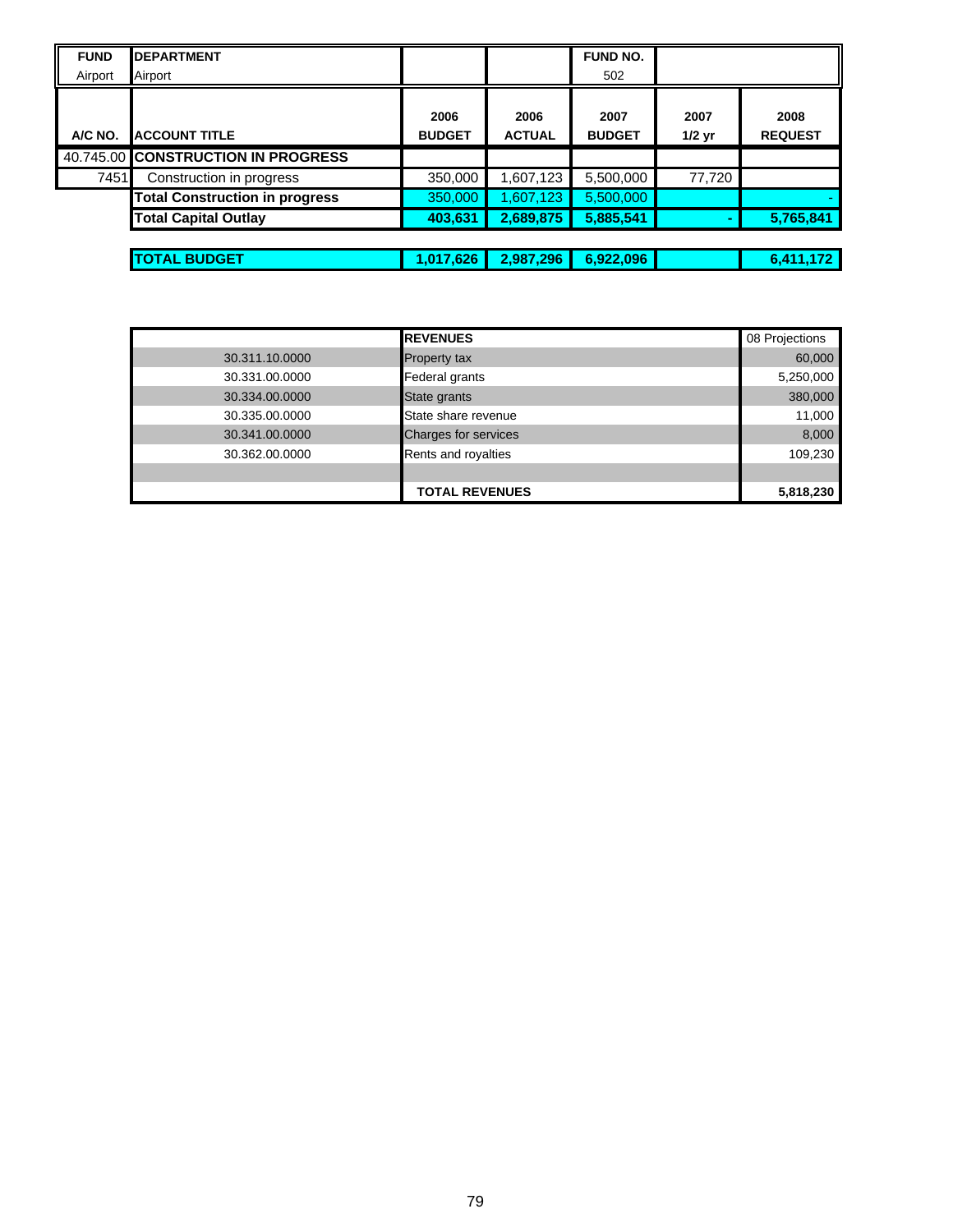| FUND | DEPARTMENT | | | FUND NO. | | |
|---|---|---|---|---|---|---|
| Airport | Airport | | | 502 | | |
| **A/C NO.** | **ACCOUNT TITLE** | **2006 BUDGET** | **2006 ACTUAL** | **2007 BUDGET** | **2007 1/2 yr** | **2008 REQUEST** |
| 40.745.00 | **CONSTRUCTION IN PROGRESS** | | | | | |
| 7451 | Construction in progress | 350,000 | 1,607,123 | 5,500,000 | 77,720 | |
| | **Total Construction in progress** | 350,000 | 1,607,123 | 5,500,000 | | - |
| | **Total Capital Outlay** | **403,631** | **2,689,875** | **5,885,541** | **-** | **5,765,841** |
| | | | | | | |
| | **TOTAL BUDGET** | **1,017,626** | **2,987,296** | **6,922,096** | | **6,411,172** |

| | **REVENUES** | 08 Projections |
|---|---|---|
| 30.311.10.0000 | Property tax | 60,000 |
| 30.331.00.0000 | Federal grants | 5,250,000 |
| 30.334.00.0000 | State grants | 380,000 |
| 30.335.00.0000 | State share revenue | 11,000 |
| 30.341.00.0000 | Charges for services | 8,000 |
| 30.362.00.0000 | Rents and royalties | 109,230 |
| | | |
| | **TOTAL REVENUES** | **5,818,230** |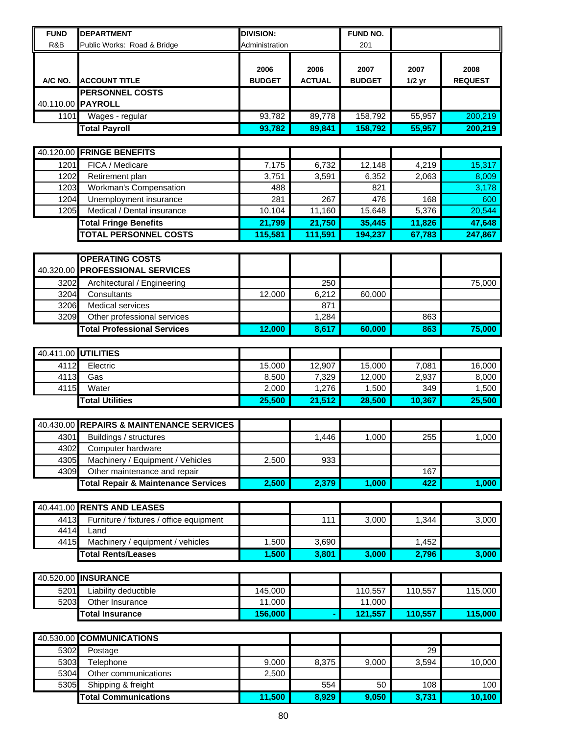| FUND | DEPARTMENT | DIVISION: | | FUND NO. | | |
|---|---|---|---|---|---|---|
| R&B | Public Works: Road & Bridge | Administration | | 201 | | |

| A/C NO. | ACCOUNT TITLE | 2006 BUDGET | 2006 ACTUAL | 2007 BUDGET | 2007 1/2 yr | 2008 REQUEST |
|---|---|---|---|---|---|---|
| | **PERSONNEL COSTS** | | | | | |
| 40.110.00 | **PAYROLL** | | | | | |
| 1101 | Wages - regular | 93,782 | 89,778 | 158,792 | 55,957 | 200,219 |
| | **Total Payroll** | **93,782** | **89,841** | **158,792** | **55,957** | **200,219** |
| 40.120.00 | **FRINGE BENEFITS** | | | | | |
| 1201 | FICA / Medicare | 7,175 | 6,732 | 12,148 | 4,219 | 15,317 |
| 1202 | Retirement plan | 3,751 | 3,591 | 6,352 | 2,063 | 8,009 |
| 1203 | Workman's Compensation | 488 | | 821 | | 3,178 |
| 1204 | Unemployment insurance | 281 | 267 | 476 | 168 | 600 |
| 1205 | Medical / Dental insurance | 10,104 | 11,160 | 15,648 | 5,376 | 20,544 |
| | **Total Fringe Benefits** | **21,799** | **21,750** | **35,445** | **11,826** | **47,648** |
| | **TOTAL PERSONNEL COSTS** | **115,581** | **111,591** | **194,237** | **67,783** | **247,867** |
| | **OPERATING COSTS** | | | | | |
| 40.320.00 | **PROFESSIONAL SERVICES** | | | | | |
| 3202 | Architectural / Engineering | | 250 | | | 75,000 |
| 3204 | Consultants | 12,000 | 6,212 | 60,000 | | |
| 3206 | Medical services | | 871 | | | |
| 3209 | Other professional services | | 1,284 | | 863 | |
| | **Total Professional Services** | **12,000** | **8,617** | **60,000** | **863** | **75,000** |
| 40.411.00 | **UTILITIES** | | | | | |
| 4112 | Electric | 15,000 | 12,907 | 15,000 | 7,081 | 16,000 |
| 4113 | Gas | 8,500 | 7,329 | 12,000 | 2,937 | 8,000 |
| 4115 | Water | 2,000 | 1,276 | 1,500 | 349 | 1,500 |
| | **Total Utilities** | **25,500** | **21,512** | **28,500** | **10,367** | **25,500** |
| 40.430.00 | **REPAIRS & MAINTENANCE SERVICES** | | | | | |
| 4301 | Buildings / structures | | 1,446 | 1,000 | 255 | 1,000 |
| 4302 | Computer hardware | | | | | |
| 4305 | Machinery / Equipment / Vehicles | 2,500 | 933 | | | |
| 4309 | Other maintenance and repair | | | | 167 | |
| | **Total Repair & Maintenance Services** | **2,500** | **2,379** | **1,000** | **422** | **1,000** |
| 40.441.00 | **RENTS AND LEASES** | | | | | |
| 4413 | Furniture / fixtures / office equipment | | 111 | 3,000 | 1,344 | 3,000 |
| 4414 | Land | | | | | |
| 4415 | Machinery / equipment / vehicles | 1,500 | 3,690 | | 1,452 | |
| | **Total Rents/Leases** | **1,500** | **3,801** | **3,000** | **2,796** | **3,000** |
| 40.520.00 | **INSURANCE** | | | | | |
| 5201 | Liability deductible | 145,000 | | 110,557 | 110,557 | 115,000 |
| 5203 | Other Insurance | 11,000 | | 11,000 | | |
| | **Total Insurance** | **156,000** | **-** | **121,557** | **110,557** | **115,000** |
| 40.530.00 | **COMMUNICATIONS** | | | | | |
| 5302 | Postage | | | | 29 | |
| 5303 | Telephone | 9,000 | 8,375 | 9,000 | 3,594 | 10,000 |
| 5304 | Other communications | 2,500 | | | | |
| 5305 | Shipping & freight | | 554 | 50 | 108 | 100 |
| | **Total Communications** | **11,500** | **8,929** | **9,050** | **3,731** | **10,100** |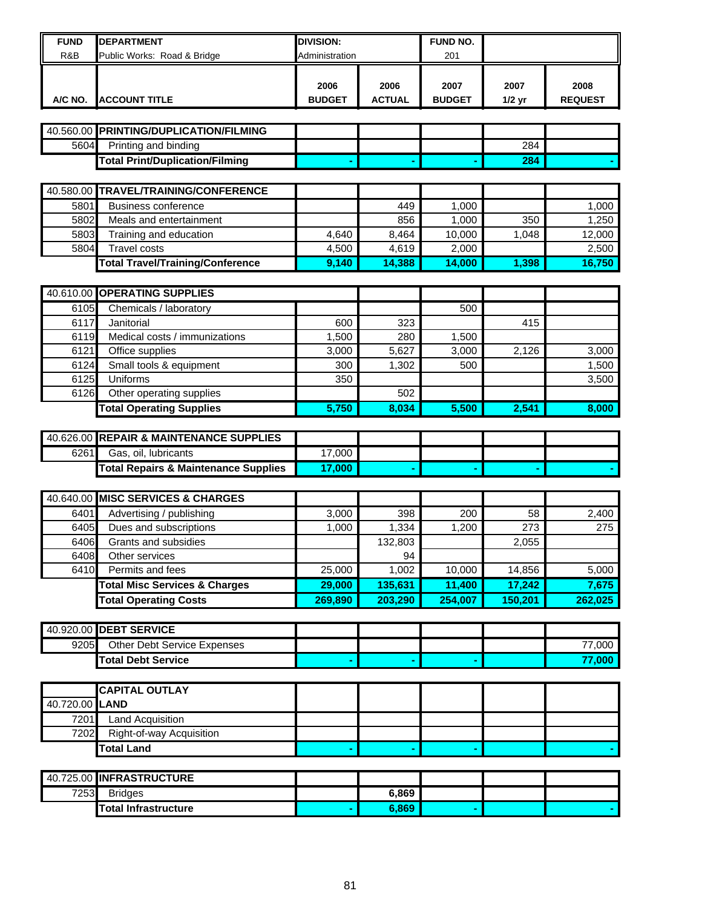| FUND | DEPARTMENT | DIVISION: | | FUND NO. | | |
|---|---|---|---|---|---|---|
| R&B | Public Works: Road & Bridge | Administration | | 201 | | |

| A/C NO. | ACCOUNT TITLE | 2006 BUDGET | 2006 ACTUAL | 2007 BUDGET | 2007 1/2 yr | 2008 REQUEST |
|---|---|---|---|---|---|---|
| 40.560.00 | **PRINTING/DUPLICATION/FILMING** | | | | | |
| 5604 | Printing and binding | | | | 284 | |
| | **Total Print/Duplication/Filming** | - | - | - | 284 | - |
| | | | | | | |
| 40.580.00 | **TRAVEL/TRAINING/CONFERENCE** | | | | | |
| 5801 | Business conference | | 449 | 1,000 | | 1,000 |
| 5802 | Meals and entertainment | | 856 | 1,000 | 350 | 1,250 |
| 5803 | Training and education | 4,640 | 8,464 | 10,000 | 1,048 | 12,000 |
| 5804 | Travel costs | 4,500 | 4,619 | 2,000 | | 2,500 |
| | **Total Travel/Training/Conference** | 9,140 | 14,388 | 14,000 | 1,398 | 16,750 |
| | | | | | | |
| 40.610.00 | **OPERATING SUPPLIES** | | | | | |
| 6105 | Chemicals / laboratory | | | 500 | | |
| 6117 | Janitorial | 600 | 323 | | 415 | |
| 6119 | Medical costs / immunizations | 1,500 | 280 | 1,500 | | |
| 6121 | Office supplies | 3,000 | 5,627 | 3,000 | 2,126 | 3,000 |
| 6124 | Small tools & equipment | 300 | 1,302 | 500 | | 1,500 |
| 6125 | Uniforms | 350 | | | | 3,500 |
| 6126 | Other operating supplies | | 502 | | | |
| | **Total Operating Supplies** | 5,750 | 8,034 | 5,500 | 2,541 | 8,000 |
| | | | | | | |
| 40.626.00 | **REPAIR & MAINTENANCE SUPPLIES** | | | | | |
| 6261 | Gas, oil, lubricants | 17,000 | | | | |
| | **Total Repairs & Maintenance Supplies** | 17,000 | - | - | - | - |
| | | | | | | |
| 40.640.00 | **MISC SERVICES & CHARGES** | | | | | |
| 6401 | Advertising / publishing | 3,000 | 398 | 200 | 58 | 2,400 |
| 6405 | Dues and subscriptions | 1,000 | 1,334 | 1,200 | 273 | 275 |
| 6406 | Grants and subsidies | | 132,803 | | 2,055 | |
| 6408 | Other services | | 94 | | | |
| 6410 | Permits and fees | 25,000 | 1,002 | 10,000 | 14,856 | 5,000 |
| | **Total Misc Services & Charges** | 29,000 | 135,631 | 11,400 | 17,242 | 7,675 |
| | **Total Operating Costs** | 269,890 | 203,290 | 254,007 | 150,201 | 262,025 |
| | | | | | | |
| 40.920.00 | **DEBT SERVICE** | | | | | |
| 9205 | Other Debt Service Expenses | | | | | 77,000 |
| | **Total Debt Service** | - | - | - | | 77,000 |
| | | | | | | |
| | **CAPITAL OUTLAY** | | | | | |
| 40.720.00 | **LAND** | | | | | |
| 7201 | Land Acquisition | | | | | |
| 7202 | Right-of-way Acquisition | | | | | |
| | **Total Land** | - | - | - | | - |
| | | | | | | |
| 40.725.00 | **INFRASTRUCTURE** | | | | | |
| 7253 | Bridges | | 6,869 | | | |
| | **Total Infrastructure** | - | 6,869 | - | | - |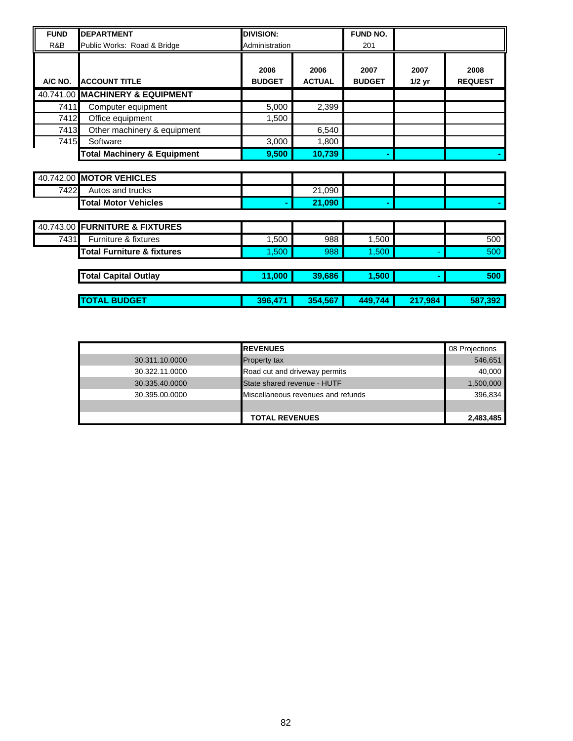| FUND | DEPARTMENT | DIVISION: | | FUND NO. | | |
|---|---|---|---|---|---|---|
| R&B | Public Works: Road & Bridge | Administration | | 201 | | |

| A/C NO. | ACCOUNT TITLE | 2006 BUDGET | 2006 ACTUAL | 2007 BUDGET | 2007 1/2 yr | 2008 REQUEST |
|---|---|---|---|---|---|---|
| 40.741.00 | **MACHINERY & EQUIPMENT** | | | | | |
| 7411 | Computer equipment | 5,000 | 2,399 | | | |
| 7412 | Office equipment | 1,500 | | | | |
| 7413 | Other machinery & equipment | | 6,540 | | | |
| 7415 | Software | 3,000 | 1,800 | | | |
| | **Total Machinery & Equipment** | **9,500** | **10,739** | **-** | | **-** |
| 40.742.00 | **MOTOR VEHICLES** | | | | | |
| 7422 | Autos and trucks | | 21,090 | | | |
| | **Total Motor Vehicles** | **-** | **21,090** | **-** | | **-** |
| 40.743.00 | **FURNITURE & FIXTURES** | | | | | |
| 7431 | Furniture & fixtures | 1,500 | 988 | 1,500 | | 500 |
| | **Total Furniture & fixtures** | 1,500 | 988 | 1,500 | - | 500 |
| | **Total Capital Outlay** | **11,000** | **39,686** | **1,500** | **-** | **500** |
| | **TOTAL BUDGET** | **396,471** | **354,567** | **449,744** | **217,984** | **587,392** |

| | **REVENUES** | 08 Projections |
|---|---|---|
| 30.311.10.0000 | Property tax | 546,651 |
| 30.322.11.0000 | Road cut and driveway permits | 40,000 |
| 30.335.40.0000 | State shared revenue - HUTF | 1,500,000 |
| 30.395.00.0000 | Miscellaneous revenues and refunds | 396,834 |
| | | |
| | **TOTAL REVENUES** | **2,483,485** |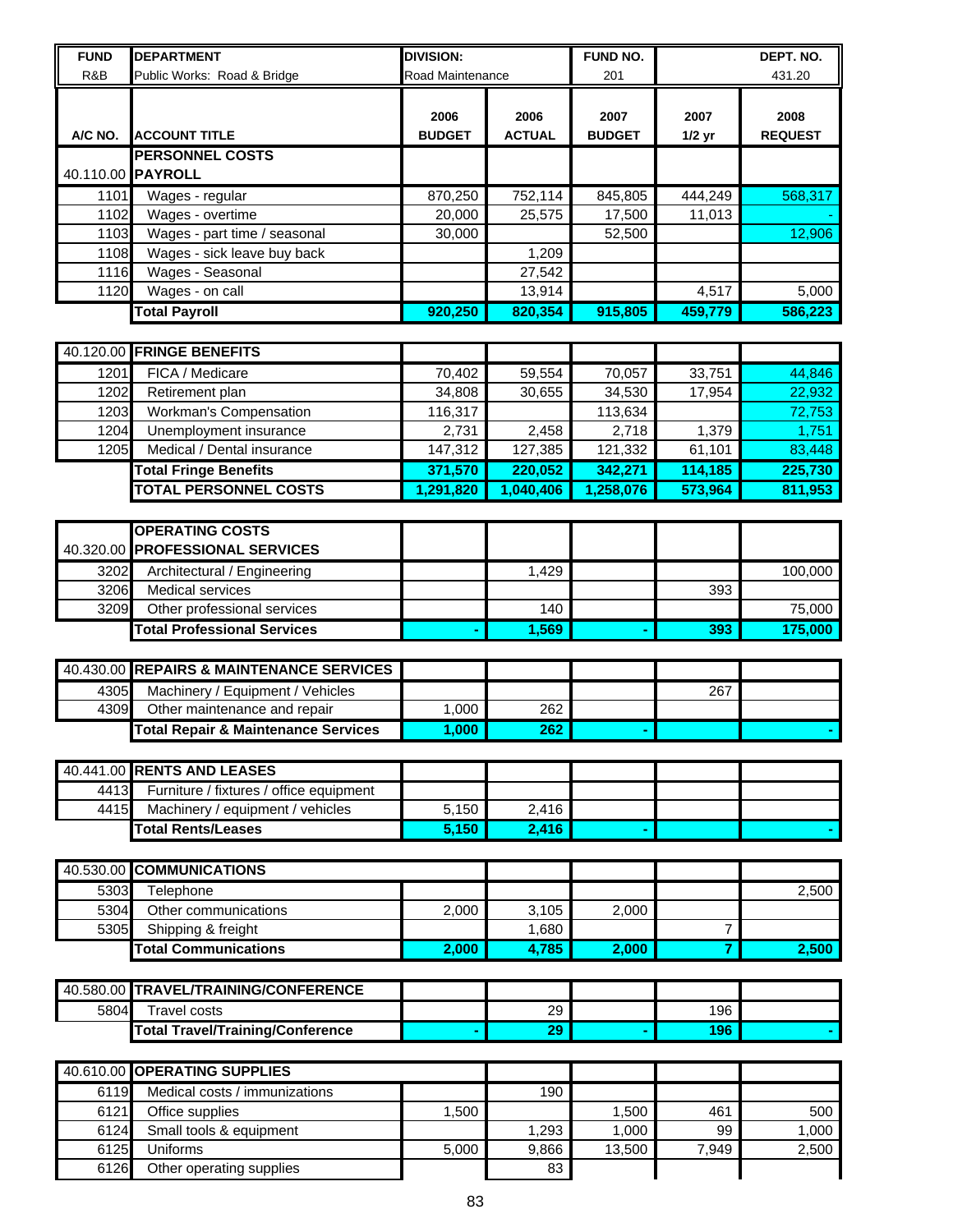| FUND | DEPARTMENT | DIVISION: | | FUND NO. | | DEPT. NO. |
|---|---|---|---|---|---|---|
| R&B | Public Works: Road & Bridge | Road Maintenance | | 201 | | 431.20 |
| **A/C NO.** | **ACCOUNT TITLE** | **2006 BUDGET** | **2006 ACTUAL** | **2007 BUDGET** | **2007 1/2 yr** | **2008 REQUEST** |
| | **PERSONNEL COSTS** | | | | | |
| 40.110.00 | **PAYROLL** | | | | | |
| 1101 | Wages - regular | 870,250 | 752,114 | 845,805 | 444,249 | 568,317 |
| 1102 | Wages - overtime | 20,000 | 25,575 | 17,500 | 11,013 | - |
| 1103 | Wages - part time / seasonal | 30,000 | | 52,500 | | 12,906 |
| 1108 | Wages - sick leave buy back | | 1,209 | | | |
| 1116 | Wages - Seasonal | | 27,542 | | | |
| 1120 | Wages - on call | | 13,914 | | 4,517 | 5,000 |
| | **Total Payroll** | **920,250** | **820,354** | **915,805** | **459,779** | **586,223** |
| 40.120.00 | **FRINGE BENEFITS** | | | | | |
| 1201 | FICA / Medicare | 70,402 | 59,554 | 70,057 | 33,751 | 44,846 |
| 1202 | Retirement plan | 34,808 | 30,655 | 34,530 | 17,954 | 22,932 |
| 1203 | Workman's Compensation | 116,317 | | 113,634 | | 72,753 |
| 1204 | Unemployment insurance | 2,731 | 2,458 | 2,718 | 1,379 | 1,751 |
| 1205 | Medical / Dental insurance | 147,312 | 127,385 | 121,332 | 61,101 | 83,448 |
| | **Total Fringe Benefits** | **371,570** | **220,052** | **342,271** | **114,185** | **225,730** |
| | **TOTAL PERSONNEL COSTS** | **1,291,820** | **1,040,406** | **1,258,076** | **573,964** | **811,953** |
| | **OPERATING COSTS** | | | | | |
| 40.320.00 | **PROFESSIONAL SERVICES** | | | | | |
| 3202 | Architectural / Engineering | | 1,429 | | | 100,000 |
| 3206 | Medical services | | | | 393 | |
| 3209 | Other professional services | | 140 | | | 75,000 |
| | **Total Professional Services** | **-** | **1,569** | **-** | **393** | **175,000** |
| 40.430.00 | **REPAIRS & MAINTENANCE SERVICES** | | | | | |
| 4305 | Machinery / Equipment / Vehicles | | | | 267 | |
| 4309 | Other maintenance and repair | 1,000 | 262 | | | |
| | **Total Repair & Maintenance Services** | **1,000** | **262** | **-** | | **-** |
| 40.441.00 | **RENTS AND LEASES** | | | | | |
| 4413 | Furniture / fixtures / office equipment | | | | | |
| 4415 | Machinery / equipment / vehicles | 5,150 | 2,416 | | | |
| | **Total Rents/Leases** | **5,150** | **2,416** | **-** | | **-** |
| 40.530.00 | **COMMUNICATIONS** | | | | | |
| 5303 | Telephone | | | | | 2,500 |
| 5304 | Other communications | 2,000 | 3,105 | 2,000 | | |
| 5305 | Shipping & freight | | 1,680 | | 7 | |
| | **Total Communications** | **2,000** | **4,785** | **2,000** | **7** | **2,500** |
| 40.580.00 | **TRAVEL/TRAINING/CONFERENCE** | | | | | |
| 5804 | Travel costs | | 29 | | 196 | |
| | **Total Travel/Training/Conference** | **-** | **29** | **-** | **196** | **-** |
| 40.610.00 | **OPERATING SUPPLIES** | | | | | |
| 6119 | Medical costs / immunizations | | 190 | | | |
| 6121 | Office supplies | 1,500 | | 1,500 | 461 | 500 |
| 6124 | Small tools & equipment | | 1,293 | 1,000 | 99 | 1,000 |
| 6125 | Uniforms | 5,000 | 9,866 | 13,500 | 7,949 | 2,500 |
| 6126 | Other operating supplies | | 83 | | | |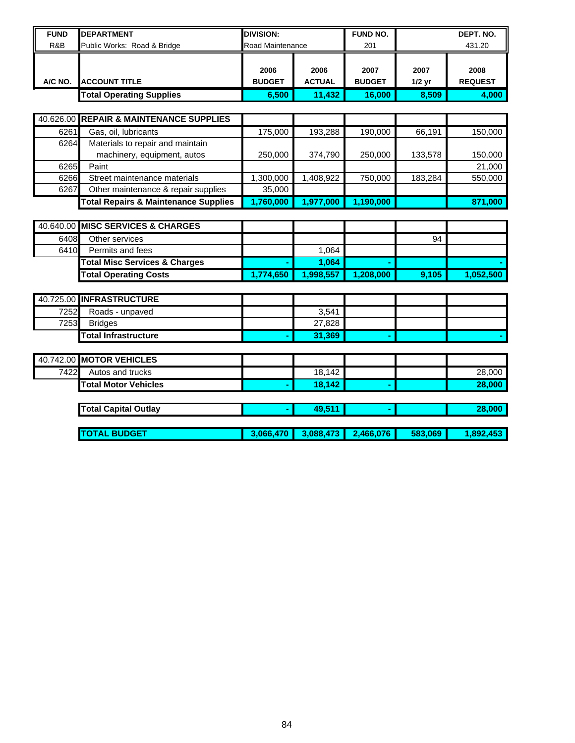| FUND | DEPARTMENT | DIVISION: | | FUND NO. | | DEPT. NO. |
|---|---|---|---|---|---|---|
| R&B | Public Works: Road & Bridge | Road Maintenance | | 201 | | 431.20 |
| **A/C NO.** | **ACCOUNT TITLE** | **2006 BUDGET** | **2006 ACTUAL** | **2007 BUDGET** | **2007 1/2 yr** | **2008 REQUEST** |
| | **Total Operating Supplies** | **6,500** | **11,432** | **16,000** | **8,509** | **4,000** |
| | | | | | | |
| 40.626.00 | **REPAIR & MAINTENANCE SUPPLIES** | | | | | |
| 6261 | Gas, oil, lubricants | 175,000 | 193,288 | 190,000 | 66,191 | 150,000 |
| 6264 | Materials to repair and maintain machinery, equipment, autos | 250,000 | 374,790 | 250,000 | 133,578 | 150,000 |
| 6265 | Paint | | | | | 21,000 |
| 6266 | Street maintenance materials | 1,300,000 | 1,408,922 | 750,000 | 183,284 | 550,000 |
| 6267 | Other maintenance & repair supplies | 35,000 | | | | |
| | **Total Repairs & Maintenance Supplies** | **1,760,000** | **1,977,000** | **1,190,000** | | **871,000** |
| | | | | | | |
| 40.640.00 | **MISC SERVICES & CHARGES** | | | | | |
| 6408 | Other services | | | | 94 | |
| 6410 | Permits and fees | | 1,064 | | | |
| | **Total Misc Services & Charges** | **-** | **1,064** | **-** | | **-** |
| | **Total Operating Costs** | **1,774,650** | **1,998,557** | **1,208,000** | **9,105** | **1,052,500** |
| | | | | | | |
| 40.725.00 | **INFRASTRUCTURE** | | | | | |
| 7252 | Roads - unpaved | | 3,541 | | | |
| 7253 | Bridges | | 27,828 | | | |
| | **Total Infrastructure** | **-** | **31,369** | **-** | | **-** |
| | | | | | | |
| 40.742.00 | **MOTOR VEHICLES** | | | | | |
| 7422 | Autos and trucks | | 18,142 | | | 28,000 |
| | **Total Motor Vehicles** | **-** | **18,142** | **-** | | **28,000** |
| | | | | | | |
| | **Total Capital Outlay** | **-** | **49,511** | **-** | | **28,000** |
| | | | | | | |
| | **TOTAL BUDGET** | **3,066,470** | **3,088,473** | **2,466,076** | **583,069** | **1,892,453** |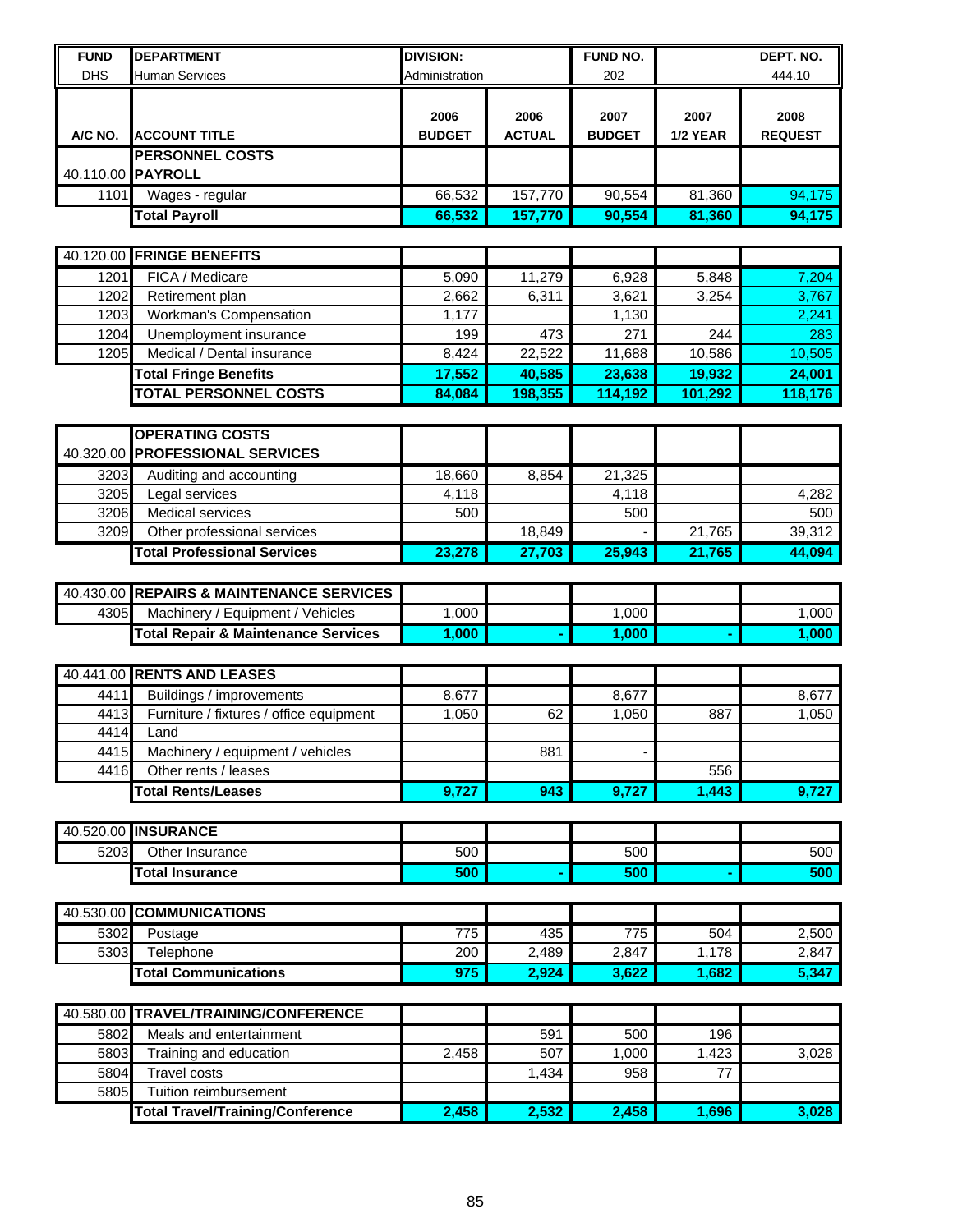| FUND | DEPARTMENT | DIVISION: | | FUND NO. | | DEPT. NO. |
|---|---|---|---|---|---|---|
| DHS | Human Services | Administration | | 202 | | 444.10 |

| A/C NO. | ACCOUNT TITLE | 2006 BUDGET | 2006 ACTUAL | 2007 BUDGET | 2007 1/2 YEAR | 2008 REQUEST |
|---|---|---|---|---|---|---|
| | **PERSONNEL COSTS** | | | | | |
| 40.110.00 | **PAYROLL** | | | | | |
| 1101 | Wages - regular | 66,532 | 157,770 | 90,554 | 81,360 | 94,175 |
| | **Total Payroll** | **66,532** | **157,770** | **90,554** | **81,360** | **94,175** |
| 40.120.00 | **FRINGE BENEFITS** | | | | | |
| 1201 | FICA / Medicare | 5,090 | 11,279 | 6,928 | 5,848 | 7,204 |
| 1202 | Retirement plan | 2,662 | 6,311 | 3,621 | 3,254 | 3,767 |
| 1203 | Workman's Compensation | 1,177 | | 1,130 | | 2,241 |
| 1204 | Unemployment insurance | 199 | 473 | 271 | 244 | 283 |
| 1205 | Medical / Dental insurance | 8,424 | 22,522 | 11,688 | 10,586 | 10,505 |
| | **Total Fringe Benefits** | **17,552** | **40,585** | **23,638** | **19,932** | **24,001** |
| | **TOTAL PERSONNEL COSTS** | **84,084** | **198,355** | **114,192** | **101,292** | **118,176** |
| | **OPERATING COSTS** | | | | | |
| 40.320.00 | **PROFESSIONAL SERVICES** | | | | | |
| 3203 | Auditing and accounting | 18,660 | 8,854 | 21,325 | | |
| 3205 | Legal services | 4,118 | | 4,118 | | 4,282 |
| 3206 | Medical services | 500 | | 500 | | 500 |
| 3209 | Other professional services | | 18,849 | - | 21,765 | 39,312 |
| | **Total Professional Services** | **23,278** | **27,703** | **25,943** | **21,765** | **44,094** |
| 40.430.00 | **REPAIRS & MAINTENANCE SERVICES** | | | | | |
| 4305 | Machinery / Equipment / Vehicles | 1,000 | | 1,000 | | 1,000 |
| | **Total Repair & Maintenance Services** | **1,000** | **-** | **1,000** | **-** | **1,000** |
| 40.441.00 | **RENTS AND LEASES** | | | | | |
| 4411 | Buildings / improvements | 8,677 | | 8,677 | | 8,677 |
| 4413 | Furniture / fixtures / office equipment | 1,050 | 62 | 1,050 | 887 | 1,050 |
| 4414 | Land | | | | | |
| 4415 | Machinery / equipment / vehicles | | 881 | - | | |
| 4416 | Other rents / leases | | | | 556 | |
| | **Total Rents/Leases** | **9,727** | **943** | **9,727** | **1,443** | **9,727** |
| 40.520.00 | **INSURANCE** | | | | | |
| 5203 | Other Insurance | 500 | | 500 | | 500 |
| | **Total Insurance** | **500** | **-** | **500** | **-** | **500** |
| 40.530.00 | **COMMUNICATIONS** | | | | | |
| 5302 | Postage | 775 | 435 | 775 | 504 | 2,500 |
| 5303 | Telephone | 200 | 2,489 | 2,847 | 1,178 | 2,847 |
| | **Total Communications** | **975** | **2,924** | **3,622** | **1,682** | **5,347** |
| 40.580.00 | **TRAVEL/TRAINING/CONFERENCE** | | | | | |
| 5802 | Meals and entertainment | | 591 | 500 | 196 | |
| 5803 | Training and education | 2,458 | 507 | 1,000 | 1,423 | 3,028 |
| 5804 | Travel costs | | 1,434 | 958 | 77 | |
| 5805 | Tuition reimbursement | | | | | |
| | **Total Travel/Training/Conference** | **2,458** | **2,532** | **2,458** | **1,696** | **3,028** |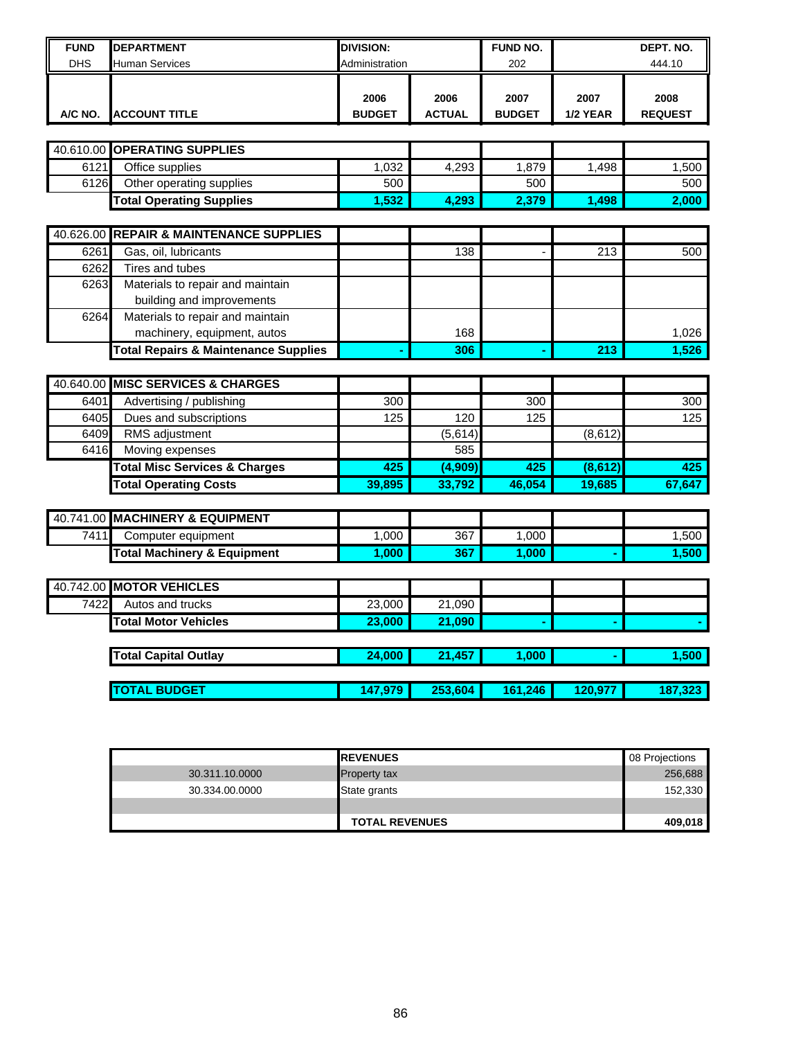| FUND | DEPARTMENT | DIVISION: | | FUND NO. | | DEPT. NO. |
|---|---|---|---|---|---|---|
| DHS | Human Services | Administration | | 202 | | 444.10 |

| A/C NO. | ACCOUNT TITLE | 2006 BUDGET | 2006 ACTUAL | 2007 BUDGET | 2007 1/2 YEAR | 2008 REQUEST |
|---|---|---|---|---|---|---|
| 40.610.00 | **OPERATING SUPPLIES** | | | | | |
| 6121 | Office supplies | 1,032 | 4,293 | 1,879 | 1,498 | 1,500 |
| 6126 | Other operating supplies | 500 | | 500 | | 500 |
| | **Total Operating Supplies** | **1,532** | **4,293** | **2,379** | **1,498** | **2,000** |
| 40.626.00 | **REPAIR & MAINTENANCE SUPPLIES** | | | | | |
| 6261 | Gas, oil, lubricants | | 138 | - | 213 | 500 |
| 6262 | Tires and tubes | | | | | |
| 6263 | Materials to repair and maintain building and improvements | | | | | |
| 6264 | Materials to repair and maintain machinery, equipment, autos | | 168 | | | 1,026 |
| | **Total Repairs & Maintenance Supplies** | **-** | **306** | **-** | **213** | **1,526** |
| 40.640.00 | **MISC SERVICES & CHARGES** | | | | | |
| 6401 | Advertising / publishing | 300 | | 300 | | 300 |
| 6405 | Dues and subscriptions | 125 | 120 | 125 | | 125 |
| 6409 | RMS adjustment | | (5,614) | | (8,612) | |
| 6416 | Moving expenses | | 585 | | | |
| | **Total Misc Services & Charges** | **425** | **(4,909)** | **425** | **(8,612)** | **425** |
| | **Total Operating Costs** | **39,895** | **33,792** | **46,054** | **19,685** | **67,647** |
| 40.741.00 | **MACHINERY & EQUIPMENT** | | | | | |
| 7411 | Computer equipment | 1,000 | 367 | 1,000 | | 1,500 |
| | **Total Machinery & Equipment** | **1,000** | **367** | **1,000** | **-** | **1,500** |
| 40.742.00 | **MOTOR VEHICLES** | | | | | |
| 7422 | Autos and trucks | 23,000 | 21,090 | | | |
| | **Total Motor Vehicles** | **23,000** | **21,090** | **-** | **-** | **-** |
| | **Total Capital Outlay** | **24,000** | **21,457** | **1,000** | **-** | **1,500** |
| | **TOTAL BUDGET** | **147,979** | **253,604** | **161,246** | **120,977** | **187,323** |

| | **REVENUES** | 08 Projections |
|---|---|---|
| 30.311.10.0000 | Property tax | 256,688 |
| 30.334.00.0000 | State grants | 152,330 |
| | | |
| | **TOTAL REVENUES** | **409,018** |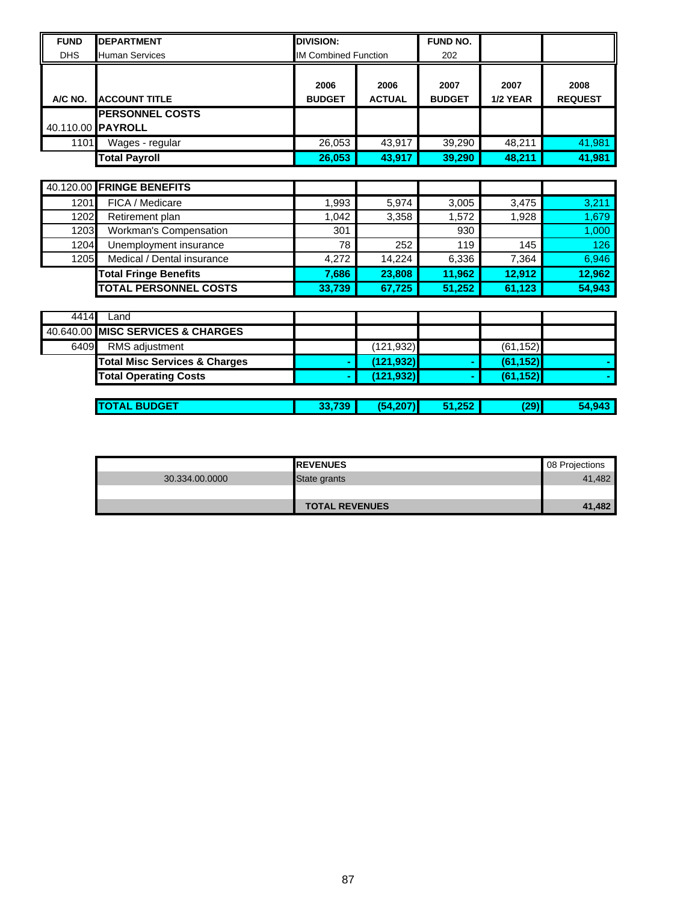| FUND | DEPARTMENT | DIVISION: | | FUND NO. | | |
|---|---|---|---|---|---|---|
| DHS | Human Services | IM Combined Function | | 202 | | |
| **A/C NO.** | **ACCOUNT TITLE** | **2006 BUDGET** | **2006 ACTUAL** | **2007 BUDGET** | **2007 1/2 YEAR** | **2008 REQUEST** |
| | **PERSONNEL COSTS** | | | | | |
| 40.110.00 | **PAYROLL** | | | | | |
| 1101 | Wages - regular | 26,053 | 43,917 | 39,290 | 48,211 | 41,981 |
| | **Total Payroll** | **26,053** | **43,917** | **39,290** | **48,211** | **41,981** |
| 40.120.00 | **FRINGE BENEFITS** | | | | | |
| 1201 | FICA / Medicare | 1,993 | 5,974 | 3,005 | 3,475 | 3,211 |
| 1202 | Retirement plan | 1,042 | 3,358 | 1,572 | 1,928 | 1,679 |
| 1203 | Workman's Compensation | 301 | | 930 | | 1,000 |
| 1204 | Unemployment insurance | 78 | 252 | 119 | 145 | 126 |
| 1205 | Medical / Dental insurance | 4,272 | 14,224 | 6,336 | 7,364 | 6,946 |
| | **Total Fringe Benefits** | **7,686** | **23,808** | **11,962** | **12,912** | **12,962** |
| | **TOTAL PERSONNEL COSTS** | **33,739** | **67,725** | **51,252** | **61,123** | **54,943** |
| 4414 | Land | | | | | |
| 40.640.00 | **MISC SERVICES & CHARGES** | | | | | |
| 6409 | RMS adjustment | | (121,932) | | (61,152) | |
| | **Total Misc Services & Charges** | **-** | **(121,932)** | **-** | **(61,152)** | **-** |
| | **Total Operating Costs** | **-** | **(121,932)** | **-** | **(61,152)** | **-** |
| | **TOTAL BUDGET** | **33,739** | **(54,207)** | **51,252** | **(29)** | **54,943** |

| | **REVENUES** | 08 Projections |
|---|---|---|
| 30.334.00.0000 | State grants | 41,482 |
| | | |
| | **TOTAL REVENUES** | **41,482** |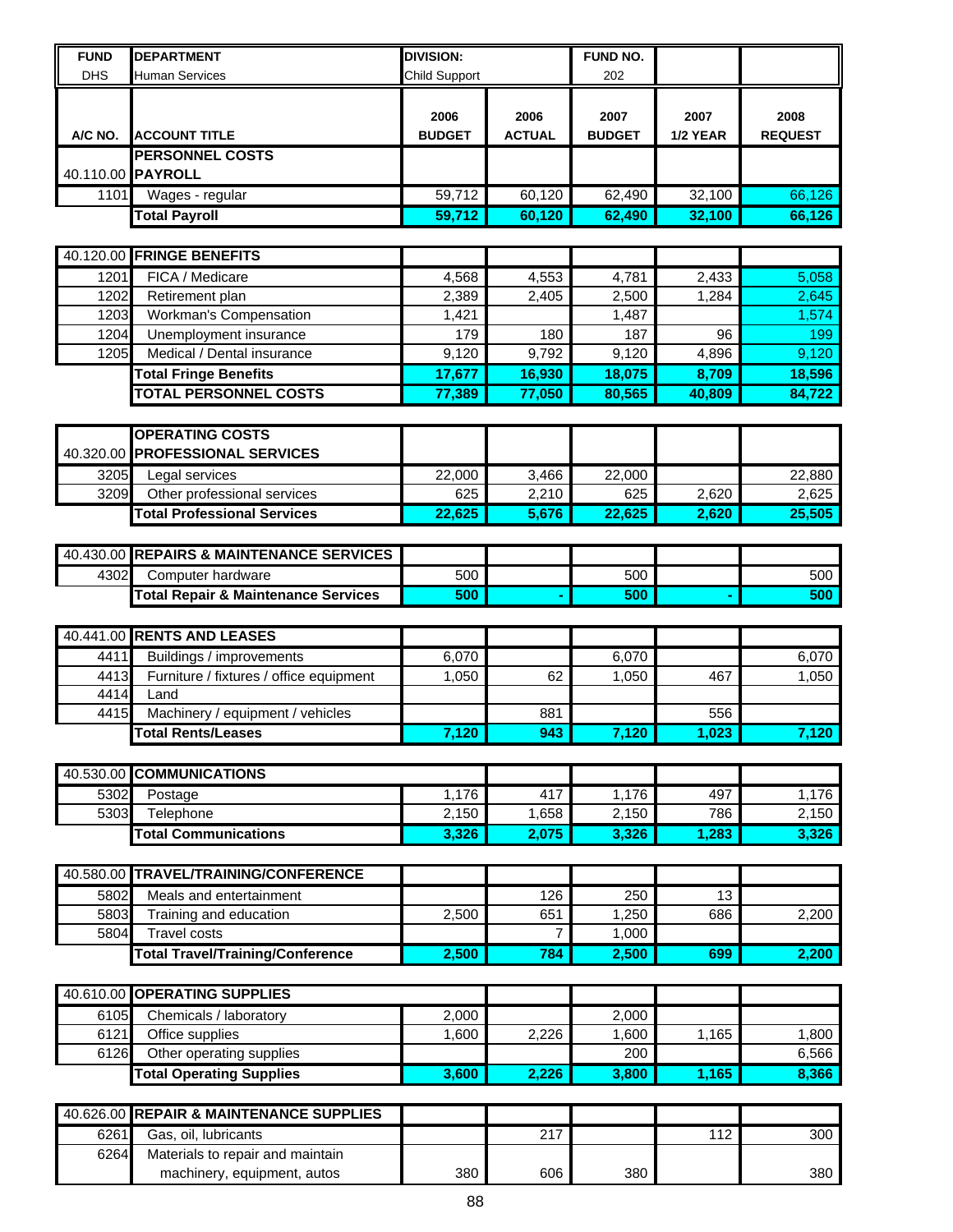| FUND | DEPARTMENT | DIVISION: | | FUND NO. | | |
|---|---|---|---|---|---|---|
| DHS | Human Services | Child Support | | 202 | | |
| **A/C NO.** | **ACCOUNT TITLE** | **2006 BUDGET** | **2006 ACTUAL** | **2007 BUDGET** | **2007 1/2 YEAR** | **2008 REQUEST** |
| | **PERSONNEL COSTS** | | | | | |
| 40.110.00 | **PAYROLL** | | | | | |
| 1101 | Wages - regular | 59,712 | 60,120 | 62,490 | 32,100 | 66,126 |
| | **Total Payroll** | **59,712** | **60,120** | **62,490** | **32,100** | **66,126** |
| 40.120.00 | **FRINGE BENEFITS** | | | | | |
| 1201 | FICA / Medicare | 4,568 | 4,553 | 4,781 | 2,433 | 5,058 |
| 1202 | Retirement plan | 2,389 | 2,405 | 2,500 | 1,284 | 2,645 |
| 1203 | Workman's Compensation | 1,421 | | 1,487 | | 1,574 |
| 1204 | Unemployment insurance | 179 | 180 | 187 | 96 | 199 |
| 1205 | Medical / Dental insurance | 9,120 | 9,792 | 9,120 | 4,896 | 9,120 |
| | **Total Fringe Benefits** | **17,677** | **16,930** | **18,075** | **8,709** | **18,596** |
| | **TOTAL PERSONNEL COSTS** | **77,389** | **77,050** | **80,565** | **40,809** | **84,722** |
| | **OPERATING COSTS** | | | | | |
| 40.320.00 | **PROFESSIONAL SERVICES** | | | | | |
| 3205 | Legal services | 22,000 | 3,466 | 22,000 | | 22,880 |
| 3209 | Other professional services | 625 | 2,210 | 625 | 2,620 | 2,625 |
| | **Total Professional Services** | **22,625** | **5,676** | **22,625** | **2,620** | **25,505** |
| 40.430.00 | **REPAIRS & MAINTENANCE SERVICES** | | | | | |
| 4302 | Computer hardware | 500 | | 500 | | 500 |
| | **Total Repair & Maintenance Services** | **500** | **-** | **500** | **-** | **500** |
| 40.441.00 | **RENTS AND LEASES** | | | | | |
| 4411 | Buildings / improvements | 6,070 | | 6,070 | | 6,070 |
| 4413 | Furniture / fixtures / office equipment | 1,050 | 62 | 1,050 | 467 | 1,050 |
| 4414 | Land | | | | | |
| 4415 | Machinery / equipment / vehicles | | 881 | | 556 | |
| | **Total Rents/Leases** | **7,120** | **943** | **7,120** | **1,023** | **7,120** |
| 40.530.00 | **COMMUNICATIONS** | | | | | |
| 5302 | Postage | 1,176 | 417 | 1,176 | 497 | 1,176 |
| 5303 | Telephone | 2,150 | 1,658 | 2,150 | 786 | 2,150 |
| | **Total Communications** | **3,326** | **2,075** | **3,326** | **1,283** | **3,326** |
| 40.580.00 | **TRAVEL/TRAINING/CONFERENCE** | | | | | |
| 5802 | Meals and entertainment | | 126 | 250 | 13 | |
| 5803 | Training and education | 2,500 | 651 | 1,250 | 686 | 2,200 |
| 5804 | Travel costs | | 7 | 1,000 | | |
| | **Total Travel/Training/Conference** | **2,500** | **784** | **2,500** | **699** | **2,200** |
| 40.610.00 | **OPERATING SUPPLIES** | | | | | |
| 6105 | Chemicals / laboratory | 2,000 | | 2,000 | | |
| 6121 | Office supplies | 1,600 | 2,226 | 1,600 | 1,165 | 1,800 |
| 6126 | Other operating supplies | | | 200 | | 6,566 |
| | **Total Operating Supplies** | **3,600** | **2,226** | **3,800** | **1,165** | **8,366** |
| 40.626.00 | **REPAIR & MAINTENANCE SUPPLIES** | | | | | |
| 6261 | Gas, oil, lubricants | | 217 | | 112 | 300 |
| 6264 | Materials to repair and maintain machinery, equipment, autos | 380 | 606 | 380 | | 380 |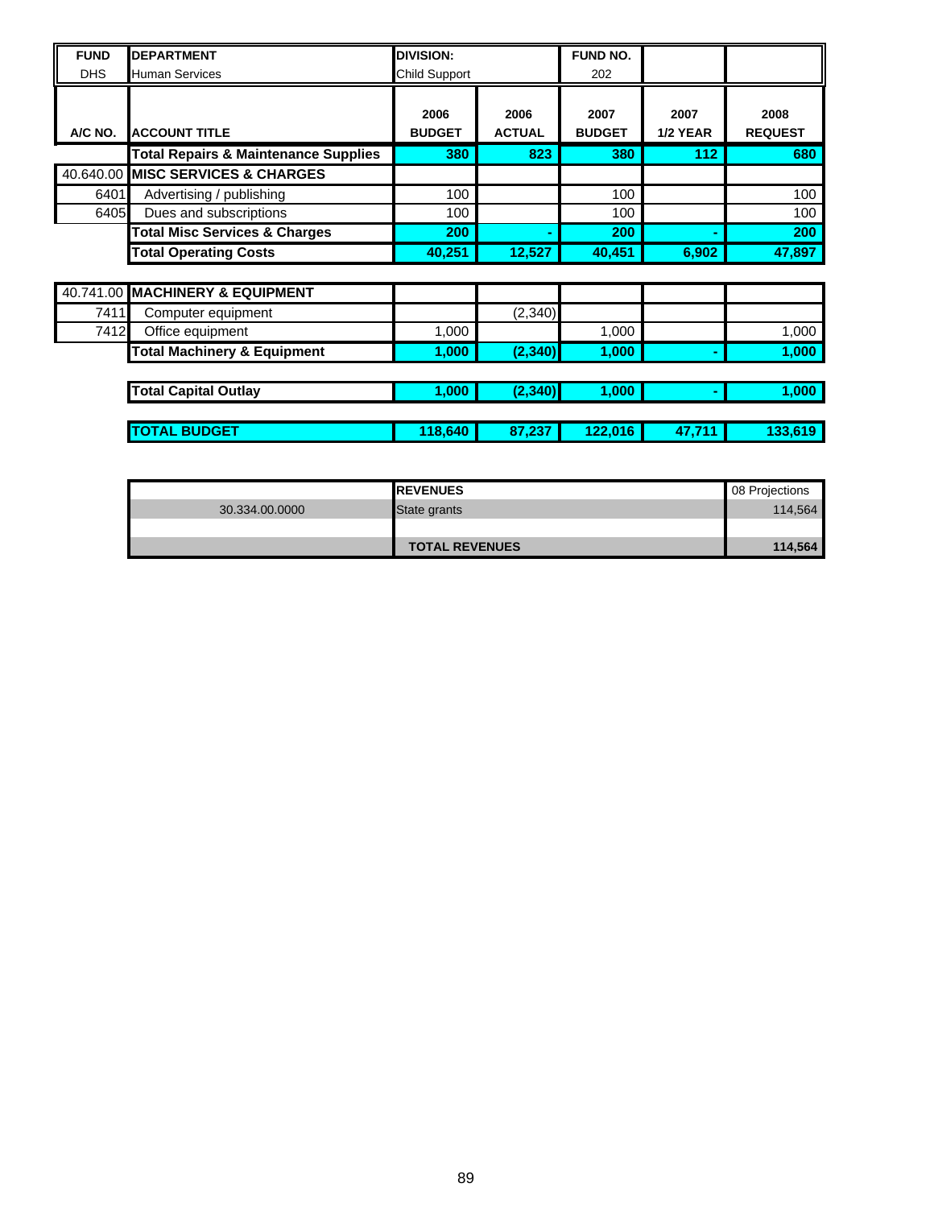| FUND | DEPARTMENT | DIVISION: | | FUND NO. | | |
|---|---|---|---|---|---|---|
| DHS | Human Services | Child Support | | 202 | | |
| **A/C NO.** | **ACCOUNT TITLE** | **2006 BUDGET** | **2006 ACTUAL** | **2007 BUDGET** | **2007 1/2 YEAR** | **2008 REQUEST** |
| | **Total Repairs & Maintenance Supplies** | **380** | **823** | **380** | **112** | **680** |
| 40.640.00 | **MISC SERVICES & CHARGES** | | | | | |
| 6401 | Advertising / publishing | 100 | | 100 | | 100 |
| 6405 | Dues and subscriptions | 100 | | 100 | | 100 |
| | **Total Misc Services & Charges** | **200** | **-** | **200** | **-** | **200** |
| | **Total Operating Costs** | **40,251** | **12,527** | **40,451** | **6,902** | **47,897** |
| 40.741.00 | **MACHINERY & EQUIPMENT** | | | | | |
| 7411 | Computer equipment | | (2,340) | | | |
| 7412 | Office equipment | 1,000 | | 1,000 | | 1,000 |
| | **Total Machinery & Equipment** | **1,000** | **(2,340)** | **1,000** | **-** | **1,000** |
| | **Total Capital Outlay** | **1,000** | **(2,340)** | **1,000** | **-** | **1,000** |
| | **TOTAL BUDGET** | **118,640** | **87,237** | **122,016** | **47,711** | **133,619** |

| | **REVENUES** | 08 Projections |
|---|---|---|
| 30.334.00.0000 | State grants | 114,564 |
| | **TOTAL REVENUES** | **114,564** |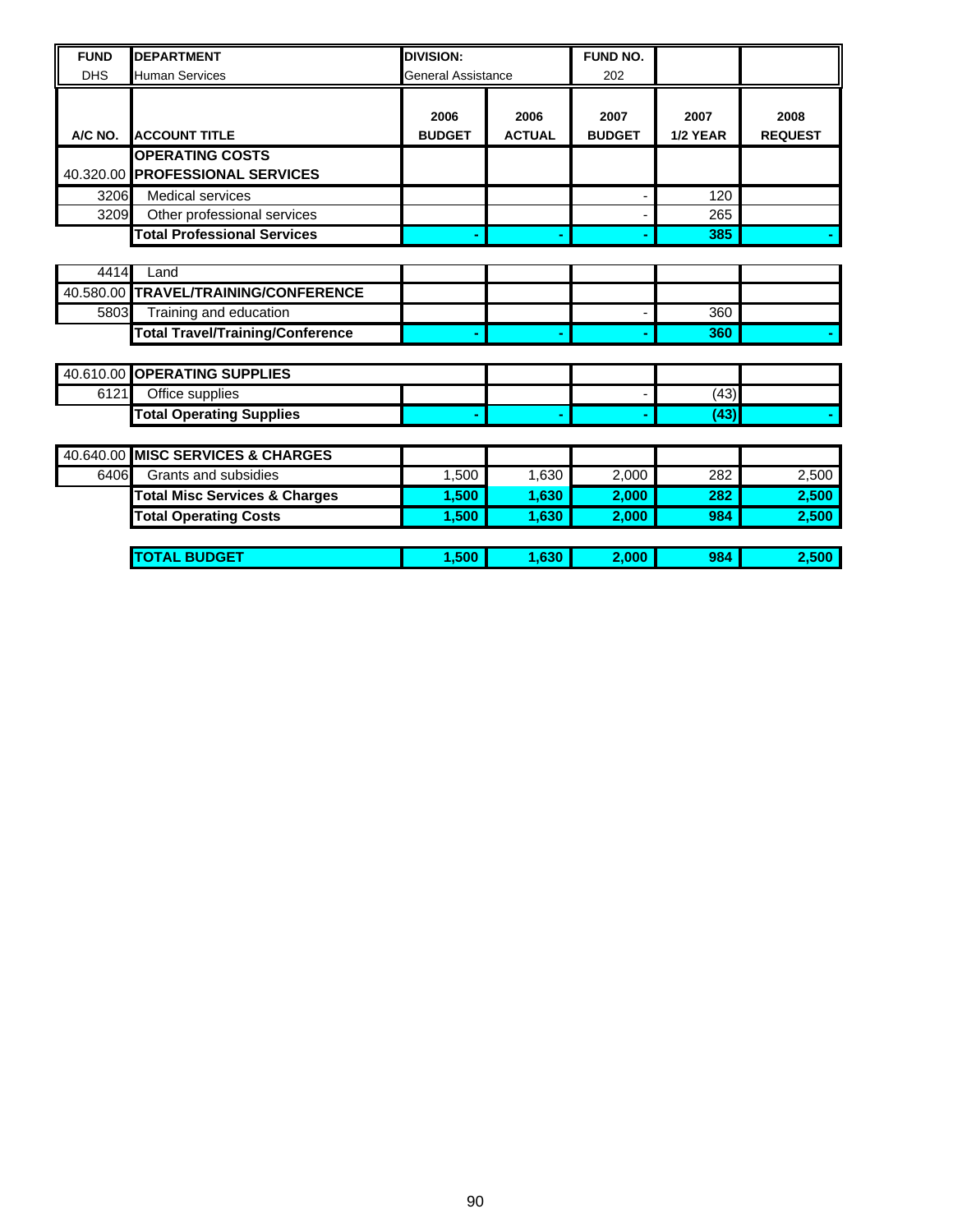| FUND | DEPARTMENT | DIVISION: | | FUND NO. | | |
|---|---|---|---|---|---|---|
| DHS | Human Services | General Assistance | | 202 | | |

| A/C NO. | ACCOUNT TITLE | 2006 BUDGET | 2006 ACTUAL | 2007 BUDGET | 2007 1/2 YEAR | 2008 REQUEST |
|---|---|---|---|---|---|---|
| | **OPERATING COSTS** | | | | | |
| 40.320.00 | **PROFESSIONAL SERVICES** | | | | | |
| 3206 | Medical services | | | - | 120 | |
| 3209 | Other professional services | | | - | 265 | |
| | **Total Professional Services** | **-** | **-** | **-** | **385** | **-** |
| 4414 | Land | | | | | |
| 40.580.00 | **TRAVEL/TRAINING/CONFERENCE** | | | | | |
| 5803 | Training and education | | | - | 360 | |
| | **Total Travel/Training/Conference** | **-** | **-** | **-** | **360** | **-** |
| 40.610.00 | **OPERATING SUPPLIES** | | | | | |
| 6121 | Office supplies | | | - | (43) | |
| | **Total Operating Supplies** | **-** | **-** | **-** | **(43)** | **-** |
| 40.640.00 | **MISC SERVICES & CHARGES** | | | | | |
| 6406 | Grants and subsidies | 1,500 | 1,630 | 2,000 | 282 | 2,500 |
| | **Total Misc Services & Charges** | **1,500** | **1,630** | **2,000** | **282** | **2,500** |
| | **Total Operating Costs** | **1,500** | **1,630** | **2,000** | **984** | **2,500** |
| | **TOTAL BUDGET** | **1,500** | **1,630** | **2,000** | **984** | **2,500** |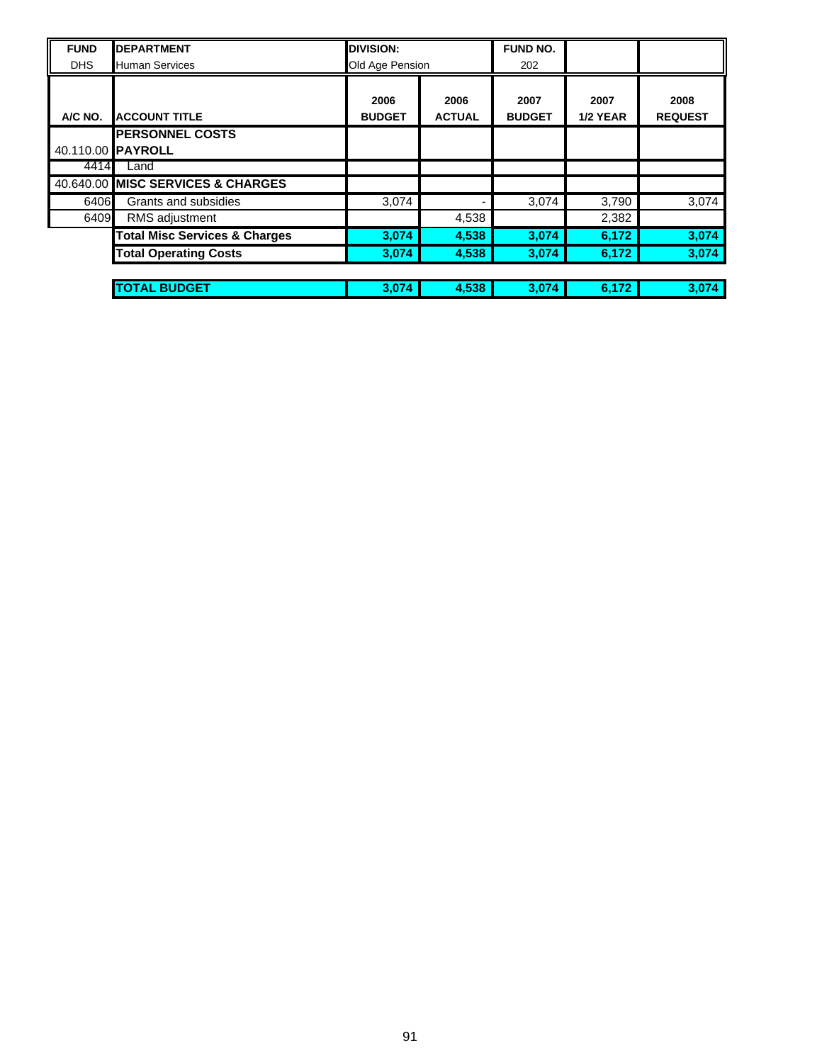| FUND | DEPARTMENT | DIVISION: | | FUND NO. | | |
|---|---|---|---|---|---|---|
| DHS | Human Services | Old Age Pension | | 202 | | |
| **A/C NO.** | **ACCOUNT TITLE** | **2006 BUDGET** | **2006 ACTUAL** | **2007 BUDGET** | **2007 1/2 YEAR** | **2008 REQUEST** |
| | **PERSONNEL COSTS** | | | | | |
| 40.110.00 | **PAYROLL** | | | | | |
| 4414 | Land | | | | | |
| 40.640.00 | **MISC SERVICES & CHARGES** | | | | | |
| 6406 | Grants and subsidies | 3,074 | - | 3,074 | 3,790 | 3,074 |
| 6409 | RMS adjustment | | 4,538 | | 2,382 | |
| | **Total Misc Services & Charges** | **3,074** | **4,538** | **3,074** | **6,172** | **3,074** |
| | **Total Operating Costs** | **3,074** | **4,538** | **3,074** | **6,172** | **3,074** |
| | | | | | | |
| | **TOTAL BUDGET** | **3,074** | **4,538** | **3,074** | **6,172** | **3,074** |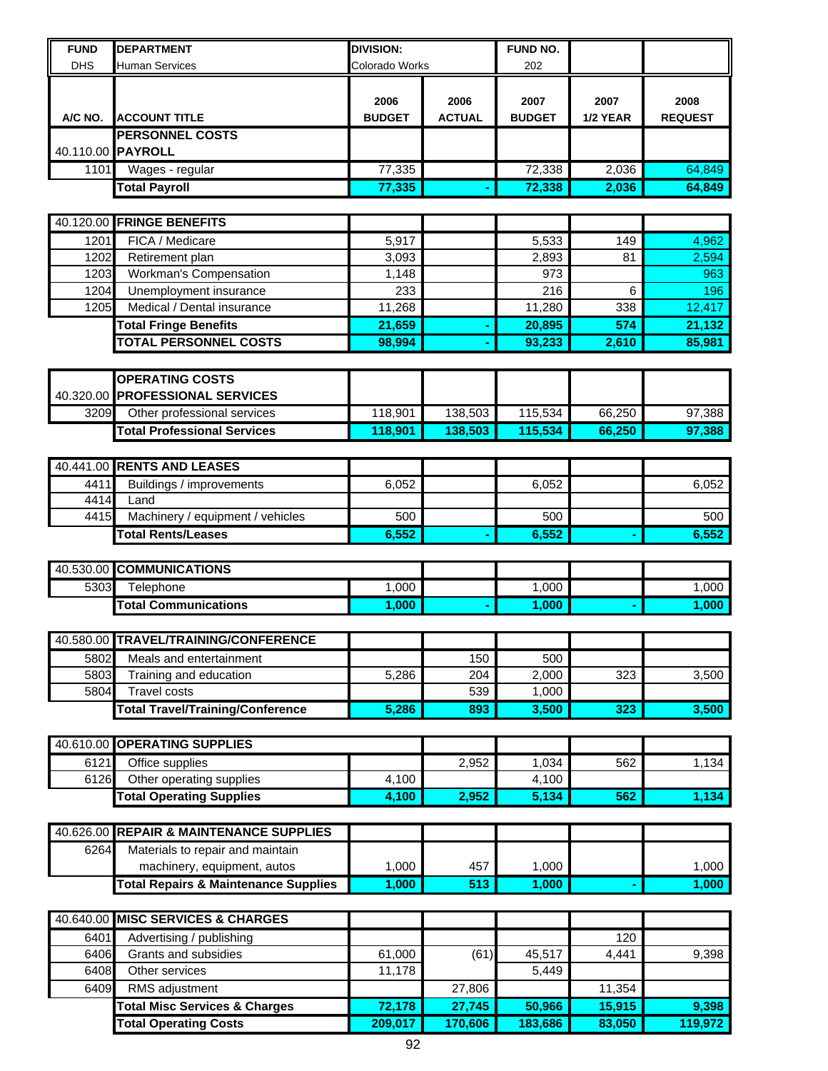| FUND | DEPARTMENT | DIVISION: | | FUND NO. | | |
|---|---|---|---|---|---|---|
| DHS | Human Services | Colorado Works | | 202 | | |
| **A/C NO.** | **ACCOUNT TITLE** | **2006 BUDGET** | **2006 ACTUAL** | **2007 BUDGET** | **2007 1/2 YEAR** | **2008 REQUEST** |
| | **PERSONNEL COSTS** | | | | | |
| 40.110.00 | **PAYROLL** | | | | | |
| 1101 | Wages - regular | 77,335 | | 72,338 | 2,036 | 64,849 |
| | **Total Payroll** | **77,335** | **-** | **72,338** | **2,036** | **64,849** |
| 40.120.00 | **FRINGE BENEFITS** | | | | | |
| 1201 | FICA / Medicare | 5,917 | | 5,533 | 149 | 4,962 |
| 1202 | Retirement plan | 3,093 | | 2,893 | 81 | 2,594 |
| 1203 | Workman's Compensation | 1,148 | | 973 | | 963 |
| 1204 | Unemployment insurance | 233 | | 216 | 6 | 196 |
| 1205 | Medical / Dental insurance | 11,268 | | 11,280 | 338 | 12,417 |
| | **Total Fringe Benefits** | **21,659** | **-** | **20,895** | **574** | **21,132** |
| | **TOTAL PERSONNEL COSTS** | **98,994** | **-** | **93,233** | **2,610** | **85,981** |
| | **OPERATING COSTS** | | | | | |
| 40.320.00 | **PROFESSIONAL SERVICES** | | | | | |
| 3209 | Other professional services | 118,901 | 138,503 | 115,534 | 66,250 | 97,388 |
| | **Total Professional Services** | **118,901** | **138,503** | **115,534** | **66,250** | **97,388** |
| 40.441.00 | **RENTS AND LEASES** | | | | | |
| 4411 | Buildings / improvements | 6,052 | | 6,052 | | 6,052 |
| 4414 | Land | | | | | |
| 4415 | Machinery / equipment / vehicles | 500 | | 500 | | 500 |
| | **Total Rents/Leases** | **6,552** | **-** | **6,552** | **-** | **6,552** |
| 40.530.00 | **COMMUNICATIONS** | | | | | |
| 5303 | Telephone | 1,000 | | 1,000 | | 1,000 |
| | **Total Communications** | **1,000** | **-** | **1,000** | **-** | **1,000** |
| 40.580.00 | **TRAVEL/TRAINING/CONFERENCE** | | | | | |
| 5802 | Meals and entertainment | | 150 | 500 | | |
| 5803 | Training and education | 5,286 | 204 | 2,000 | 323 | 3,500 |
| 5804 | Travel costs | | 539 | 1,000 | | |
| | **Total Travel/Training/Conference** | **5,286** | **893** | **3,500** | **323** | **3,500** |
| 40.610.00 | **OPERATING SUPPLIES** | | | | | |
| 6121 | Office supplies | | 2,952 | 1,034 | 562 | 1,134 |
| 6126 | Other operating supplies | 4,100 | | 4,100 | | |
| | **Total Operating Supplies** | **4,100** | **2,952** | **5,134** | **562** | **1,134** |
| 40.626.00 | **REPAIR & MAINTENANCE SUPPLIES** | | | | | |
| 6264 | Materials to repair and maintain machinery, equipment, autos | 1,000 | 457 | 1,000 | | 1,000 |
| | **Total Repairs & Maintenance Supplies** | **1,000** | **513** | **1,000** | **-** | **1,000** |
| 40.640.00 | **MISC SERVICES & CHARGES** | | | | | |
| 6401 | Advertising / publishing | | | | 120 | |
| 6406 | Grants and subsidies | 61,000 | (61) | 45,517 | 4,441 | 9,398 |
| 6408 | Other services | 11,178 | | 5,449 | | |
| 6409 | RMS adjustment | | 27,806 | | 11,354 | |
| | **Total Misc Services & Charges** | **72,178** | **27,745** | **50,966** | **15,915** | **9,398** |
| | **Total Operating Costs** | **209,017** | **170,606** | **183,686** | **83,050** | **119,972** |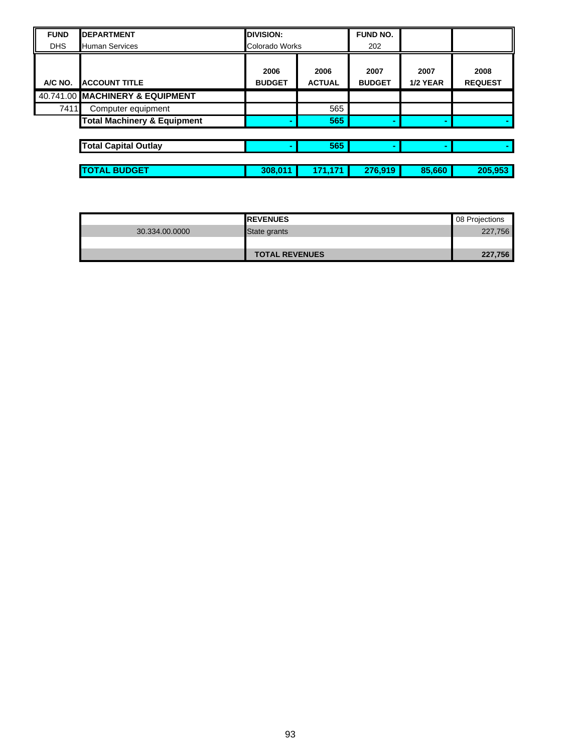| FUND | DEPARTMENT | DIVISION: | | FUND NO. | | |
|---|---|---|---|---|---|---|
| DHS | Human Services | Colorado Works | | 202 | | |

| A/C NO. | ACCOUNT TITLE | 2006 BUDGET | 2006 ACTUAL | 2007 BUDGET | 2007 1/2 YEAR | 2008 REQUEST |
|---|---|---|---|---|---|---|
| 40.741.00 | **MACHINERY & EQUIPMENT** | | | | | |
| 7411 | Computer equipment | | 565 | | | |
| | **Total Machinery & Equipment** | - | 565 | - | - | - |
| | | | | | | |
| | **Total Capital Outlay** | - | 565 | - | - | - |
| | | | | | | |
| | **TOTAL BUDGET** | 308,011 | 171,171 | 276,919 | 85,660 | 205,953 |

| | REVENUES | 08 Projections |
|---|---|---|
| 30.334.00.0000 | State grants | 227,756 |
| | | |
| | **TOTAL REVENUES** | 227,756 |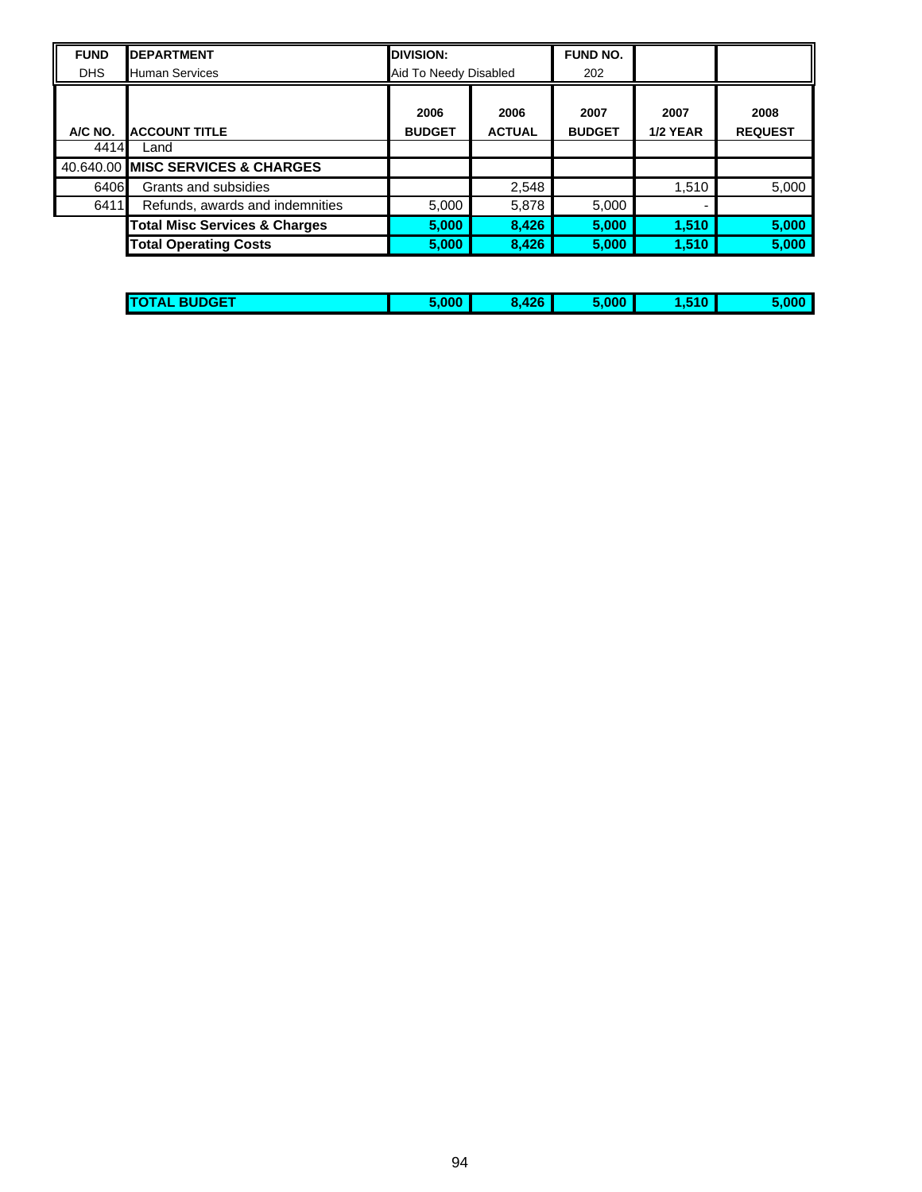| FUND | DEPARTMENT | DIVISION: | | FUND NO. | | |
|---|---|---|---|---|---|---|
| DHS | Human Services | Aid To Needy Disabled | | 202 | | |
| **A/C NO.** | **ACCOUNT TITLE** | **2006 BUDGET** | **2006 ACTUAL** | **2007 BUDGET** | **2007 1/2 YEAR** | **2008 REQUEST** |
| 4414 | Land | | | | | |
| 40.640.00 | **MISC SERVICES & CHARGES** | | | | | |
| 6406 | Grants and subsidies | | 2,548 | | 1,510 | 5,000 |
| 6411 | Refunds, awards and indemnities | 5,000 | 5,878 | 5,000 | - | |
| | **Total Misc Services & Charges** | **5,000** | **8,426** | **5,000** | **1,510** | **5,000** |
| | **Total Operating Costs** | **5,000** | **8,426** | **5,000** | **1,510** | **5,000** |
| | | | | | | |
| | **TOTAL BUDGET** | **5,000** | **8,426** | **5,000** | **1,510** | **5,000** |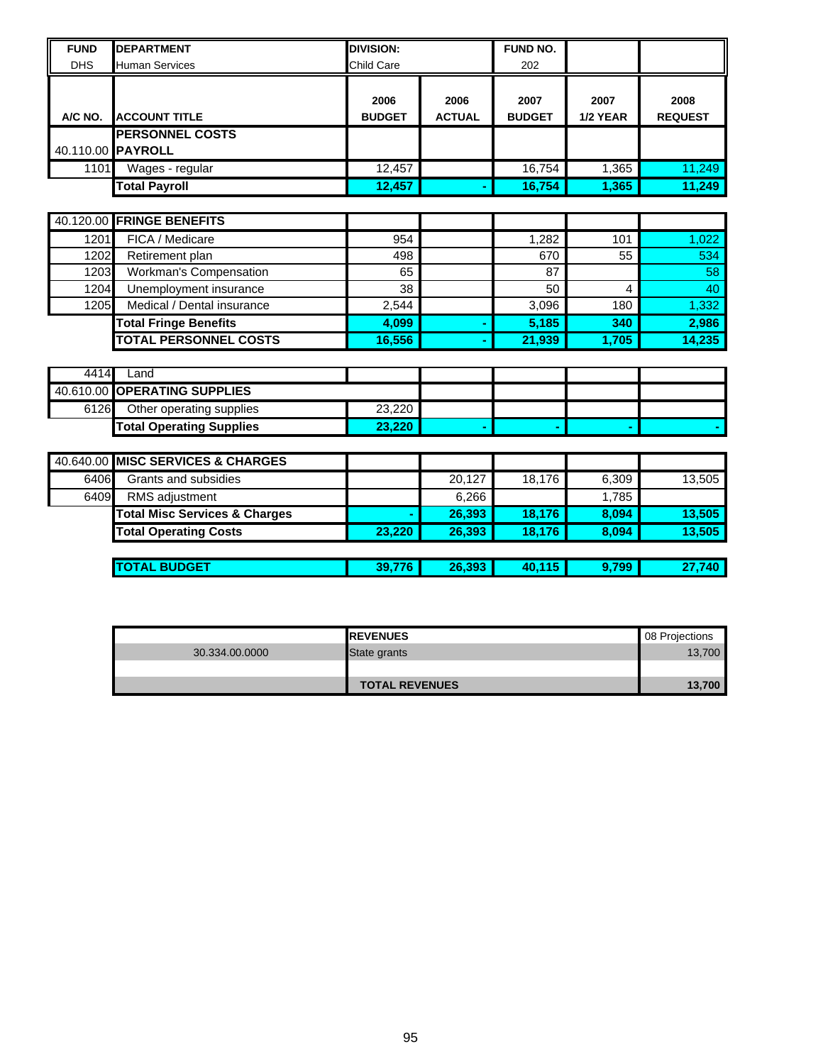| FUND | DEPARTMENT | DIVISION: | | FUND NO. | | |
|---|---|---|---|---|---|---|
| DHS | Human Services | Child Care | | 202 | | |
| **A/C NO.** | **ACCOUNT TITLE** | **2006 BUDGET** | **2006 ACTUAL** | **2007 BUDGET** | **2007 1/2 YEAR** | **2008 REQUEST** |
| | **PERSONNEL COSTS** | | | | | |
| 40.110.00 | **PAYROLL** | | | | | |
| 1101 | Wages - regular | 12,457 | | 16,754 | 1,365 | 11,249 |
| | **Total Payroll** | **12,457** | **-** | **16,754** | **1,365** | **11,249** |
| | | | | | | |
| 40.120.00 | **FRINGE BENEFITS** | | | | | |
| 1201 | FICA / Medicare | 954 | | 1,282 | 101 | 1,022 |
| 1202 | Retirement plan | 498 | | 670 | 55 | 534 |
| 1203 | Workman's Compensation | 65 | | 87 | | 58 |
| 1204 | Unemployment insurance | 38 | | 50 | 4 | 40 |
| 1205 | Medical / Dental insurance | 2,544 | | 3,096 | 180 | 1,332 |
| | **Total Fringe Benefits** | **4,099** | **-** | **5,185** | **340** | **2,986** |
| | **TOTAL PERSONNEL COSTS** | **16,556** | **-** | **21,939** | **1,705** | **14,235** |
| | | | | | | |
| 4414 | Land | | | | | |
| 40.610.00 | **OPERATING SUPPLIES** | | | | | |
| 6126 | Other operating supplies | 23,220 | | | | |
| | **Total Operating Supplies** | **23,220** | **-** | **-** | **-** | **-** |
| | | | | | | |
| 40.640.00 | **MISC SERVICES & CHARGES** | | | | | |
| 6406 | Grants and subsidies | | 20,127 | 18,176 | 6,309 | 13,505 |
| 6409 | RMS adjustment | | 6,266 | | 1,785 | |
| | **Total Misc Services & Charges** | **-** | **26,393** | **18,176** | **8,094** | **13,505** |
| | **Total Operating Costs** | **23,220** | **26,393** | **18,176** | **8,094** | **13,505** |
| | | | | | | |
| | **TOTAL BUDGET** | **39,776** | **26,393** | **40,115** | **9,799** | **27,740** |

| | **REVENUES** | 08 Projections |
|---|---|---|
| 30.334.00.0000 | State grants | 13,700 |
| | | |
| | **TOTAL REVENUES** | **13,700** |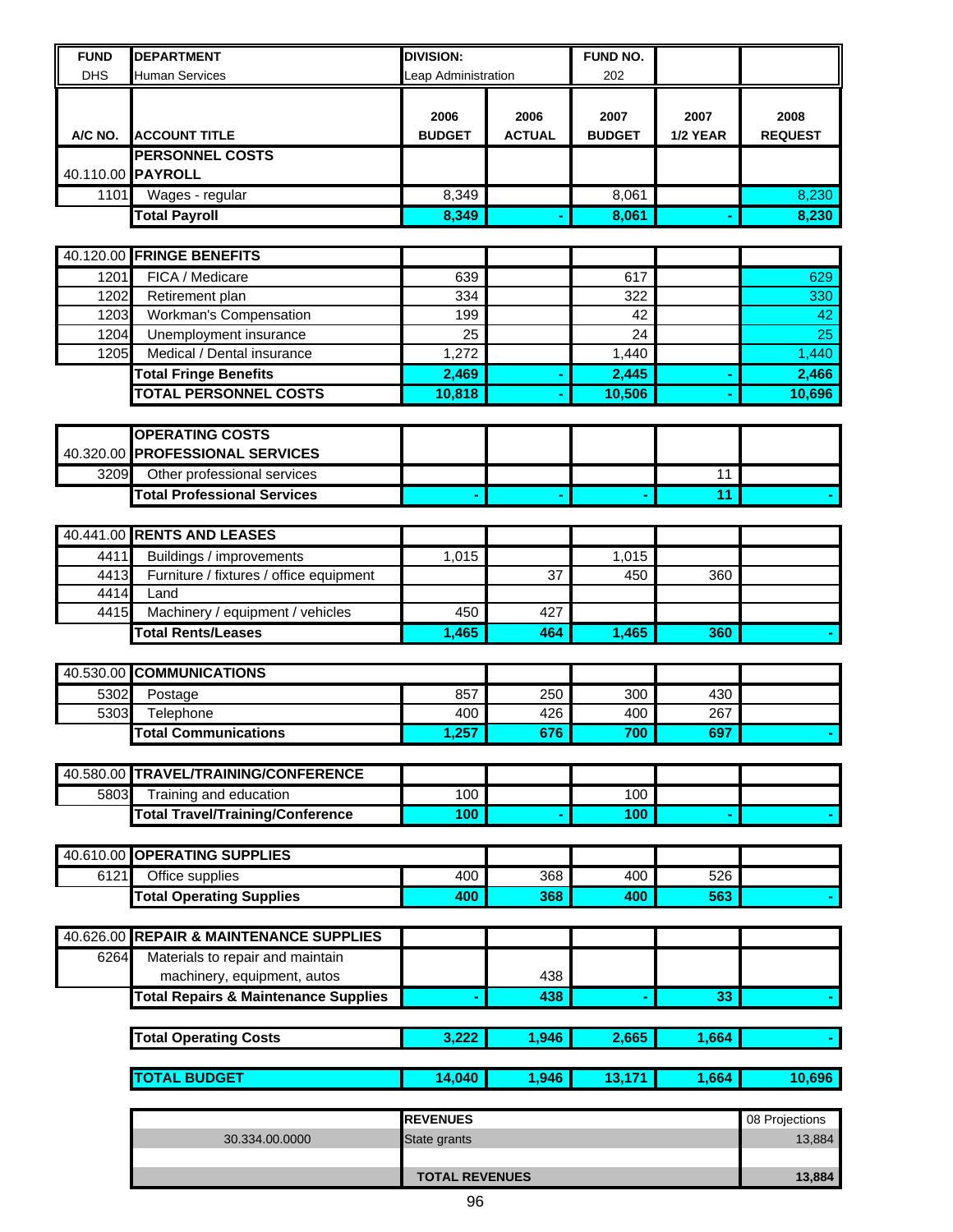| FUND | DEPARTMENT | DIVISION: | | FUND NO. | | |
|---|---|---|---|---|---|---|
| DHS | Human Services | Leap Administration | | 202 | | |

| A/C NO. | ACCOUNT TITLE | 2006 BUDGET | 2006 ACTUAL | 2007 BUDGET | 2007 1/2 YEAR | 2008 REQUEST |
|---|---|---|---|---|---|---|
| | **PERSONNEL COSTS** | | | | | |
| 40.110.00 | **PAYROLL** | | | | | |
| 1101 | Wages - regular | 8,349 | | 8,061 | | 8,230 |
| | **Total Payroll** | **8,349** | **-** | **8,061** | **-** | **8,230** |
| | | | | | | |
| 40.120.00 | **FRINGE BENEFITS** | | | | | |
| 1201 | FICA / Medicare | 639 | | 617 | | 629 |
| 1202 | Retirement plan | 334 | | 322 | | 330 |
| 1203 | Workman's Compensation | 199 | | 42 | | 42 |
| 1204 | Unemployment insurance | 25 | | 24 | | 25 |
| 1205 | Medical / Dental insurance | 1,272 | | 1,440 | | 1,440 |
| | **Total Fringe Benefits** | **2,469** | **-** | **2,445** | **-** | **2,466** |
| | **TOTAL PERSONNEL COSTS** | **10,818** | **-** | **10,506** | **-** | **10,696** |
| | | | | | | |
| | **OPERATING COSTS** | | | | | |
| 40.320.00 | **PROFESSIONAL SERVICES** | | | | | |
| 3209 | Other professional services | | | | 11 | |
| | **Total Professional Services** | **-** | **-** | **-** | **11** | **-** |
| | | | | | | |
| 40.441.00 | **RENTS AND LEASES** | | | | | |
| 4411 | Buildings / improvements | 1,015 | | 1,015 | | |
| 4413 | Furniture / fixtures / office equipment | | 37 | 450 | 360 | |
| 4414 | Land | | | | | |
| 4415 | Machinery / equipment / vehicles | 450 | 427 | | | |
| | **Total Rents/Leases** | **1,465** | **464** | **1,465** | **360** | **-** |
| | | | | | | |
| 40.530.00 | **COMMUNICATIONS** | | | | | |
| 5302 | Postage | 857 | 250 | 300 | 430 | |
| 5303 | Telephone | 400 | 426 | 400 | 267 | |
| | **Total Communications** | **1,257** | **676** | **700** | **697** | **-** |
| | | | | | | |
| 40.580.00 | **TRAVEL/TRAINING/CONFERENCE** | | | | | |
| 5803 | Training and education | 100 | | 100 | | |
| | **Total Travel/Training/Conference** | **100** | **-** | **100** | **-** | **-** |
| | | | | | | |
| 40.610.00 | **OPERATING SUPPLIES** | | | | | |
| 6121 | Office supplies | 400 | 368 | 400 | 526 | |
| | **Total Operating Supplies** | **400** | **368** | **400** | **563** | **-** |
| | | | | | | |
| 40.626.00 | **REPAIR & MAINTENANCE SUPPLIES** | | | | | |
| 6264 | Materials to repair and maintain machinery, equipment, autos | | 438 | | | |
| | **Total Repairs & Maintenance Supplies** | **-** | **438** | **-** | **33** | **-** |
| | | | | | | |
| | **Total Operating Costs** | **3,222** | **1,946** | **2,665** | **1,664** | **-** |
| | | | | | | |
| | **TOTAL BUDGET** | **14,040** | **1,946** | **13,171** | **1,664** | **10,696** |

| | REVENUES | 08 Projections |
|---|---|---|
| 30.334.00.0000 | State grants | 13,884 |
| | | |
| | **TOTAL REVENUES** | **13,884** |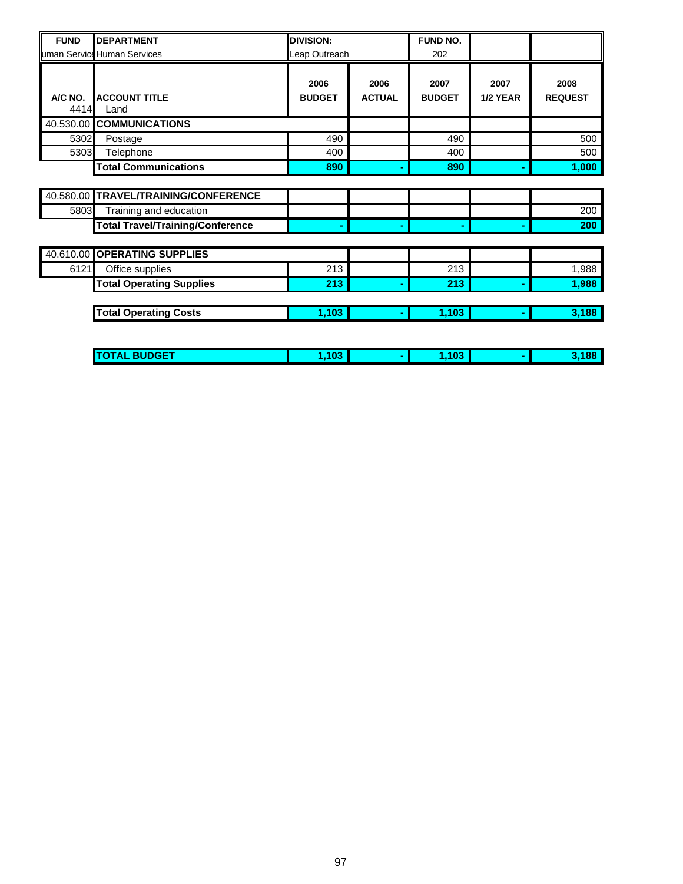| FUND | DEPARTMENT | DIVISION: | | FUND NO. | | |
|---|---|---|---|---|---|---|
| uman Servic | Human Services | Leap Outreach | | 202 | | |
| A/C NO. | ACCOUNT TITLE | 2006 BUDGET | 2006 ACTUAL | 2007 BUDGET | 2007 1/2 YEAR | 2008 REQUEST |
| 4414 | Land | | | | | |
| 40.530.00 | **COMMUNICATIONS** | | | | | |
| 5302 | Postage | 490 | | 490 | | 500 |
| 5303 | Telephone | 400 | | 400 | | 500 |
| | **Total Communications** | **890** | **-** | **890** | **-** | **1,000** |
| 40.580.00 | **TRAVEL/TRAINING/CONFERENCE** | | | | | |
| 5803 | Training and education | | | | | 200 |
| | **Total Travel/Training/Conference** | **-** | **-** | **-** | **-** | **200** |
| 40.610.00 | **OPERATING SUPPLIES** | | | | | |
| 6121 | Office supplies | 213 | | 213 | | 1,988 |
| | **Total Operating Supplies** | **213** | **-** | **213** | **-** | **1,988** |
| | **Total Operating Costs** | **1,103** | **-** | **1,103** | **-** | **3,188** |
| | **TOTAL BUDGET** | **1,103** | **-** | **1,103** | **-** | **3,188** |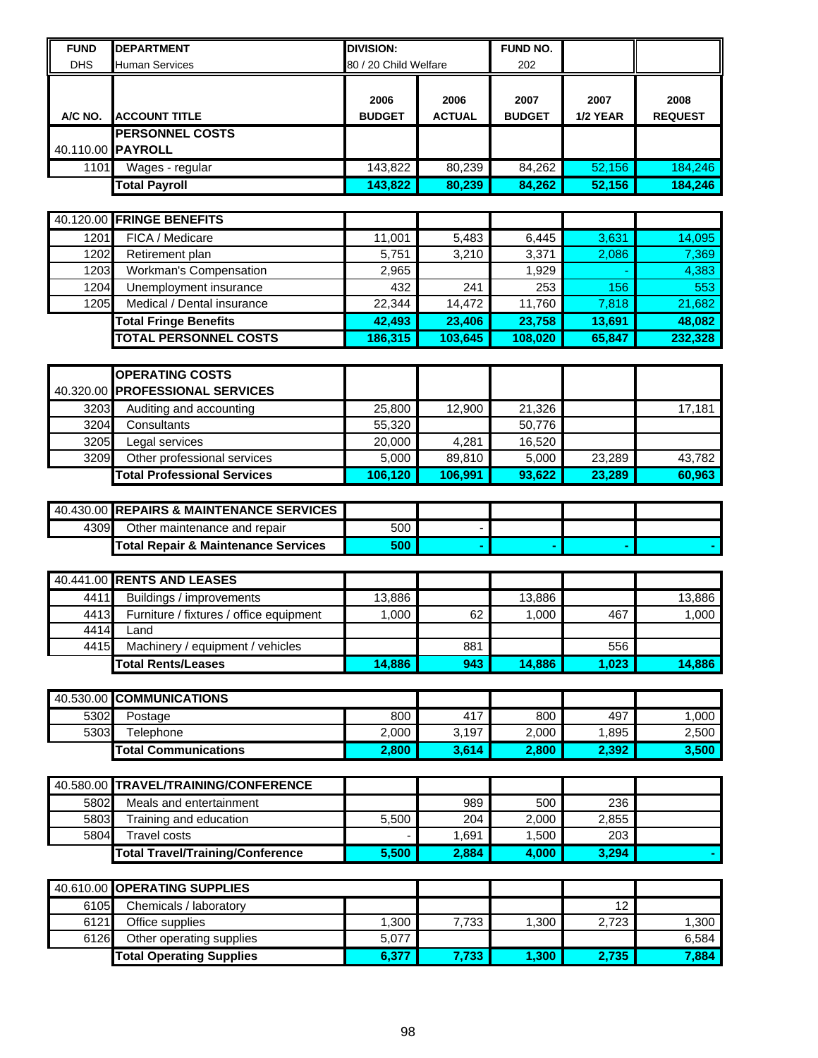| FUND | DEPARTMENT | DIVISION: | | FUND NO. | | |
|---|---|---|---|---|---|---|
| DHS | Human Services | 80 / 20 Child Welfare | | 202 | | |
| A/C NO. | ACCOUNT TITLE | 2006 BUDGET | 2006 ACTUAL | 2007 BUDGET | 2007 1/2 YEAR | 2008 REQUEST |
| | **PERSONNEL COSTS** | | | | | |
| 40.110.00 | **PAYROLL** | | | | | |
| 1101 | Wages - regular | 143,822 | 80,239 | 84,262 | 52,156 | 184,246 |
| | **Total Payroll** | **143,822** | **80,239** | **84,262** | **52,156** | **184,246** |
| 40.120.00 | **FRINGE BENEFITS** | | | | | |
| 1201 | FICA / Medicare | 11,001 | 5,483 | 6,445 | 3,631 | 14,095 |
| 1202 | Retirement plan | 5,751 | 3,210 | 3,371 | 2,086 | 7,369 |
| 1203 | Workman's Compensation | 2,965 | | 1,929 | - | 4,383 |
| 1204 | Unemployment insurance | 432 | 241 | 253 | 156 | 553 |
| 1205 | Medical / Dental insurance | 22,344 | 14,472 | 11,760 | 7,818 | 21,682 |
| | **Total Fringe Benefits** | **42,493** | **23,406** | **23,758** | **13,691** | **48,082** |
| | **TOTAL PERSONNEL COSTS** | **186,315** | **103,645** | **108,020** | **65,847** | **232,328** |
| | **OPERATING COSTS** | | | | | |
| 40.320.00 | **PROFESSIONAL SERVICES** | | | | | |
| 3203 | Auditing and accounting | 25,800 | 12,900 | 21,326 | | 17,181 |
| 3204 | Consultants | 55,320 | | 50,776 | | |
| 3205 | Legal services | 20,000 | 4,281 | 16,520 | | |
| 3209 | Other professional services | 5,000 | 89,810 | 5,000 | 23,289 | 43,782 |
| | **Total Professional Services** | **106,120** | **106,991** | **93,622** | **23,289** | **60,963** |
| 40.430.00 | **REPAIRS & MAINTENANCE SERVICES** | | | | | |
| 4309 | Other maintenance and repair | 500 | - | | | |
| | **Total Repair & Maintenance Services** | **500** | **-** | **-** | **-** | **-** |
| 40.441.00 | **RENTS AND LEASES** | | | | | |
| 4411 | Buildings / improvements | 13,886 | | 13,886 | | 13,886 |
| 4413 | Furniture / fixtures / office equipment | 1,000 | 62 | 1,000 | 467 | 1,000 |
| 4414 | Land | | | | | |
| 4415 | Machinery / equipment / vehicles | | 881 | | 556 | |
| | **Total Rents/Leases** | **14,886** | **943** | **14,886** | **1,023** | **14,886** |
| 40.530.00 | **COMMUNICATIONS** | | | | | |
| 5302 | Postage | 800 | 417 | 800 | 497 | 1,000 |
| 5303 | Telephone | 2,000 | 3,197 | 2,000 | 1,895 | 2,500 |
| | **Total Communications** | **2,800** | **3,614** | **2,800** | **2,392** | **3,500** |
| 40.580.00 | **TRAVEL/TRAINING/CONFERENCE** | | | | | |
| 5802 | Meals and entertainment | | 989 | 500 | 236 | |
| 5803 | Training and education | 5,500 | 204 | 2,000 | 2,855 | |
| 5804 | Travel costs | - | 1,691 | 1,500 | 203 | |
| | **Total Travel/Training/Conference** | **5,500** | **2,884** | **4,000** | **3,294** | **-** |
| 40.610.00 | **OPERATING SUPPLIES** | | | | | |
| 6105 | Chemicals / laboratory | | | | 12 | |
| 6121 | Office supplies | 1,300 | 7,733 | 1,300 | 2,723 | 1,300 |
| 6126 | Other operating supplies | 5,077 | | | | 6,584 |
| | **Total Operating Supplies** | **6,377** | **7,733** | **1,300** | **2,735** | **7,884** |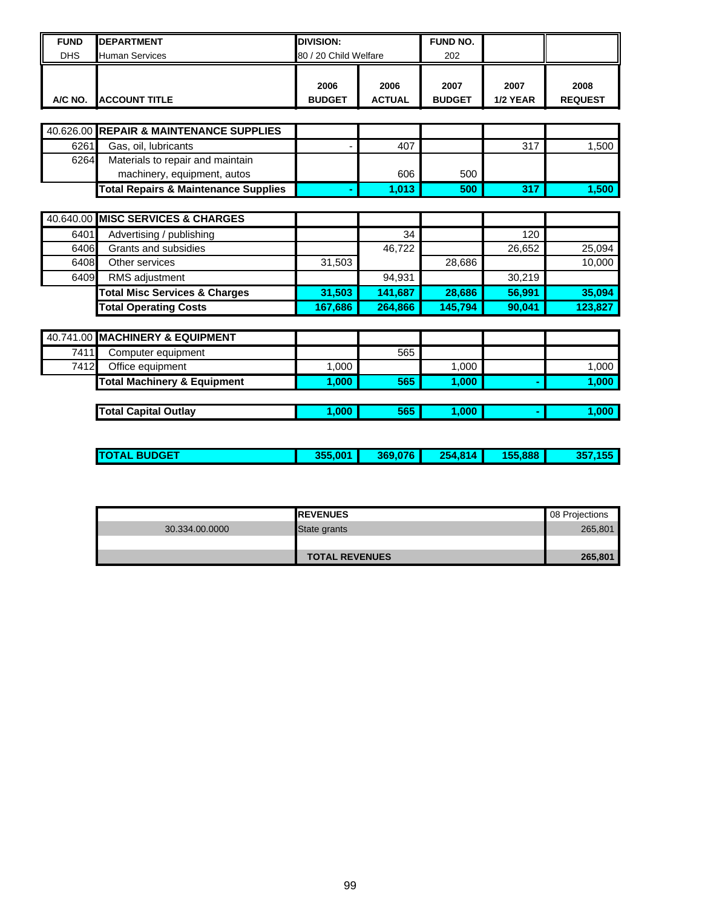| FUND | DEPARTMENT | DIVISION: | | FUND NO. | | |
|---|---|---|---|---|---|---|
| DHS | Human Services | 80 / 20 Child Welfare | | 202 | | |

| A/C NO. | ACCOUNT TITLE | 2006 BUDGET | 2006 ACTUAL | 2007 BUDGET | 2007 1/2 YEAR | 2008 REQUEST |
|---|---|---|---|---|---|---|
| 40.626.00 | **REPAIR & MAINTENANCE SUPPLIES** | | | | | |
| 6261 | Gas, oil, lubricants | - | 407 | | 317 | 1,500 |
| 6264 | Materials to repair and maintain machinery, equipment, autos | | 606 | 500 | | |
| | **Total Repairs & Maintenance Supplies** | **-** | **1,013** | **500** | **317** | **1,500** |
| 40.640.00 | **MISC SERVICES & CHARGES** | | | | | |
| 6401 | Advertising / publishing | | 34 | | 120 | |
| 6406 | Grants and subsidies | | 46,722 | | 26,652 | 25,094 |
| 6408 | Other services | 31,503 | | 28,686 | | 10,000 |
| 6409 | RMS adjustment | | 94,931 | | 30,219 | |
| | **Total Misc Services & Charges** | **31,503** | **141,687** | **28,686** | **56,991** | **35,094** |
| | **Total Operating Costs** | **167,686** | **264,866** | **145,794** | **90,041** | **123,827** |
| 40.741.00 | **MACHINERY & EQUIPMENT** | | | | | |
| 7411 | Computer equipment | | 565 | | | |
| 7412 | Office equipment | 1,000 | | 1,000 | | 1,000 |
| | **Total Machinery & Equipment** | **1,000** | **565** | **1,000** | **-** | **1,000** |
| | **Total Capital Outlay** | **1,000** | **565** | **1,000** | **-** | **1,000** |
| | **TOTAL BUDGET** | **355,001** | **369,076** | **254,814** | **155,888** | **357,155** |

| | REVENUES | 08 Projections |
|---|---|---|
| 30.334.00.0000 | State grants | 265,801 |
| | | |
| | **TOTAL REVENUES** | **265,801** |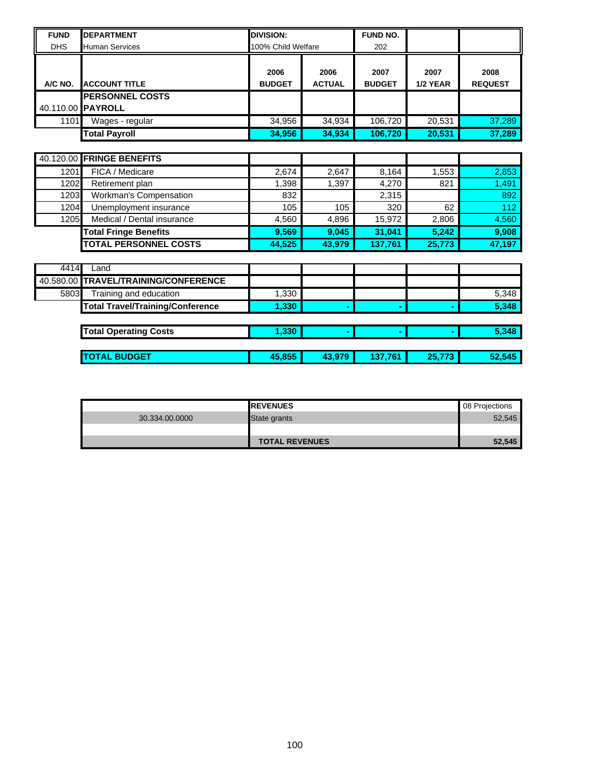| FUND | DEPARTMENT | DIVISION: | | FUND NO. | | |
|---|---|---|---|---|---|---|
| DHS | Human Services | 100% Child Welfare | | 202 | | |
| **A/C NO.** | **ACCOUNT TITLE** | **2006 BUDGET** | **2006 ACTUAL** | **2007 BUDGET** | **2007 1/2 YEAR** | **2008 REQUEST** |
| | **PERSONNEL COSTS** | | | | | |
| 40.110.00 | **PAYROLL** | | | | | |
| 1101 | Wages - regular | 34,956 | 34,934 | 106,720 | 20,531 | 37,289 |
| | **Total Payroll** | **34,956** | **34,934** | **106,720** | **20,531** | **37,289** |
| 40.120.00 | **FRINGE BENEFITS** | | | | | |
| 1201 | FICA / Medicare | 2,674 | 2,647 | 8,164 | 1,553 | 2,853 |
| 1202 | Retirement plan | 1,398 | 1,397 | 4,270 | 821 | 1,491 |
| 1203 | Workman's Compensation | 832 | | 2,315 | | 892 |
| 1204 | Unemployment insurance | 105 | 105 | 320 | 62 | 112 |
| 1205 | Medical / Dental insurance | 4,560 | 4,896 | 15,972 | 2,806 | 4,560 |
| | **Total Fringe Benefits** | **9,569** | **9,045** | **31,041** | **5,242** | **9,908** |
| | **TOTAL PERSONNEL COSTS** | **44,525** | **43,979** | **137,761** | **25,773** | **47,197** |
| 4414 | Land | | | | | |
| 40.580.00 | **TRAVEL/TRAINING/CONFERENCE** | | | | | |
| 5803 | Training and education | 1,330 | | | | 5,348 |
| | **Total Travel/Training/Conference** | **1,330** | **-** | **-** | **-** | **5,348** |
| | **Total Operating Costs** | **1,330** | **-** | **-** | **-** | **5,348** |
| | **TOTAL BUDGET** | **45,855** | **43,979** | **137,761** | **25,773** | **52,545** |

| | **REVENUES** | 08 Projections |
|---|---|---|
| 30.334.00.0000 | State grants | 52,545 |
| | | |
| | **TOTAL REVENUES** | **52,545** |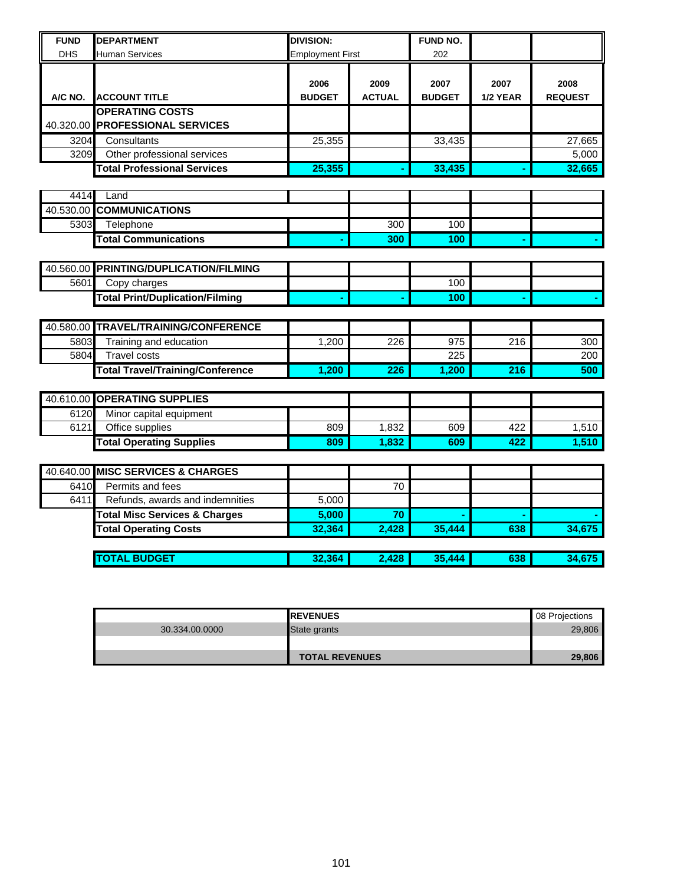| FUND | DEPARTMENT | DIVISION: | | FUND NO. | | |
|---|---|---|---|---|---|---|
| DHS | Human Services | Employment First | | 202 | | |

| A/C NO. | ACCOUNT TITLE | 2006 BUDGET | 2009 ACTUAL | 2007 BUDGET | 2007 1/2 YEAR | 2008 REQUEST |
|---|---|---|---|---|---|---|
| | **OPERATING COSTS** | | | | | |
| 40.320.00 | **PROFESSIONAL SERVICES** | | | | | |
| 3204 | Consultants | 25,355 | | 33,435 | | 27,665 |
| 3209 | Other professional services | | | | | 5,000 |
| | **Total Professional Services** | **25,355** | **-** | **33,435** | **-** | **32,665** |
| 4414 | Land | | | | | |
| 40.530.00 | **COMMUNICATIONS** | | | | | |
| 5303 | Telephone | | 300 | 100 | | |
| | **Total Communications** | **-** | **300** | **100** | **-** | **-** |
| 40.560.00 | **PRINTING/DUPLICATION/FILMING** | | | | | |
| 5601 | Copy charges | | | 100 | | |
| | **Total Print/Duplication/Filming** | **-** | **-** | **100** | **-** | **-** |
| 40.580.00 | **TRAVEL/TRAINING/CONFERENCE** | | | | | |
| 5803 | Training and education | 1,200 | 226 | 975 | 216 | 300 |
| 5804 | Travel costs | | | 225 | | 200 |
| | **Total Travel/Training/Conference** | **1,200** | **226** | **1,200** | **216** | **500** |
| 40.610.00 | **OPERATING SUPPLIES** | | | | | |
| 6120 | Minor capital equipment | | | | | |
| 6121 | Office supplies | 809 | 1,832 | 609 | 422 | 1,510 |
| | **Total Operating Supplies** | **809** | **1,832** | **609** | **422** | **1,510** |
| 40.640.00 | **MISC SERVICES & CHARGES** | | | | | |
| 6410 | Permits and fees | | 70 | | | |
| 6411 | Refunds, awards and indemnities | 5,000 | | | | |
| | **Total Misc Services & Charges** | **5,000** | **70** | **-** | **-** | **-** |
| | **Total Operating Costs** | **32,364** | **2,428** | **35,444** | **638** | **34,675** |
| | **TOTAL BUDGET** | **32,364** | **2,428** | **35,444** | **638** | **34,675** |

| | REVENUES | 08 Projections |
|---|---|---|
| 30.334.00.0000 | State grants | 29,806 |
| | | |
| | **TOTAL REVENUES** | **29,806** |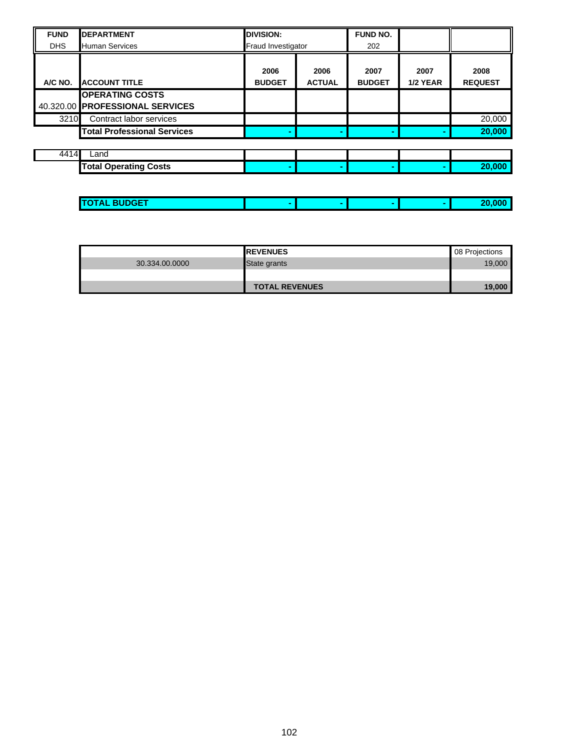| FUND | DEPARTMENT | DIVISION: | | FUND NO. | | |
|---|---|---|---|---|---|---|
| DHS | Human Services | Fraud Investigator | | 202 | | |

| A/C NO. | ACCOUNT TITLE | 2006 BUDGET | 2006 ACTUAL | 2007 BUDGET | 2007 1/2 YEAR | 2008 REQUEST |
|---|---|---|---|---|---|---|
| | **OPERATING COSTS** | | | | | |
| 40.320.00 | **PROFESSIONAL SERVICES** | | | | | |
| 3210 | Contract labor services | | | | | 20,000 |
| | **Total Professional Services** | - | - | - | - | **20,000** |
| | | | | | | |
| 4414 | Land | | | | | |
| | **Total Operating Costs** | - | - | - | - | **20,000** |
| | | | | | | |
| | **TOTAL BUDGET** | - | - | - | - | **20,000** |

| | REVENUES | 08 Projections |
|---|---|---|
| 30.334.00.0000 | State grants | 19,000 |
| | | |
| | **TOTAL REVENUES** | **19,000** |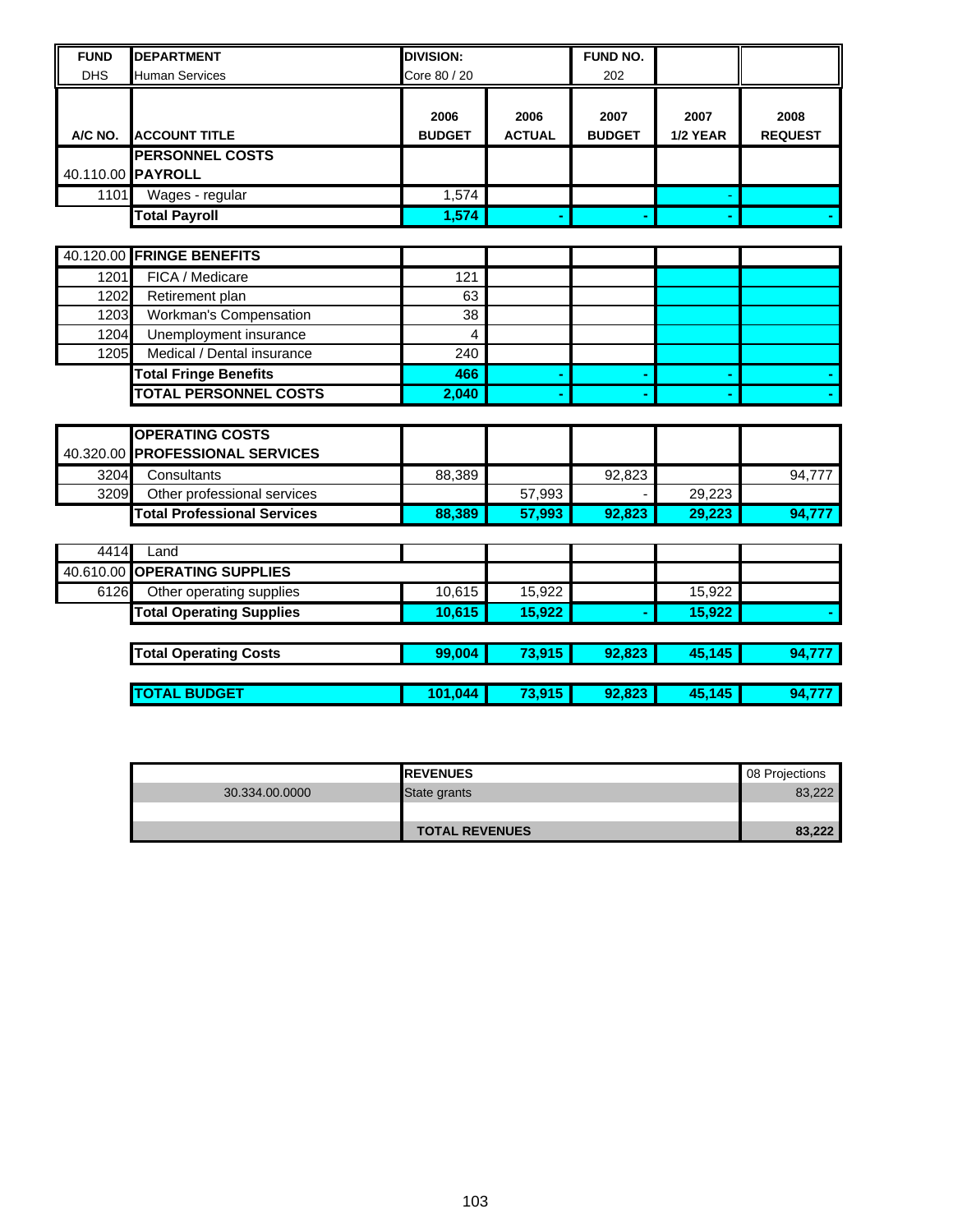| FUND | DEPARTMENT | DIVISION: | | FUND NO. | | |
|---|---|---|---|---|---|---|
| DHS | Human Services | Core 80 / 20 | | 202 | | |

| A/C NO. | ACCOUNT TITLE | 2006 BUDGET | 2006 ACTUAL | 2007 BUDGET | 2007 1/2 YEAR | 2008 REQUEST |
|---|---|---|---|---|---|---|
| | **PERSONNEL COSTS** | | | | | |
| 40.110.00 | **PAYROLL** | | | | | |
| 1101 | Wages - regular | 1,574 | | | - | |
| | **Total Payroll** | **1,574** | **-** | **-** | **-** | **-** |
| | | | | | | |
| 40.120.00 | **FRINGE BENEFITS** | | | | | |
| 1201 | FICA / Medicare | 121 | | | | |
| 1202 | Retirement plan | 63 | | | | |
| 1203 | Workman's Compensation | 38 | | | | |
| 1204 | Unemployment insurance | 4 | | | | |
| 1205 | Medical / Dental insurance | 240 | | | | |
| | **Total Fringe Benefits** | **466** | **-** | **-** | **-** | **-** |
| | **TOTAL PERSONNEL COSTS** | **2,040** | **-** | **-** | **-** | **-** |
| | | | | | | |
| | **OPERATING COSTS** | | | | | |
| 40.320.00 | **PROFESSIONAL SERVICES** | | | | | |
| 3204 | Consultants | 88,389 | | 92,823 | | 94,777 |
| 3209 | Other professional services | | 57,993 | - | 29,223 | |
| | **Total Professional Services** | **88,389** | **57,993** | **92,823** | **29,223** | **94,777** |
| | | | | | | |
| 4414 | Land | | | | | |
| 40.610.00 | **OPERATING SUPPLIES** | | | | | |
| 6126 | Other operating supplies | 10,615 | 15,922 | | 15,922 | |
| | **Total Operating Supplies** | **10,615** | **15,922** | **-** | **15,922** | **-** |
| | | | | | | |
| | **Total Operating Costs** | **99,004** | **73,915** | **92,823** | **45,145** | **94,777** |
| | | | | | | |
| | **TOTAL BUDGET** | **101,044** | **73,915** | **92,823** | **45,145** | **94,777** |

| | REVENUES | 08 Projections |
|---|---|---|
| 30.334.00.0000 | State grants | 83,222 |
| | | |
| | **TOTAL REVENUES** | **83,222** |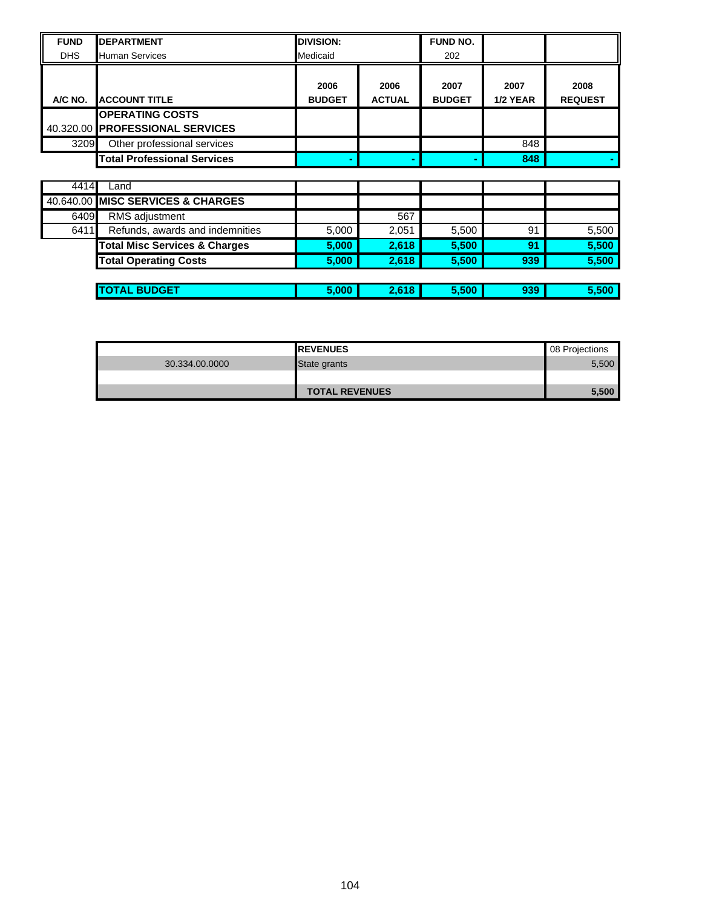| FUND | DEPARTMENT | DIVISION: | | FUND NO. | | |
|---|---|---|---|---|---|---|
| DHS | Human Services | Medicaid | | 202 | | |
| **A/C NO.** | **ACCOUNT TITLE** | **2006 BUDGET** | **2006 ACTUAL** | **2007 BUDGET** | **2007 1/2 YEAR** | **2008 REQUEST** |
| | **OPERATING COSTS** | | | | | |
| 40.320.00 | **PROFESSIONAL SERVICES** | | | | | |
| 3209 | Other professional services | | | | 848 | |
| | **Total Professional Services** | **-** | **-** | **-** | **848** | **-** |
| 4414 | Land | | | | | |
| 40.640.00 | **MISC SERVICES & CHARGES** | | | | | |
| 6409 | RMS adjustment | | 567 | | | |
| 6411 | Refunds, awards and indemnities | 5,000 | 2,051 | 5,500 | 91 | 5,500 |
| | **Total Misc Services & Charges** | **5,000** | **2,618** | **5,500** | **91** | **5,500** |
| | **Total Operating Costs** | **5,000** | **2,618** | **5,500** | **939** | **5,500** |
| | **TOTAL BUDGET** | **5,000** | **2,618** | **5,500** | **939** | **5,500** |

| | **REVENUES** | 08 Projections |
|---|---|---|
| 30.334.00.0000 | State grants | 5,500 |
| | | |
| | **TOTAL REVENUES** | **5,500** |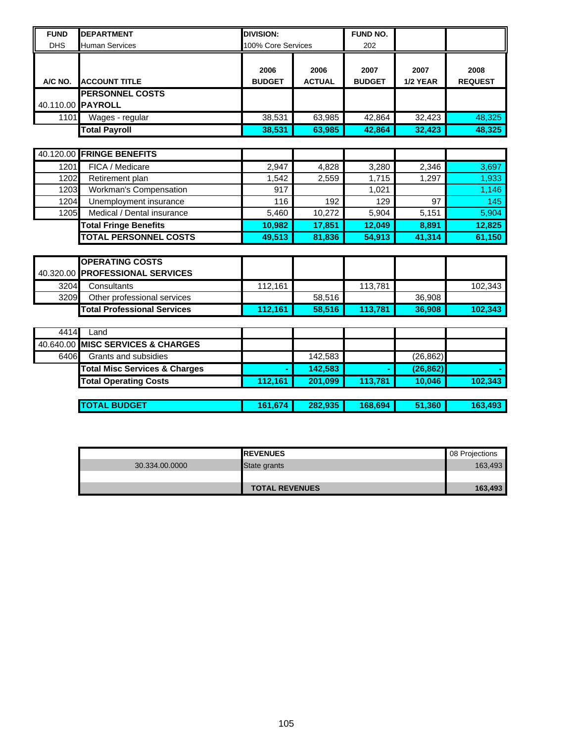| FUND | DEPARTMENT | DIVISION: | | FUND NO. | | |
|---|---|---|---|---|---|---|
| DHS | Human Services | 100% Core Services | | 202 | | |
| **A/C NO.** | **ACCOUNT TITLE** | **2006 BUDGET** | **2006 ACTUAL** | **2007 BUDGET** | **2007 1/2 YEAR** | **2008 REQUEST** |
| | **PERSONNEL COSTS** | | | | | |
| 40.110.00 | **PAYROLL** | | | | | |
| 1101 | Wages - regular | 38,531 | 63,985 | 42,864 | 32,423 | 48,325 |
| | **Total Payroll** | **38,531** | **63,985** | **42,864** | **32,423** | **48,325** |
| 40.120.00 | **FRINGE BENEFITS** | | | | | |
| 1201 | FICA / Medicare | 2,947 | 4,828 | 3,280 | 2,346 | 3,697 |
| 1202 | Retirement plan | 1,542 | 2,559 | 1,715 | 1,297 | 1,933 |
| 1203 | Workman's Compensation | 917 | | 1,021 | | 1,146 |
| 1204 | Unemployment insurance | 116 | 192 | 129 | 97 | 145 |
| 1205 | Medical / Dental insurance | 5,460 | 10,272 | 5,904 | 5,151 | 5,904 |
| | **Total Fringe Benefits** | **10,982** | **17,851** | **12,049** | **8,891** | **12,825** |
| | **TOTAL PERSONNEL COSTS** | **49,513** | **81,836** | **54,913** | **41,314** | **61,150** |
| | **OPERATING COSTS** | | | | | |
| 40.320.00 | **PROFESSIONAL SERVICES** | | | | | |
| 3204 | Consultants | 112,161 | | 113,781 | | 102,343 |
| 3209 | Other professional services | | 58,516 | | 36,908 | |
| | **Total Professional Services** | **112,161** | **58,516** | **113,781** | **36,908** | **102,343** |
| 4414 | Land | | | | | |
| 40.640.00 | **MISC SERVICES & CHARGES** | | | | | |
| 6406 | Grants and subsidies | | 142,583 | | (26,862) | |
| | **Total Misc Services & Charges** | **-** | **142,583** | **-** | **(26,862)** | **-** |
| | **Total Operating Costs** | **112,161** | **201,099** | **113,781** | **10,046** | **102,343** |
| | **TOTAL BUDGET** | **161,674** | **282,935** | **168,694** | **51,360** | **163,493** |

| | **REVENUES** | 08 Projections |
|---|---|---|
| 30.334.00.0000 | State grants | 163,493 |
| | | |
| | **TOTAL REVENUES** | **163,493** |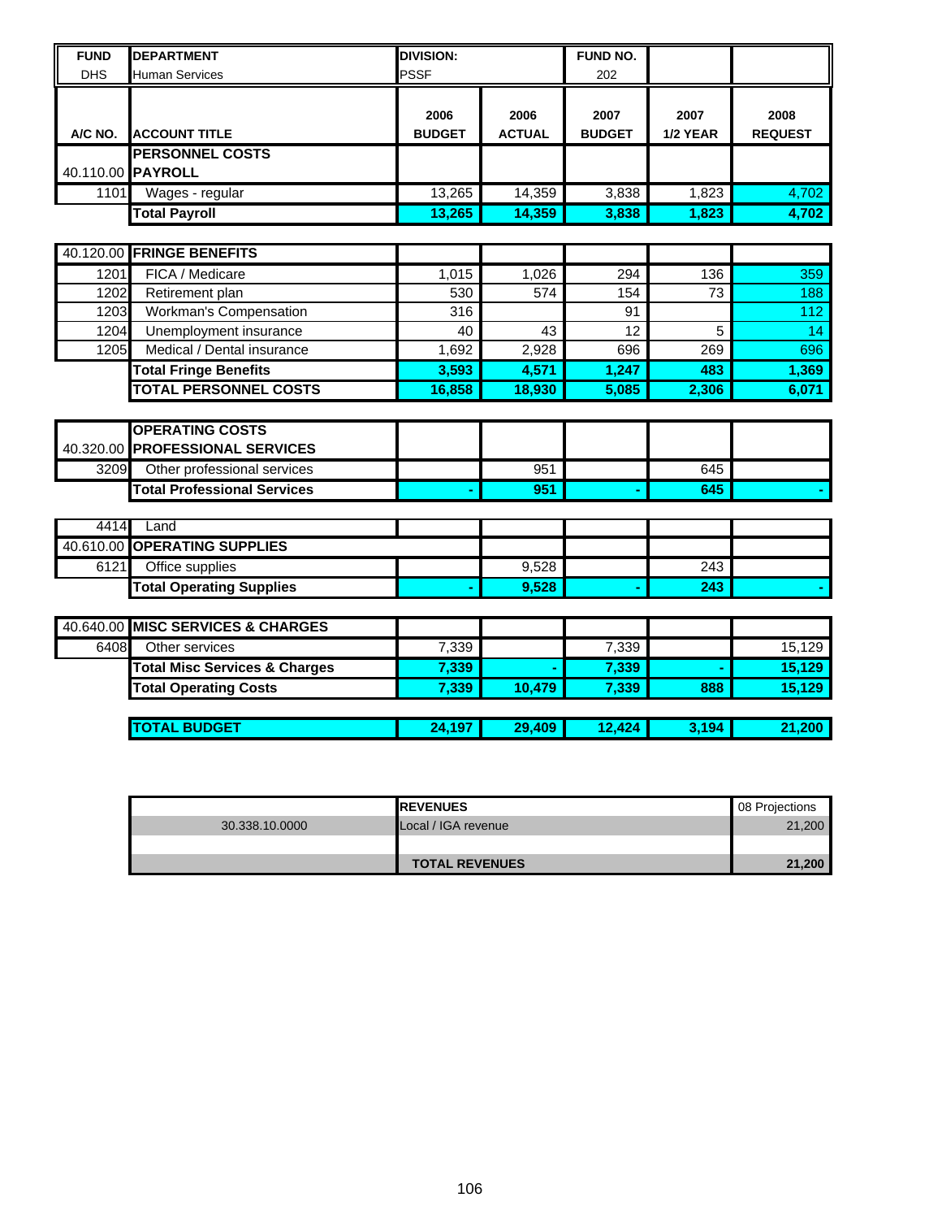| FUND | DEPARTMENT | DIVISION: | | FUND NO. | | |
|---|---|---|---|---|---|---|
| DHS | Human Services | PSSF | | 202 | | |
| **A/C NO.** | **ACCOUNT TITLE** | **2006 BUDGET** | **2006 ACTUAL** | **2007 BUDGET** | **2007 1/2 YEAR** | **2008 REQUEST** |
| | **PERSONNEL COSTS** | | | | | |
| 40.110.00 | **PAYROLL** | | | | | |
| 1101 | Wages - regular | 13,265 | 14,359 | 3,838 | 1,823 | 4,702 |
| | **Total Payroll** | **13,265** | **14,359** | **3,838** | **1,823** | **4,702** |
| | | | | | | |
| 40.120.00 | **FRINGE BENEFITS** | | | | | |
| 1201 | FICA / Medicare | 1,015 | 1,026 | 294 | 136 | 359 |
| 1202 | Retirement plan | 530 | 574 | 154 | 73 | 188 |
| 1203 | Workman's Compensation | 316 | | 91 | | 112 |
| 1204 | Unemployment insurance | 40 | 43 | 12 | 5 | 14 |
| 1205 | Medical / Dental insurance | 1,692 | 2,928 | 696 | 269 | 696 |
| | **Total Fringe Benefits** | **3,593** | **4,571** | **1,247** | **483** | **1,369** |
| | **TOTAL PERSONNEL COSTS** | **16,858** | **18,930** | **5,085** | **2,306** | **6,071** |
| | | | | | | |
| | **OPERATING COSTS** | | | | | |
| 40.320.00 | **PROFESSIONAL SERVICES** | | | | | |
| 3209 | Other professional services | | 951 | | 645 | |
| | **Total Professional Services** | **-** | **951** | **-** | **645** | **-** |
| | | | | | | |
| 4414 | Land | | | | | |
| 40.610.00 | **OPERATING SUPPLIES** | | | | | |
| 6121 | Office supplies | | 9,528 | | 243 | |
| | **Total Operating Supplies** | **-** | **9,528** | **-** | **243** | **-** |
| | | | | | | |
| 40.640.00 | **MISC SERVICES & CHARGES** | | | | | |
| 6408 | Other services | 7,339 | | 7,339 | | 15,129 |
| | **Total Misc Services & Charges** | **7,339** | **-** | **7,339** | **-** | **15,129** |
| | **Total Operating Costs** | **7,339** | **10,479** | **7,339** | **888** | **15,129** |
| | | | | | | |
| | **TOTAL BUDGET** | **24,197** | **29,409** | **12,424** | **3,194** | **21,200** |

| | REVENUES | 08 Projections |
|---|---|---|
| 30.338.10.0000 | Local / IGA revenue | 21,200 |
| | | |
| | **TOTAL REVENUES** | **21,200** |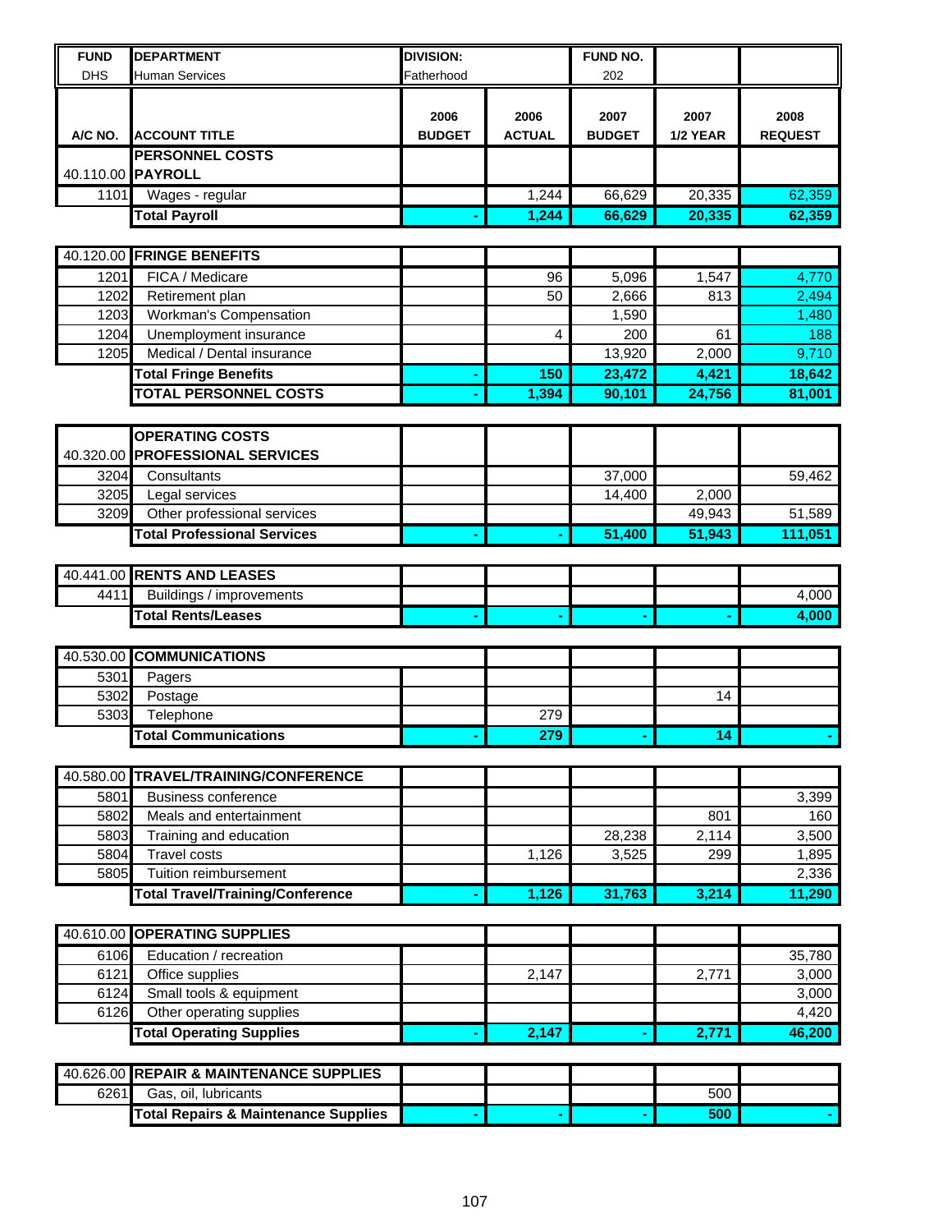| FUND | DEPARTMENT | DIVISION: | | FUND NO. | | |
|---|---|---|---|---|---|---|
| DHS | Human Services | Fatherhood | | 202 | | |
| A/C NO. | ACCOUNT TITLE | 2006 BUDGET | 2006 ACTUAL | 2007 BUDGET | 2007 1/2 YEAR | 2008 REQUEST |
| | **PERSONNEL COSTS** | | | | | |
| 40.110.00 | **PAYROLL** | | | | | |
| 1101 | Wages - regular | | 1,244 | 66,629 | 20,335 | 62,359 |
| | **Total Payroll** | - | **1,244** | **66,629** | **20,335** | **62,359** |
| 40.120.00 | **FRINGE BENEFITS** | | | | | |
| 1201 | FICA / Medicare | | 96 | 5,096 | 1,547 | 4,770 |
| 1202 | Retirement plan | | 50 | 2,666 | 813 | 2,494 |
| 1203 | Workman's Compensation | | | 1,590 | | 1,480 |
| 1204 | Unemployment insurance | | 4 | 200 | 61 | 188 |
| 1205 | Medical / Dental insurance | | | 13,920 | 2,000 | 9,710 |
| | **Total Fringe Benefits** | - | **150** | **23,472** | **4,421** | **18,642** |
| | **TOTAL PERSONNEL COSTS** | - | **1,394** | **90,101** | **24,756** | **81,001** |
| | **OPERATING COSTS** | | | | | |
| 40.320.00 | **PROFESSIONAL SERVICES** | | | | | |
| 3204 | Consultants | | | 37,000 | | 59,462 |
| 3205 | Legal services | | | 14,400 | 2,000 | |
| 3209 | Other professional services | | | | 49,943 | 51,589 |
| | **Total Professional Services** | - | - | **51,400** | **51,943** | **111,051** |
| 40.441.00 | **RENTS AND LEASES** | | | | | |
| 4411 | Buildings / improvements | | | | | 4,000 |
| | **Total Rents/Leases** | - | - | - | - | **4,000** |
| 40.530.00 | **COMMUNICATIONS** | | | | | |
| 5301 | Pagers | | | | | |
| 5302 | Postage | | | | 14 | |
| 5303 | Telephone | | 279 | | | |
| | **Total Communications** | - | **279** | - | **14** | - |
| 40.580.00 | **TRAVEL/TRAINING/CONFERENCE** | | | | | |
| 5801 | Business conference | | | | | 3,399 |
| 5802 | Meals and entertainment | | | | 801 | 160 |
| 5803 | Training and education | | | 28,238 | 2,114 | 3,500 |
| 5804 | Travel costs | | 1,126 | 3,525 | 299 | 1,895 |
| 5805 | Tuition reimbursement | | | | | 2,336 |
| | **Total Travel/Training/Conference** | - | **1,126** | **31,763** | **3,214** | **11,290** |
| 40.610.00 | **OPERATING SUPPLIES** | | | | | |
| 6106 | Education / recreation | | | | | 35,780 |
| 6121 | Office supplies | | 2,147 | | 2,771 | 3,000 |
| 6124 | Small tools & equipment | | | | | 3,000 |
| 6126 | Other operating supplies | | | | | 4,420 |
| | **Total Operating Supplies** | - | **2,147** | - | **2,771** | **46,200** |
| 40.626.00 | **REPAIR & MAINTENANCE SUPPLIES** | | | | | |
| 6261 | Gas, oil, lubricants | | | | 500 | |
| | **Total Repairs & Maintenance Supplies** | - | - | - | **500** | - |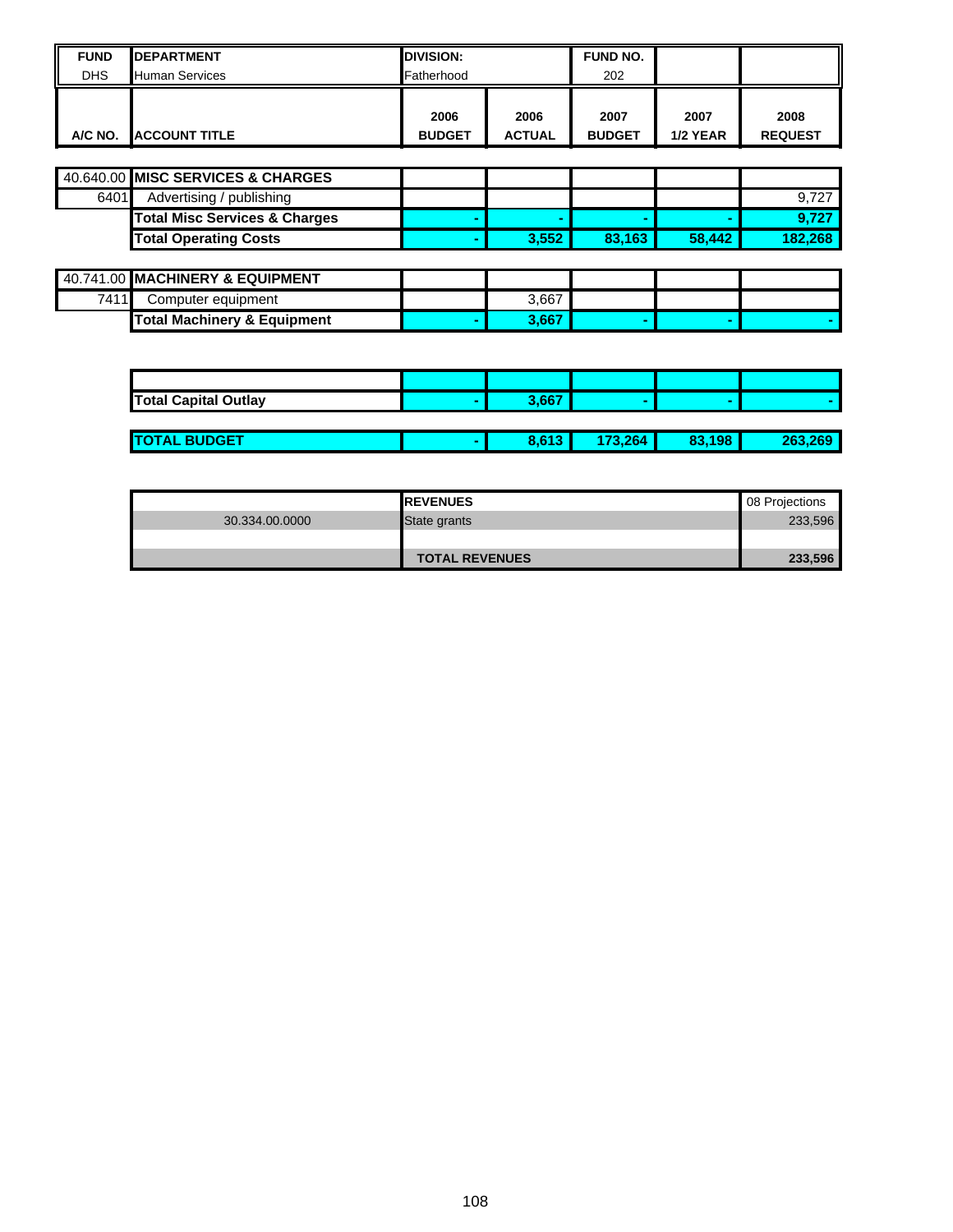| FUND | DEPARTMENT | DIVISION: | | FUND NO. | | |
|---|---|---|---|---|---|---|
| DHS | Human Services | Fatherhood | | 202 | | |

| A/C NO. | ACCOUNT TITLE | 2006 BUDGET | 2006 ACTUAL | 2007 BUDGET | 2007 1/2 YEAR | 2008 REQUEST |
|---|---|---|---|---|---|---|
| 40.640.00 | **MISC SERVICES & CHARGES** | | | | | |
| 6401 | Advertising / publishing | | | | | 9,727 |
| | **Total Misc Services & Charges** | **-** | **-** | **-** | **-** | **9,727** |
| | **Total Operating Costs** | **-** | **3,552** | **83,163** | **58,442** | **182,268** |
| 40.741.00 | **MACHINERY & EQUIPMENT** | | | | | |
| 7411 | Computer equipment | | 3,667 | | | |
| | **Total Machinery & Equipment** | **-** | **3,667** | **-** | **-** | **-** |
| | **Total Capital Outlay** | **-** | **3,667** | **-** | **-** | **-** |
| | **TOTAL BUDGET** | **-** | **8,613** | **173,264** | **83,198** | **263,269** |

| | REVENUES | 08 Projections |
|---|---|---|
| 30.334.00.0000 | State grants | 233,596 |
| | | |
| | **TOTAL REVENUES** | **233,596** |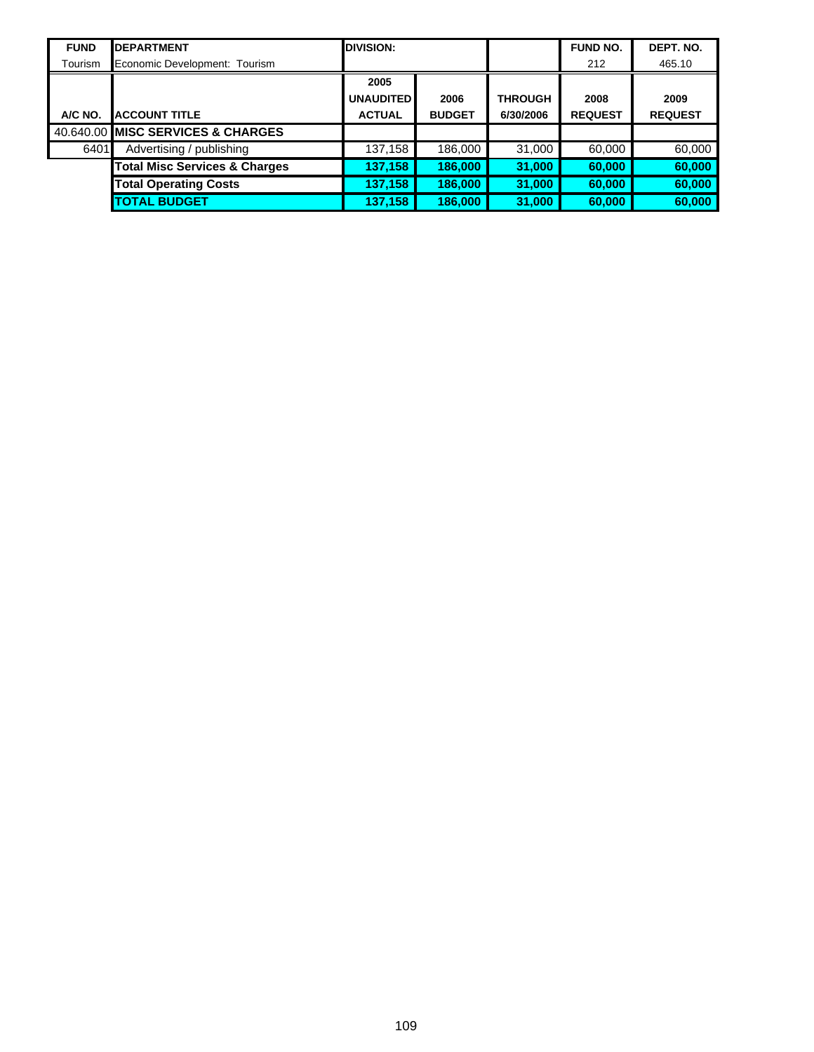| FUND | DEPARTMENT | DIVISION: | | | FUND NO. | DEPT. NO. |
|---|---|---|---|---|---|---|
| Tourism | Economic Development: Tourism | | | | 212 | 465.10 |
| A/C NO. | ACCOUNT TITLE | 2005 UNAUDITED ACTUAL | 2006 BUDGET | THROUGH 6/30/2006 | 2008 REQUEST | 2009 REQUEST |
| 40.640.00 | **MISC SERVICES & CHARGES** | | | | | |
| 6401 | Advertising / publishing | 137,158 | 186,000 | 31,000 | 60,000 | 60,000 |
| | **Total Misc Services & Charges** | **137,158** | **186,000** | **31,000** | **60,000** | **60,000** |
| | **Total Operating Costs** | **137,158** | **186,000** | **31,000** | **60,000** | **60,000** |
| | **TOTAL BUDGET** | **137,158** | **186,000** | **31,000** | **60,000** | **60,000** |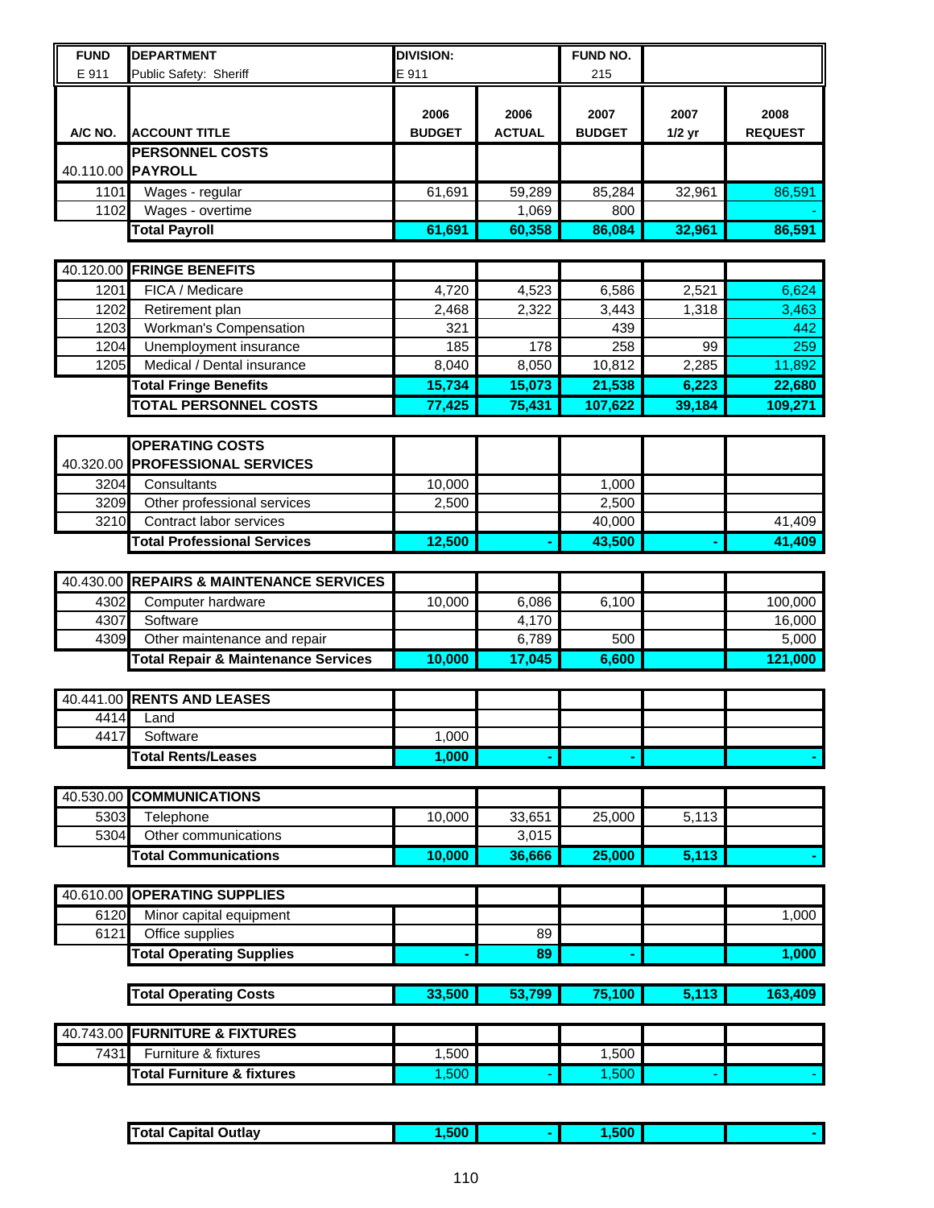| FUND | DEPARTMENT | DIVISION: | | FUND NO. | | |
|---|---|---|---|---|---|---|
| E 911 | Public Safety: Sheriff | E 911 | | 215 | | |

| A/C NO. | ACCOUNT TITLE | 2006 BUDGET | 2006 ACTUAL | 2007 BUDGET | 2007 1/2 yr | 2008 REQUEST |
|---|---|---|---|---|---|---|
| | **PERSONNEL COSTS** | | | | | |
| 40.110.00 | **PAYROLL** | | | | | |
| 1101 | Wages - regular | 61,691 | 59,289 | 85,284 | 32,961 | 86,591 |
| 1102 | Wages - overtime | | 1,069 | 800 | | - |
| | **Total Payroll** | **61,691** | **60,358** | **86,084** | **32,961** | **86,591** |
| 40.120.00 | **FRINGE BENEFITS** | | | | | |
| 1201 | FICA / Medicare | 4,720 | 4,523 | 6,586 | 2,521 | 6,624 |
| 1202 | Retirement plan | 2,468 | 2,322 | 3,443 | 1,318 | 3,463 |
| 1203 | Workman's Compensation | 321 | | 439 | | 442 |
| 1204 | Unemployment insurance | 185 | 178 | 258 | 99 | 259 |
| 1205 | Medical / Dental insurance | 8,040 | 8,050 | 10,812 | 2,285 | 11,892 |
| | **Total Fringe Benefits** | **15,734** | **15,073** | **21,538** | **6,223** | **22,680** |
| | **TOTAL PERSONNEL COSTS** | **77,425** | **75,431** | **107,622** | **39,184** | **109,271** |
| | **OPERATING COSTS** | | | | | |
| 40.320.00 | **PROFESSIONAL SERVICES** | | | | | |
| 3204 | Consultants | 10,000 | | 1,000 | | |
| 3209 | Other professional services | 2,500 | | 2,500 | | |
| 3210 | Contract labor services | | | 40,000 | | 41,409 |
| | **Total Professional Services** | **12,500** | **-** | **43,500** | **-** | **41,409** |
| 40.430.00 | **REPAIRS & MAINTENANCE SERVICES** | | | | | |
| 4302 | Computer hardware | 10,000 | 6,086 | 6,100 | | 100,000 |
| 4307 | Software | | 4,170 | | | 16,000 |
| 4309 | Other maintenance and repair | | 6,789 | 500 | | 5,000 |
| | **Total Repair & Maintenance Services** | **10,000** | **17,045** | **6,600** | | **121,000** |
| 40.441.00 | **RENTS AND LEASES** | | | | | |
| 4414 | Land | | | | | |
| 4417 | Software | 1,000 | | | | |
| | **Total Rents/Leases** | **1,000** | **-** | **-** | | **-** |
| 40.530.00 | **COMMUNICATIONS** | | | | | |
| 5303 | Telephone | 10,000 | 33,651 | 25,000 | 5,113 | |
| 5304 | Other communications | | 3,015 | | | |
| | **Total Communications** | **10,000** | **36,666** | **25,000** | **5,113** | **-** |
| 40.610.00 | **OPERATING SUPPLIES** | | | | | |
| 6120 | Minor capital equipment | | | | | 1,000 |
| 6121 | Office supplies | | 89 | | | |
| | **Total Operating Supplies** | **-** | **89** | **-** | | **1,000** |
| | **Total Operating Costs** | **33,500** | **53,799** | **75,100** | **5,113** | **163,409** |
| 40.743.00 | **FURNITURE & FIXTURES** | | | | | |
| 7431 | Furniture & fixtures | 1,500 | | 1,500 | | |
| | **Total Furniture & fixtures** | 1,500 | - | 1,500 | - | - |
| | **Total Capital Outlay** | **1,500** | **-** | **1,500** | | **-** |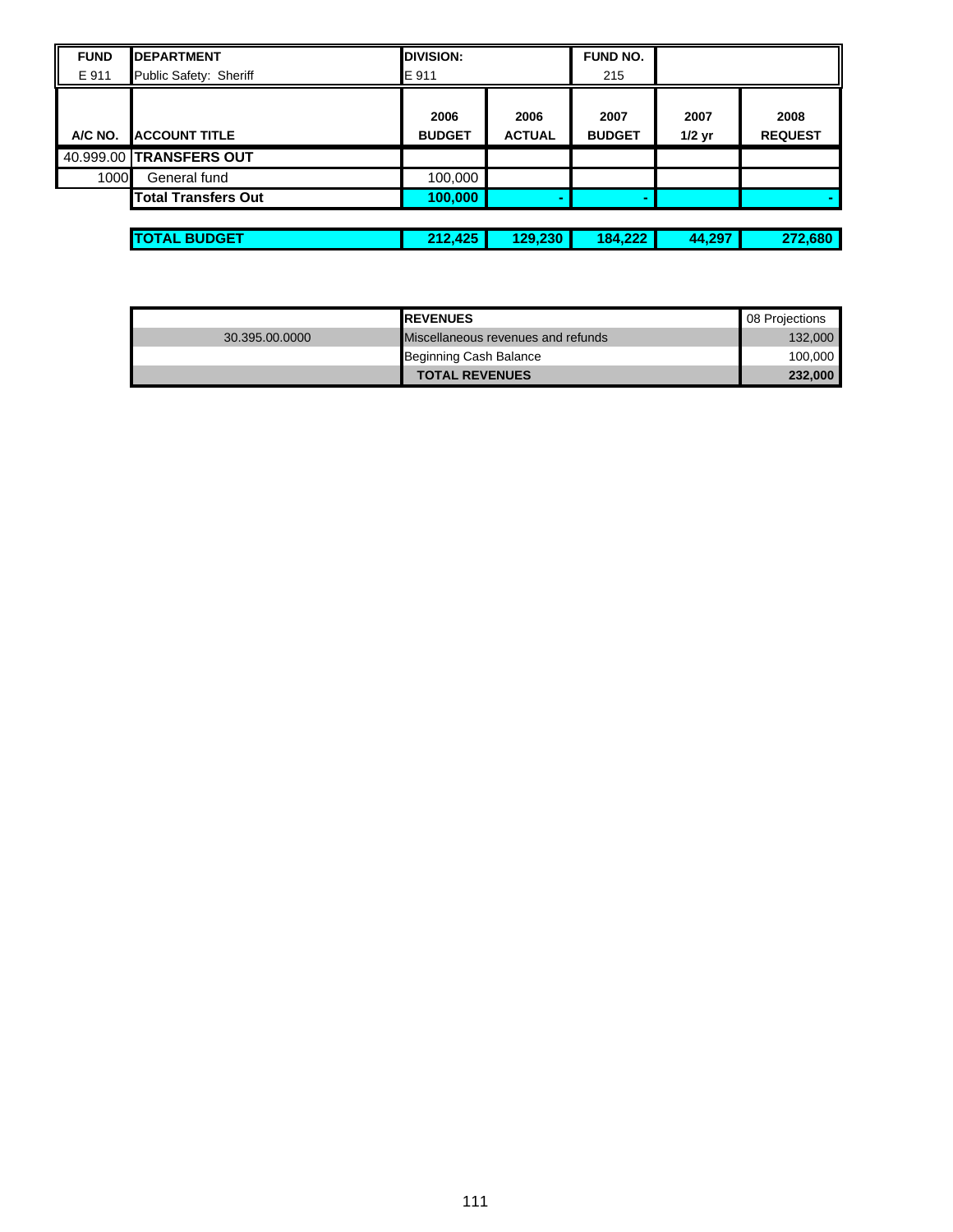| FUND | DEPARTMENT | DIVISION: | | FUND NO. | | |
|---|---|---|---|---|---|---|
| E 911 | Public Safety: Sheriff | E 911 | | 215 | | |
| **A/C NO.** | **ACCOUNT TITLE** | **2006 BUDGET** | **2006 ACTUAL** | **2007 BUDGET** | **2007 1/2 yr** | **2008 REQUEST** |
| 40.999.00 | **TRANSFERS OUT** | | | | | |
| 1000 | General fund | 100,000 | | | | |
| | **Total Transfers Out** | **100,000** | **-** | **-** | | **-** |
| | | | | | | |
| | **TOTAL BUDGET** | **212,425** | **129,230** | **184,222** | **44,297** | **272,680** |

| | **REVENUES** | 08 Projections |
|---|---|---|
| 30.395.00.0000 | Miscellaneous revenues and refunds | 132,000 |
| | Beginning Cash Balance | 100,000 |
| | **TOTAL REVENUES** | **232,000** |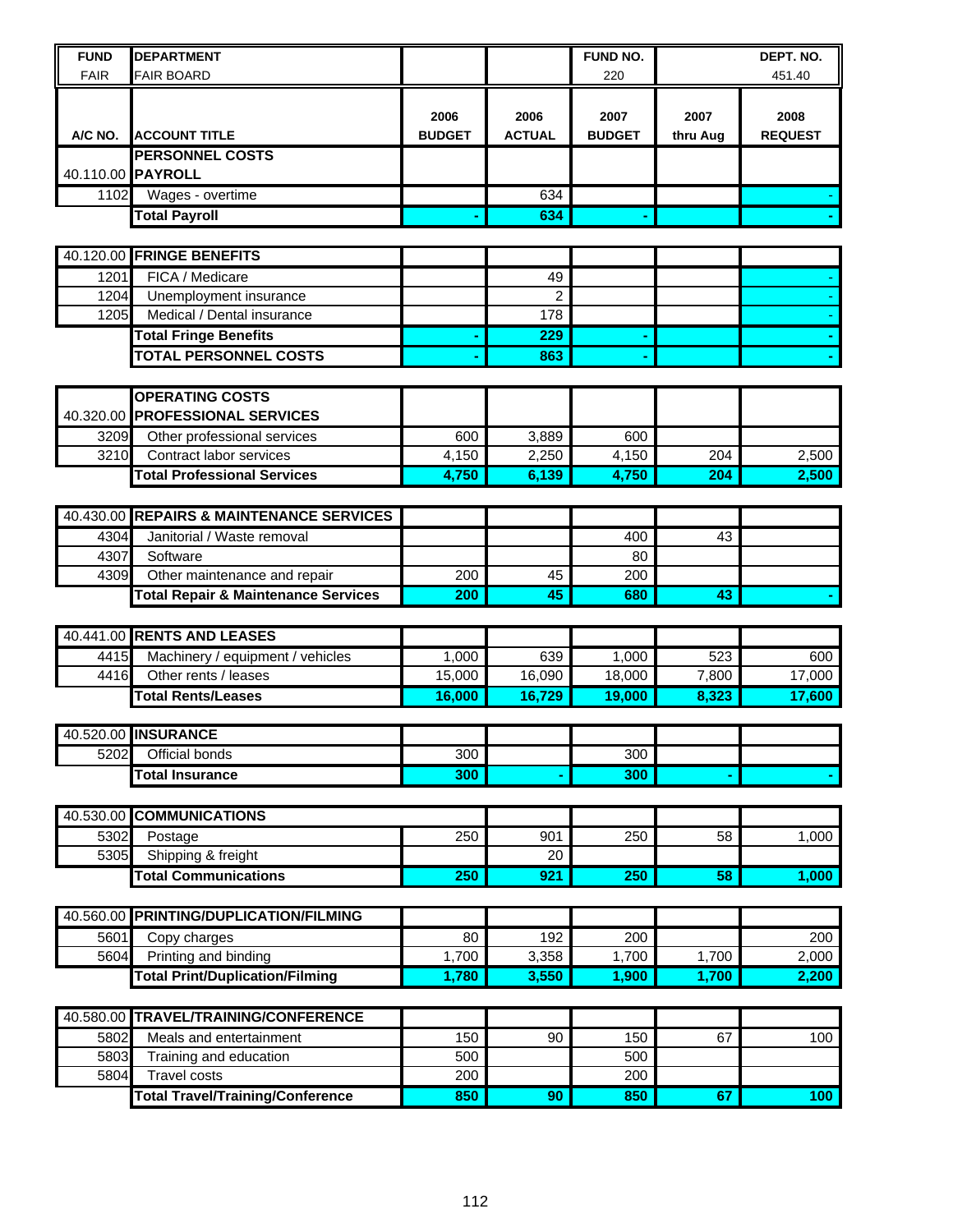| FUND | DEPARTMENT | | | FUND NO. | | DEPT. NO. |
|---|---|---|---|---|---|---|
| FAIR | FAIR BOARD | | | 220 | | 451.40 |
| A/C NO. | ACCOUNT TITLE | 2006 BUDGET | 2006 ACTUAL | 2007 BUDGET | 2007 thru Aug | 2008 REQUEST |
| | **PERSONNEL COSTS** | | | | | |
| 40.110.00 | **PAYROLL** | | | | | |
| 1102 | Wages - overtime | | 634 | | | - |
| | **Total Payroll** | **-** | **634** | **-** | | **-** |
| | | | | | | |
| 40.120.00 | **FRINGE BENEFITS** | | | | | |
| 1201 | FICA / Medicare | | 49 | | | - |
| 1204 | Unemployment insurance | | 2 | | | - |
| 1205 | Medical / Dental insurance | | 178 | | | - |
| | **Total Fringe Benefits** | **-** | **229** | **-** | | **-** |
| | **TOTAL PERSONNEL COSTS** | **-** | **863** | **-** | | **-** |
| | | | | | | |
| | **OPERATING COSTS** | | | | | |
| 40.320.00 | **PROFESSIONAL SERVICES** | | | | | |
| 3209 | Other professional services | 600 | 3,889 | 600 | | |
| 3210 | Contract labor services | 4,150 | 2,250 | 4,150 | 204 | 2,500 |
| | **Total Professional Services** | **4,750** | **6,139** | **4,750** | **204** | **2,500** |
| | | | | | | |
| 40.430.00 | **REPAIRS & MAINTENANCE SERVICES** | | | | | |
| 4304 | Janitorial / Waste removal | | | 400 | 43 | |
| 4307 | Software | | | 80 | | |
| 4309 | Other maintenance and repair | 200 | 45 | 200 | | |
| | **Total Repair & Maintenance Services** | **200** | **45** | **680** | **43** | **-** |
| | | | | | | |
| 40.441.00 | **RENTS AND LEASES** | | | | | |
| 4415 | Machinery / equipment / vehicles | 1,000 | 639 | 1,000 | 523 | 600 |
| 4416 | Other rents / leases | 15,000 | 16,090 | 18,000 | 7,800 | 17,000 |
| | **Total Rents/Leases** | **16,000** | **16,729** | **19,000** | **8,323** | **17,600** |
| | | | | | | |
| 40.520.00 | **INSURANCE** | | | | | |
| 5202 | Official bonds | 300 | | 300 | | |
| | **Total Insurance** | **300** | **-** | **300** | **-** | **-** |
| | | | | | | |
| 40.530.00 | **COMMUNICATIONS** | | | | | |
| 5302 | Postage | 250 | 901 | 250 | 58 | 1,000 |
| 5305 | Shipping & freight | | 20 | | | |
| | **Total Communications** | **250** | **921** | **250** | **58** | **1,000** |
| | | | | | | |
| 40.560.00 | **PRINTING/DUPLICATION/FILMING** | | | | | |
| 5601 | Copy charges | 80 | 192 | 200 | | 200 |
| 5604 | Printing and binding | 1,700 | 3,358 | 1,700 | 1,700 | 2,000 |
| | **Total Print/Duplication/Filming** | **1,780** | **3,550** | **1,900** | **1,700** | **2,200** |
| | | | | | | |
| 40.580.00 | **TRAVEL/TRAINING/CONFERENCE** | | | | | |
| 5802 | Meals and entertainment | 150 | 90 | 150 | 67 | 100 |
| 5803 | Training and education | 500 | | 500 | | |
| 5804 | Travel costs | 200 | | 200 | | |
| | **Total Travel/Training/Conference** | **850** | **90** | **850** | **67** | **100** |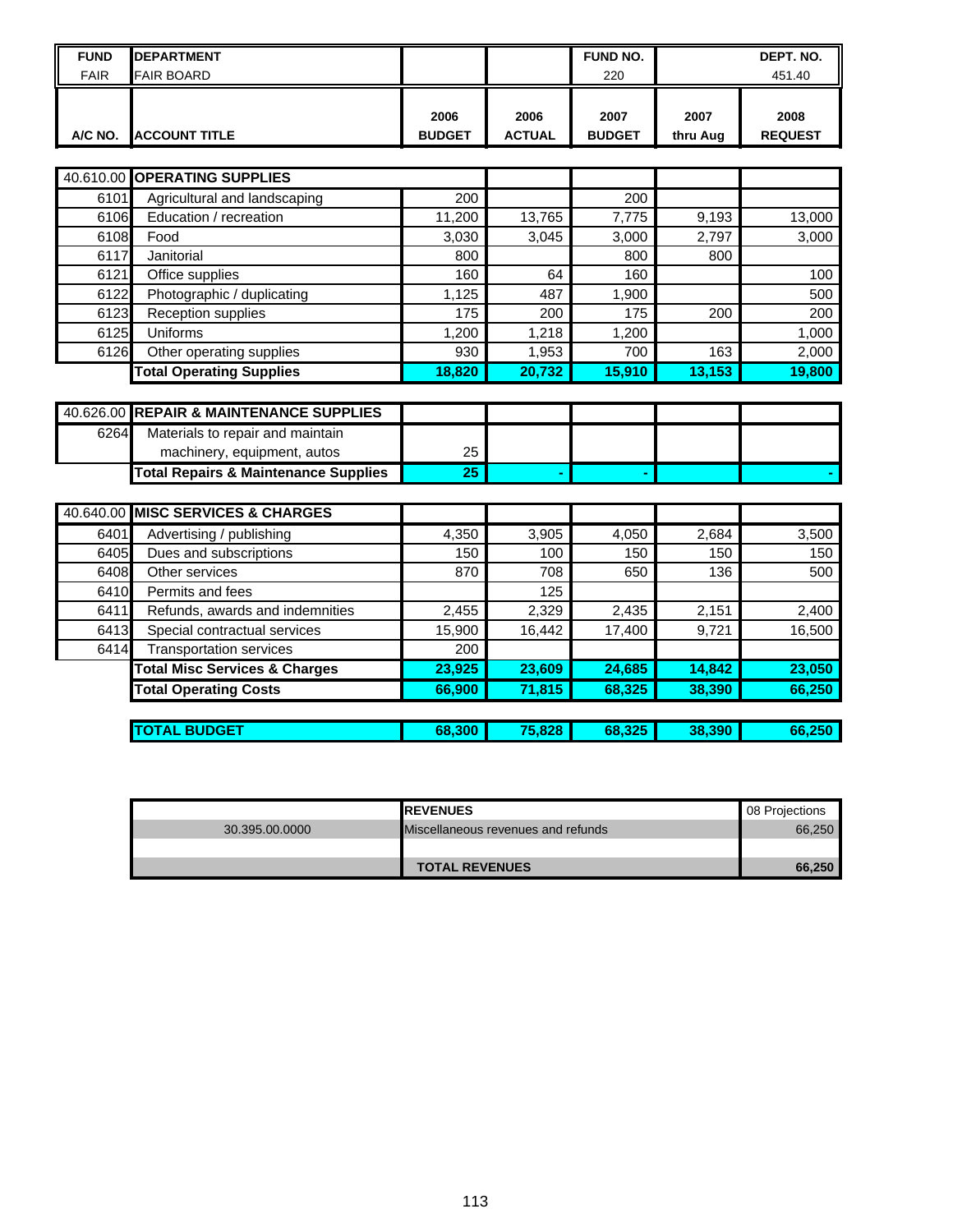| FUND | DEPARTMENT | | | FUND NO. | | DEPT. NO. |
|---|---|---|---|---|---|---|
| FAIR | FAIR BOARD | | | 220 | | 451.40 |
| **A/C NO.** | **ACCOUNT TITLE** | **2006 BUDGET** | **2006 ACTUAL** | **2007 BUDGET** | **2007 thru Aug** | **2008 REQUEST** |
| 40.610.00 | **OPERATING SUPPLIES** | | | | | |
| 6101 | Agricultural and landscaping | 200 | | 200 | | |
| 6106 | Education / recreation | 11,200 | 13,765 | 7,775 | 9,193 | 13,000 |
| 6108 | Food | 3,030 | 3,045 | 3,000 | 2,797 | 3,000 |
| 6117 | Janitorial | 800 | | 800 | 800 | |
| 6121 | Office supplies | 160 | 64 | 160 | | 100 |
| 6122 | Photographic / duplicating | 1,125 | 487 | 1,900 | | 500 |
| 6123 | Reception supplies | 175 | 200 | 175 | 200 | 200 |
| 6125 | Uniforms | 1,200 | 1,218 | 1,200 | | 1,000 |
| 6126 | Other operating supplies | 930 | 1,953 | 700 | 163 | 2,000 |
| | **Total Operating Supplies** | **18,820** | **20,732** | **15,910** | **13,153** | **19,800** |
| 40.626.00 | **REPAIR & MAINTENANCE SUPPLIES** | | | | | |
| 6264 | Materials to repair and maintain machinery, equipment, autos | 25 | | | | |
| | **Total Repairs & Maintenance Supplies** | **25** | **-** | **-** | | **-** |
| 40.640.00 | **MISC SERVICES & CHARGES** | | | | | |
| 6401 | Advertising / publishing | 4,350 | 3,905 | 4,050 | 2,684 | 3,500 |
| 6405 | Dues and subscriptions | 150 | 100 | 150 | 150 | 150 |
| 6408 | Other services | 870 | 708 | 650 | 136 | 500 |
| 6410 | Permits and fees | | 125 | | | |
| 6411 | Refunds, awards and indemnities | 2,455 | 2,329 | 2,435 | 2,151 | 2,400 |
| 6413 | Special contractual services | 15,900 | 16,442 | 17,400 | 9,721 | 16,500 |
| 6414 | Transportation services | 200 | | | | |
| | **Total Misc Services & Charges** | **23,925** | **23,609** | **24,685** | **14,842** | **23,050** |
| | **Total Operating Costs** | **66,900** | **71,815** | **68,325** | **38,390** | **66,250** |
| | **TOTAL BUDGET** | **68,300** | **75,828** | **68,325** | **38,390** | **66,250** |

| | **REVENUES** | 08 Projections |
|---|---|---|
| 30.395.00.0000 | Miscellaneous revenues and refunds | 66,250 |
| | | |
| | **TOTAL REVENUES** | **66,250** |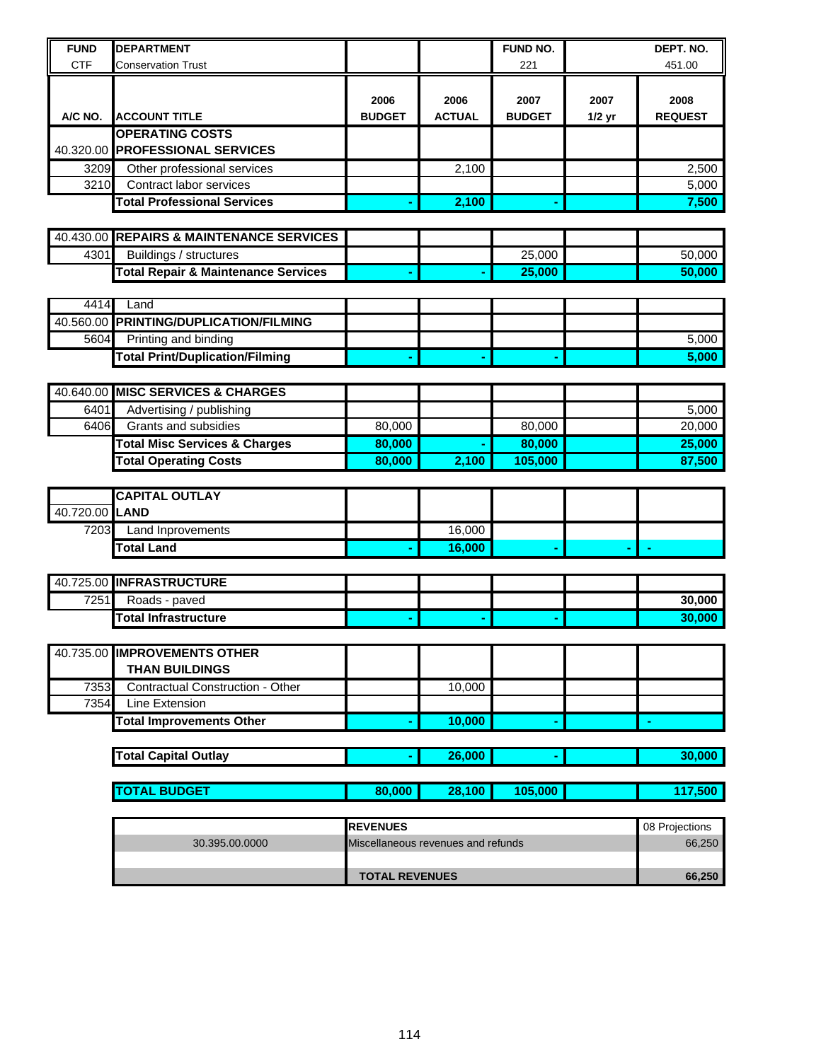| FUND | DEPARTMENT | | | FUND NO. | | DEPT. NO. |
|---|---|---|---|---|---|---|
| CTF | Conservation Trust | | | 221 | | 451.00 |
| **A/C NO.** | **ACCOUNT TITLE** | **2006 BUDGET** | **2006 ACTUAL** | **2007 BUDGET** | **2007 1/2 yr** | **2008 REQUEST** |
| | **OPERATING COSTS** | | | | | |
| 40.320.00 | **PROFESSIONAL SERVICES** | | | | | |
| 3209 | Other professional services | | 2,100 | | | 2,500 |
| 3210 | Contract labor services | | | | | 5,000 |
| | **Total Professional Services** | - | **2,100** | - | | **7,500** |
| 40.430.00 | **REPAIRS & MAINTENANCE SERVICES** | | | | | |
| 4301 | Buildings / structures | | | 25,000 | | 50,000 |
| | **Total Repair & Maintenance Services** | - | - | **25,000** | | **50,000** |
| 4414 | Land | | | | | |
| 40.560.00 | **PRINTING/DUPLICATION/FILMING** | | | | | |
| 5604 | Printing and binding | | | | | 5,000 |
| | **Total Print/Duplication/Filming** | - | - | - | | **5,000** |
| 40.640.00 | **MISC SERVICES & CHARGES** | | | | | |
| 6401 | Advertising / publishing | | | | | 5,000 |
| 6406 | Grants and subsidies | 80,000 | | 80,000 | | 20,000 |
| | **Total Misc Services & Charges** | **80,000** | - | **80,000** | | **25,000** |
| | **Total Operating Costs** | **80,000** | **2,100** | **105,000** | | **87,500** |
| | **CAPITAL OUTLAY** | | | | | |
| 40.720.00 | **LAND** | | | | | |
| 7203 | Land Inprovements | | 16,000 | | | |
| | **Total Land** | - | **16,000** | - | - | - |
| 40.725.00 | **INFRASTRUCTURE** | | | | | |
| 7251 | Roads - paved | | | | | **30,000** |
| | **Total Infrastructure** | - | - | - | | **30,000** |
| 40.735.00 | **IMPROVEMENTS OTHER THAN BUILDINGS** | | | | | |
| 7353 | Contractual Construction - Other | | 10,000 | | | |
| 7354 | Line Extension | | | | | |
| | **Total Improvements Other** | - | **10,000** | - | | - |
| | **Total Capital Outlay** | - | **26,000** | - | | **30,000** |
| | **TOTAL BUDGET** | **80,000** | **28,100** | **105,000** | | **117,500** |

| | REVENUES | 08 Projections |
|---|---|---|
| 30.395.00.0000 | Miscellaneous revenues and refunds | 66,250 |
| | | |
| | **TOTAL REVENUES** | **66,250** |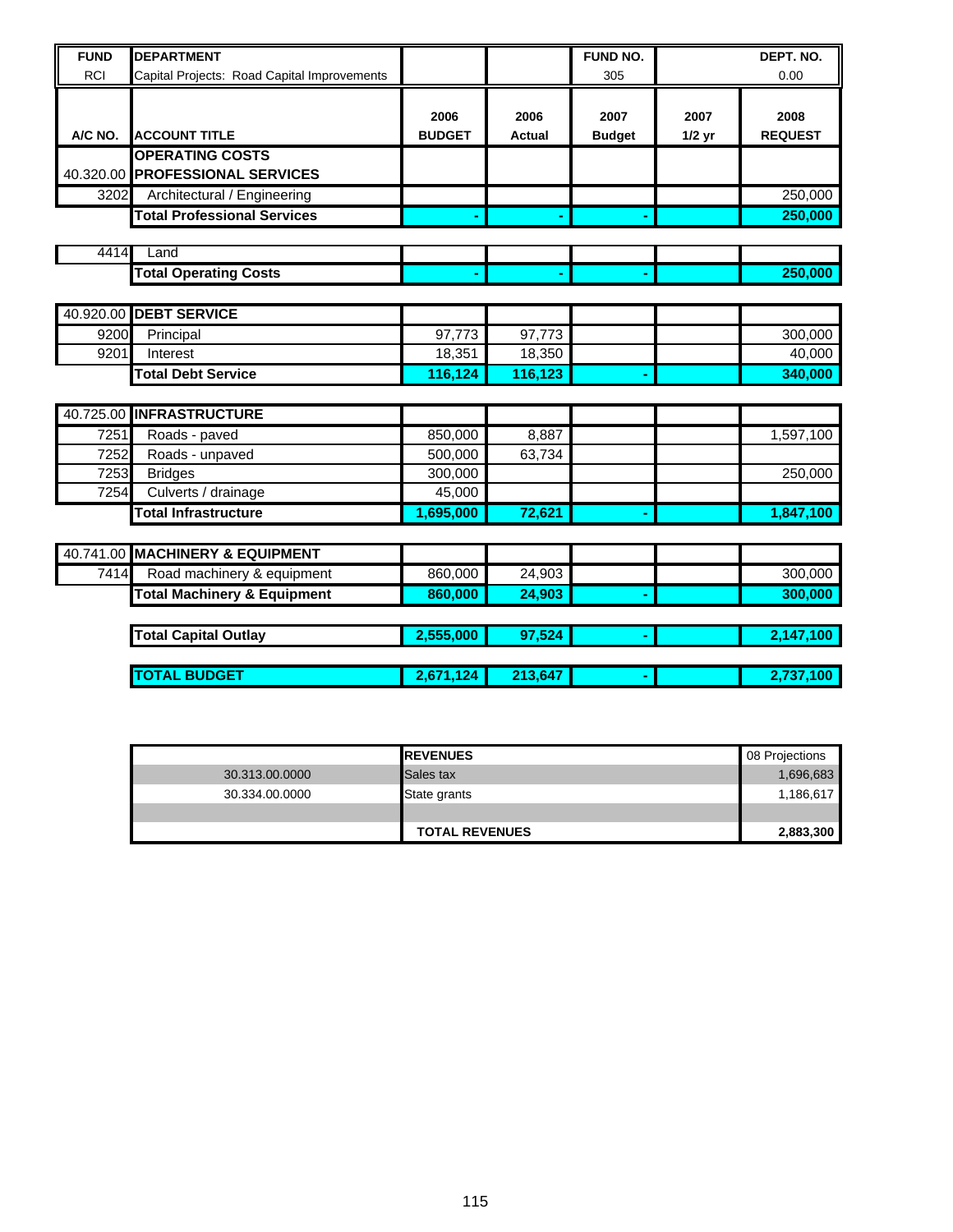| FUND | DEPARTMENT | | | FUND NO. | | DEPT. NO. |
|---|---|---|---|---|---|---|
| RCI | Capital Projects: Road Capital Improvements | | | 305 | | 0.00 |

| A/C NO. | ACCOUNT TITLE | 2006 BUDGET | 2006 Actual | 2007 Budget | 2007 1/2 yr | 2008 REQUEST |
|---|---|---|---|---|---|---|
| | **OPERATING COSTS** | | | | | |
| 40.320.00 | **PROFESSIONAL SERVICES** | | | | | |
| 3202 | Architectural / Engineering | | | | | 250,000 |
| | **Total Professional Services** | - | - | - | | **250,000** |
| 4414 | Land | | | | | |
| | **Total Operating Costs** | - | - | - | | **250,000** |
| 40.920.00 | **DEBT SERVICE** | | | | | |
| 9200 | Principal | 97,773 | 97,773 | | | 300,000 |
| 9201 | Interest | 18,351 | 18,350 | | | 40,000 |
| | **Total Debt Service** | **116,124** | **116,123** | - | | **340,000** |
| 40.725.00 | **INFRASTRUCTURE** | | | | | |
| 7251 | Roads - paved | 850,000 | 8,887 | | | 1,597,100 |
| 7252 | Roads - unpaved | 500,000 | 63,734 | | | |
| 7253 | Bridges | 300,000 | | | | 250,000 |
| 7254 | Culverts / drainage | 45,000 | | | | |
| | **Total Infrastructure** | **1,695,000** | **72,621** | - | | **1,847,100** |
| 40.741.00 | **MACHINERY & EQUIPMENT** | | | | | |
| 7414 | Road machinery & equipment | 860,000 | 24,903 | | | 300,000 |
| | **Total Machinery & Equipment** | **860,000** | **24,903** | - | | **300,000** |
| | **Total Capital Outlay** | **2,555,000** | **97,524** | - | | **2,147,100** |
| | **TOTAL BUDGET** | **2,671,124** | **213,647** | - | | **2,737,100** |

| | **REVENUES** | 08 Projections |
|---|---|---|
| 30.313.00.0000 | Sales tax | 1,696,683 |
| 30.334.00.0000 | State grants | 1,186,617 |
| | | |
| | **TOTAL REVENUES** | **2,883,300** |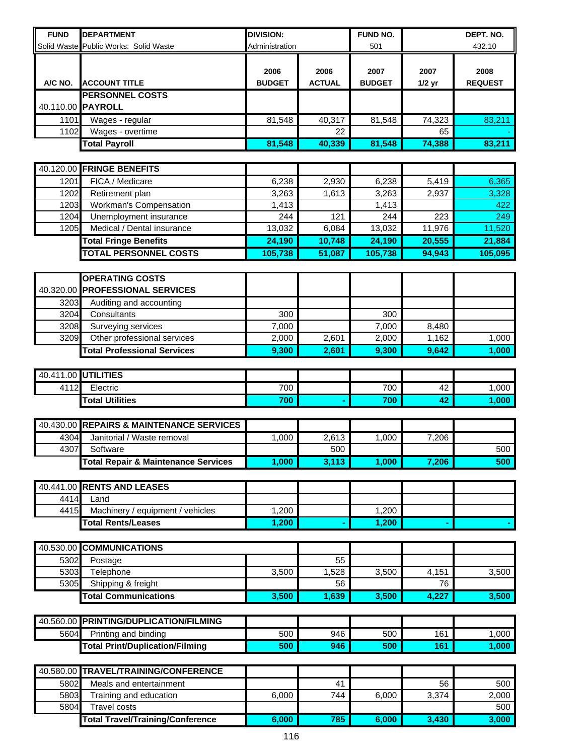| FUND | DEPARTMENT | DIVISION: | | FUND NO. | DEPT. NO. | |
|---|---|---|---|---|---|---|
| Solid Waste | Public Works: Solid Waste | Administration | | 501 | 432.10 | |

| A/C NO. | ACCOUNT TITLE | 2006 BUDGET | 2006 ACTUAL | 2007 BUDGET | 2007 1/2 yr | 2008 REQUEST |
|---|---|---|---|---|---|---|
| | **PERSONNEL COSTS** | | | | | |
| 40.110.00 | **PAYROLL** | | | | | |
| 1101 | Wages - regular | 81,548 | 40,317 | 81,548 | 74,323 | 83,211 |
| 1102 | Wages - overtime | | 22 | | 65 | - |
| | **Total Payroll** | **81,548** | **40,339** | **81,548** | **74,388** | **83,211** |
| 40.120.00 | **FRINGE BENEFITS** | | | | | |
| 1201 | FICA / Medicare | 6,238 | 2,930 | 6,238 | 5,419 | 6,365 |
| 1202 | Retirement plan | 3,263 | 1,613 | 3,263 | 2,937 | 3,328 |
| 1203 | Workman's Compensation | 1,413 | | 1,413 | | 422 |
| 1204 | Unemployment insurance | 244 | 121 | 244 | 223 | 249 |
| 1205 | Medical / Dental insurance | 13,032 | 6,084 | 13,032 | 11,976 | 11,520 |
| | **Total Fringe Benefits** | **24,190** | **10,748** | **24,190** | **20,555** | **21,884** |
| | **TOTAL PERSONNEL COSTS** | **105,738** | **51,087** | **105,738** | **94,943** | **105,095** |
| | **OPERATING COSTS** | | | | | |
| 40.320.00 | **PROFESSIONAL SERVICES** | | | | | |
| 3203 | Auditing and accounting | | | | | |
| 3204 | Consultants | 300 | | 300 | | |
| 3208 | Surveying services | 7,000 | | 7,000 | 8,480 | |
| 3209 | Other professional services | 2,000 | 2,601 | 2,000 | 1,162 | 1,000 |
| | **Total Professional Services** | **9,300** | **2,601** | **9,300** | **9,642** | **1,000** |
| 40.411.00 | **UTILITIES** | | | | | |
| 4112 | Electric | 700 | | 700 | 42 | 1,000 |
| | **Total Utilities** | **700** | **-** | **700** | **42** | **1,000** |
| 40.430.00 | **REPAIRS & MAINTENANCE SERVICES** | | | | | |
| 4304 | Janitorial / Waste removal | 1,000 | 2,613 | 1,000 | 7,206 | |
| 4307 | Software | | 500 | | | 500 |
| | **Total Repair & Maintenance Services** | **1,000** | **3,113** | **1,000** | **7,206** | **500** |
| 40.441.00 | **RENTS AND LEASES** | | | | | |
| 4414 | Land | | | | | |
| 4415 | Machinery / equipment / vehicles | 1,200 | | 1,200 | | |
| | **Total Rents/Leases** | **1,200** | **-** | **1,200** | **-** | **-** |
| 40.530.00 | **COMMUNICATIONS** | | | | | |
| 5302 | Postage | | 55 | | | |
| 5303 | Telephone | 3,500 | 1,528 | 3,500 | 4,151 | 3,500 |
| 5305 | Shipping & freight | | 56 | | 76 | |
| | **Total Communications** | **3,500** | **1,639** | **3,500** | **4,227** | **3,500** |
| 40.560.00 | **PRINTING/DUPLICATION/FILMING** | | | | | |
| 5604 | Printing and binding | 500 | 946 | 500 | 161 | 1,000 |
| | **Total Print/Duplication/Filming** | **500** | **946** | **500** | **161** | **1,000** |
| 40.580.00 | **TRAVEL/TRAINING/CONFERENCE** | | | | | |
| 5802 | Meals and entertainment | | 41 | | 56 | 500 |
| 5803 | Training and education | 6,000 | 744 | 6,000 | 3,374 | 2,000 |
| 5804 | Travel costs | | | | | 500 |
| | **Total Travel/Training/Conference** | **6,000** | **785** | **6,000** | **3,430** | **3,000** |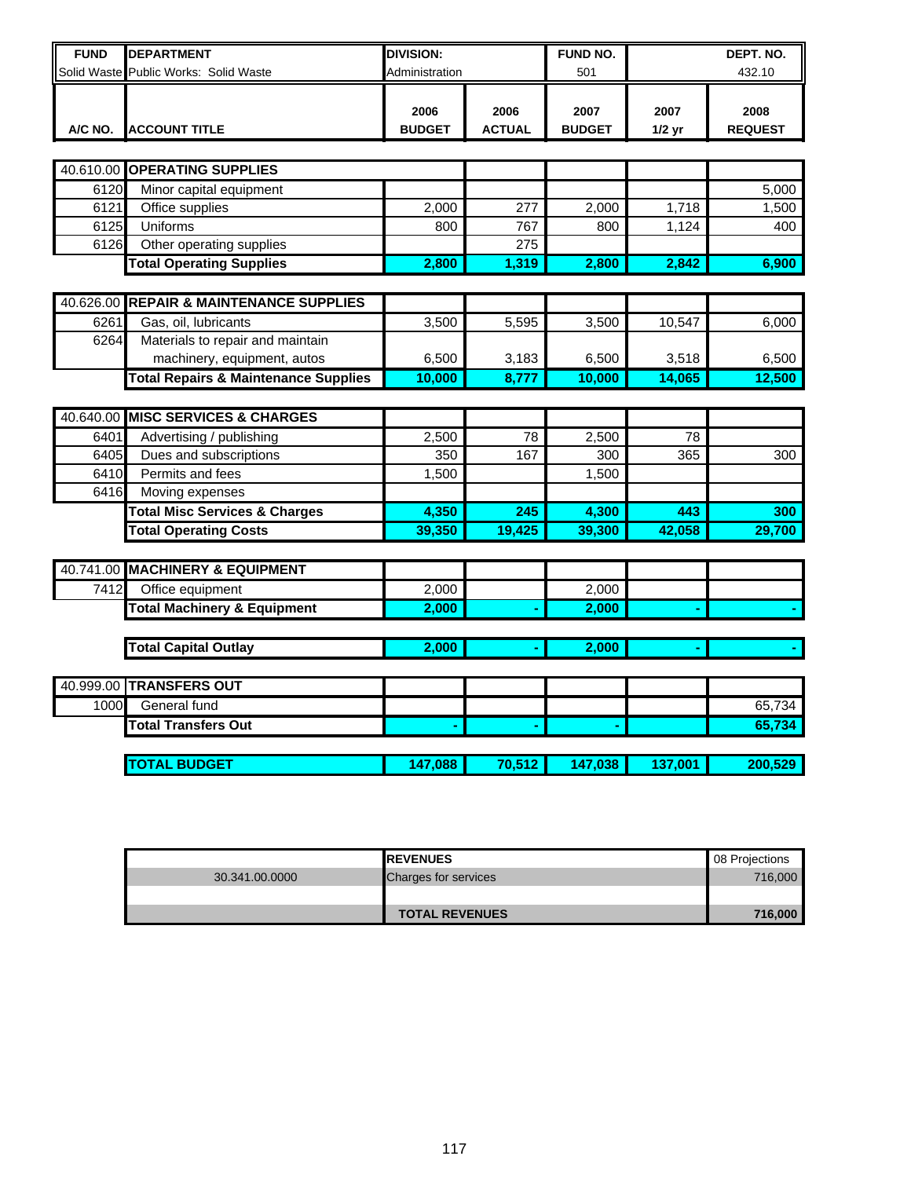| FUND | DEPARTMENT | DIVISION: | | FUND NO. | | DEPT. NO. |
|---|---|---|---|---|---|---|
| Solid Waste | Public Works: Solid Waste | Administration | | 501 | | 432.10 |

| A/C NO. | ACCOUNT TITLE | 2006 BUDGET | 2006 ACTUAL | 2007 BUDGET | 2007 1/2 yr | 2008 REQUEST |
|---|---|---|---|---|---|---|
| 40.610.00 | **OPERATING SUPPLIES** | | | | | |
| 6120 | Minor capital equipment | | | | | 5,000 |
| 6121 | Office supplies | 2,000 | 277 | 2,000 | 1,718 | 1,500 |
| 6125 | Uniforms | 800 | 767 | 800 | 1,124 | 400 |
| 6126 | Other operating supplies | | 275 | | | |
| | **Total Operating Supplies** | **2,800** | **1,319** | **2,800** | **2,842** | **6,900** |
| 40.626.00 | **REPAIR & MAINTENANCE SUPPLIES** | | | | | |
| 6261 | Gas, oil, lubricants | 3,500 | 5,595 | 3,500 | 10,547 | 6,000 |
| 6264 | Materials to repair and maintain machinery, equipment, autos | 6,500 | 3,183 | 6,500 | 3,518 | 6,500 |
| | **Total Repairs & Maintenance Supplies** | **10,000** | **8,777** | **10,000** | **14,065** | **12,500** |
| 40.640.00 | **MISC SERVICES & CHARGES** | | | | | |
| 6401 | Advertising / publishing | 2,500 | 78 | 2,500 | 78 | |
| 6405 | Dues and subscriptions | 350 | 167 | 300 | 365 | 300 |
| 6410 | Permits and fees | 1,500 | | 1,500 | | |
| 6416 | Moving expenses | | | | | |
| | **Total Misc Services & Charges** | **4,350** | **245** | **4,300** | **443** | **300** |
| | **Total Operating Costs** | **39,350** | **19,425** | **39,300** | **42,058** | **29,700** |
| 40.741.00 | **MACHINERY & EQUIPMENT** | | | | | |
| 7412 | Office equipment | 2,000 | | 2,000 | | |
| | **Total Machinery & Equipment** | **2,000** | **-** | **2,000** | **-** | **-** |
| | **Total Capital Outlay** | **2,000** | **-** | **2,000** | **-** | **-** |
| 40.999.00 | **TRANSFERS OUT** | | | | | |
| 1000 | General fund | | | | | 65,734 |
| | **Total Transfers Out** | **-** | **-** | **-** | | **65,734** |
| | **TOTAL BUDGET** | **147,088** | **70,512** | **147,038** | **137,001** | **200,529** |

| | REVENUES | 08 Projections |
|---|---|---|
| 30.341.00.0000 | Charges for services | 716,000 |
| | | |
| | **TOTAL REVENUES** | **716,000** |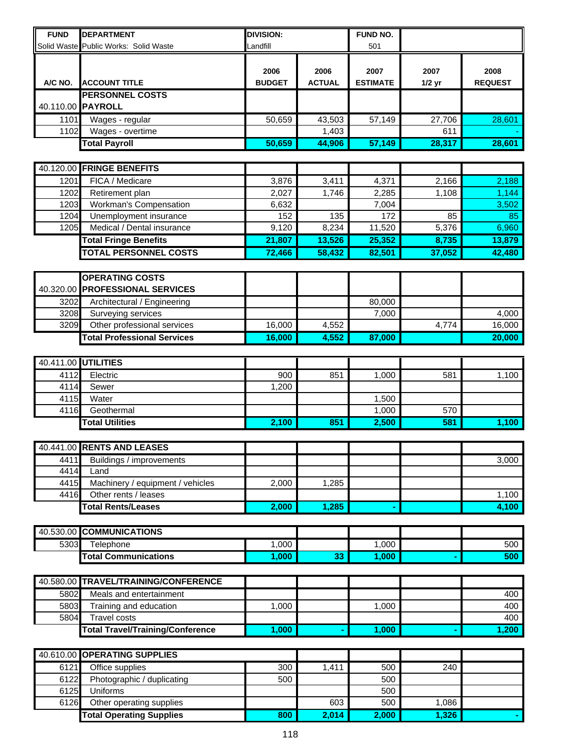| FUND | DEPARTMENT | DIVISION: | | FUND NO. | | |
|---|---|---|---|---|---|---|
| Solid Waste | Public Works: Solid Waste | Landfill | | 501 | | |

| A/C NO. | ACCOUNT TITLE | 2006 BUDGET | 2006 ACTUAL | 2007 ESTIMATE | 2007 1/2 yr | 2008 REQUEST |
|---|---|---|---|---|---|---|
| | **PERSONNEL COSTS** | | | | | |
| 40.110.00 | **PAYROLL** | | | | | |
| 1101 | Wages - regular | 50,659 | 43,503 | 57,149 | 27,706 | 28,601 |
| 1102 | Wages - overtime | | 1,403 | | 611 | - |
| | **Total Payroll** | **50,659** | **44,906** | **57,149** | **28,317** | **28,601** |
| 40.120.00 | **FRINGE BENEFITS** | | | | | |
| 1201 | FICA / Medicare | 3,876 | 3,411 | 4,371 | 2,166 | 2,188 |
| 1202 | Retirement plan | 2,027 | 1,746 | 2,285 | 1,108 | 1,144 |
| 1203 | Workman's Compensation | 6,632 | | 7,004 | | 3,502 |
| 1204 | Unemployment insurance | 152 | 135 | 172 | 85 | 85 |
| 1205 | Medical / Dental insurance | 9,120 | 8,234 | 11,520 | 5,376 | 6,960 |
| | **Total Fringe Benefits** | **21,807** | **13,526** | **25,352** | **8,735** | **13,879** |
| | **TOTAL PERSONNEL COSTS** | **72,466** | **58,432** | **82,501** | **37,052** | **42,480** |
| | **OPERATING COSTS** | | | | | |
| 40.320.00 | **PROFESSIONAL SERVICES** | | | | | |
| 3202 | Architectural / Engineering | | | 80,000 | | |
| 3208 | Surveying services | | | 7,000 | | 4,000 |
| 3209 | Other professional services | 16,000 | 4,552 | | 4,774 | 16,000 |
| | **Total Professional Services** | **16,000** | **4,552** | **87,000** | | **20,000** |
| 40.411.00 | **UTILITIES** | | | | | |
| 4112 | Electric | 900 | 851 | 1,000 | 581 | 1,100 |
| 4114 | Sewer | 1,200 | | | | |
| 4115 | Water | | | 1,500 | | |
| 4116 | Geothermal | | | 1,000 | 570 | |
| | **Total Utilities** | **2,100** | **851** | **2,500** | **581** | **1,100** |
| 40.441.00 | **RENTS AND LEASES** | | | | | |
| 4411 | Buildings / improvements | | | | | 3,000 |
| 4414 | Land | | | | | |
| 4415 | Machinery / equipment / vehicles | 2,000 | 1,285 | | | |
| 4416 | Other rents / leases | | | | | 1,100 |
| | **Total Rents/Leases** | **2,000** | **1,285** | **-** | | **4,100** |
| 40.530.00 | **COMMUNICATIONS** | | | | | |
| 5303 | Telephone | 1,000 | | 1,000 | | 500 |
| | **Total Communications** | **1,000** | **33** | **1,000** | **-** | **500** |
| 40.580.00 | **TRAVEL/TRAINING/CONFERENCE** | | | | | |
| 5802 | Meals and entertainment | | | | | 400 |
| 5803 | Training and education | 1,000 | | 1,000 | | 400 |
| 5804 | Travel costs | | | | | 400 |
| | **Total Travel/Training/Conference** | **1,000** | **-** | **1,000** | **-** | **1,200** |
| 40.610.00 | **OPERATING SUPPLIES** | | | | | |
| 6121 | Office supplies | 300 | 1,411 | 500 | 240 | |
| 6122 | Photographic / duplicating | 500 | | 500 | | |
| 6125 | Uniforms | | | 500 | | |
| 6126 | Other operating supplies | | 603 | 500 | 1,086 | |
| | **Total Operating Supplies** | **800** | **2,014** | **2,000** | **1,326** | **-** |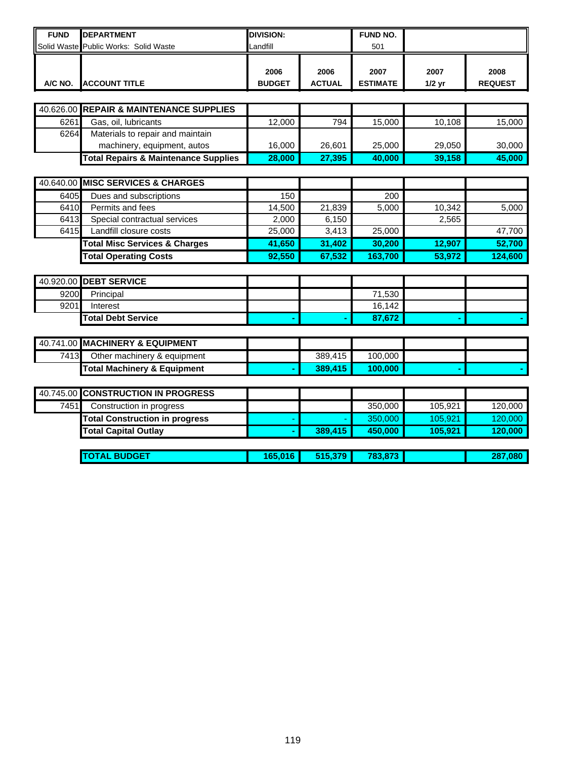| FUND | DEPARTMENT | DIVISION: | | FUND NO. | | |
|---|---|---|---|---|---|---|
| Solid Waste | Public Works: Solid Waste | Landfill | | 501 | | |

| A/C NO. | ACCOUNT TITLE | 2006 BUDGET | 2006 ACTUAL | 2007 ESTIMATE | 2007 1/2 yr | 2008 REQUEST |
|---|---|---|---|---|---|---|
| 40.626.00 | **REPAIR & MAINTENANCE SUPPLIES** | | | | | |
| 6261 | Gas, oil, lubricants | 12,000 | 794 | 15,000 | 10,108 | 15,000 |
| 6264 | Materials to repair and maintain machinery, equipment, autos | 16,000 | 26,601 | 25,000 | 29,050 | 30,000 |
| | **Total Repairs & Maintenance Supplies** | **28,000** | **27,395** | **40,000** | **39,158** | **45,000** |
| 40.640.00 | **MISC SERVICES & CHARGES** | | | | | |
| 6405 | Dues and subscriptions | 150 | | 200 | | |
| 6410 | Permits and fees | 14,500 | 21,839 | 5,000 | 10,342 | 5,000 |
| 6413 | Special contractual services | 2,000 | 6,150 | | 2,565 | |
| 6415 | Landfill closure costs | 25,000 | 3,413 | 25,000 | | 47,700 |
| | **Total Misc Services & Charges** | **41,650** | **31,402** | **30,200** | **12,907** | **52,700** |
| | **Total Operating Costs** | **92,550** | **67,532** | **163,700** | **53,972** | **124,600** |
| 40.920.00 | **DEBT SERVICE** | | | | | |
| 9200 | Principal | | | 71,530 | | |
| 9201 | Interest | | | 16,142 | | |
| | **Total Debt Service** | **-** | **-** | **87,672** | **-** | **-** |
| 40.741.00 | **MACHINERY & EQUIPMENT** | | | | | |
| 7413 | Other machinery & equipment | | 389,415 | 100,000 | | |
| | **Total Machinery & Equipment** | **-** | **389,415** | **100,000** | **-** | **-** |
| 40.745.00 | **CONSTRUCTION IN PROGRESS** | | | | | |
| 7451 | Construction in progress | | | 350,000 | 105,921 | 120,000 |
| | **Total Construction in progress** | - | - | 350,000 | 105,921 | 120,000 |
| | **Total Capital Outlay** | **-** | **389,415** | **450,000** | **105,921** | **120,000** |
| | **TOTAL BUDGET** | **165,016** | **515,379** | **783,873** | | **287,080** |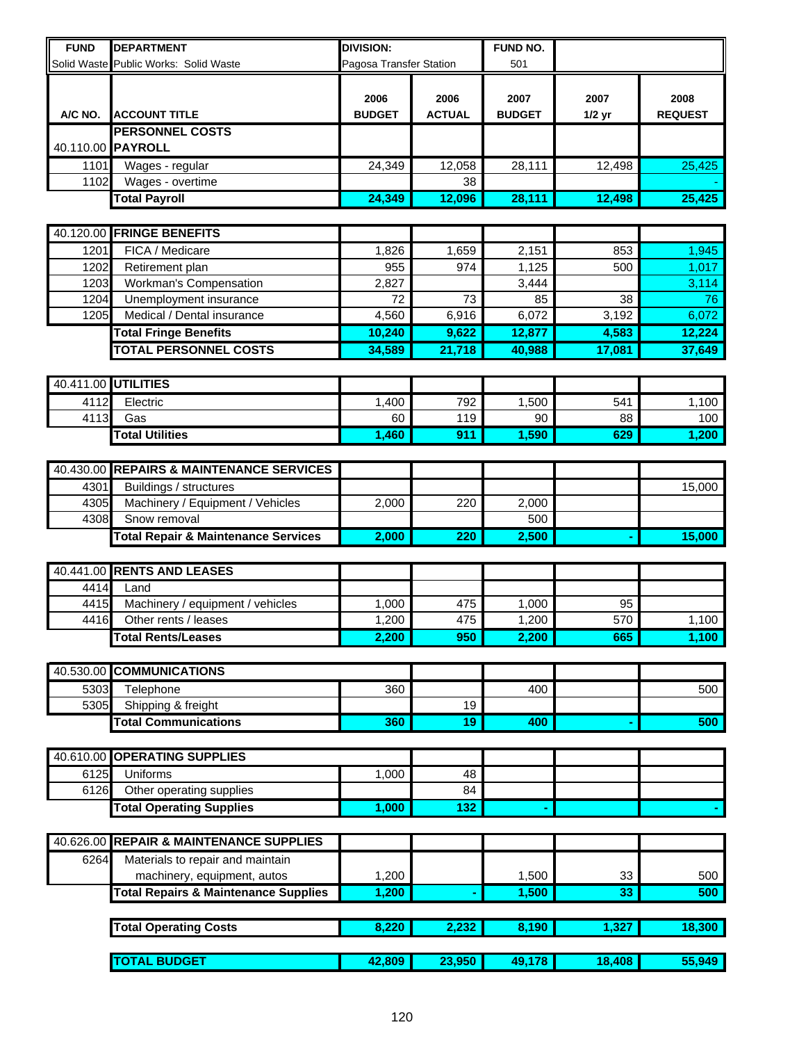| FUND | DEPARTMENT | DIVISION: | | FUND NO. | | |
|---|---|---|---|---|---|---|
| Solid Waste | Public Works: Solid Waste | Pagosa Transfer Station | | 501 | | |
| A/C NO. | ACCOUNT TITLE | 2006 BUDGET | 2006 ACTUAL | 2007 BUDGET | 2007 1/2 yr | 2008 REQUEST |
| | **PERSONNEL COSTS** | | | | | |
| 40.110.00 | **PAYROLL** | | | | | |
| 1101 | Wages - regular | 24,349 | 12,058 | 28,111 | 12,498 | 25,425 |
| 1102 | Wages - overtime | | 38 | | | - |
| | **Total Payroll** | **24,349** | **12,096** | **28,111** | **12,498** | **25,425** |
| 40.120.00 | **FRINGE BENEFITS** | | | | | |
| 1201 | FICA / Medicare | 1,826 | 1,659 | 2,151 | 853 | 1,945 |
| 1202 | Retirement plan | 955 | 974 | 1,125 | 500 | 1,017 |
| 1203 | Workman's Compensation | 2,827 | | 3,444 | | 3,114 |
| 1204 | Unemployment insurance | 72 | 73 | 85 | 38 | 76 |
| 1205 | Medical / Dental insurance | 4,560 | 6,916 | 6,072 | 3,192 | 6,072 |
| | **Total Fringe Benefits** | **10,240** | **9,622** | **12,877** | **4,583** | **12,224** |
| | **TOTAL PERSONNEL COSTS** | **34,589** | **21,718** | **40,988** | **17,081** | **37,649** |
| 40.411.00 | **UTILITIES** | | | | | |
| 4112 | Electric | 1,400 | 792 | 1,500 | 541 | 1,100 |
| 4113 | Gas | 60 | 119 | 90 | 88 | 100 |
| | **Total Utilities** | **1,460** | **911** | **1,590** | **629** | **1,200** |
| 40.430.00 | **REPAIRS & MAINTENANCE SERVICES** | | | | | |
| 4301 | Buildings / structures | | | | | 15,000 |
| 4305 | Machinery / Equipment / Vehicles | 2,000 | 220 | 2,000 | | |
| 4308 | Snow removal | | | 500 | | |
| | **Total Repair & Maintenance Services** | **2,000** | **220** | **2,500** | **-** | **15,000** |
| 40.441.00 | **RENTS AND LEASES** | | | | | |
| 4414 | Land | | | | | |
| 4415 | Machinery / equipment / vehicles | 1,000 | 475 | 1,000 | 95 | |
| 4416 | Other rents / leases | 1,200 | 475 | 1,200 | 570 | 1,100 |
| | **Total Rents/Leases** | **2,200** | **950** | **2,200** | **665** | **1,100** |
| 40.530.00 | **COMMUNICATIONS** | | | | | |
| 5303 | Telephone | 360 | | 400 | | 500 |
| 5305 | Shipping & freight | | 19 | | | |
| | **Total Communications** | **360** | **19** | **400** | **-** | **500** |
| 40.610.00 | **OPERATING SUPPLIES** | | | | | |
| 6125 | Uniforms | 1,000 | 48 | | | |
| 6126 | Other operating supplies | | 84 | | | |
| | **Total Operating Supplies** | **1,000** | **132** | **-** | | **-** |
| 40.626.00 | **REPAIR & MAINTENANCE SUPPLIES** | | | | | |
| 6264 | Materials to repair and maintain machinery, equipment, autos | 1,200 | | 1,500 | 33 | 500 |
| | **Total Repairs & Maintenance Supplies** | **1,200** | **-** | **1,500** | **33** | **500** |
| | **Total Operating Costs** | **8,220** | **2,232** | **8,190** | **1,327** | **18,300** |
| | **TOTAL BUDGET** | **42,809** | **23,950** | **49,178** | **18,408** | **55,949** |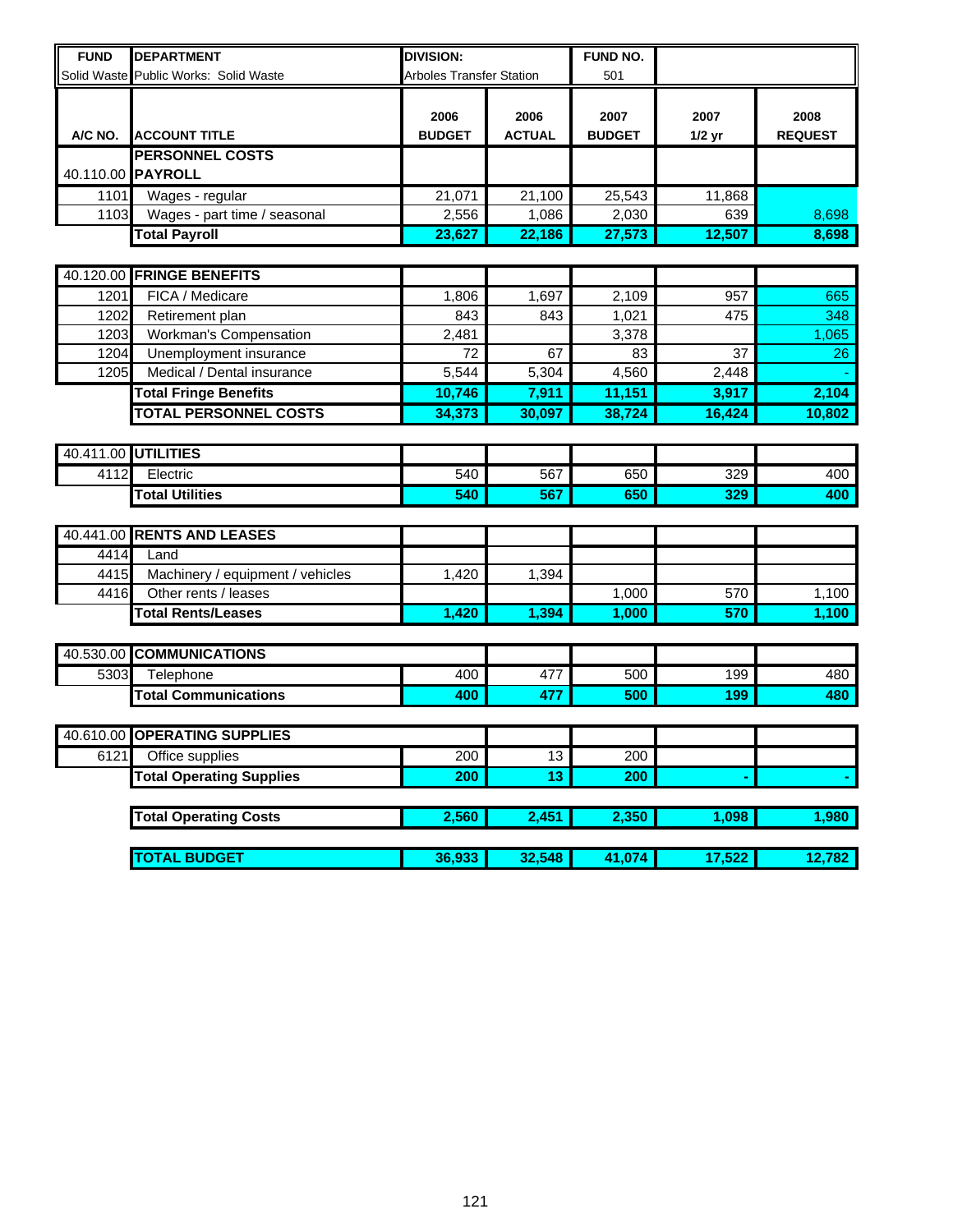| FUND | DEPARTMENT | DIVISION: | | FUND NO. | | |
|---|---|---|---|---|---|---|
| Solid Waste | Public Works: Solid Waste | Arboles Transfer Station | | 501 | | |

| A/C NO. | ACCOUNT TITLE | 2006 BUDGET | 2006 ACTUAL | 2007 BUDGET | 2007 1/2 yr | 2008 REQUEST |
|---|---|---|---|---|---|---|
| | **PERSONNEL COSTS** | | | | | |
| 40.110.00 | **PAYROLL** | | | | | |
| 1101 | Wages - regular | 21,071 | 21,100 | 25,543 | 11,868 | |
| 1103 | Wages - part time / seasonal | 2,556 | 1,086 | 2,030 | 639 | 8,698 |
| | **Total Payroll** | **23,627** | **22,186** | **27,573** | **12,507** | **8,698** |
| | | | | | | |
| 40.120.00 | **FRINGE BENEFITS** | | | | | |
| 1201 | FICA / Medicare | 1,806 | 1,697 | 2,109 | 957 | 665 |
| 1202 | Retirement plan | 843 | 843 | 1,021 | 475 | 348 |
| 1203 | Workman's Compensation | 2,481 | | 3,378 | | 1,065 |
| 1204 | Unemployment insurance | 72 | 67 | 83 | 37 | 26 |
| 1205 | Medical / Dental insurance | 5,544 | 5,304 | 4,560 | 2,448 | - |
| | **Total Fringe Benefits** | **10,746** | **7,911** | **11,151** | **3,917** | **2,104** |
| | **TOTAL PERSONNEL COSTS** | **34,373** | **30,097** | **38,724** | **16,424** | **10,802** |
| | | | | | | |
| 40.411.00 | **UTILITIES** | | | | | |
| 4112 | Electric | 540 | 567 | 650 | 329 | 400 |
| | **Total Utilities** | **540** | **567** | **650** | **329** | **400** |
| | | | | | | |
| 40.441.00 | **RENTS AND LEASES** | | | | | |
| 4414 | Land | | | | | |
| 4415 | Machinery / equipment / vehicles | 1,420 | 1,394 | | | |
| 4416 | Other rents / leases | | | 1,000 | 570 | 1,100 |
| | **Total Rents/Leases** | **1,420** | **1,394** | **1,000** | **570** | **1,100** |
| | | | | | | |
| 40.530.00 | **COMMUNICATIONS** | | | | | |
| 5303 | Telephone | 400 | 477 | 500 | 199 | 480 |
| | **Total Communications** | **400** | **477** | **500** | **199** | **480** |
| | | | | | | |
| 40.610.00 | **OPERATING SUPPLIES** | | | | | |
| 6121 | Office supplies | 200 | 13 | 200 | | |
| | **Total Operating Supplies** | **200** | **13** | **200** | **-** | **-** |
| | | | | | | |
| | **Total Operating Costs** | **2,560** | **2,451** | **2,350** | **1,098** | **1,980** |
| | | | | | | |
| | **TOTAL BUDGET** | **36,933** | **32,548** | **41,074** | **17,522** | **12,782** |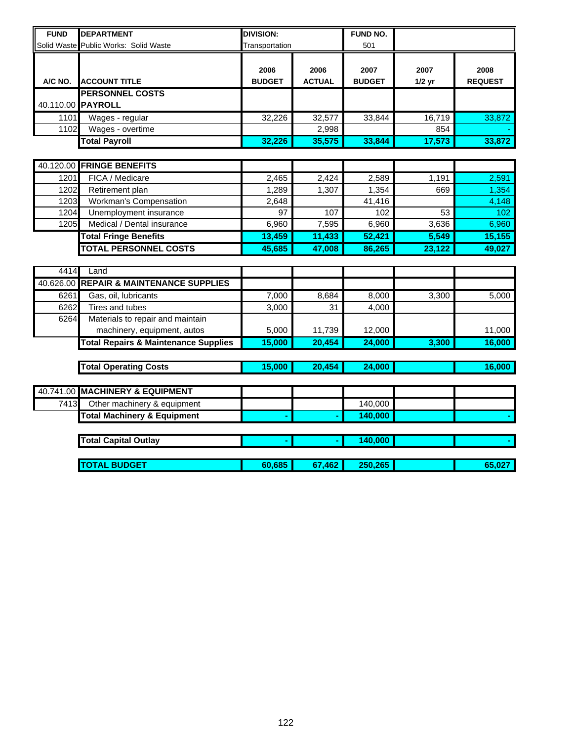| FUND | DEPARTMENT | DIVISION: | | FUND NO. | | |
|---|---|---|---|---|---|---|
| Solid Waste | Public Works: Solid Waste | Transportation | | 501 | | |

| A/C NO. | ACCOUNT TITLE | 2006 BUDGET | 2006 ACTUAL | 2007 BUDGET | 2007 1/2 yr | 2008 REQUEST |
|---|---|---|---|---|---|---|
| | **PERSONNEL COSTS** | | | | | |
| 40.110.00 | **PAYROLL** | | | | | |
| 1101 | Wages - regular | 32,226 | 32,577 | 33,844 | 16,719 | 33,872 |
| 1102 | Wages - overtime | | 2,998 | | 854 | - |
| | **Total Payroll** | **32,226** | **35,575** | **33,844** | **17,573** | **33,872** |
| | | | | | | |
| 40.120.00 | **FRINGE BENEFITS** | | | | | |
| 1201 | FICA / Medicare | 2,465 | 2,424 | 2,589 | 1,191 | 2,591 |
| 1202 | Retirement plan | 1,289 | 1,307 | 1,354 | 669 | 1,354 |
| 1203 | Workman's Compensation | 2,648 | | 41,416 | | 4,148 |
| 1204 | Unemployment insurance | 97 | 107 | 102 | 53 | 102 |
| 1205 | Medical / Dental insurance | 6,960 | 7,595 | 6,960 | 3,636 | 6,960 |
| | **Total Fringe Benefits** | **13,459** | **11,433** | **52,421** | **5,549** | **15,155** |
| | **TOTAL PERSONNEL COSTS** | **45,685** | **47,008** | **86,265** | **23,122** | **49,027** |
| | | | | | | |
| 4414 | Land | | | | | |
| 40.626.00 | **REPAIR & MAINTENANCE SUPPLIES** | | | | | |
| 6261 | Gas, oil, lubricants | 7,000 | 8,684 | 8,000 | 3,300 | 5,000 |
| 6262 | Tires and tubes | 3,000 | 31 | 4,000 | | |
| 6264 | Materials to repair and maintain machinery, equipment, autos | 5,000 | 11,739 | 12,000 | | 11,000 |
| | **Total Repairs & Maintenance Supplies** | **15,000** | **20,454** | **24,000** | **3,300** | **16,000** |
| | | | | | | |
| | **Total Operating Costs** | **15,000** | **20,454** | **24,000** | | **16,000** |
| | | | | | | |
| 40.741.00 | **MACHINERY & EQUIPMENT** | | | | | |
| 7413 | Other machinery & equipment | | | 140,000 | | |
| | **Total Machinery & Equipment** | **-** | **-** | **140,000** | | **-** |
| | | | | | | |
| | **Total Capital Outlay** | **-** | **-** | **140,000** | | **-** |
| | | | | | | |
| | **TOTAL BUDGET** | **60,685** | **67,462** | **250,265** | | **65,027** |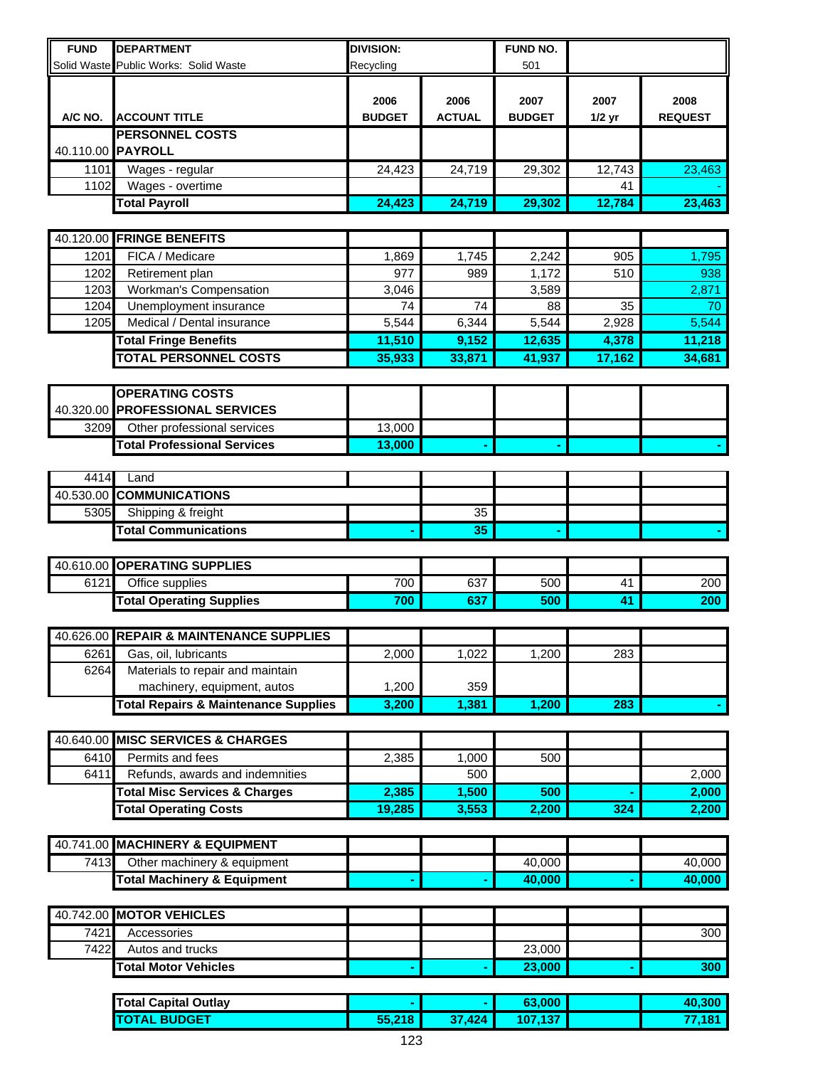| FUND | DEPARTMENT | DIVISION: | | FUND NO. | | |
|---|---|---|---|---|---|---|
| Solid Waste | Public Works: Solid Waste | Recycling | | 501 | | |

| A/C NO. | ACCOUNT TITLE | 2006 BUDGET | 2006 ACTUAL | 2007 BUDGET | 2007 1/2 yr | 2008 REQUEST |
|---|---|---|---|---|---|---|
| | **PERSONNEL COSTS** | | | | | |
| 40.110.00 | **PAYROLL** | | | | | |
| 1101 | Wages - regular | 24,423 | 24,719 | 29,302 | 12,743 | 23,463 |
| 1102 | Wages - overtime | | | | 41 | - |
| | **Total Payroll** | **24,423** | **24,719** | **29,302** | **12,784** | **23,463** |
| 40.120.00 | **FRINGE BENEFITS** | | | | | |
| 1201 | FICA / Medicare | 1,869 | 1,745 | 2,242 | 905 | 1,795 |
| 1202 | Retirement plan | 977 | 989 | 1,172 | 510 | 938 |
| 1203 | Workman's Compensation | 3,046 | | 3,589 | | 2,871 |
| 1204 | Unemployment insurance | 74 | 74 | 88 | 35 | 70 |
| 1205 | Medical / Dental insurance | 5,544 | 6,344 | 5,544 | 2,928 | 5,544 |
| | **Total Fringe Benefits** | **11,510** | **9,152** | **12,635** | **4,378** | **11,218** |
| | **TOTAL PERSONNEL COSTS** | **35,933** | **33,871** | **41,937** | **17,162** | **34,681** |
| | **OPERATING COSTS** | | | | | |
| 40.320.00 | **PROFESSIONAL SERVICES** | | | | | |
| 3209 | Other professional services | 13,000 | | | | |
| | **Total Professional Services** | **13,000** | **-** | **-** | | **-** |
| 4414 | Land | | | | | |
| 40.530.00 | **COMMUNICATIONS** | | | | | |
| 5305 | Shipping & freight | | 35 | | | |
| | **Total Communications** | **-** | **35** | **-** | | **-** |
| 40.610.00 | **OPERATING SUPPLIES** | | | | | |
| 6121 | Office supplies | 700 | 637 | 500 | 41 | 200 |
| | **Total Operating Supplies** | **700** | **637** | **500** | **41** | **200** |
| 40.626.00 | **REPAIR & MAINTENANCE SUPPLIES** | | | | | |
| 6261 | Gas, oil, lubricants | 2,000 | 1,022 | 1,200 | 283 | |
| 6264 | Materials to repair and maintain machinery, equipment, autos | 1,200 | 359 | | | |
| | **Total Repairs & Maintenance Supplies** | **3,200** | **1,381** | **1,200** | **283** | **-** |
| 40.640.00 | **MISC SERVICES & CHARGES** | | | | | |
| 6410 | Permits and fees | 2,385 | 1,000 | 500 | | |
| 6411 | Refunds, awards and indemnities | | 500 | | | 2,000 |
| | **Total Misc Services & Charges** | **2,385** | **1,500** | **500** | **-** | **2,000** |
| | **Total Operating Costs** | **19,285** | **3,553** | **2,200** | **324** | **2,200** |
| 40.741.00 | **MACHINERY & EQUIPMENT** | | | | | |
| 7413 | Other machinery & equipment | | | 40,000 | | 40,000 |
| | **Total Machinery & Equipment** | **-** | **-** | **40,000** | **-** | **40,000** |
| 40.742.00 | **MOTOR VEHICLES** | | | | | |
| 7421 | Accessories | | | | | 300 |
| 7422 | Autos and trucks | | | 23,000 | | |
| | **Total Motor Vehicles** | **-** | **-** | **23,000** | **-** | **300** |
| | **Total Capital Outlay** | **-** | **-** | **63,000** | | **40,300** |
| | **TOTAL BUDGET** | **55,218** | **37,424** | **107,137** | | **77,181** |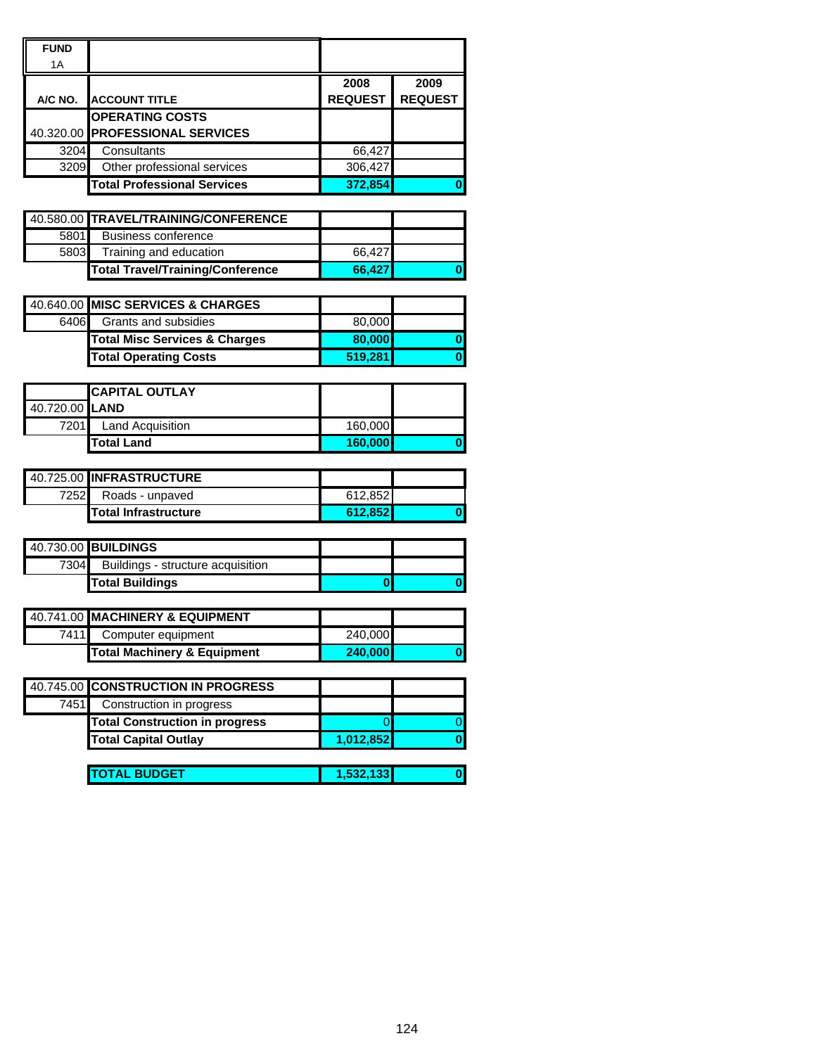| FUND 1A | | | |
|---|---|---|---|
| **A/C NO.** | **ACCOUNT TITLE** | **2008 REQUEST** | **2009 REQUEST** |
| | **OPERATING COSTS** | | |
| 40.320.00 | **PROFESSIONAL SERVICES** | | |
| 3204 | Consultants | 66,427 | |
| 3209 | Other professional services | 306,427 | |
| | **Total Professional Services** | **372,854** | **0** |
| | | | |
| 40.580.00 | **TRAVEL/TRAINING/CONFERENCE** | | |
| 5801 | Business conference | | |
| 5803 | Training and education | 66,427 | |
| | **Total Travel/Training/Conference** | **66,427** | **0** |
| | | | |
| 40.640.00 | **MISC SERVICES & CHARGES** | | |
| 6406 | Grants and subsidies | 80,000 | |
| | **Total Misc Services & Charges** | **80,000** | **0** |
| | **Total Operating Costs** | **519,281** | **0** |
| | | | |
| | **CAPITAL OUTLAY** | | |
| 40.720.00 | **LAND** | | |
| 7201 | Land Acquisition | 160,000 | |
| | **Total Land** | **160,000** | **0** |
| | | | |
| 40.725.00 | **INFRASTRUCTURE** | | |
| 7252 | Roads - unpaved | 612,852 | |
| | **Total Infrastructure** | **612,852** | **0** |
| | | | |
| 40.730.00 | **BUILDINGS** | | |
| 7304 | Buildings - structure acquisition | | |
| | **Total Buildings** | **0** | **0** |
| | | | |
| 40.741.00 | **MACHINERY & EQUIPMENT** | | |
| 7411 | Computer equipment | 240,000 | |
| | **Total Machinery & Equipment** | **240,000** | **0** |
| | | | |
| 40.745.00 | **CONSTRUCTION IN PROGRESS** | | |
| 7451 | Construction in progress | | |
| | **Total Construction in progress** | 0 | 0 |
| | **Total Capital Outlay** | **1,012,852** | **0** |
| | | | |
| | **TOTAL BUDGET** | **1,532,133** | **0** |